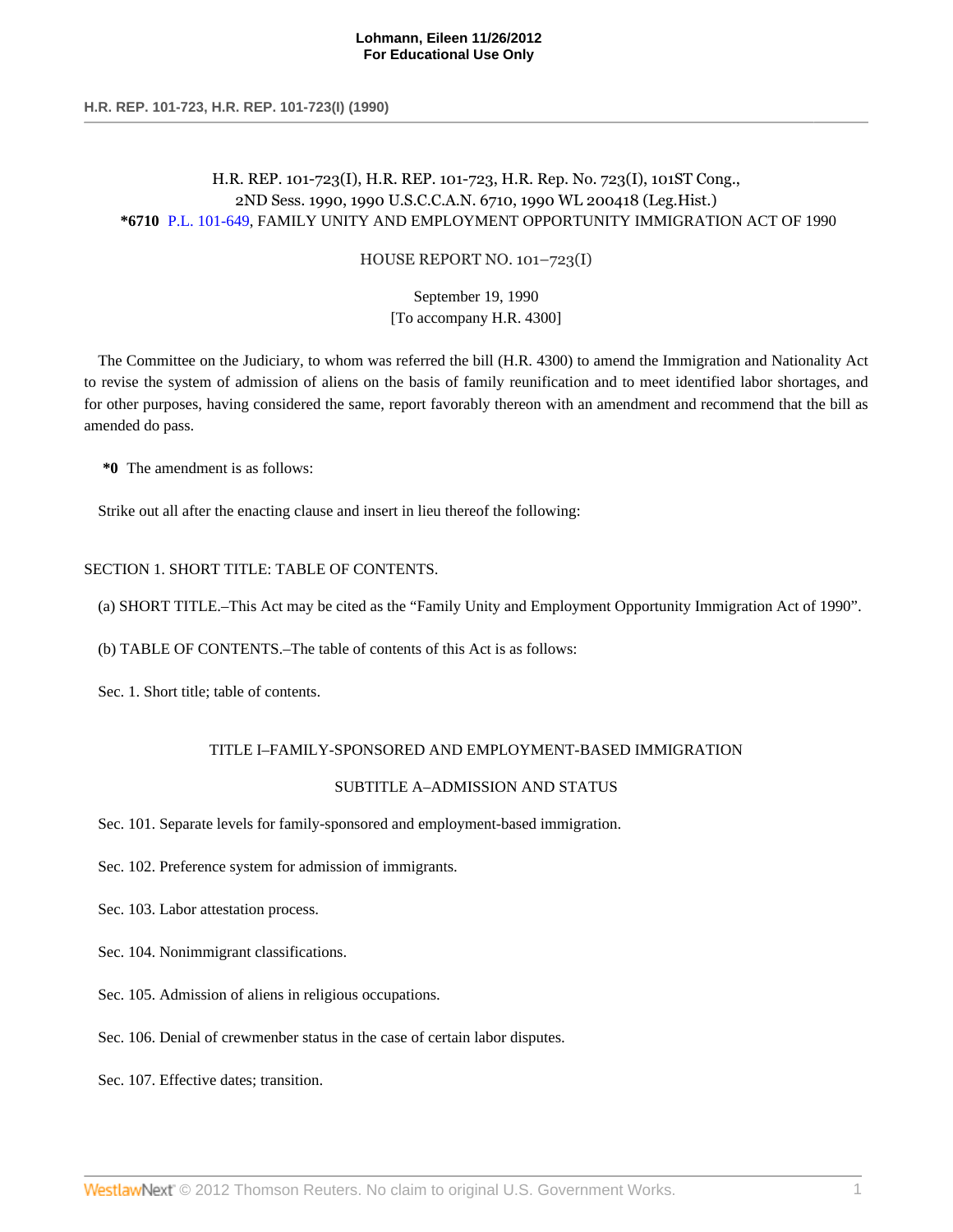H.R. REP. 101-723(I), H.R. REP. 101-723, H.R. Rep. No. 723(I), 101ST Cong., 2ND Sess. 1990, 1990 U.S.C.C.A.N. 6710, 1990 WL 200418 (Leg.Hist.)

**\*6710** P.L. 101-649, FAMILY UNITY AND EMPLOYMENT OPPORTUNITY IMMIGRATION ACT OF 1990

HOUSE REPORT NO. 101–723(I)

September 19, 1990

[To accompany H.R. 4300]

The Committee on the Judiciary, to whom was referred the bill (H.R. 4300) to amend the Immigration and Nationality Act to revise the system of admission of aliens on the basis of family reunification and to meet identified labor shortages, and for other purposes, having considered the same, report favorably thereon with an amendment and recommend that the bill as amended do pass.

**\*0** The amendment is as follows:

Strike out all after the enacting clause and insert in lieu thereof the following:

SECTION 1. SHORT TITLE: TABLE OF CONTENTS.

(a) SHORT TITLE.–This Act may be cited as the "Family Unity and Employment Opportunity Immigration Act of 1990".

(b) TABLE OF CONTENTS.–The table of contents of this Act is as follows:

Sec. 1. Short title; table of contents.

TITLE I–FAMILY-SPONSORED AND EMPLOYMENT-BASED IMMIGRATION

SUBTITLE A–ADMISSION AND STATUS

Sec. 101. Separate levels for family-sponsored and employment-based immigration.

Sec. 102. Preference system for admission of immigrants.

Sec. 103. Labor attestation process.

Sec. 104. Nonimmigrant classifications.

Sec. 105. Admission of aliens in religious occupations.

Sec. 106. Denial of crewmenber status in the case of certain labor disputes.

Sec. 107. Effective dates; transition.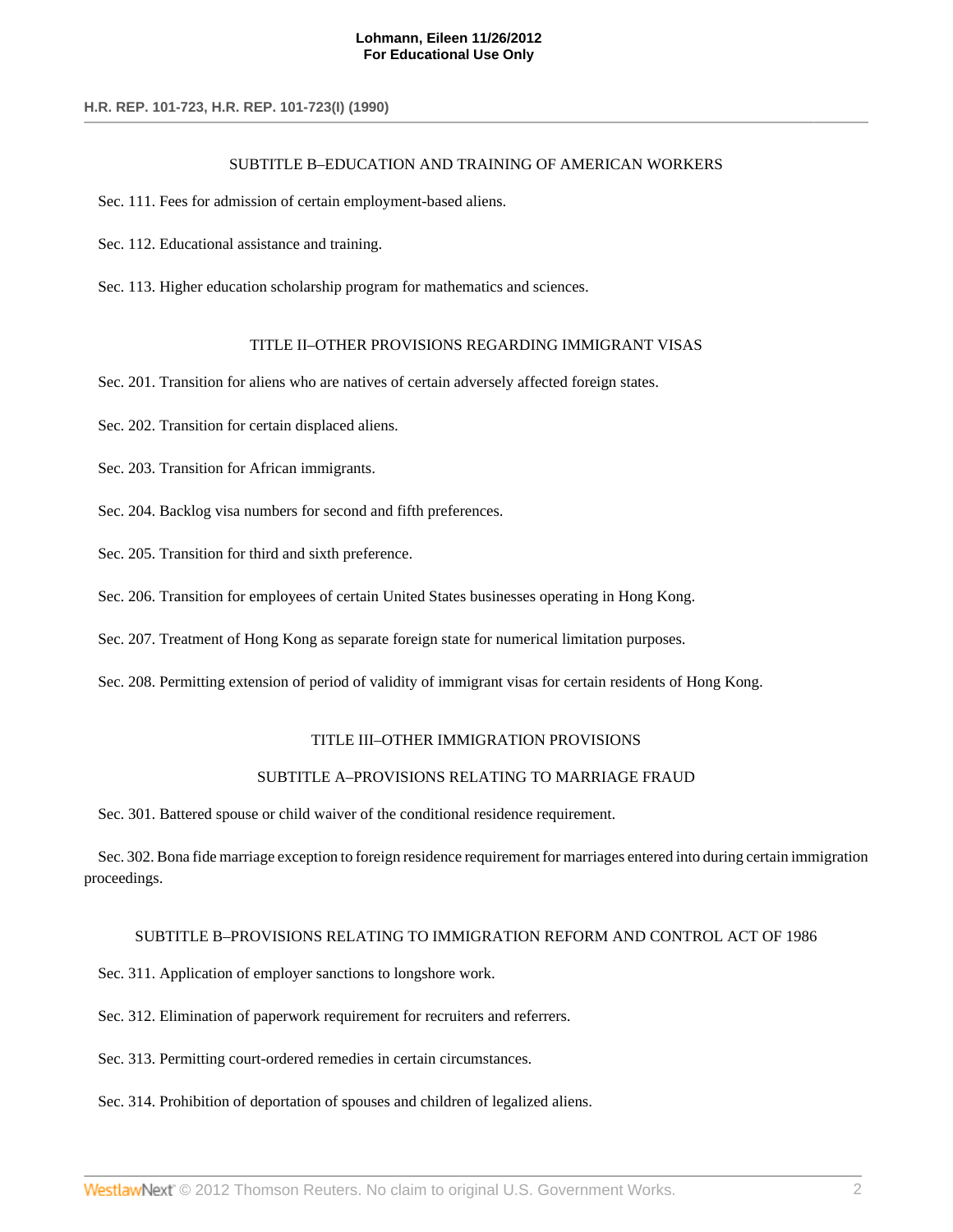SUBTITLE B–EDUCATION AND TRAINING OF AMERICAN WORKERS

Sec. 111. Fees for admission of certain employment-based aliens.

Sec. 112. Educational assistance and training.

Sec. 113. Higher education scholarship program for mathematics and sciences.

TITLE II–OTHER PROVISIONS REGARDING IMMIGRANT VISAS

Sec. 201. Transition for aliens who are natives of certain adversely affected foreign states.

Sec. 202. Transition for certain displaced aliens.

Sec. 203. Transition for African immigrants.

Sec. 204. Backlog visa numbers for second and fifth preferences.

Sec. 205. Transition for third and sixth preference.

Sec. 206. Transition for employees of certain United States businesses operating in Hong Kong.

Sec. 207. Treatment of Hong Kong as separate foreign state for numerical limitation purposes.

Sec. 208. Permitting extension of period of validity of immigrant visas for certain residents of Hong Kong.

TITLE III–OTHER IMMIGRATION PROVISIONS

SUBTITLE A–PROVISIONS RELATING TO MARRIAGE FRAUD

Sec. 301. Battered spouse or child waiver of the conditional residence requirement.

Sec. 302. Bona fide marriage exception to foreign residence requirement for marriages entered into during certain immigration proceedings.

SUBTITLE B–PROVISIONS RELATING TO IMMIGRATION REFORM AND CONTROL ACT OF 1986

Sec. 311. Application of employer sanctions to longshore work.

Sec. 312. Elimination of paperwork requirement for recruiters and referrers.

Sec. 313. Permitting court-ordered remedies in certain circumstances.

Sec. 314. Prohibition of deportation of spouses and children of legalized aliens.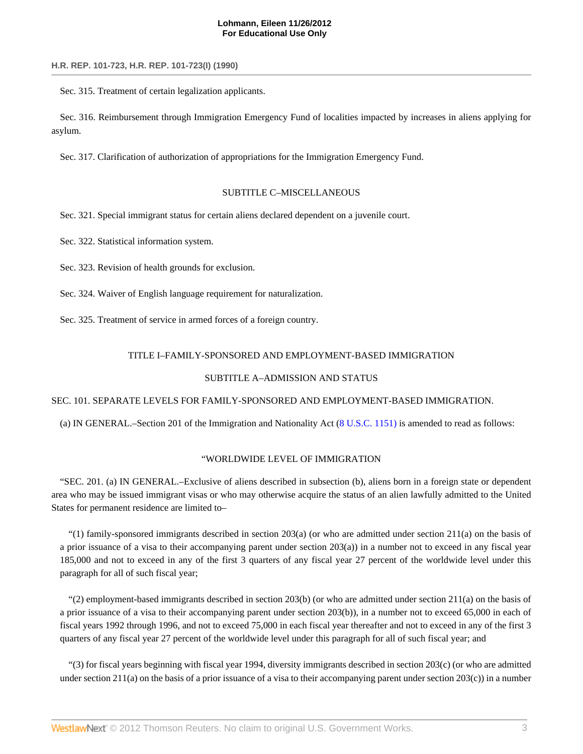Sec. 315. Treatment of certain legalization applicants.

Sec. 316. Reimbursement through Immigration Emergency Fund of localities impacted by increases in aliens applying for asylum.

Sec. 317. Clarification of authorization of appropriations for the Immigration Emergency Fund.

SUBTITLE C–MISCELLANEOUS

Sec. 321. Special immigrant status for certain aliens declared dependent on a juvenile court.

Sec. 322. Statistical information system.

Sec. 323. Revision of health grounds for exclusion.

Sec. 324. Waiver of English language requirement for naturalization.

Sec. 325. Treatment of service in armed forces of a foreign country.

## TITLE I–FAMILY-SPONSORED AND EMPLOYMENT-BASED IMMIGRATION

### SUBTITLE A–ADMISSION AND STATUS

#### SEC. 101. SEPARATE LEVELS FOR FAMILY-SPONSORED AND EMPLOYMENT-BASED IMMIGRATION.

(a) IN GENERAL.–Section 201 of the Immigration and Nationality Act (8 U.S.C. 1151) is amended to read as follows:

"WORLDWIDE LEVEL OF IMMIGRATION

"SEC. 201. (a) IN GENERAL.–Exclusive of aliens described in subsection (b), aliens born in a foreign state or dependent area who may be issued immigrant visas or who may otherwise acquire the status of an alien lawfully admitted to the United States for permanent residence are limited to–

"(1) family-sponsored immigrants described in section 203(a) (or who are admitted under section 211(a) on the basis of a prior issuance of a visa to their accompanying parent under section 203(a)) in a number not to exceed in any fiscal year 185,000 and not to exceed in any of the first 3 quarters of any fiscal year 27 percent of the worldwide level under this paragraph for all of such fiscal year;

"(2) employment-based immigrants described in section 203(b) (or who are admitted under section 211(a) on the basis of a prior issuance of a visa to their accompanying parent under section 203(b)), in a number not to exceed 65,000 in each of fiscal years 1992 through 1996, and not to exceed 75,000 in each fiscal year thereafter and not to exceed in any of the first 3 quarters of any fiscal year 27 percent of the worldwide level under this paragraph for all of such fiscal year; and

"(3) for fiscal years beginning with fiscal year 1994, diversity immigrants described in section 203(c) (or who are admitted under section 211(a) on the basis of a prior issuance of a visa to their accompanying parent under section 203(c)) in a number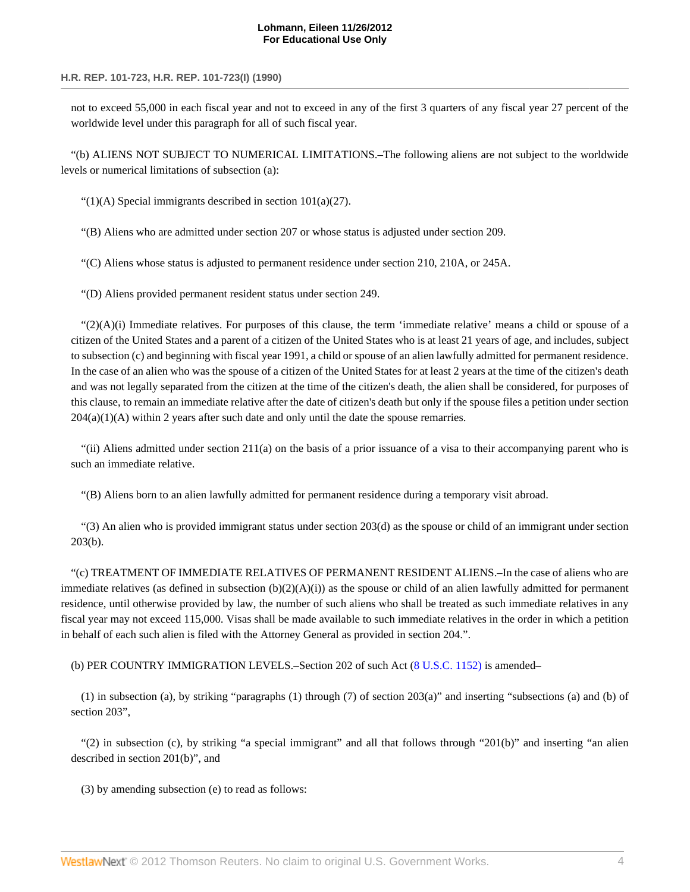not to exceed 55,000 in each fiscal year and not to exceed in any of the first 3 quarters of any fiscal year 27 percent of the worldwide level under this paragraph for all of such fiscal year.

"(b) ALIENS NOT SUBJECT TO NUMERICAL LIMITATIONS.–The following aliens are not subject to the worldwide levels or numerical limitations of subsection (a):

"(1)(A) Special immigrants described in section 101(a)(27).

"(B) Aliens who are admitted under section 207 or whose status is adjusted under section 209.

"(C) Aliens whose status is adjusted to permanent residence under section 210, 210A, or 245A.

"(D) Aliens provided permanent resident status under section 249.

"(2)(A)(i) Immediate relatives. For purposes of this clause, the term 'immediate relative' means a child or spouse of a citizen of the United States and a parent of a citizen of the United States who is at least 21 years of age, and includes, subject to subsection (c) and beginning with fiscal year 1991, a child or spouse of an alien lawfully admitted for permanent residence. In the case of an alien who was the spouse of a citizen of the United States for at least 2 years at the time of the citizen's death and was not legally separated from the citizen at the time of the citizen's death, the alien shall be considered, for purposes of this clause, to remain an immediate relative after the date of citizen's death but only if the spouse files a petition under section 204(a)(1)(A) within 2 years after such date and only until the date the spouse remarries.

"(ii) Aliens admitted under section 211(a) on the basis of a prior issuance of a visa to their accompanying parent who is such an immediate relative.

"(B) Aliens born to an alien lawfully admitted for permanent residence during a temporary visit abroad.

"(3) An alien who is provided immigrant status under section 203(d) as the spouse or child of an immigrant under section 203(b).

"(c) TREATMENT OF IMMEDIATE RELATIVES OF PERMANENT RESIDENT ALIENS.–In the case of aliens who are immediate relatives (as defined in subsection (b)(2)(A)(i)) as the spouse or child of an alien lawfully admitted for permanent residence, until otherwise provided by law, the number of such aliens who shall be treated as such immediate relatives in any fiscal year may not exceed 115,000. Visas shall be made available to such immediate relatives in the order in which a petition in behalf of each such alien is filed with the Attorney General as provided in section 204.".

(b) PER COUNTRY IMMIGRATION LEVELS.–Section 202 of such Act (8 U.S.C. 1152) is amended–

(1) in subsection (a), by striking "paragraphs (1) through (7) of section 203(a)" and inserting "subsections (a) and (b) of section 203",

"(2) in subsection (c), by striking "a special immigrant" and all that follows through "201(b)" and inserting "an alien described in section 201(b)", and

(3) by amending subsection (e) to read as follows: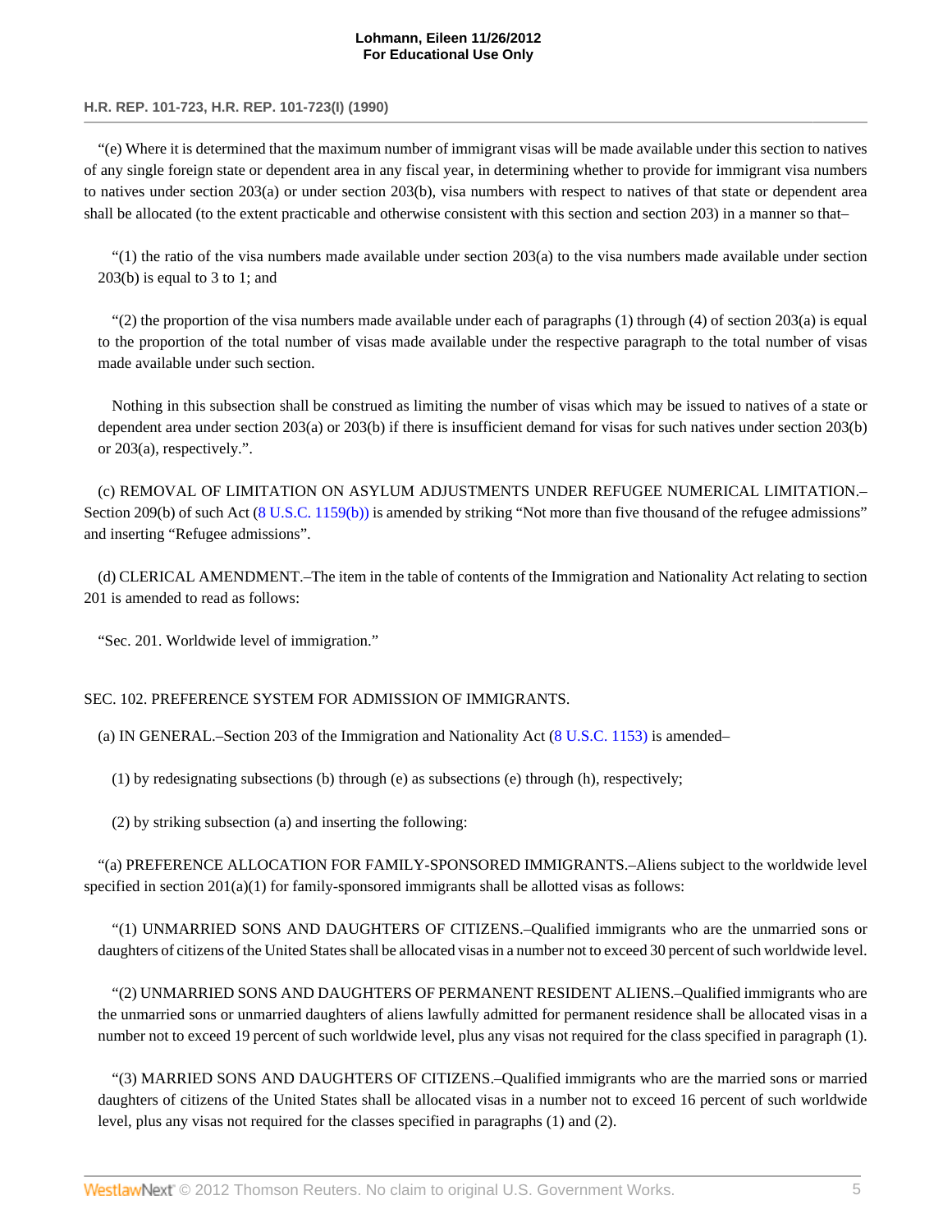"(e) Where it is determined that the maximum number of immigrant visas will be made available under this section to natives of any single foreign state or dependent area in any fiscal year, in determining whether to provide for immigrant visa numbers to natives under section 203(a) or under section 203(b), visa numbers with respect to natives of that state or dependent area shall be allocated (to the extent practicable and otherwise consistent with this section and section 203) in a manner so that–

"(1) the ratio of the visa numbers made available under section 203(a) to the visa numbers made available under section 203(b) is equal to 3 to 1; and

"(2) the proportion of the visa numbers made available under each of paragraphs (1) through (4) of section 203(a) is equal to the proportion of the total number of visas made available under the respective paragraph to the total number of visas made available under such section.

Nothing in this subsection shall be construed as limiting the number of visas which may be issued to natives of a state or dependent area under section 203(a) or 203(b) if there is insufficient demand for visas for such natives under section 203(b) or 203(a), respectively.".

(c) REMOVAL OF LIMITATION ON ASYLUM ADJUSTMENTS UNDER REFUGEE NUMERICAL LIMITATION.–Section 209(b) of such Act (8 U.S.C. 1159(b)) is amended by striking "Not more than five thousand of the refugee admissions" and inserting "Refugee admissions".

(d) CLERICAL AMENDMENT.–The item in the table of contents of the Immigration and Nationality Act relating to section 201 is amended to read as follows:

"Sec. 201. Worldwide level of immigration."

SEC. 102. PREFERENCE SYSTEM FOR ADMISSION OF IMMIGRANTS.

(a) IN GENERAL.–Section 203 of the Immigration and Nationality Act (8 U.S.C. 1153) is amended–

(1) by redesignating subsections (b) through (e) as subsections (e) through (h), respectively;

(2) by striking subsection (a) and inserting the following:

"(a) PREFERENCE ALLOCATION FOR FAMILY-SPONSORED IMMIGRANTS.–Aliens subject to the worldwide level specified in section 201(a)(1) for family-sponsored immigrants shall be allotted visas as follows:

"(1) UNMARRIED SONS AND DAUGHTERS OF CITIZENS.–Qualified immigrants who are the unmarried sons or daughters of citizens of the United States shall be allocated visas in a number not to exceed 30 percent of such worldwide level.

"(2) UNMARRIED SONS AND DAUGHTERS OF PERMANENT RESIDENT ALIENS.–Qualified immigrants who are the unmarried sons or unmarried daughters of aliens lawfully admitted for permanent residence shall be allocated visas in a number not to exceed 19 percent of such worldwide level, plus any visas not required for the class specified in paragraph (1).

"(3) MARRIED SONS AND DAUGHTERS OF CITIZENS.–Qualified immigrants who are the married sons or married daughters of citizens of the United States shall be allocated visas in a number not to exceed 16 percent of such worldwide level, plus any visas not required for the classes specified in paragraphs (1) and (2).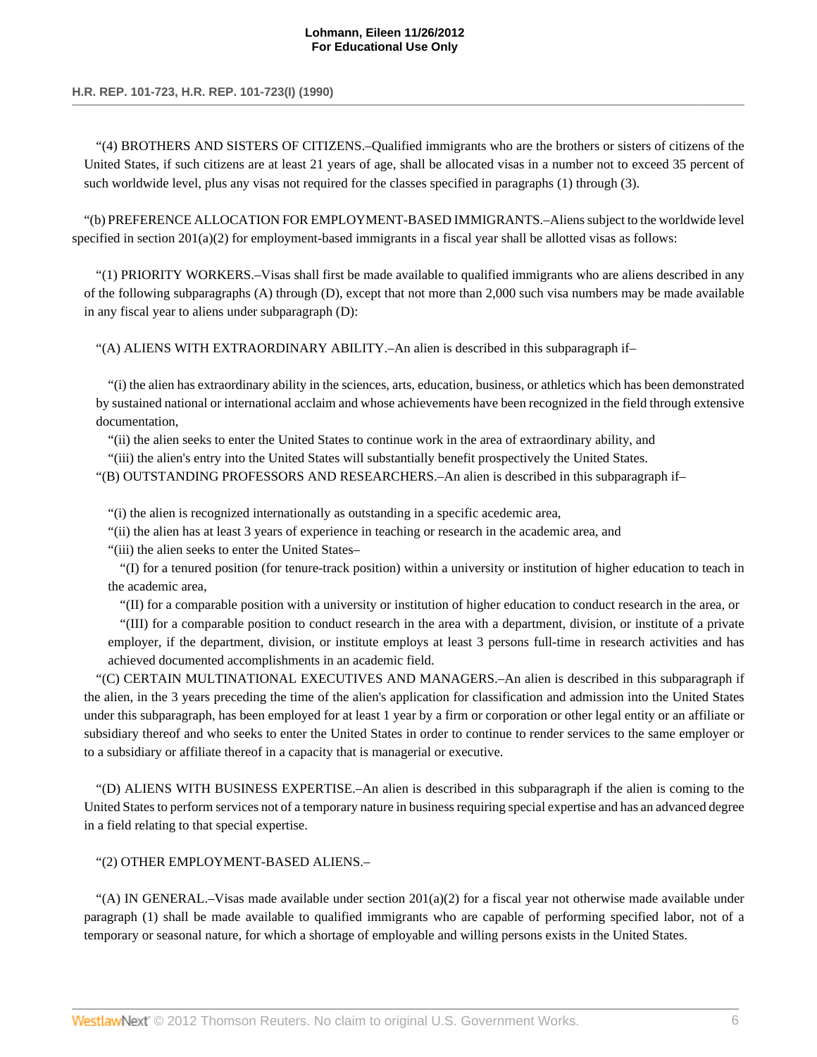"(4) BROTHERS AND SISTERS OF CITIZENS.–Qualified immigrants who are the brothers or sisters of citizens of the United States, if such citizens are at least 21 years of age, shall be allocated visas in a number not to exceed 35 percent of such worldwide level, plus any visas not required for the classes specified in paragraphs (1) through (3).

"(b) PREFERENCE ALLOCATION FOR EMPLOYMENT-BASED IMMIGRANTS.–Aliens subject to the worldwide level specified in section 201(a)(2) for employment-based immigrants in a fiscal year shall be allotted visas as follows:

"(1) PRIORITY WORKERS.–Visas shall first be made available to qualified immigrants who are aliens described in any of the following subparagraphs (A) through (D), except that not more than 2,000 such visa numbers may be made available in any fiscal year to aliens under subparagraph (D):

"(A) ALIENS WITH EXTRAORDINARY ABILITY.–An alien is described in this subparagraph if–

"(i) the alien has extraordinary ability in the sciences, arts, education, business, or athletics which has been demonstrated by sustained national or international acclaim and whose achievements have been recognized in the field through extensive documentation,

"(ii) the alien seeks to enter the United States to continue work in the area of extraordinary ability, and

"(iii) the alien's entry into the United States will substantially benefit prospectively the United States.

"(B) OUTSTANDING PROFESSORS AND RESEARCHERS.–An alien is described in this subparagraph if–

"(i) the alien is recognized internationally as outstanding in a specific acedemic area,

"(ii) the alien has at least 3 years of experience in teaching or research in the academic area, and

"(iii) the alien seeks to enter the United States–

"(I) for a tenured position (for tenure-track position) within a university or institution of higher education to teach in the academic area,

"(II) for a comparable position with a university or institution of higher education to conduct research in the area, or

"(III) for a comparable position to conduct research in the area with a department, division, or institute of a private employer, if the department, division, or institute employs at least 3 persons full-time in research activities and has achieved documented accomplishments in an academic field.

"(C) CERTAIN MULTINATIONAL EXECUTIVES AND MANAGERS.–An alien is described in this subparagraph if the alien, in the 3 years preceding the time of the alien's application for classification and admission into the United States under this subparagraph, has been employed for at least 1 year by a firm or corporation or other legal entity or an affiliate or subsidiary thereof and who seeks to enter the United States in order to continue to render services to the same employer or to a subsidiary or affiliate thereof in a capacity that is managerial or executive.

"(D) ALIENS WITH BUSINESS EXPERTISE.–An alien is described in this subparagraph if the alien is coming to the United States to perform services not of a temporary nature in business requiring special expertise and has an advanced degree in a field relating to that special expertise.

"(2) OTHER EMPLOYMENT-BASED ALIENS.–

"(A) IN GENERAL.–Visas made available under section 201(a)(2) for a fiscal year not otherwise made available under paragraph (1) shall be made available to qualified immigrants who are capable of performing specified labor, not of a temporary or seasonal nature, for which a shortage of employable and willing persons exists in the United States.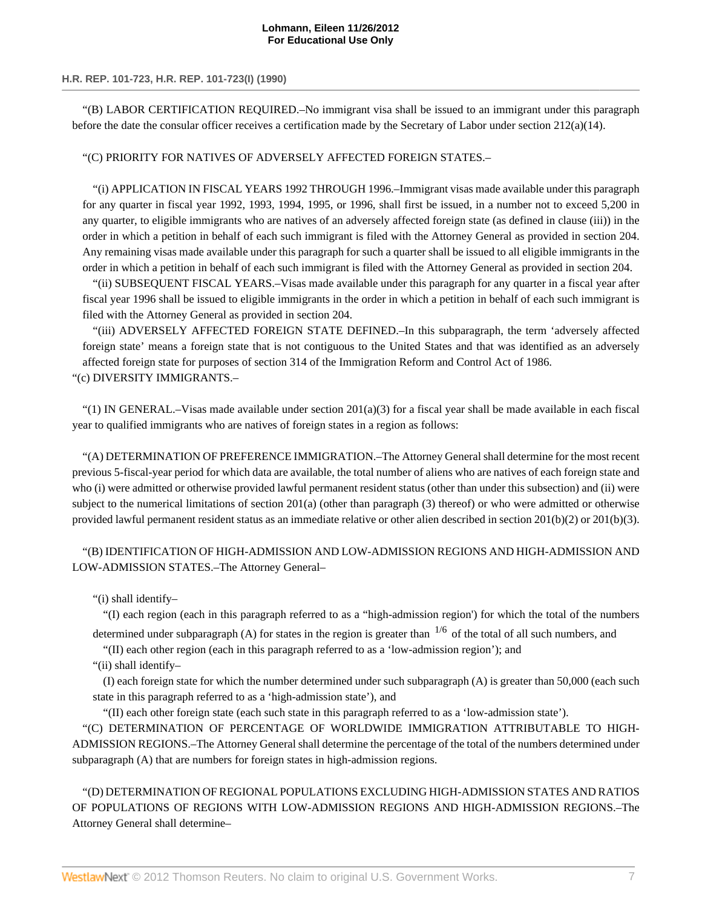"(B) LABOR CERTIFICATION REQUIRED.–No immigrant visa shall be issued to an immigrant under this paragraph before the date the consular officer receives a certification made by the Secretary of Labor under section 212(a)(14).

"(C) PRIORITY FOR NATIVES OF ADVERSELY AFFECTED FOREIGN STATES.–

"(i) APPLICATION IN FISCAL YEARS 1992 THROUGH 1996.–Immigrant visas made available under this paragraph for any quarter in fiscal year 1992, 1993, 1994, 1995, or 1996, shall first be issued, in a number not to exceed 5,200 in any quarter, to eligible immigrants who are natives of an adversely affected foreign state (as defined in clause (iii)) in the order in which a petition in behalf of each such immigrant is filed with the Attorney General as provided in section 204. Any remaining visas made available under this paragraph for such a quarter shall be issued to all eligible immigrants in the order in which a petition in behalf of each such immigrant is filed with the Attorney General as provided in section 204.

"(ii) SUBSEQUENT FISCAL YEARS.–Visas made available under this paragraph for any quarter in a fiscal year after fiscal year 1996 shall be issued to eligible immigrants in the order in which a petition in behalf of each such immigrant is filed with the Attorney General as provided in section 204.

"(iii) ADVERSELY AFFECTED FOREIGN STATE DEFINED.–In this subparagraph, the term 'adversely affected foreign state' means a foreign state that is not contiguous to the United States and that was identified as an adversely affected foreign state for purposes of section 314 of the Immigration Reform and Control Act of 1986.

"(c) DIVERSITY IMMIGRANTS.–

"(1) IN GENERAL.–Visas made available under section 201(a)(3) for a fiscal year shall be made available in each fiscal year to qualified immigrants who are natives of foreign states in a region as follows:

"(A) DETERMINATION OF PREFERENCE IMMIGRATION.–The Attorney General shall determine for the most recent previous 5-fiscal-year period for which data are available, the total number of aliens who are natives of each foreign state and who (i) were admitted or otherwise provided lawful permanent resident status (other than under this subsection) and (ii) were subject to the numerical limitations of section 201(a) (other than paragraph (3) thereof) or who were admitted or otherwise provided lawful permanent resident status as an immediate relative or other alien described in section 201(b)(2) or 201(b)(3).

"(B) IDENTIFICATION OF HIGH-ADMISSION AND LOW-ADMISSION REGIONS AND HIGH-ADMISSION AND LOW-ADMISSION STATES.–The Attorney General–

"(i) shall identify–

"(I) each region (each in this paragraph referred to as a "high-admission region') for which the total of the numbers determined under subparagraph (A) for states in the region is greater than 1/6 of the total of all such numbers, and

"(II) each other region (each in this paragraph referred to as a 'low-admission region'); and

"(ii) shall identify–

(I) each foreign state for which the number determined under such subparagraph (A) is greater than 50,000 (each such state in this paragraph referred to as a 'high-admission state'), and

"(II) each other foreign state (each such state in this paragraph referred to as a 'low-admission state').

"(C) DETERMINATION OF PERCENTAGE OF WORLDWIDE IMMIGRATION ATTRIBUTABLE TO HIGH-ADMISSION REGIONS.–The Attorney General shall determine the percentage of the total of the numbers determined under subparagraph (A) that are numbers for foreign states in high-admission regions.

"(D) DETERMINATION OF REGIONAL POPULATIONS EXCLUDING HIGH-ADMISSION STATES AND RATIOS OF POPULATIONS OF REGIONS WITH LOW-ADMISSION REGIONS AND HIGH-ADMISSION REGIONS.–The Attorney General shall determine–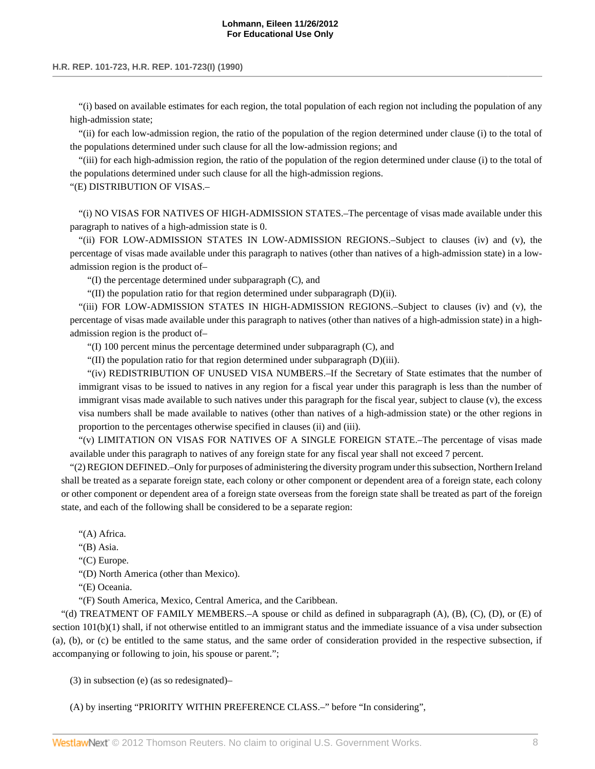"(i) based on available estimates for each region, the total population of each region not including the population of any high-admission state;

"(ii) for each low-admission region, the ratio of the population of the region determined under clause (i) to the total of the populations determined under such clause for all the low-admission regions; and

"(iii) for each high-admission region, the ratio of the population of the region determined under clause (i) to the total of the populations determined under such clause for all the high-admission regions.

"(E) DISTRIBUTION OF VISAS.–

"(i) NO VISAS FOR NATIVES OF HIGH-ADMISSION STATES.–The percentage of visas made available under this paragraph to natives of a high-admission state is 0.

"(ii) FOR LOW-ADMISSION STATES IN LOW-ADMISSION REGIONS.–Subject to clauses (iv) and (v), the percentage of visas made available under this paragraph to natives (other than natives of a high-admission state) in a low-admission region is the product of–

"(I) the percentage determined under subparagraph (C), and

"(II) the population ratio for that region determined under subparagraph (D)(ii).

"(iii) FOR LOW-ADMISSION STATES IN HIGH-ADMISSION REGIONS.–Subject to clauses (iv) and (v), the percentage of visas made available under this paragraph to natives (other than natives of a high-admission state) in a high-admission region is the product of–

"(I) 100 percent minus the percentage determined under subparagraph (C), and

"(II) the population ratio for that region determined under subparagraph (D)(iii).

"(iv) REDISTRIBUTION OF UNUSED VISA NUMBERS.–If the Secretary of State estimates that the number of immigrant visas to be issued to natives in any region for a fiscal year under this paragraph is less than the number of immigrant visas made available to such natives under this paragraph for the fiscal year, subject to clause (v), the excess visa numbers shall be made available to natives (other than natives of a high-admission state) or the other regions in proportion to the percentages otherwise specified in clauses (ii) and (iii).

"(v) LIMITATION ON VISAS FOR NATIVES OF A SINGLE FOREIGN STATE.–The percentage of visas made available under this paragraph to natives of any foreign state for any fiscal year shall not exceed 7 percent.

"(2) REGION DEFINED.–Only for purposes of administering the diversity program under this subsection, Northern Ireland shall be treated as a separate foreign state, each colony or other component or dependent area of a foreign state, each colony or other component or dependent area of a foreign state overseas from the foreign state shall be treated as part of the foreign state, and each of the following shall be considered to be a separate region:

"(A) Africa.

"(B) Asia.

"(C) Europe.

"(D) North America (other than Mexico).

"(E) Oceania.

"(F) South America, Mexico, Central America, and the Caribbean.

"(d) TREATMENT OF FAMILY MEMBERS.–A spouse or child as defined in subparagraph (A), (B), (C), (D), or (E) of section 101(b)(1) shall, if not otherwise entitled to an immigrant status and the immediate issuance of a visa under subsection (a), (b), or (c) be entitled to the same status, and the same order of consideration provided in the respective subsection, if accompanying or following to join, his spouse or parent.";

(3) in subsection (e) (as so redesignated)–

(A) by inserting "PRIORITY WITHIN PREFERENCE CLASS.–" before "In considering",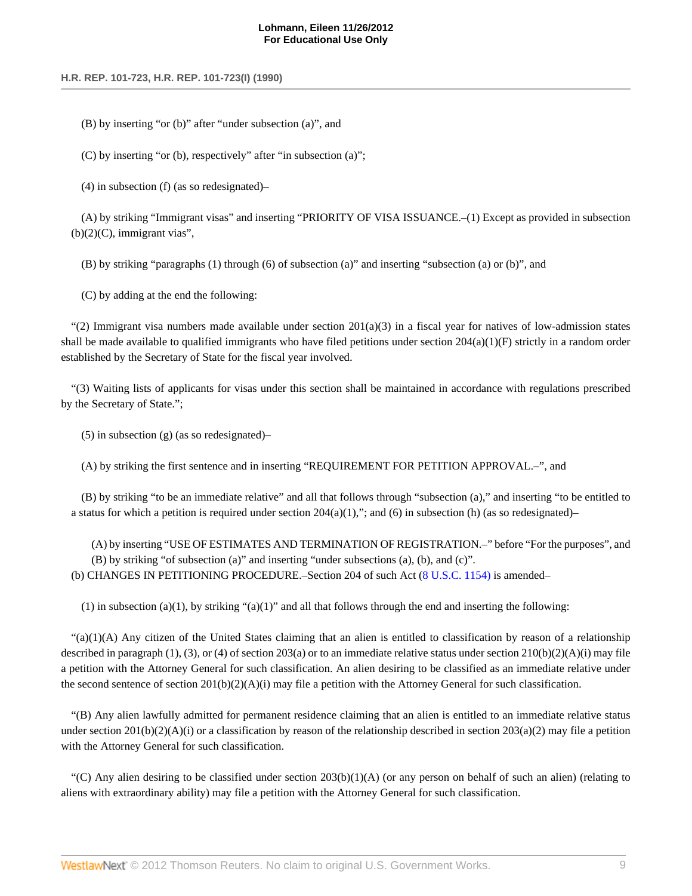(B) by inserting "or (b)" after "under subsection (a)", and

(C) by inserting "or (b), respectively" after "in subsection (a)";

(4) in subsection (f) (as so redesignated)–

(A) by striking "Immigrant visas" and inserting "PRIORITY OF VISA ISSUANCE.–(1) Except as provided in subsection (b)(2)(C), immigrant vias",

(B) by striking "paragraphs (1) through (6) of subsection (a)" and inserting "subsection (a) or (b)", and

(C) by adding at the end the following:

"(2) Immigrant visa numbers made available under section 201(a)(3) in a fiscal year for natives of low-admission states shall be made available to qualified immigrants who have filed petitions under section 204(a)(1)(F) strictly in a random order established by the Secretary of State for the fiscal year involved.

"(3) Waiting lists of applicants for visas under this section shall be maintained in accordance with regulations prescribed by the Secretary of State.";

(5) in subsection (g) (as so redesignated)–

(A) by striking the first sentence and in inserting "REQUIREMENT FOR PETITION APPROVAL.–", and

(B) by striking "to be an immediate relative" and all that follows through "subsection (a)," and inserting "to be entitled to a status for which a petition is required under section 204(a)(1),"; and (6) in subsection (h) (as so redesignated)–

(A) by inserting "USE OF ESTIMATES AND TERMINATION OF REGISTRATION.–" before "For the purposes", and
(B) by striking "of subsection (a)" and inserting "under subsections (a), (b), and (c)".

(b) CHANGES IN PETITIONING PROCEDURE.–Section 204 of such Act (8 U.S.C. 1154) is amended–

(1) in subsection (a)(1), by striking "(a)(1)" and all that follows through the end and inserting the following:

"(a)(1)(A) Any citizen of the United States claiming that an alien is entitled to classification by reason of a relationship described in paragraph (1), (3), or (4) of section 203(a) or to an immediate relative status under section 210(b)(2)(A)(i) may file a petition with the Attorney General for such classification. An alien desiring to be classified as an immediate relative under the second sentence of section 201(b)(2)(A)(i) may file a petition with the Attorney General for such classification.

"(B) Any alien lawfully admitted for permanent residence claiming that an alien is entitled to an immediate relative status under section 201(b)(2)(A)(i) or a classification by reason of the relationship described in section 203(a)(2) may file a petition with the Attorney General for such classification.

"(C) Any alien desiring to be classified under section 203(b)(1)(A) (or any person on behalf of such an alien) (relating to aliens with extraordinary ability) may file a petition with the Attorney General for such classification.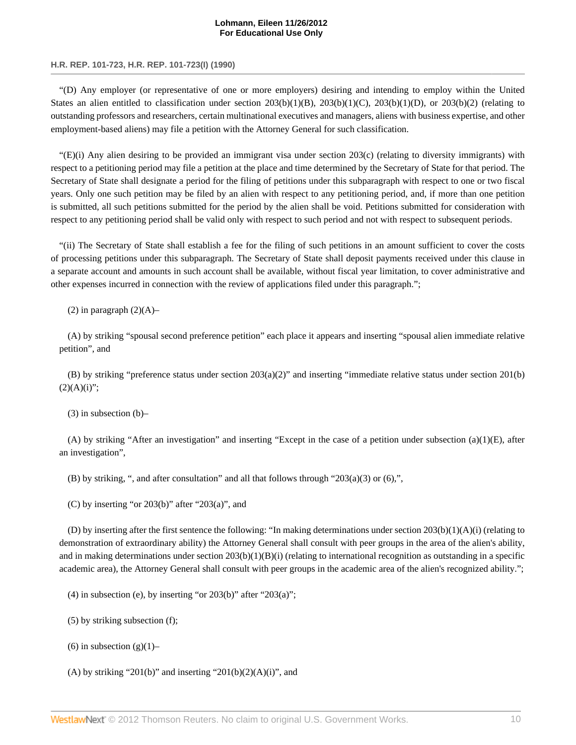"(D) Any employer (or representative of one or more employers) desiring and intending to employ within the United States an alien entitled to classification under section 203(b)(1)(B), 203(b)(1)(C), 203(b)(1)(D), or 203(b)(2) (relating to outstanding professors and researchers, certain multinational executives and managers, aliens with business expertise, and other employment-based aliens) may file a petition with the Attorney General for such classification.

"(E)(i) Any alien desiring to be provided an immigrant visa under section 203(c) (relating to diversity immigrants) with respect to a petitioning period may file a petition at the place and time determined by the Secretary of State for that period. The Secretary of State shall designate a period for the filing of petitions under this subparagraph with respect to one or two fiscal years. Only one such petition may be filed by an alien with respect to any petitioning period, and, if more than one petition is submitted, all such petitions submitted for the period by the alien shall be void. Petitions submitted for consideration with respect to any petitioning period shall be valid only with respect to such period and not with respect to subsequent periods.

"(ii) The Secretary of State shall establish a fee for the filing of such petitions in an amount sufficient to cover the costs of processing petitions under this subparagraph. The Secretary of State shall deposit payments received under this clause in a separate account and amounts in such account shall be available, without fiscal year limitation, to cover administrative and other expenses incurred in connection with the review of applications filed under this paragraph.";

(2) in paragraph (2)(A)–

(A) by striking "spousal second preference petition" each place it appears and inserting "spousal alien immediate relative petition", and

(B) by striking "preference status under section 203(a)(2)" and inserting "immediate relative status under section 201(b)(2)(A)(i)";

(3) in subsection (b)–

(A) by striking "After an investigation" and inserting "Except in the case of a petition under subsection (a)(1)(E), after an investigation",

(B) by striking, ", and after consultation" and all that follows through "203(a)(3) or (6),",

(C) by inserting "or 203(b)" after "203(a)", and

(D) by inserting after the first sentence the following: "In making determinations under section 203(b)(1)(A)(i) (relating to demonstration of extraordinary ability) the Attorney General shall consult with peer groups in the area of the alien's ability, and in making determinations under section 203(b)(1)(B)(i) (relating to international recognition as outstanding in a specific academic area), the Attorney General shall consult with peer groups in the academic area of the alien's recognized ability.";

(4) in subsection (e), by inserting "or 203(b)" after "203(a)";

(5) by striking subsection (f);

(6) in subsection (g)(1)–

(A) by striking "201(b)" and inserting "201(b)(2)(A)(i)", and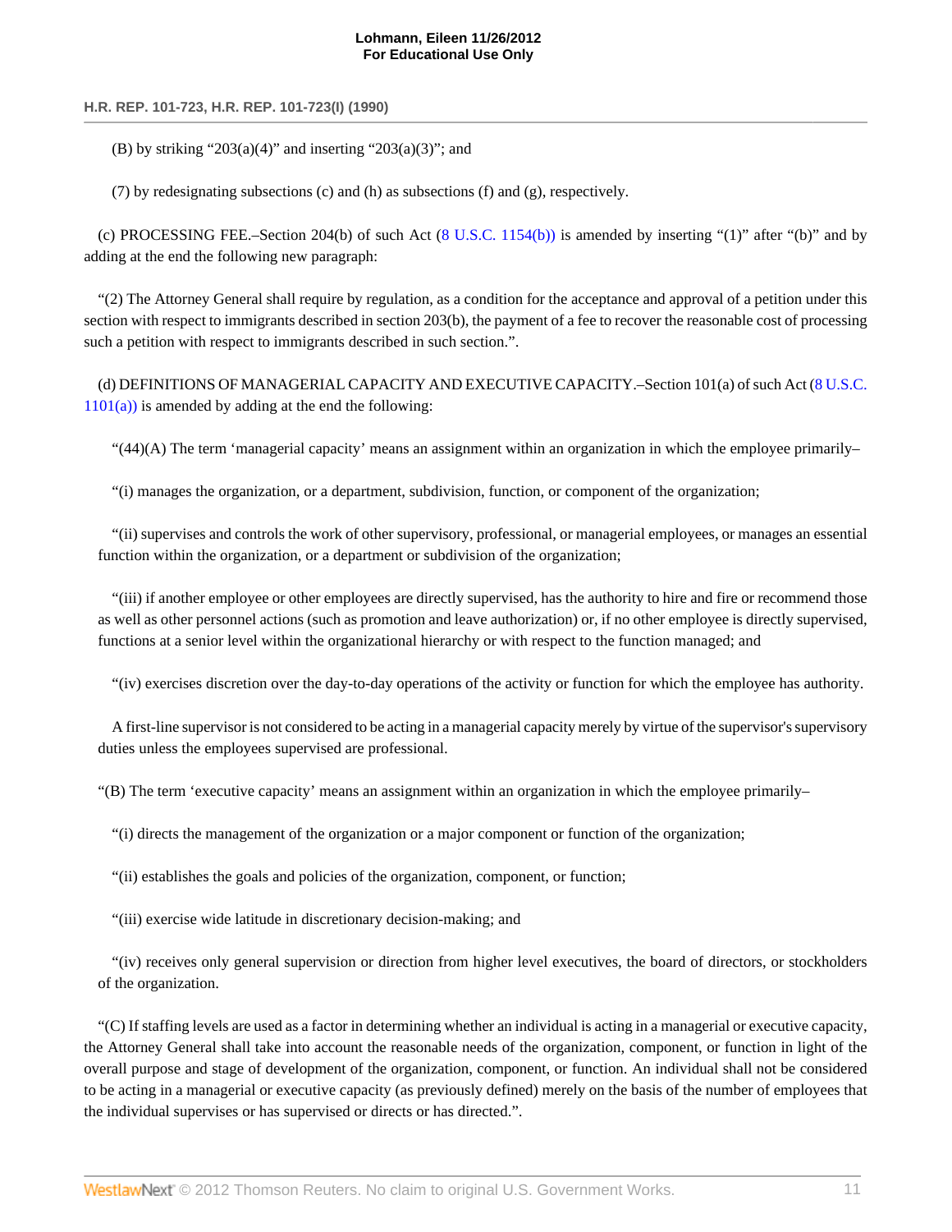(B) by striking "203(a)(4)" and inserting "203(a)(3)"; and

(7) by redesignating subsections (c) and (h) as subsections (f) and (g), respectively.

(c) PROCESSING FEE.–Section 204(b) of such Act (8 U.S.C. 1154(b)) is amended by inserting "(1)" after "(b)" and by adding at the end the following new paragraph:

"(2) The Attorney General shall require by regulation, as a condition for the acceptance and approval of a petition under this section with respect to immigrants described in section 203(b), the payment of a fee to recover the reasonable cost of processing such a petition with respect to immigrants described in such section.".

(d) DEFINITIONS OF MANAGERIAL CAPACITY AND EXECUTIVE CAPACITY.–Section 101(a) of such Act (8 U.S.C. 1101(a)) is amended by adding at the end the following:

"(44)(A) The term 'managerial capacity' means an assignment within an organization in which the employee primarily–

"(i) manages the organization, or a department, subdivision, function, or component of the organization;

"(ii) supervises and controls the work of other supervisory, professional, or managerial employees, or manages an essential function within the organization, or a department or subdivision of the organization;

"(iii) if another employee or other employees are directly supervised, has the authority to hire and fire or recommend those as well as other personnel actions (such as promotion and leave authorization) or, if no other employee is directly supervised, functions at a senior level within the organizational hierarchy or with respect to the function managed; and

"(iv) exercises discretion over the day-to-day operations of the activity or function for which the employee has authority.

A first-line supervisor is not considered to be acting in a managerial capacity merely by virtue of the supervisor's supervisory duties unless the employees supervised are professional.

"(B) The term 'executive capacity' means an assignment within an organization in which the employee primarily–

"(i) directs the management of the organization or a major component or function of the organization;

"(ii) establishes the goals and policies of the organization, component, or function;

"(iii) exercise wide latitude in discretionary decision-making; and

"(iv) receives only general supervision or direction from higher level executives, the board of directors, or stockholders of the organization.

"(C) If staffing levels are used as a factor in determining whether an individual is acting in a managerial or executive capacity, the Attorney General shall take into account the reasonable needs of the organization, component, or function in light of the overall purpose and stage of development of the organization, component, or function. An individual shall not be considered to be acting in a managerial or executive capacity (as previously defined) merely on the basis of the number of employees that the individual supervises or has supervised or directs or has directed.".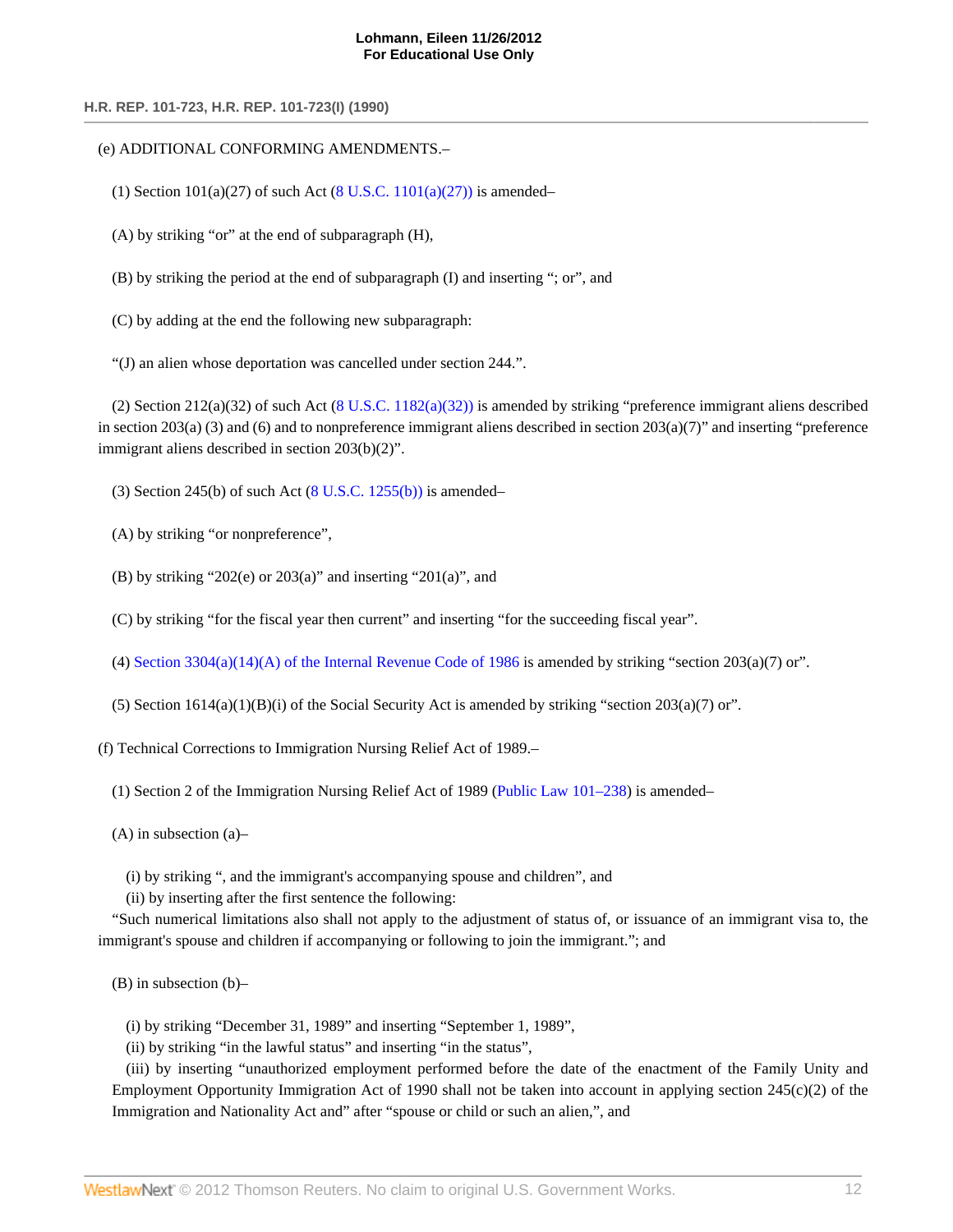(e) ADDITIONAL CONFORMING AMENDMENTS.–

(1) Section 101(a)(27) of such Act (8 U.S.C. 1101(a)(27)) is amended–

(A) by striking "or" at the end of subparagraph (H),

(B) by striking the period at the end of subparagraph (I) and inserting "; or", and

(C) by adding at the end the following new subparagraph:

"(J) an alien whose deportation was cancelled under section 244.".

(2) Section 212(a)(32) of such Act (8 U.S.C. 1182(a)(32)) is amended by striking "preference immigrant aliens described in section 203(a) (3) and (6) and to nonpreference immigrant aliens described in section 203(a)(7)" and inserting "preference immigrant aliens described in section 203(b)(2)".

(3) Section 245(b) of such Act (8 U.S.C. 1255(b)) is amended–

(A) by striking "or nonpreference",

(B) by striking "202(e) or 203(a)" and inserting "201(a)", and

(C) by striking "for the fiscal year then current" and inserting "for the succeeding fiscal year".

(4) Section 3304(a)(14)(A) of the Internal Revenue Code of 1986 is amended by striking "section 203(a)(7) or".

(5) Section 1614(a)(1)(B)(i) of the Social Security Act is amended by striking "section 203(a)(7) or".

(f) Technical Corrections to Immigration Nursing Relief Act of 1989.–

(1) Section 2 of the Immigration Nursing Relief Act of 1989 (Public Law 101–238) is amended–

(A) in subsection (a)–

(i) by striking ", and the immigrant's accompanying spouse and children", and
(ii) by inserting after the first sentence the following:
"Such numerical limitations also shall not apply to the adjustment of status of, or issuance of an immigrant visa to, the immigrant's spouse and children if accompanying or following to join the immigrant."; and

(B) in subsection (b)–

(i) by striking "December 31, 1989" and inserting "September 1, 1989",
(ii) by striking "in the lawful status" and inserting "in the status",
(iii) by inserting "unauthorized employment performed before the date of the enactment of the Family Unity and Employment Opportunity Immigration Act of 1990 shall not be taken into account in applying section 245(c)(2) of the Immigration and Nationality Act and" after "spouse or child or such an alien,", and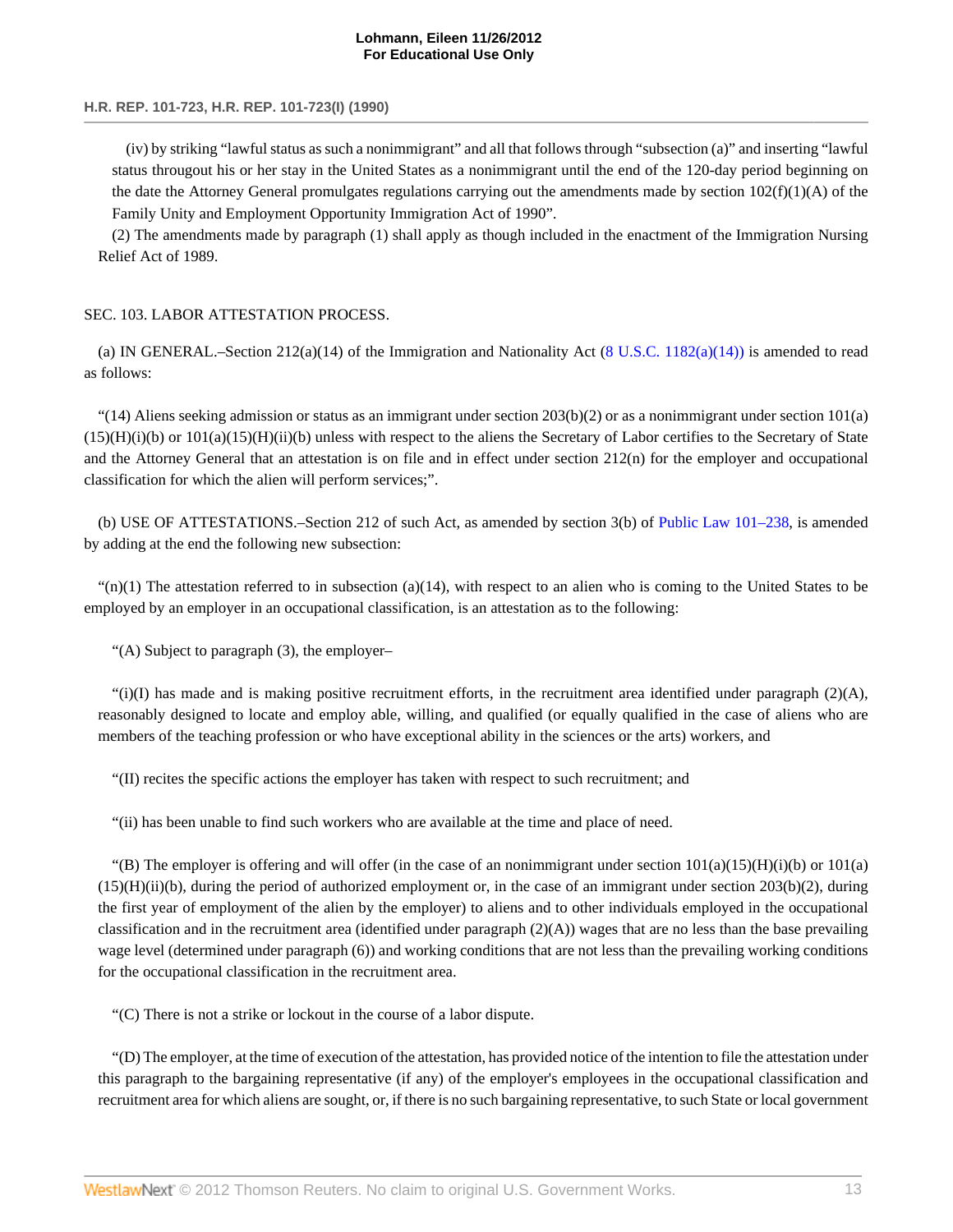(iv) by striking "lawful status as such a nonimmigrant" and all that follows through "subsection (a)" and inserting "lawful status througout his or her stay in the United States as a nonimmigrant until the end of the 120-day period beginning on the date the Attorney General promulgates regulations carrying out the amendments made by section 102(f)(1)(A) of the Family Unity and Employment Opportunity Immigration Act of 1990".

(2) The amendments made by paragraph (1) shall apply as though included in the enactment of the Immigration Nursing Relief Act of 1989.

SEC. 103. LABOR ATTESTATION PROCESS.

(a) IN GENERAL.–Section 212(a)(14) of the Immigration and Nationality Act (8 U.S.C. 1182(a)(14)) is amended to read as follows:

"(14) Aliens seeking admission or status as an immigrant under section 203(b)(2) or as a nonimmigrant under section 101(a)(15)(H)(i)(b) or 101(a)(15)(H)(ii)(b) unless with respect to the aliens the Secretary of Labor certifies to the Secretary of State and the Attorney General that an attestation is on file and in effect under section 212(n) for the employer and occupational classification for which the alien will perform services;".

(b) USE OF ATTESTATIONS.–Section 212 of such Act, as amended by section 3(b) of Public Law 101–238, is amended by adding at the end the following new subsection:

"(n)(1) The attestation referred to in subsection (a)(14), with respect to an alien who is coming to the United States to be employed by an employer in an occupational classification, is an attestation as to the following:

"(A) Subject to paragraph (3), the employer–

"(i)(I) has made and is making positive recruitment efforts, in the recruitment area identified under paragraph (2)(A), reasonably designed to locate and employ able, willing, and qualified (or equally qualified in the case of aliens who are members of the teaching profession or who have exceptional ability in the sciences or the arts) workers, and

"(II) recites the specific actions the employer has taken with respect to such recruitment; and

"(ii) has been unable to find such workers who are available at the time and place of need.

"(B) The employer is offering and will offer (in the case of an nonimmigrant under section 101(a)(15)(H)(i)(b) or 101(a)(15)(H)(ii)(b), during the period of authorized employment or, in the case of an immigrant under section 203(b)(2), during the first year of employment of the alien by the employer) to aliens and to other individuals employed in the occupational classification and in the recruitment area (identified under paragraph (2)(A)) wages that are no less than the base prevailing wage level (determined under paragraph (6)) and working conditions that are not less than the prevailing working conditions for the occupational classification in the recruitment area.

"(C) There is not a strike or lockout in the course of a labor dispute.

"(D) The employer, at the time of execution of the attestation, has provided notice of the intention to file the attestation under this paragraph to the bargaining representative (if any) of the employer's employees in the occupational classification and recruitment area for which aliens are sought, or, if there is no such bargaining representative, to such State or local government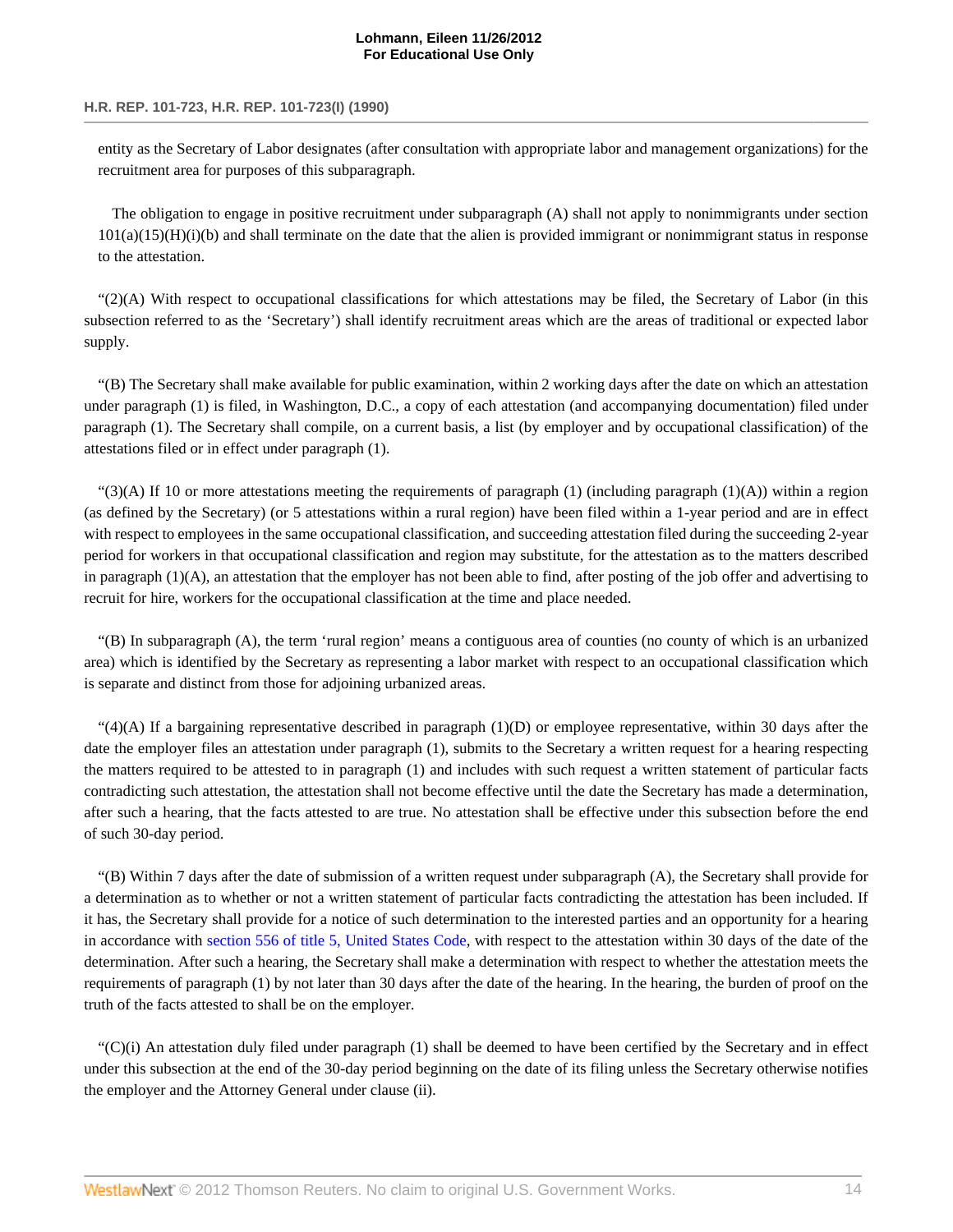entity as the Secretary of Labor designates (after consultation with appropriate labor and management organizations) for the recruitment area for purposes of this subparagraph.

The obligation to engage in positive recruitment under subparagraph (A) shall not apply to nonimmigrants under section 101(a)(15)(H)(i)(b) and shall terminate on the date that the alien is provided immigrant or nonimmigrant status in response to the attestation.

"(2)(A) With respect to occupational classifications for which attestations may be filed, the Secretary of Labor (in this subsection referred to as the 'Secretary') shall identify recruitment areas which are the areas of traditional or expected labor supply.

"(B) The Secretary shall make available for public examination, within 2 working days after the date on which an attestation under paragraph (1) is filed, in Washington, D.C., a copy of each attestation (and accompanying documentation) filed under paragraph (1). The Secretary shall compile, on a current basis, a list (by employer and by occupational classification) of the attestations filed or in effect under paragraph (1).

"(3)(A) If 10 or more attestations meeting the requirements of paragraph (1) (including paragraph (1)(A)) within a region (as defined by the Secretary) (or 5 attestations within a rural region) have been filed within a 1-year period and are in effect with respect to employees in the same occupational classification, and succeeding attestation filed during the succeeding 2-year period for workers in that occupational classification and region may substitute, for the attestation as to the matters described in paragraph (1)(A), an attestation that the employer has not been able to find, after posting of the job offer and advertising to recruit for hire, workers for the occupational classification at the time and place needed.

"(B) In subparagraph (A), the term 'rural region' means a contiguous area of counties (no county of which is an urbanized area) which is identified by the Secretary as representing a labor market with respect to an occupational classification which is separate and distinct from those for adjoining urbanized areas.

"(4)(A) If a bargaining representative described in paragraph (1)(D) or employee representative, within 30 days after the date the employer files an attestation under paragraph (1), submits to the Secretary a written request for a hearing respecting the matters required to be attested to in paragraph (1) and includes with such request a written statement of particular facts contradicting such attestation, the attestation shall not become effective until the date the Secretary has made a determination, after such a hearing, that the facts attested to are true. No attestation shall be effective under this subsection before the end of such 30-day period.

"(B) Within 7 days after the date of submission of a written request under subparagraph (A), the Secretary shall provide for a determination as to whether or not a written statement of particular facts contradicting the attestation has been included. If it has, the Secretary shall provide for a notice of such determination to the interested parties and an opportunity for a hearing in accordance with section 556 of title 5, United States Code, with respect to the attestation within 30 days of the date of the determination. After such a hearing, the Secretary shall make a determination with respect to whether the attestation meets the requirements of paragraph (1) by not later than 30 days after the date of the hearing. In the hearing, the burden of proof on the truth of the facts attested to shall be on the employer.

"(C)(i) An attestation duly filed under paragraph (1) shall be deemed to have been certified by the Secretary and in effect under this subsection at the end of the 30-day period beginning on the date of its filing unless the Secretary otherwise notifies the employer and the Attorney General under clause (ii).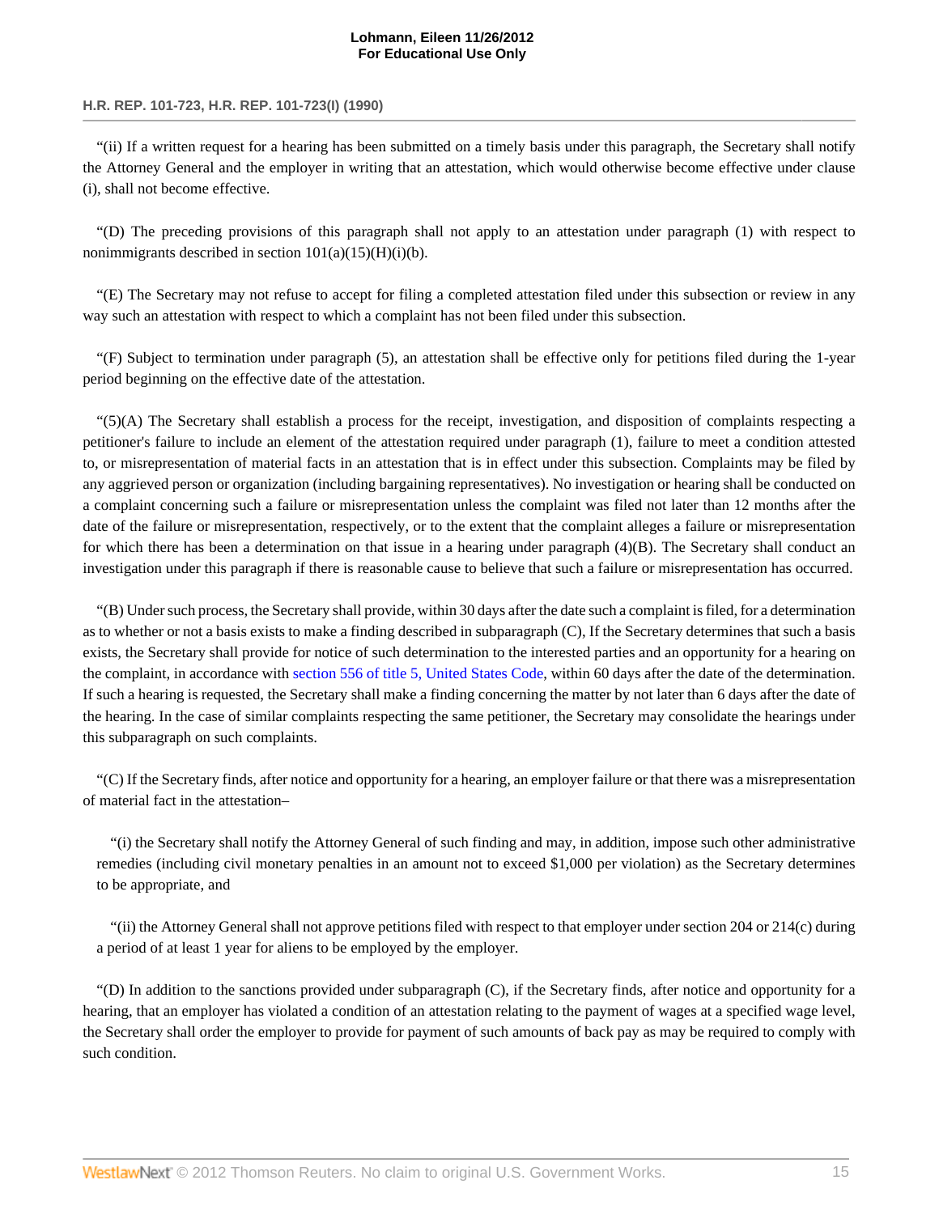"(ii) If a written request for a hearing has been submitted on a timely basis under this paragraph, the Secretary shall notify the Attorney General and the employer in writing that an attestation, which would otherwise become effective under clause (i), shall not become effective.

"(D) The preceding provisions of this paragraph shall not apply to an attestation under paragraph (1) with respect to nonimmigrants described in section 101(a)(15)(H)(i)(b).

"(E) The Secretary may not refuse to accept for filing a completed attestation filed under this subsection or review in any way such an attestation with respect to which a complaint has not been filed under this subsection.

"(F) Subject to termination under paragraph (5), an attestation shall be effective only for petitions filed during the 1-year period beginning on the effective date of the attestation.

"(5)(A) The Secretary shall establish a process for the receipt, investigation, and disposition of complaints respecting a petitioner's failure to include an element of the attestation required under paragraph (1), failure to meet a condition attested to, or misrepresentation of material facts in an attestation that is in effect under this subsection. Complaints may be filed by any aggrieved person or organization (including bargaining representatives). No investigation or hearing shall be conducted on a complaint concerning such a failure or misrepresentation unless the complaint was filed not later than 12 months after the date of the failure or misrepresentation, respectively, or to the extent that the complaint alleges a failure or misrepresentation for which there has been a determination on that issue in a hearing under paragraph (4)(B). The Secretary shall conduct an investigation under this paragraph if there is reasonable cause to believe that such a failure or misrepresentation has occurred.

"(B) Under such process, the Secretary shall provide, within 30 days after the date such a complaint is filed, for a determination as to whether or not a basis exists to make a finding described in subparagraph (C), If the Secretary determines that such a basis exists, the Secretary shall provide for notice of such determination to the interested parties and an opportunity for a hearing on the complaint, in accordance with section 556 of title 5, United States Code, within 60 days after the date of the determination. If such a hearing is requested, the Secretary shall make a finding concerning the matter by not later than 6 days after the date of the hearing. In the case of similar complaints respecting the same petitioner, the Secretary may consolidate the hearings under this subparagraph on such complaints.

"(C) If the Secretary finds, after notice and opportunity for a hearing, an employer failure or that there was a misrepresentation of material fact in the attestation–

"(i) the Secretary shall notify the Attorney General of such finding and may, in addition, impose such other administrative remedies (including civil monetary penalties in an amount not to exceed $1,000 per violation) as the Secretary determines to be appropriate, and

"(ii) the Attorney General shall not approve petitions filed with respect to that employer under section 204 or 214(c) during a period of at least 1 year for aliens to be employed by the employer.

"(D) In addition to the sanctions provided under subparagraph (C), if the Secretary finds, after notice and opportunity for a hearing, that an employer has violated a condition of an attestation relating to the payment of wages at a specified wage level, the Secretary shall order the employer to provide for payment of such amounts of back pay as may be required to comply with such condition.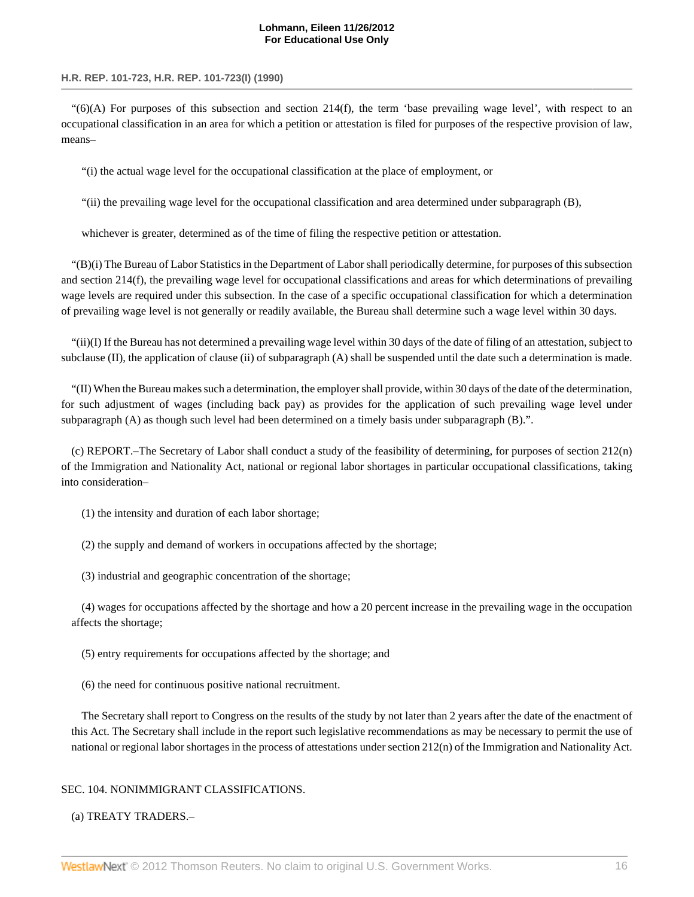"(6)(A) For purposes of this subsection and section 214(f), the term 'base prevailing wage level', with respect to an occupational classification in an area for which a petition or attestation is filed for purposes of the respective provision of law, means–

"(i) the actual wage level for the occupational classification at the place of employment, or

"(ii) the prevailing wage level for the occupational classification and area determined under subparagraph (B),

whichever is greater, determined as of the time of filing the respective petition or attestation.

"(B)(i) The Bureau of Labor Statistics in the Department of Labor shall periodically determine, for purposes of this subsection and section 214(f), the prevailing wage level for occupational classifications and areas for which determinations of prevailing wage levels are required under this subsection. In the case of a specific occupational classification for which a determination of prevailing wage level is not generally or readily available, the Bureau shall determine such a wage level within 30 days.

"(ii)(I) If the Bureau has not determined a prevailing wage level within 30 days of the date of filing of an attestation, subject to subclause (II), the application of clause (ii) of subparagraph (A) shall be suspended until the date such a determination is made.

"(II) When the Bureau makes such a determination, the employer shall provide, within 30 days of the date of the determination, for such adjustment of wages (including back pay) as provides for the application of such prevailing wage level under subparagraph (A) as though such level had been determined on a timely basis under subparagraph (B).".

(c) REPORT.–The Secretary of Labor shall conduct a study of the feasibility of determining, for purposes of section 212(n) of the Immigration and Nationality Act, national or regional labor shortages in particular occupational classifications, taking into consideration–

(1) the intensity and duration of each labor shortage;

(2) the supply and demand of workers in occupations affected by the shortage;

(3) industrial and geographic concentration of the shortage;

(4) wages for occupations affected by the shortage and how a 20 percent increase in the prevailing wage in the occupation affects the shortage;

(5) entry requirements for occupations affected by the shortage; and

(6) the need for continuous positive national recruitment.

The Secretary shall report to Congress on the results of the study by not later than 2 years after the date of the enactment of this Act. The Secretary shall include in the report such legislative recommendations as may be necessary to permit the use of national or regional labor shortages in the process of attestations under section 212(n) of the Immigration and Nationality Act.

SEC. 104. NONIMMIGRANT CLASSIFICATIONS.

(a) TREATY TRADERS.–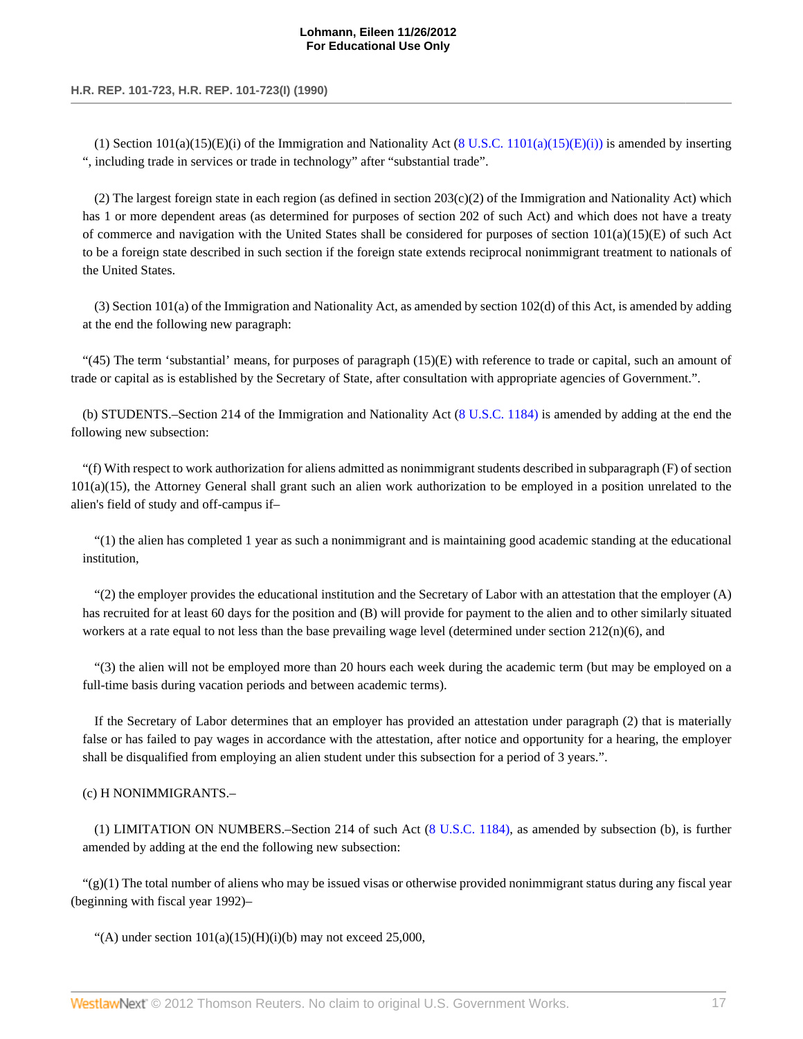(1) Section 101(a)(15)(E)(i) of the Immigration and Nationality Act (8 U.S.C. 1101(a)(15)(E)(i)) is amended by inserting ", including trade in services or trade in technology" after "substantial trade".

(2) The largest foreign state in each region (as defined in section 203(c)(2) of the Immigration and Nationality Act) which has 1 or more dependent areas (as determined for purposes of section 202 of such Act) and which does not have a treaty of commerce and navigation with the United States shall be considered for purposes of section 101(a)(15)(E) of such Act to be a foreign state described in such section if the foreign state extends reciprocal nonimmigrant treatment to nationals of the United States.

(3) Section 101(a) of the Immigration and Nationality Act, as amended by section 102(d) of this Act, is amended by adding at the end the following new paragraph:

"(45) The term 'substantial' means, for purposes of paragraph (15)(E) with reference to trade or capital, such an amount of trade or capital as is established by the Secretary of State, after consultation with appropriate agencies of Government.".

(b) STUDENTS.–Section 214 of the Immigration and Nationality Act (8 U.S.C. 1184) is amended by adding at the end the following new subsection:

"(f) With respect to work authorization for aliens admitted as nonimmigrant students described in subparagraph (F) of section 101(a)(15), the Attorney General shall grant such an alien work authorization to be employed in a position unrelated to the alien's field of study and off-campus if–

"(1) the alien has completed 1 year as such a nonimmigrant and is maintaining good academic standing at the educational institution,

"(2) the employer provides the educational institution and the Secretary of Labor with an attestation that the employer (A) has recruited for at least 60 days for the position and (B) will provide for payment to the alien and to other similarly situated workers at a rate equal to not less than the base prevailing wage level (determined under section 212(n)(6), and

"(3) the alien will not be employed more than 20 hours each week during the academic term (but may be employed on a full-time basis during vacation periods and between academic terms).

If the Secretary of Labor determines that an employer has provided an attestation under paragraph (2) that is materially false or has failed to pay wages in accordance with the attestation, after notice and opportunity for a hearing, the employer shall be disqualified from employing an alien student under this subsection for a period of 3 years.".

(c) H NONIMMIGRANTS.–

(1) LIMITATION ON NUMBERS.–Section 214 of such Act (8 U.S.C. 1184), as amended by subsection (b), is further amended by adding at the end the following new subsection:

"(g)(1) The total number of aliens who may be issued visas or otherwise provided nonimmigrant status during any fiscal year (beginning with fiscal year 1992)–

"(A) under section 101(a)(15)(H)(i)(b) may not exceed 25,000,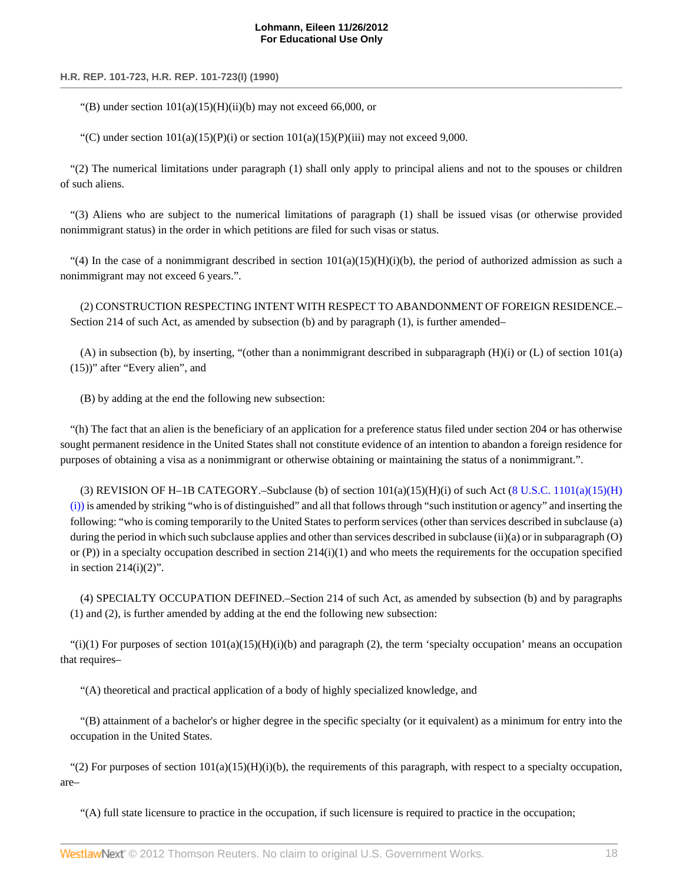"(B) under section 101(a)(15)(H)(ii)(b) may not exceed 66,000, or

"(C) under section 101(a)(15)(P)(i) or section 101(a)(15)(P)(iii) may not exceed 9,000.

"(2) The numerical limitations under paragraph (1) shall only apply to principal aliens and not to the spouses or children of such aliens.

"(3) Aliens who are subject to the numerical limitations of paragraph (1) shall be issued visas (or otherwise provided nonimmigrant status) in the order in which petitions are filed for such visas or status.

"(4) In the case of a nonimmigrant described in section 101(a)(15)(H)(i)(b), the period of authorized admission as such a nonimmigrant may not exceed 6 years.".

(2) CONSTRUCTION RESPECTING INTENT WITH RESPECT TO ABANDONMENT OF FOREIGN RESIDENCE.–Section 214 of such Act, as amended by subsection (b) and by paragraph (1), is further amended–

(A) in subsection (b), by inserting, "(other than a nonimmigrant described in subparagraph (H)(i) or (L) of section 101(a)(15))" after "Every alien", and

(B) by adding at the end the following new subsection:

"(h) The fact that an alien is the beneficiary of an application for a preference status filed under section 204 or has otherwise sought permanent residence in the United States shall not constitute evidence of an intention to abandon a foreign residence for purposes of obtaining a visa as a nonimmigrant or otherwise obtaining or maintaining the status of a nonimmigrant.".

(3) REVISION OF H–1B CATEGORY.–Subclause (b) of section 101(a)(15)(H)(i) of such Act (8 U.S.C. 1101(a)(15)(H)(i)) is amended by striking "who is of distinguished" and all that follows through "such institution or agency" and inserting the following: "who is coming temporarily to the United States to perform services (other than services described in subclause (a) during the period in which such subclause applies and other than services described in subclause (ii)(a) or in subparagraph (O) or (P)) in a specialty occupation described in section 214(i)(1) and who meets the requirements for the occupation specified in section 214(i)(2)".

(4) SPECIALTY OCCUPATION DEFINED.–Section 214 of such Act, as amended by subsection (b) and by paragraphs (1) and (2), is further amended by adding at the end the following new subsection:

"(i)(1) For purposes of section 101(a)(15)(H)(i)(b) and paragraph (2), the term 'specialty occupation' means an occupation that requires–

"(A) theoretical and practical application of a body of highly specialized knowledge, and

"(B) attainment of a bachelor's or higher degree in the specific specialty (or it equivalent) as a minimum for entry into the occupation in the United States.

"(2) For purposes of section 101(a)(15)(H)(i)(b), the requirements of this paragraph, with respect to a specialty occupation, are–

"(A) full state licensure to practice in the occupation, if such licensure is required to practice in the occupation;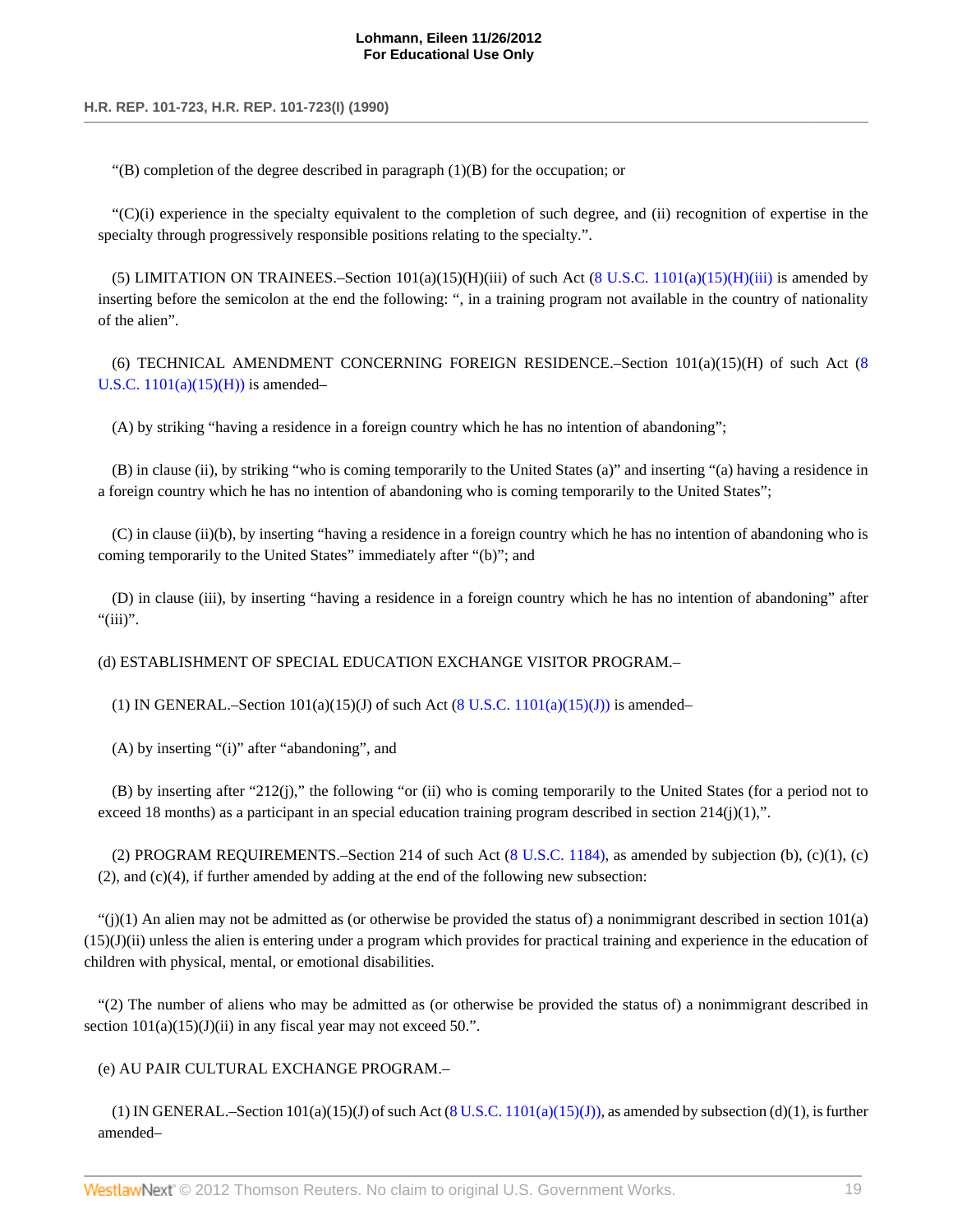"(B) completion of the degree described in paragraph (1)(B) for the occupation; or

"(C)(i) experience in the specialty equivalent to the completion of such degree, and (ii) recognition of expertise in the specialty through progressively responsible positions relating to the specialty.".

(5) LIMITATION ON TRAINEES.–Section 101(a)(15)(H)(iii) of such Act (8 U.S.C. 1101(a)(15)(H)(iii) is amended by inserting before the semicolon at the end the following: ", in a training program not available in the country of nationality of the alien".

(6) TECHNICAL AMENDMENT CONCERNING FOREIGN RESIDENCE.–Section 101(a)(15)(H) of such Act (8 U.S.C. 1101(a)(15)(H)) is amended–

(A) by striking "having a residence in a foreign country which he has no intention of abandoning";

(B) in clause (ii), by striking "who is coming temporarily to the United States (a)" and inserting "(a) having a residence in a foreign country which he has no intention of abandoning who is coming temporarily to the United States";

(C) in clause (ii)(b), by inserting "having a residence in a foreign country which he has no intention of abandoning who is coming temporarily to the United States" immediately after "(b)"; and

(D) in clause (iii), by inserting "having a residence in a foreign country which he has no intention of abandoning" after "(iii)".

(d) ESTABLISHMENT OF SPECIAL EDUCATION EXCHANGE VISITOR PROGRAM.–

(1) IN GENERAL.–Section 101(a)(15)(J) of such Act (8 U.S.C. 1101(a)(15)(J)) is amended–

(A) by inserting "(i)" after "abandoning", and

(B) by inserting after "212(j)," the following "or (ii) who is coming temporarily to the United States (for a period not to exceed 18 months) as a participant in an special education training program described in section 214(j)(1),".

(2) PROGRAM REQUIREMENTS.–Section 214 of such Act (8 U.S.C. 1184), as amended by subjection (b), (c)(1), (c)(2), and (c)(4), if further amended by adding at the end of the following new subsection:

"(j)(1) An alien may not be admitted as (or otherwise be provided the status of) a nonimmigrant described in section 101(a)(15)(J)(ii) unless the alien is entering under a program which provides for practical training and experience in the education of children with physical, mental, or emotional disabilities.

"(2) The number of aliens who may be admitted as (or otherwise be provided the status of) a nonimmigrant described in section 101(a)(15)(J)(ii) in any fiscal year may not exceed 50.".

(e) AU PAIR CULTURAL EXCHANGE PROGRAM.–

(1) IN GENERAL.–Section 101(a)(15)(J) of such Act (8 U.S.C. 1101(a)(15)(J)), as amended by subsection (d)(1), is further amended–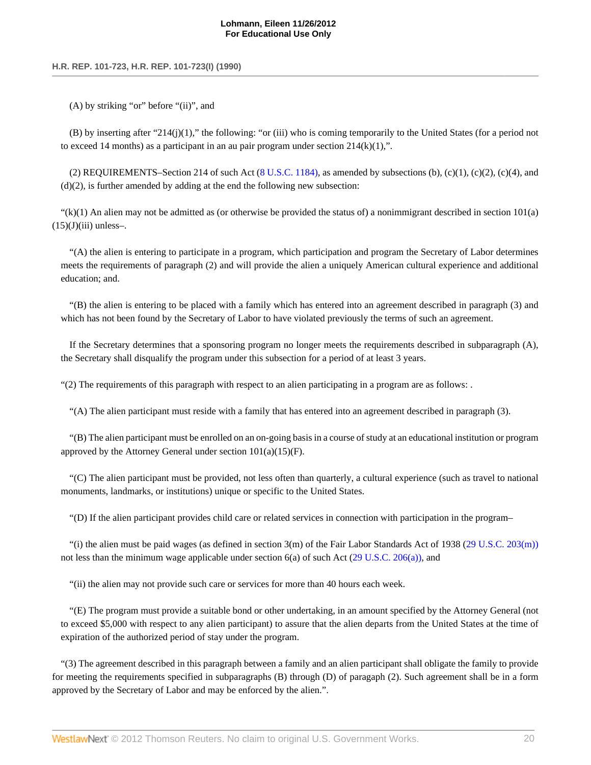(A) by striking "or" before "(ii)", and

(B) by inserting after "214(j)(1)," the following: "or (iii) who is coming temporarily to the United States (for a period not to exceed 14 months) as a participant in an au pair program under section 214(k)(1),".

(2) REQUIREMENTS–Section 214 of such Act (8 U.S.C. 1184), as amended by subsections (b), (c)(1), (c)(2), (c)(4), and (d)(2), is further amended by adding at the end the following new subsection:

"(k)(1) An alien may not be admitted as (or otherwise be provided the status of) a nonimmigrant described in section 101(a)(15)(J)(iii) unless–.

"(A) the alien is entering to participate in a program, which participation and program the Secretary of Labor determines meets the requirements of paragraph (2) and will provide the alien a uniquely American cultural experience and additional education; and.

"(B) the alien is entering to be placed with a family which has entered into an agreement described in paragraph (3) and which has not been found by the Secretary of Labor to have violated previously the terms of such an agreement.

If the Secretary determines that a sponsoring program no longer meets the requirements described in subparagraph (A), the Secretary shall disqualify the program under this subsection for a period of at least 3 years.

"(2) The requirements of this paragraph with respect to an alien participating in a program are as follows: .

"(A) The alien participant must reside with a family that has entered into an agreement described in paragraph (3).

"(B) The alien participant must be enrolled on an on-going basis in a course of study at an educational institution or program approved by the Attorney General under section 101(a)(15)(F).

"(C) The alien participant must be provided, not less often than quarterly, a cultural experience (such as travel to national monuments, landmarks, or institutions) unique or specific to the United States.

"(D) If the alien participant provides child care or related services in connection with participation in the program–

"(i) the alien must be paid wages (as defined in section 3(m) of the Fair Labor Standards Act of 1938 (29 U.S.C. 203(m)) not less than the minimum wage applicable under section 6(a) of such Act (29 U.S.C. 206(a)), and

"(ii) the alien may not provide such care or services for more than 40 hours each week.

"(E) The program must provide a suitable bond or other undertaking, in an amount specified by the Attorney General (not to exceed $5,000 with respect to any alien participant) to assure that the alien departs from the United States at the time of expiration of the authorized period of stay under the program.

"(3) The agreement described in this paragraph between a family and an alien participant shall obligate the family to provide for meeting the requirements specified in subparagraphs (B) through (D) of paragaph (2). Such agreement shall be in a form approved by the Secretary of Labor and may be enforced by the alien.".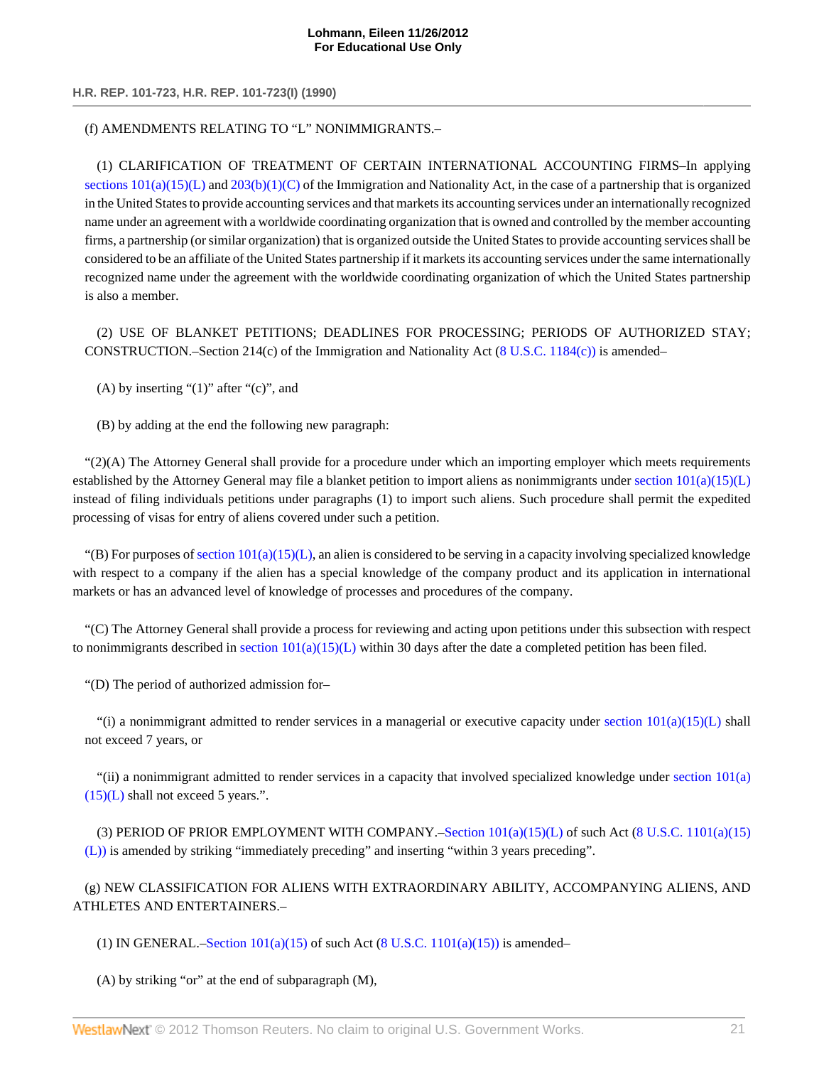(f) AMENDMENTS RELATING TO “L” NONIMMIGRANTS.–

(1) CLARIFICATION OF TREATMENT OF CERTAIN INTERNATIONAL ACCOUNTING FIRMS–In applying sections 101(a)(15)(L) and 203(b)(1)(C) of the Immigration and Nationality Act, in the case of a partnership that is organized in the United States to provide accounting services and that markets its accounting services under an internationally recognized name under an agreement with a worldwide coordinating organization that is owned and controlled by the member accounting firms, a partnership (or similar organization) that is organized outside the United States to provide accounting services shall be considered to be an affiliate of the United States partnership if it markets its accounting services under the same internationally recognized name under the agreement with the worldwide coordinating organization of which the United States partnership is also a member.

(2) USE OF BLANKET PETITIONS; DEADLINES FOR PROCESSING; PERIODS OF AUTHORIZED STAY; CONSTRUCTION.–Section 214(c) of the Immigration and Nationality Act (8 U.S.C. 1184(c)) is amended–

(A) by inserting “(1)” after “(c)”, and

(B) by adding at the end the following new paragraph:

“(2)(A) The Attorney General shall provide for a procedure under which an importing employer which meets requirements established by the Attorney General may file a blanket petition to import aliens as nonimmigrants under section 101(a)(15)(L) instead of filing individuals petitions under paragraphs (1) to import such aliens. Such procedure shall permit the expedited processing of visas for entry of aliens covered under such a petition.

“(B) For purposes of section 101(a)(15)(L), an alien is considered to be serving in a capacity involving specialized knowledge with respect to a company if the alien has a special knowledge of the company product and its application in international markets or has an advanced level of knowledge of processes and procedures of the company.

“(C) The Attorney General shall provide a process for reviewing and acting upon petitions under this subsection with respect to nonimmigrants described in section 101(a)(15)(L) within 30 days after the date a completed petition has been filed.

“(D) The period of authorized admission for–

“(i) a nonimmigrant admitted to render services in a managerial or executive capacity under section 101(a)(15)(L) shall not exceed 7 years, or

“(ii) a nonimmigrant admitted to render services in a capacity that involved specialized knowledge under section 101(a)(15)(L) shall not exceed 5 years.”.

(3) PERIOD OF PRIOR EMPLOYMENT WITH COMPANY.–Section 101(a)(15)(L) of such Act (8 U.S.C. 1101(a)(15)(L)) is amended by striking “immediately preceding” and inserting “within 3 years preceding”.

(g) NEW CLASSIFICATION FOR ALIENS WITH EXTRAORDINARY ABILITY, ACCOMPANYING ALIENS, AND ATHLETES AND ENTERTAINERS.–

(1) IN GENERAL.–Section 101(a)(15) of such Act (8 U.S.C. 1101(a)(15)) is amended–

(A) by striking “or” at the end of subparagraph (M),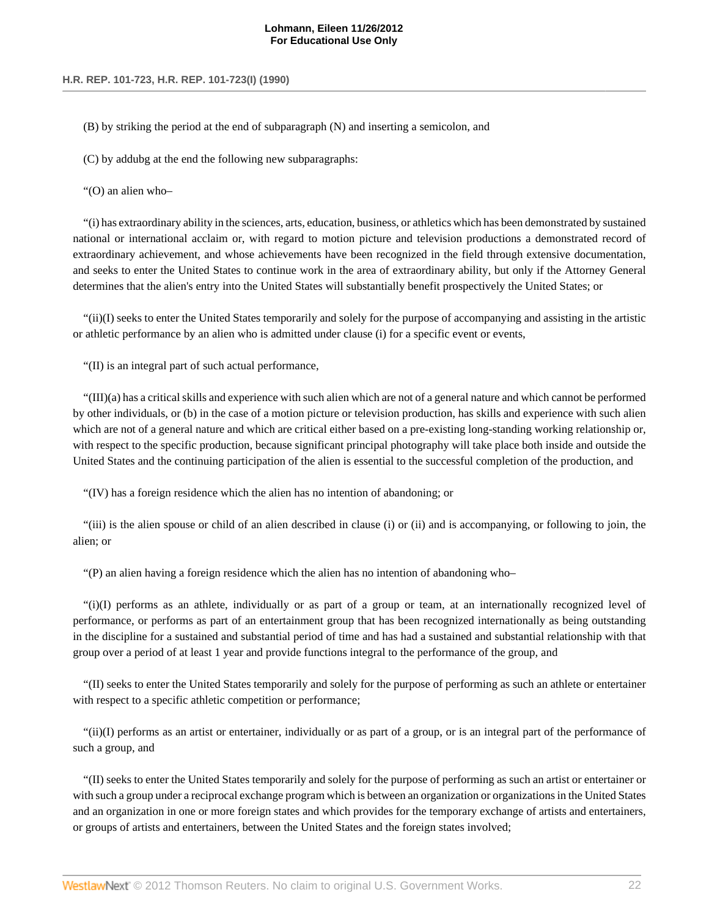(B) by striking the period at the end of subparagraph (N) and inserting a semicolon, and

(C) by addubg at the end the following new subparagraphs:

"(O) an alien who–

"(i) has extraordinary ability in the sciences, arts, education, business, or athletics which has been demonstrated by sustained national or international acclaim or, with regard to motion picture and television productions a demonstrated record of extraordinary achievement, and whose achievements have been recognized in the field through extensive documentation, and seeks to enter the United States to continue work in the area of extraordinary ability, but only if the Attorney General determines that the alien's entry into the United States will substantially benefit prospectively the United States; or

"(ii)(I) seeks to enter the United States temporarily and solely for the purpose of accompanying and assisting in the artistic or athletic performance by an alien who is admitted under clause (i) for a specific event or events,

"(II) is an integral part of such actual performance,

"(III)(a) has a critical skills and experience with such alien which are not of a general nature and which cannot be performed by other individuals, or (b) in the case of a motion picture or television production, has skills and experience with such alien which are not of a general nature and which are critical either based on a pre-existing long-standing working relationship or, with respect to the specific production, because significant principal photography will take place both inside and outside the United States and the continuing participation of the alien is essential to the successful completion of the production, and

"(IV) has a foreign residence which the alien has no intention of abandoning; or

"(iii) is the alien spouse or child of an alien described in clause (i) or (ii) and is accompanying, or following to join, the alien; or

"(P) an alien having a foreign residence which the alien has no intention of abandoning who–

"(i)(I) performs as an athlete, individually or as part of a group or team, at an internationally recognized level of performance, or performs as part of an entertainment group that has been recognized internationally as being outstanding in the discipline for a sustained and substantial period of time and has had a sustained and substantial relationship with that group over a period of at least 1 year and provide functions integral to the performance of the group, and

"(II) seeks to enter the United States temporarily and solely for the purpose of performing as such an athlete or entertainer with respect to a specific athletic competition or performance;

"(ii)(I) performs as an artist or entertainer, individually or as part of a group, or is an integral part of the performance of such a group, and

"(II) seeks to enter the United States temporarily and solely for the purpose of performing as such an artist or entertainer or with such a group under a reciprocal exchange program which is between an organization or organizations in the United States and an organization in one or more foreign states and which provides for the temporary exchange of artists and entertainers, or groups of artists and entertainers, between the United States and the foreign states involved;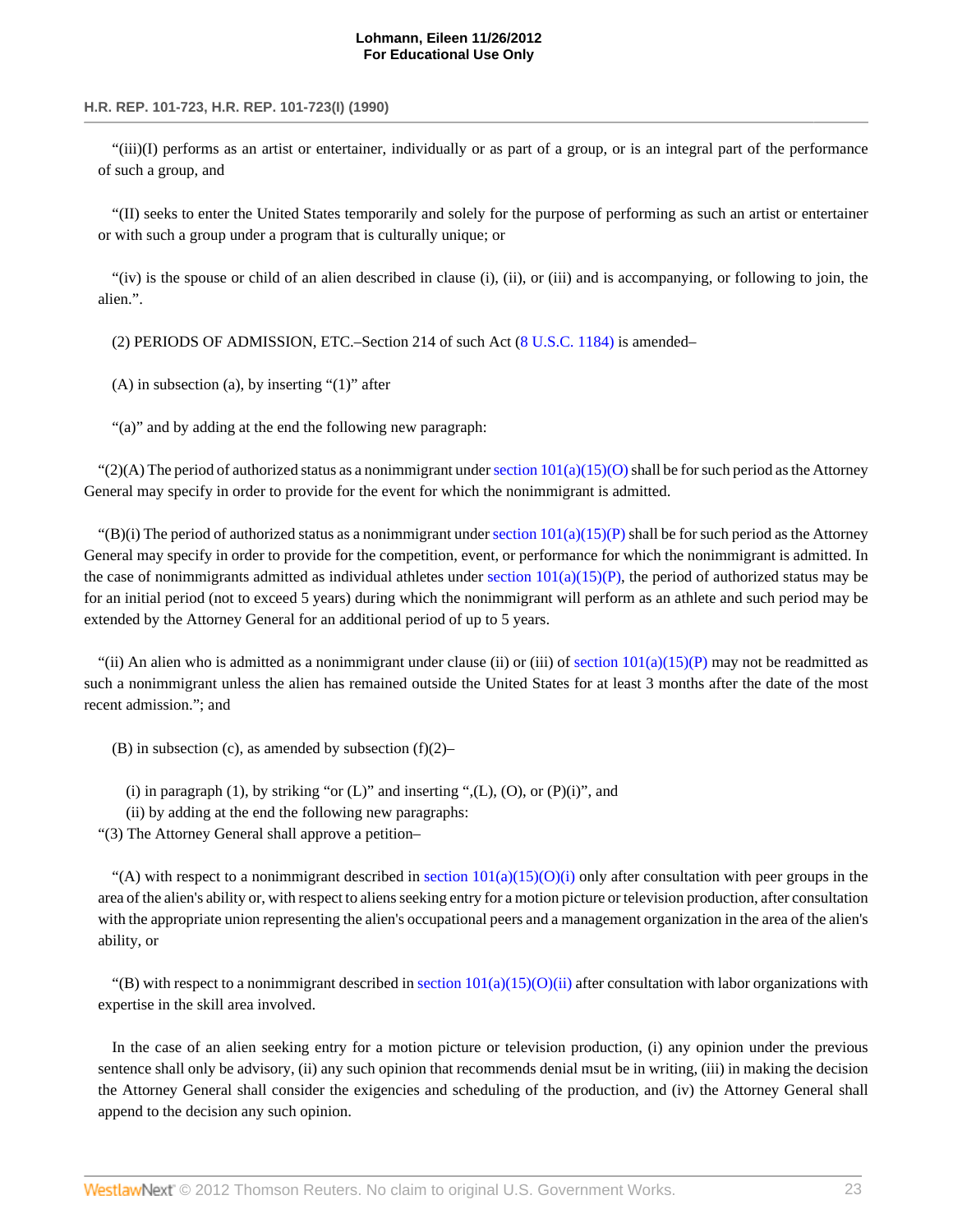"(iii)(I) performs as an artist or entertainer, individually or as part of a group, or is an integral part of the performance of such a group, and

"(II) seeks to enter the United States temporarily and solely for the purpose of performing as such an artist or entertainer or with such a group under a program that is culturally unique; or

"(iv) is the spouse or child of an alien described in clause (i), (ii), or (iii) and is accompanying, or following to join, the alien.".

(2) PERIODS OF ADMISSION, ETC.–Section 214 of such Act (8 U.S.C. 1184) is amended–

(A) in subsection (a), by inserting "(1)" after

"(a)" and by adding at the end the following new paragraph:

"(2)(A) The period of authorized status as a nonimmigrant under section 101(a)(15)(O) shall be for such period as the Attorney General may specify in order to provide for the event for which the nonimmigrant is admitted.

"(B)(i) The period of authorized status as a nonimmigrant under section 101(a)(15)(P) shall be for such period as the Attorney General may specify in order to provide for the competition, event, or performance for which the nonimmigrant is admitted. In the case of nonimmigrants admitted as individual athletes under section 101(a)(15)(P), the period of authorized status may be for an initial period (not to exceed 5 years) during which the nonimmigrant will perform as an athlete and such period may be extended by the Attorney General for an additional period of up to 5 years.

"(ii) An alien who is admitted as a nonimmigrant under clause (ii) or (iii) of section 101(a)(15)(P) may not be readmitted as such a nonimmigrant unless the alien has remained outside the United States for at least 3 months after the date of the most recent admission."; and

(B) in subsection (c), as amended by subsection (f)(2)–

(i) in paragraph (1), by striking "or (L)" and inserting ",(L), (O), or (P)(i)", and
(ii) by adding at the end the following new paragraphs:

"(3) The Attorney General shall approve a petition–

"(A) with respect to a nonimmigrant described in section 101(a)(15)(O)(i) only after consultation with peer groups in the area of the alien's ability or, with respect to aliens seeking entry for a motion picture or television production, after consultation with the appropriate union representing the alien's occupational peers and a management organization in the area of the alien's ability, or

"(B) with respect to a nonimmigrant described in section 101(a)(15)(O)(ii) after consultation with labor organizations with expertise in the skill area involved.

In the case of an alien seeking entry for a motion picture or television production, (i) any opinion under the previous sentence shall only be advisory, (ii) any such opinion that recommends denial msut be in writing, (iii) in making the decision the Attorney General shall consider the exigencies and scheduling of the production, and (iv) the Attorney General shall append to the decision any such opinion.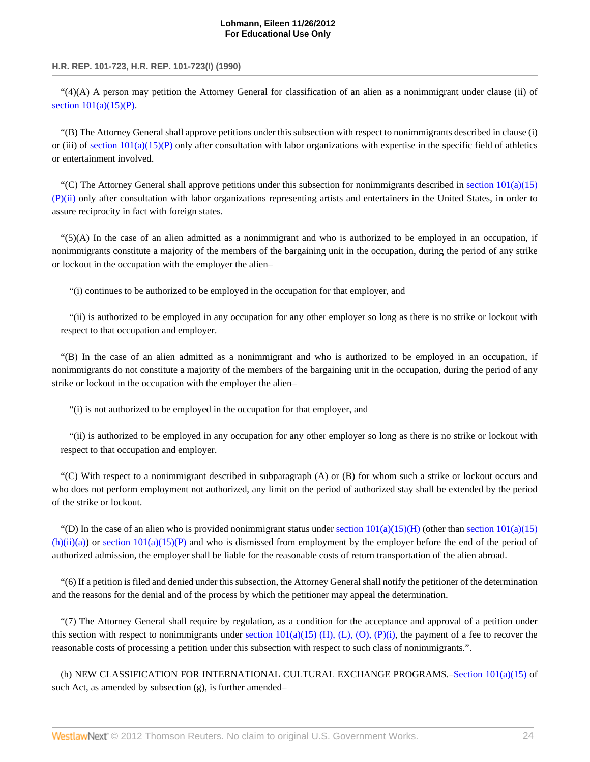"(4)(A) A person may petition the Attorney General for classification of an alien as a nonimmigrant under clause (ii) of section 101(a)(15)(P).

"(B) The Attorney General shall approve petitions under this subsection with respect to nonimmigrants described in clause (i) or (iii) of section 101(a)(15)(P) only after consultation with labor organizations with expertise in the specific field of athletics or entertainment involved.

"(C) The Attorney General shall approve petitions under this subsection for nonimmigrants described in section 101(a)(15)(P)(ii) only after consultation with labor organizations representing artists and entertainers in the United States, in order to assure reciprocity in fact with foreign states.

"(5)(A) In the case of an alien admitted as a nonimmigrant and who is authorized to be employed in an occupation, if nonimmigrants constitute a majority of the members of the bargaining unit in the occupation, during the period of any strike or lockout in the occupation with the employer the alien–

"(i) continues to be authorized to be employed in the occupation for that employer, and

"(ii) is authorized to be employed in any occupation for any other employer so long as there is no strike or lockout with respect to that occupation and employer.

"(B) In the case of an alien admitted as a nonimmigrant and who is authorized to be employed in an occupation, if nonimmigrants do not constitute a majority of the members of the bargaining unit in the occupation, during the period of any strike or lockout in the occupation with the employer the alien–

"(i) is not authorized to be employed in the occupation for that employer, and

"(ii) is authorized to be employed in any occupation for any other employer so long as there is no strike or lockout with respect to that occupation and employer.

"(C) With respect to a nonimmigrant described in subparagraph (A) or (B) for whom such a strike or lockout occurs and who does not perform employment not authorized, any limit on the period of authorized stay shall be extended by the period of the strike or lockout.

"(D) In the case of an alien who is provided nonimmigrant status under section 101(a)(15)(H) (other than section 101(a)(15)(h)(ii)(a)) or section 101(a)(15)(P) and who is dismissed from employment by the employer before the end of the period of authorized admission, the employer shall be liable for the reasonable costs of return transportation of the alien abroad.

"(6) If a petition is filed and denied under this subsection, the Attorney General shall notify the petitioner of the determination and the reasons for the denial and of the process by which the petitioner may appeal the determination.

"(7) The Attorney General shall require by regulation, as a condition for the acceptance and approval of a petition under this section with respect to nonimmigrants under section 101(a)(15) (H), (L), (O), (P)(i), the payment of a fee to recover the reasonable costs of processing a petition under this subsection with respect to such class of nonimmigrants.".

(h) NEW CLASSIFICATION FOR INTERNATIONAL CULTURAL EXCHANGE PROGRAMS.–Section 101(a)(15) of such Act, as amended by subsection (g), is further amended–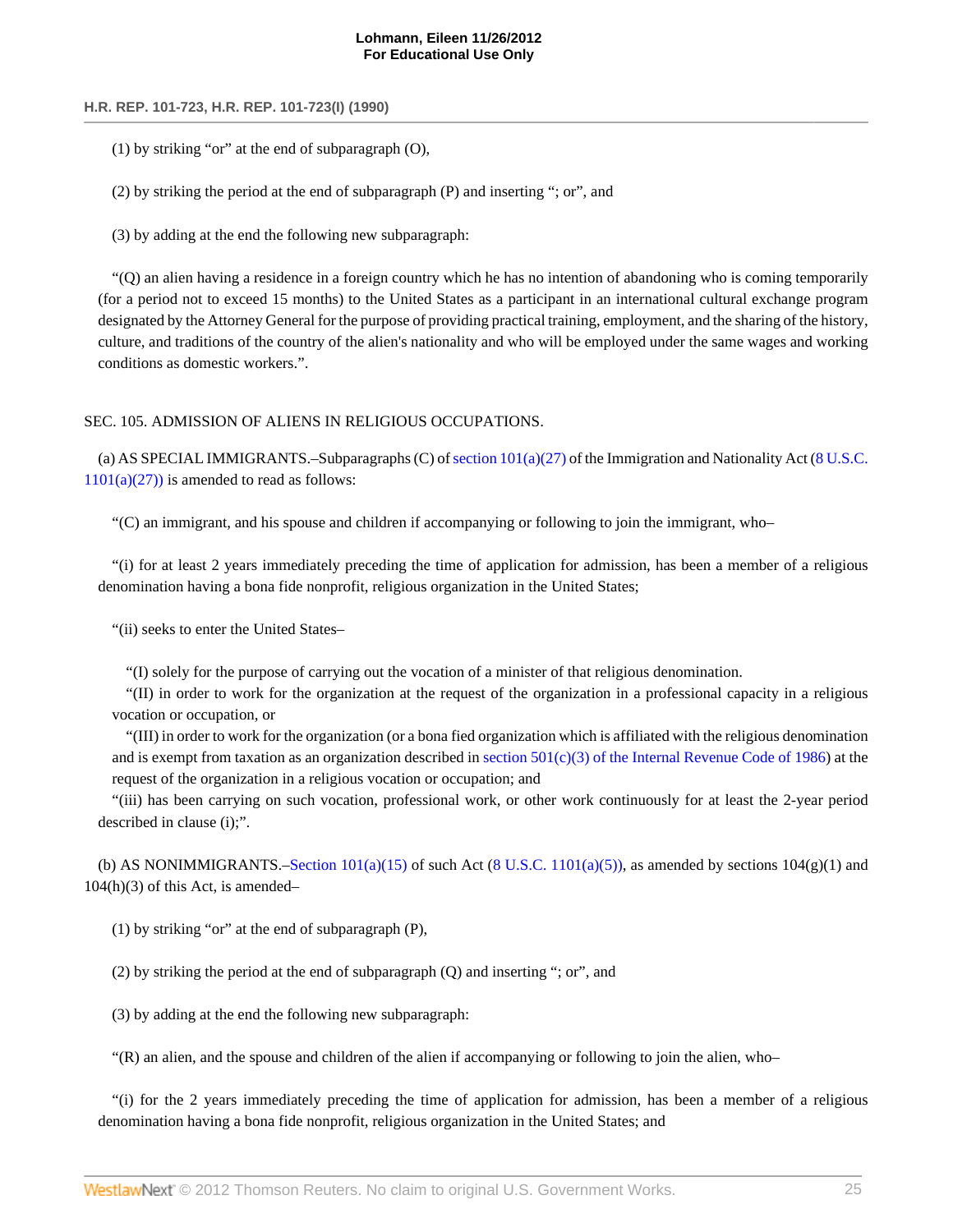(1) by striking “or” at the end of subparagraph (O),

(2) by striking the period at the end of subparagraph (P) and inserting “; or”, and

(3) by adding at the end the following new subparagraph:

“(Q) an alien having a residence in a foreign country which he has no intention of abandoning who is coming temporarily (for a period not to exceed 15 months) to the United States as a participant in an international cultural exchange program designated by the Attorney General for the purpose of providing practical training, employment, and the sharing of the history, culture, and traditions of the country of the alien's nationality and who will be employed under the same wages and working conditions as domestic workers.”.

SEC. 105. ADMISSION OF ALIENS IN RELIGIOUS OCCUPATIONS.

(a) AS SPECIAL IMMIGRANTS.–Subparagraphs (C) of section 101(a)(27) of the Immigration and Nationality Act (8 U.S.C. 1101(a)(27)) is amended to read as follows:

“(C) an immigrant, and his spouse and children if accompanying or following to join the immigrant, who–

“(i) for at least 2 years immediately preceding the time of application for admission, has been a member of a religious denomination having a bona fide nonprofit, religious organization in the United States;

“(ii) seeks to enter the United States–

“(I) solely for the purpose of carrying out the vocation of a minister of that religious denomination.

“(II) in order to work for the organization at the request of the organization in a professional capacity in a religious vocation or occupation, or

“(III) in order to work for the organization (or a bona fied organization which is affiliated with the religious denomination and is exempt from taxation as an organization described in section 501(c)(3) of the Internal Revenue Code of 1986) at the request of the organization in a religious vocation or occupation; and

“(iii) has been carrying on such vocation, professional work, or other work continuously for at least the 2-year period described in clause (i);”.

(b) AS NONIMMIGRANTS.–Section 101(a)(15) of such Act (8 U.S.C. 1101(a)(5)), as amended by sections 104(g)(1) and 104(h)(3) of this Act, is amended–

(1) by striking “or” at the end of subparagraph (P),

(2) by striking the period at the end of subparagraph (Q) and inserting “; or”, and

(3) by adding at the end the following new subparagraph:

“(R) an alien, and the spouse and children of the alien if accompanying or following to join the alien, who–

“(i) for the 2 years immediately preceding the time of application for admission, has been a member of a religious denomination having a bona fide nonprofit, religious organization in the United States; and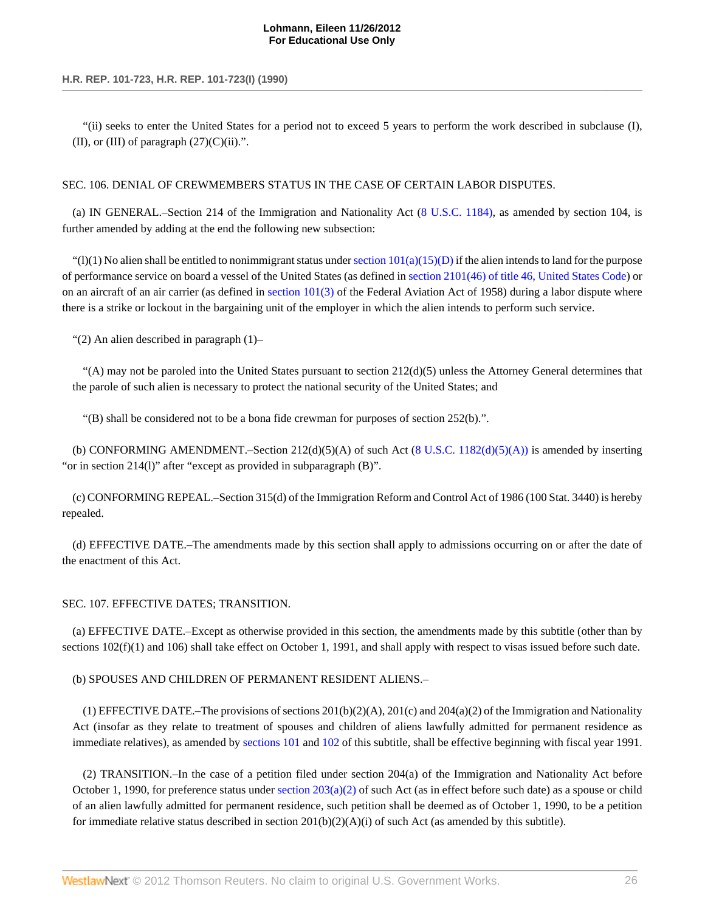"(ii) seeks to enter the United States for a period not to exceed 5 years to perform the work described in subclause (I), (II), or (III) of paragraph (27)(C)(ii).".

SEC. 106. DENIAL OF CREWMEMBERS STATUS IN THE CASE OF CERTAIN LABOR DISPUTES.

(a) IN GENERAL.–Section 214 of the Immigration and Nationality Act (8 U.S.C. 1184), as amended by section 104, is further amended by adding at the end the following new subsection:

"(l)(1) No alien shall be entitled to nonimmigrant status under section 101(a)(15)(D) if the alien intends to land for the purpose of performance service on board a vessel of the United States (as defined in section 2101(46) of title 46, United States Code) or on an aircraft of an air carrier (as defined in section 101(3) of the Federal Aviation Act of 1958) during a labor dispute where there is a strike or lockout in the bargaining unit of the employer in which the alien intends to perform such service.

"(2) An alien described in paragraph (1)–

"(A) may not be paroled into the United States pursuant to section 212(d)(5) unless the Attorney General determines that the parole of such alien is necessary to protect the national security of the United States; and

"(B) shall be considered not to be a bona fide crewman for purposes of section 252(b).".

(b) CONFORMING AMENDMENT.–Section 212(d)(5)(A) of such Act (8 U.S.C. 1182(d)(5)(A)) is amended by inserting "or in section 214(l)" after "except as provided in subparagraph (B)".

(c) CONFORMING REPEAL.–Section 315(d) of the Immigration Reform and Control Act of 1986 (100 Stat. 3440) is hereby repealed.

(d) EFFECTIVE DATE.–The amendments made by this section shall apply to admissions occurring on or after the date of the enactment of this Act.

SEC. 107. EFFECTIVE DATES; TRANSITION.

(a) EFFECTIVE DATE.–Except as otherwise provided in this section, the amendments made by this subtitle (other than by sections 102(f)(1) and 106) shall take effect on October 1, 1991, and shall apply with respect to visas issued before such date.

(b) SPOUSES AND CHILDREN OF PERMANENT RESIDENT ALIENS.–

(1) EFFECTIVE DATE.–The provisions of sections 201(b)(2)(A), 201(c) and 204(a)(2) of the Immigration and Nationality Act (insofar as they relate to treatment of spouses and children of aliens lawfully admitted for permanent residence as immediate relatives), as amended by sections 101 and 102 of this subtitle, shall be effective beginning with fiscal year 1991.

(2) TRANSITION.–In the case of a petition filed under section 204(a) of the Immigration and Nationality Act before October 1, 1990, for preference status under section 203(a)(2) of such Act (as in effect before such date) as a spouse or child of an alien lawfully admitted for permanent residence, such petition shall be deemed as of October 1, 1990, to be a petition for immediate relative status described in section 201(b)(2)(A)(i) of such Act (as amended by this subtitle).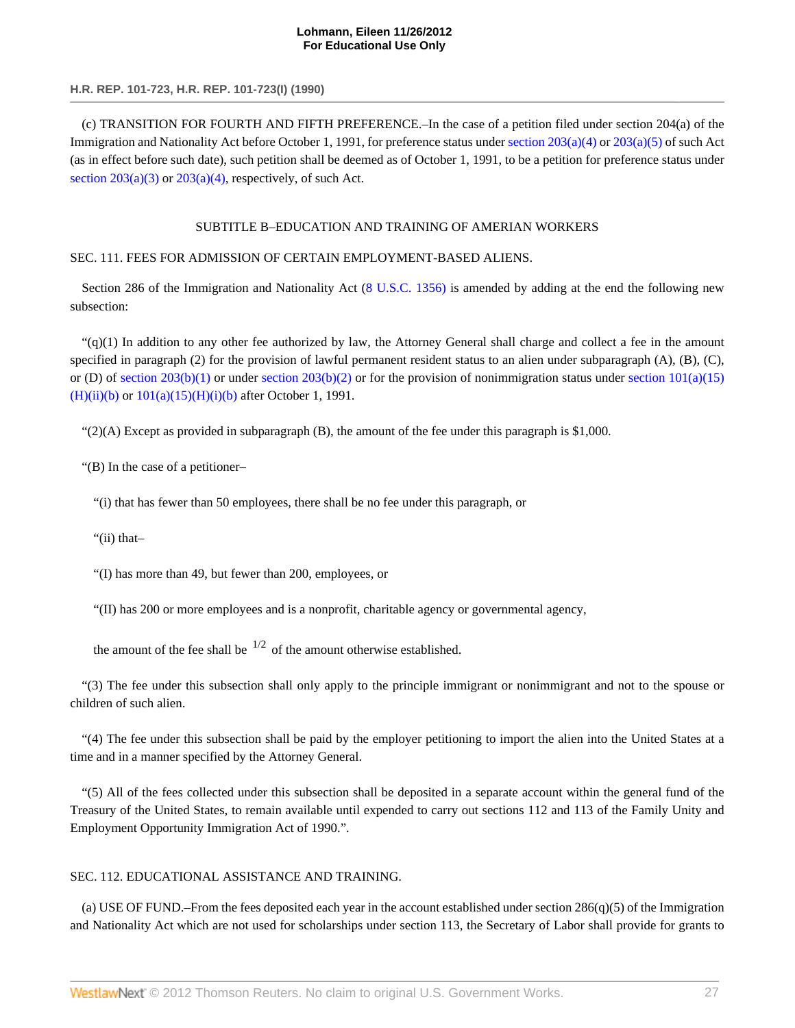(c) TRANSITION FOR FOURTH AND FIFTH PREFERENCE.–In the case of a petition filed under section 204(a) of the Immigration and Nationality Act before October 1, 1991, for preference status under section 203(a)(4) or 203(a)(5) of such Act (as in effect before such date), such petition shall be deemed as of October 1, 1991, to be a petition for preference status under section 203(a)(3) or 203(a)(4), respectively, of such Act.

SUBTITLE B–EDUCATION AND TRAINING OF AMERIAN WORKERS

SEC. 111. FEES FOR ADMISSION OF CERTAIN EMPLOYMENT-BASED ALIENS.

Section 286 of the Immigration and Nationality Act (8 U.S.C. 1356) is amended by adding at the end the following new subsection:

"(q)(1) In addition to any other fee authorized by law, the Attorney General shall charge and collect a fee in the amount specified in paragraph (2) for the provision of lawful permanent resident status to an alien under subparagraph (A), (B), (C), or (D) of section 203(b)(1) or under section 203(b)(2) or for the provision of nonimmigration status under section 101(a)(15)(H)(ii)(b) or 101(a)(15)(H)(i)(b) after October 1, 1991.

"(2)(A) Except as provided in subparagraph (B), the amount of the fee under this paragraph is $1,000.

"(B) In the case of a petitioner–

"(i) that has fewer than 50 employees, there shall be no fee under this paragraph, or

"(ii) that–

"(I) has more than 49, but fewer than 200, employees, or

"(II) has 200 or more employees and is a nonprofit, charitable agency or governmental agency,

the amount of the fee shall be $^{1/2}$ of the amount otherwise established.

"(3) The fee under this subsection shall only apply to the principle immigrant or nonimmigrant and not to the spouse or children of such alien.

"(4) The fee under this subsection shall be paid by the employer petitioning to import the alien into the United States at a time and in a manner specified by the Attorney General.

"(5) All of the fees collected under this subsection shall be deposited in a separate account within the general fund of the Treasury of the United States, to remain available until expended to carry out sections 112 and 113 of the Family Unity and Employment Opportunity Immigration Act of 1990.".

SEC. 112. EDUCATIONAL ASSISTANCE AND TRAINING.

(a) USE OF FUND.–From the fees deposited each year in the account established under section 286(q)(5) of the Immigration and Nationality Act which are not used for scholarships under section 113, the Secretary of Labor shall provide for grants to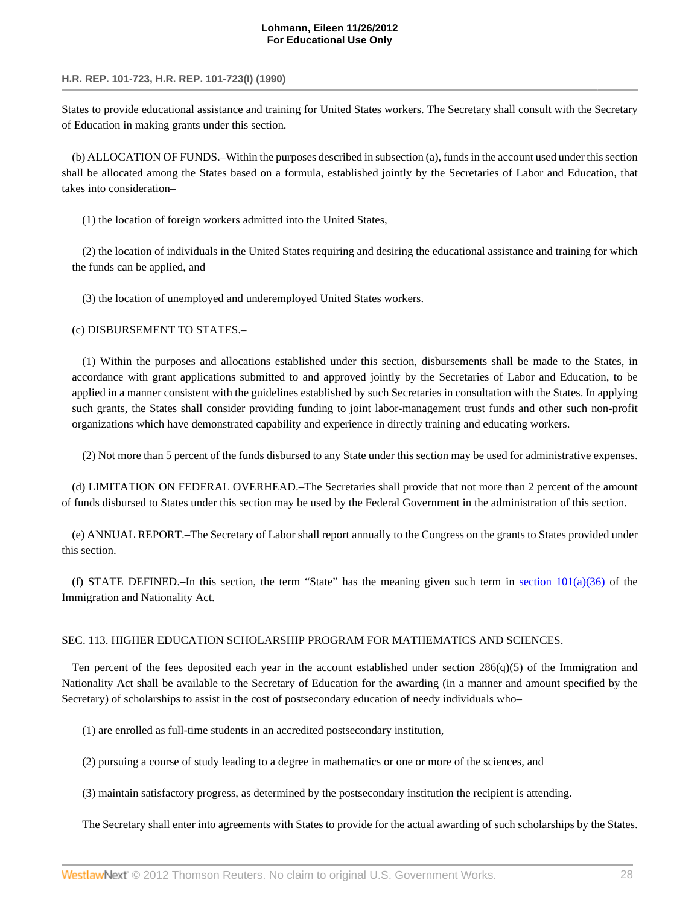States to provide educational assistance and training for United States workers. The Secretary shall consult with the Secretary of Education in making grants under this section.

(b) ALLOCATION OF FUNDS.–Within the purposes described in subsection (a), funds in the account used under this section shall be allocated among the States based on a formula, established jointly by the Secretaries of Labor and Education, that takes into consideration–

(1) the location of foreign workers admitted into the United States,

(2) the location of individuals in the United States requiring and desiring the educational assistance and training for which the funds can be applied, and

(3) the location of unemployed and underemployed United States workers.

(c) DISBURSEMENT TO STATES.–

(1) Within the purposes and allocations established under this section, disbursements shall be made to the States, in accordance with grant applications submitted to and approved jointly by the Secretaries of Labor and Education, to be applied in a manner consistent with the guidelines established by such Secretaries in consultation with the States. In applying such grants, the States shall consider providing funding to joint labor-management trust funds and other such non-profit organizations which have demonstrated capability and experience in directly training and educating workers.

(2) Not more than 5 percent of the funds disbursed to any State under this section may be used for administrative expenses.

(d) LIMITATION ON FEDERAL OVERHEAD.–The Secretaries shall provide that not more than 2 percent of the amount of funds disbursed to States under this section may be used by the Federal Government in the administration of this section.

(e) ANNUAL REPORT.–The Secretary of Labor shall report annually to the Congress on the grants to States provided under this section.

(f) STATE DEFINED.–In this section, the term "State" has the meaning given such term in section 101(a)(36) of the Immigration and Nationality Act.

SEC. 113. HIGHER EDUCATION SCHOLARSHIP PROGRAM FOR MATHEMATICS AND SCIENCES.

Ten percent of the fees deposited each year in the account established under section 286(q)(5) of the Immigration and Nationality Act shall be available to the Secretary of Education for the awarding (in a manner and amount specified by the Secretary) of scholarships to assist in the cost of postsecondary education of needy individuals who–

(1) are enrolled as full-time students in an accredited postsecondary institution,

(2) pursuing a course of study leading to a degree in mathematics or one or more of the sciences, and

(3) maintain satisfactory progress, as determined by the postsecondary institution the recipient is attending.

The Secretary shall enter into agreements with States to provide for the actual awarding of such scholarships by the States.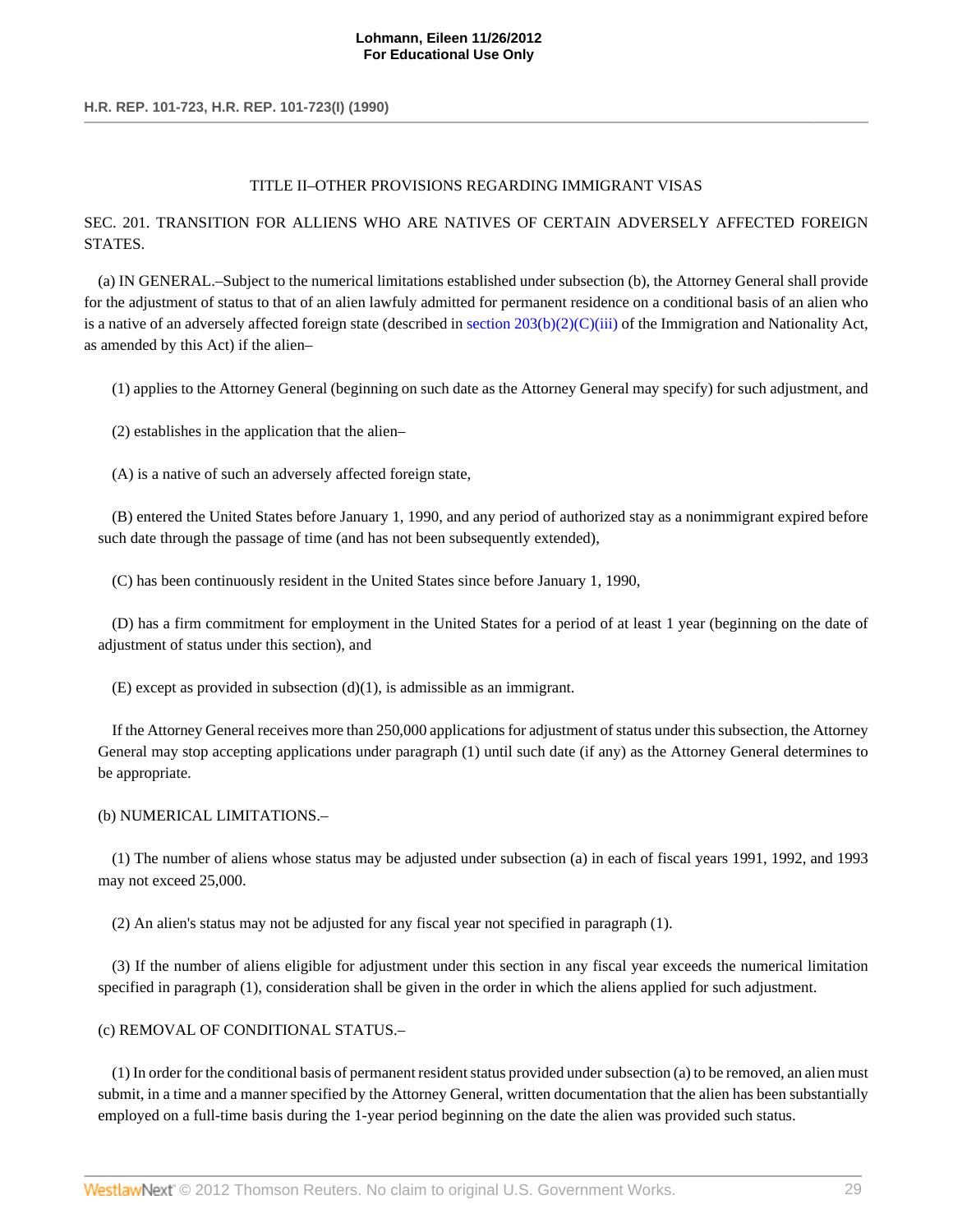TITLE II–OTHER PROVISIONS REGARDING IMMIGRANT VISAS

SEC. 201. TRANSITION FOR ALLIENS WHO ARE NATIVES OF CERTAIN ADVERSELY AFFECTED FOREIGN STATES.

(a) IN GENERAL.–Subject to the numerical limitations established under subsection (b), the Attorney General shall provide for the adjustment of status to that of an alien lawfuly admitted for permanent residence on a conditional basis of an alien who is a native of an adversely affected foreign state (described in section 203(b)(2)(C)(iii) of the Immigration and Nationality Act, as amended by this Act) if the alien–

(1) applies to the Attorney General (beginning on such date as the Attorney General may specify) for such adjustment, and

(2) establishes in the application that the alien–

(A) is a native of such an adversely affected foreign state,

(B) entered the United States before January 1, 1990, and any period of authorized stay as a nonimmigrant expired before such date through the passage of time (and has not been subsequently extended),

(C) has been continuously resident in the United States since before January 1, 1990,

(D) has a firm commitment for employment in the United States for a period of at least 1 year (beginning on the date of adjustment of status under this section), and

(E) except as provided in subsection (d)(1), is admissible as an immigrant.

If the Attorney General receives more than 250,000 applications for adjustment of status under this subsection, the Attorney General may stop accepting applications under paragraph (1) until such date (if any) as the Attorney General determines to be appropriate.

(b) NUMERICAL LIMITATIONS.–

(1) The number of aliens whose status may be adjusted under subsection (a) in each of fiscal years 1991, 1992, and 1993 may not exceed 25,000.

(2) An alien's status may not be adjusted for any fiscal year not specified in paragraph (1).

(3) If the number of aliens eligible for adjustment under this section in any fiscal year exceeds the numerical limitation specified in paragraph (1), consideration shall be given in the order in which the aliens applied for such adjustment.

(c) REMOVAL OF CONDITIONAL STATUS.–

(1) In order for the conditional basis of permanent resident status provided under subsection (a) to be removed, an alien must submit, in a time and a manner specified by the Attorney General, written documentation that the alien has been substantially employed on a full-time basis during the 1-year period beginning on the date the alien was provided such status.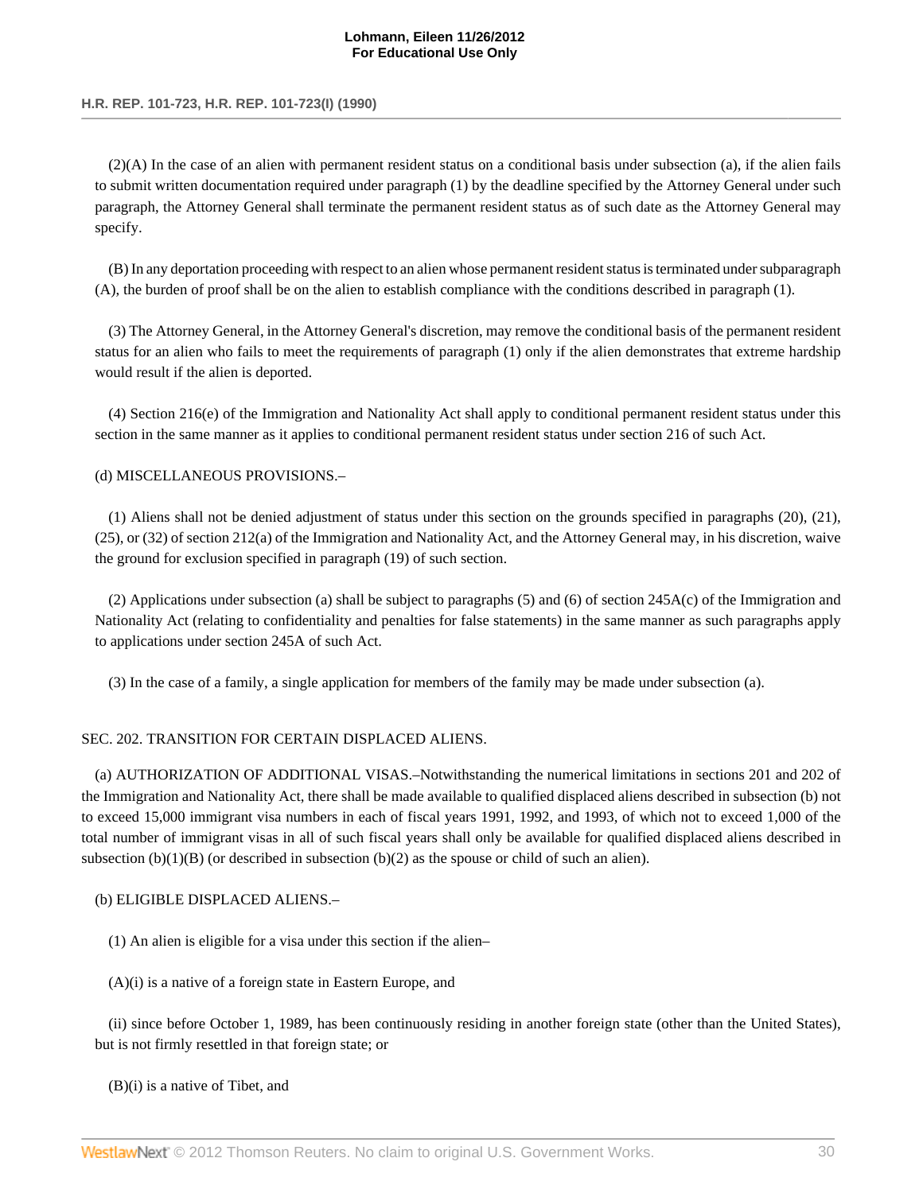(2)(A) In the case of an alien with permanent resident status on a conditional basis under subsection (a), if the alien fails to submit written documentation required under paragraph (1) by the deadline specified by the Attorney General under such paragraph, the Attorney General shall terminate the permanent resident status as of such date as the Attorney General may specify.

(B) In any deportation proceeding with respect to an alien whose permanent resident status is terminated under subparagraph (A), the burden of proof shall be on the alien to establish compliance with the conditions described in paragraph (1).

(3) The Attorney General, in the Attorney General's discretion, may remove the conditional basis of the permanent resident status for an alien who fails to meet the requirements of paragraph (1) only if the alien demonstrates that extreme hardship would result if the alien is deported.

(4) Section 216(e) of the Immigration and Nationality Act shall apply to conditional permanent resident status under this section in the same manner as it applies to conditional permanent resident status under section 216 of such Act.

(d) MISCELLANEOUS PROVISIONS.–

(1) Aliens shall not be denied adjustment of status under this section on the grounds specified in paragraphs (20), (21), (25), or (32) of section 212(a) of the Immigration and Nationality Act, and the Attorney General may, in his discretion, waive the ground for exclusion specified in paragraph (19) of such section.

(2) Applications under subsection (a) shall be subject to paragraphs (5) and (6) of section 245A(c) of the Immigration and Nationality Act (relating to confidentiality and penalties for false statements) in the same manner as such paragraphs apply to applications under section 245A of such Act.

(3) In the case of a family, a single application for members of the family may be made under subsection (a).

SEC. 202. TRANSITION FOR CERTAIN DISPLACED ALIENS.

(a) AUTHORIZATION OF ADDITIONAL VISAS.–Notwithstanding the numerical limitations in sections 201 and 202 of the Immigration and Nationality Act, there shall be made available to qualified displaced aliens described in subsection (b) not to exceed 15,000 immigrant visa numbers in each of fiscal years 1991, 1992, and 1993, of which not to exceed 1,000 of the total number of immigrant visas in all of such fiscal years shall only be available for qualified displaced aliens described in subsection (b)(1)(B) (or described in subsection (b)(2) as the spouse or child of such an alien).

(b) ELIGIBLE DISPLACED ALIENS.–

(1) An alien is eligible for a visa under this section if the alien–

(A)(i) is a native of a foreign state in Eastern Europe, and

(ii) since before October 1, 1989, has been continuously residing in another foreign state (other than the United States), but is not firmly resettled in that foreign state; or

(B)(i) is a native of Tibet, and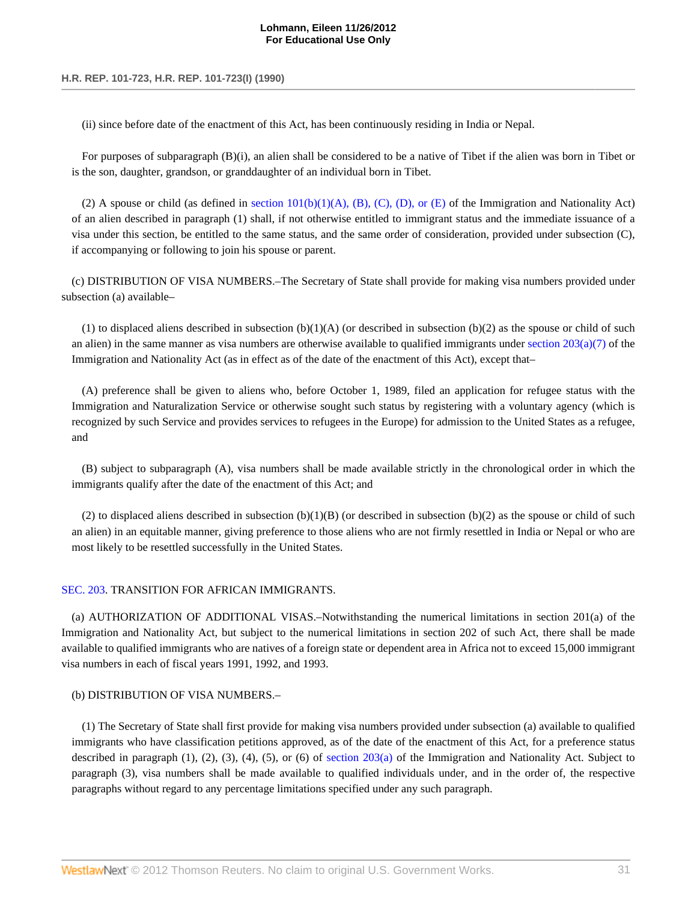(ii) since before date of the enactment of this Act, has been continuously residing in India or Nepal.

For purposes of subparagraph (B)(i), an alien shall be considered to be a native of Tibet if the alien was born in Tibet or is the son, daughter, grandson, or granddaughter of an individual born in Tibet.

(2) A spouse or child (as defined in section 101(b)(1)(A), (B), (C), (D), or (E) of the Immigration and Nationality Act) of an alien described in paragraph (1) shall, if not otherwise entitled to immigrant status and the immediate issuance of a visa under this section, be entitled to the same status, and the same order of consideration, provided under subsection (C), if accompanying or following to join his spouse or parent.

(c) DISTRIBUTION OF VISA NUMBERS.–The Secretary of State shall provide for making visa numbers provided under subsection (a) available–

(1) to displaced aliens described in subsection (b)(1)(A) (or described in subsection (b)(2) as the spouse or child of such an alien) in the same manner as visa numbers are otherwise available to qualified immigrants under section 203(a)(7) of the Immigration and Nationality Act (as in effect as of the date of the enactment of this Act), except that–

(A) preference shall be given to aliens who, before October 1, 1989, filed an application for refugee status with the Immigration and Naturalization Service or otherwise sought such status by registering with a voluntary agency (which is recognized by such Service and provides services to refugees in the Europe) for admission to the United States as a refugee, and

(B) subject to subparagraph (A), visa numbers shall be made available strictly in the chronological order in which the immigrants qualify after the date of the enactment of this Act; and

(2) to displaced aliens described in subsection (b)(1)(B) (or described in subsection (b)(2) as the spouse or child of such an alien) in an equitable manner, giving preference to those aliens who are not firmly resettled in India or Nepal or who are most likely to be resettled successfully in the United States.

SEC. 203. TRANSITION FOR AFRICAN IMMIGRANTS.

(a) AUTHORIZATION OF ADDITIONAL VISAS.–Notwithstanding the numerical limitations in section 201(a) of the Immigration and Nationality Act, but subject to the numerical limitations in section 202 of such Act, there shall be made available to qualified immigrants who are natives of a foreign state or dependent area in Africa not to exceed 15,000 immigrant visa numbers in each of fiscal years 1991, 1992, and 1993.

(b) DISTRIBUTION OF VISA NUMBERS.–

(1) The Secretary of State shall first provide for making visa numbers provided under subsection (a) available to qualified immigrants who have classification petitions approved, as of the date of the enactment of this Act, for a preference status described in paragraph (1), (2), (3), (4), (5), or (6) of section 203(a) of the Immigration and Nationality Act. Subject to paragraph (3), visa numbers shall be made available to qualified individuals under, and in the order of, the respective paragraphs without regard to any percentage limitations specified under any such paragraph.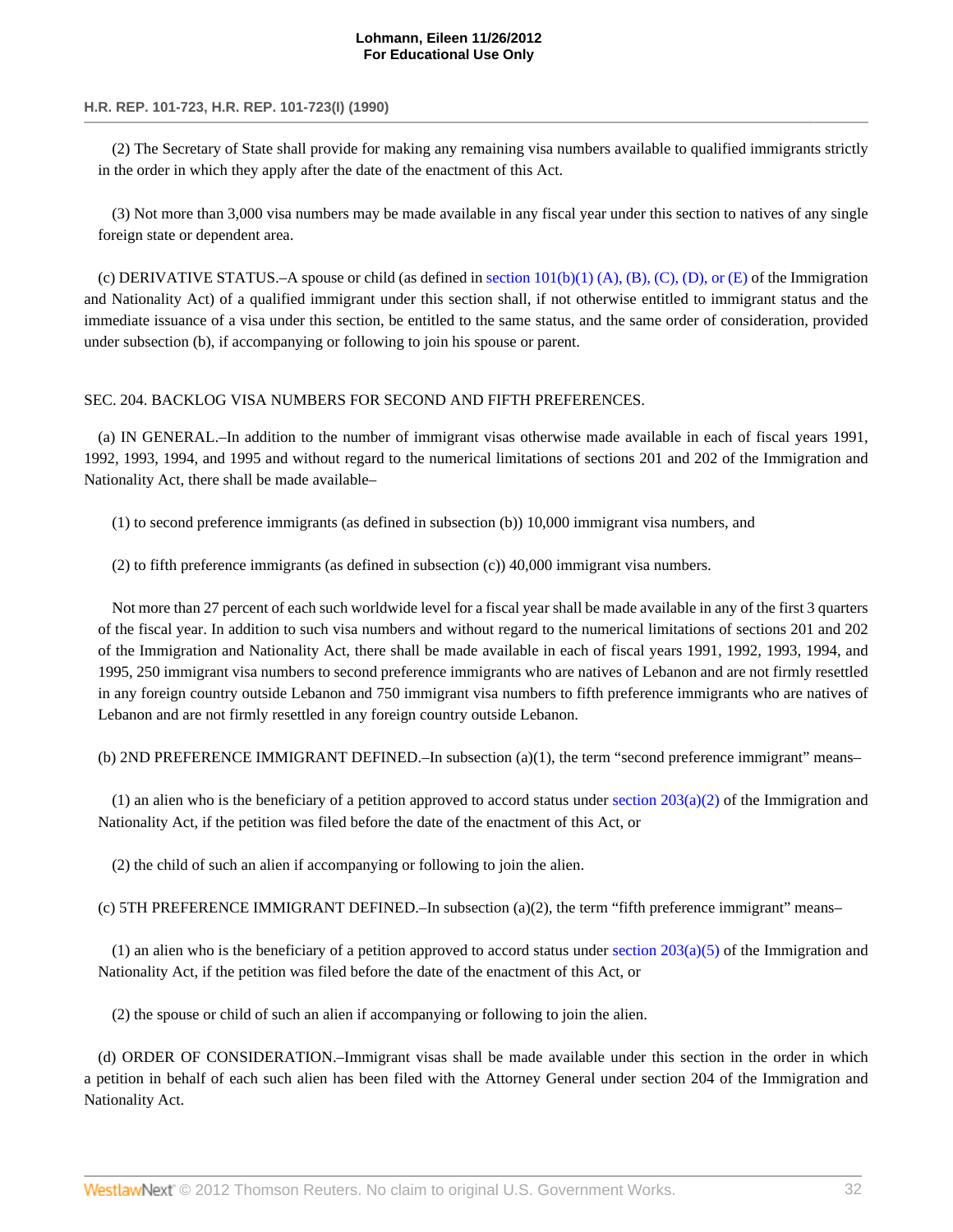(2) The Secretary of State shall provide for making any remaining visa numbers available to qualified immigrants strictly in the order in which they apply after the date of the enactment of this Act.

(3) Not more than 3,000 visa numbers may be made available in any fiscal year under this section to natives of any single foreign state or dependent area.

(c) DERIVATIVE STATUS.–A spouse or child (as defined in section 101(b)(1) (A), (B), (C), (D), or (E) of the Immigration and Nationality Act) of a qualified immigrant under this section shall, if not otherwise entitled to immigrant status and the immediate issuance of a visa under this section, be entitled to the same status, and the same order of consideration, provided under subsection (b), if accompanying or following to join his spouse or parent.

SEC. 204. BACKLOG VISA NUMBERS FOR SECOND AND FIFTH PREFERENCES.

(a) IN GENERAL.–In addition to the number of immigrant visas otherwise made available in each of fiscal years 1991, 1992, 1993, 1994, and 1995 and without regard to the numerical limitations of sections 201 and 202 of the Immigration and Nationality Act, there shall be made available–

(1) to second preference immigrants (as defined in subsection (b)) 10,000 immigrant visa numbers, and

(2) to fifth preference immigrants (as defined in subsection (c)) 40,000 immigrant visa numbers.

Not more than 27 percent of each such worldwide level for a fiscal year shall be made available in any of the first 3 quarters of the fiscal year. In addition to such visa numbers and without regard to the numerical limitations of sections 201 and 202 of the Immigration and Nationality Act, there shall be made available in each of fiscal years 1991, 1992, 1993, 1994, and 1995, 250 immigrant visa numbers to second preference immigrants who are natives of Lebanon and are not firmly resettled in any foreign country outside Lebanon and 750 immigrant visa numbers to fifth preference immigrants who are natives of Lebanon and are not firmly resettled in any foreign country outside Lebanon.

(b) 2ND PREFERENCE IMMIGRANT DEFINED.–In subsection (a)(1), the term "second preference immigrant" means–

(1) an alien who is the beneficiary of a petition approved to accord status under section 203(a)(2) of the Immigration and Nationality Act, if the petition was filed before the date of the enactment of this Act, or

(2) the child of such an alien if accompanying or following to join the alien.

(c) 5TH PREFERENCE IMMIGRANT DEFINED.–In subsection (a)(2), the term "fifth preference immigrant" means–

(1) an alien who is the beneficiary of a petition approved to accord status under section 203(a)(5) of the Immigration and Nationality Act, if the petition was filed before the date of the enactment of this Act, or

(2) the spouse or child of such an alien if accompanying or following to join the alien.

(d) ORDER OF CONSIDERATION.–Immigrant visas shall be made available under this section in the order in which a petition in behalf of each such alien has been filed with the Attorney General under section 204 of the Immigration and Nationality Act.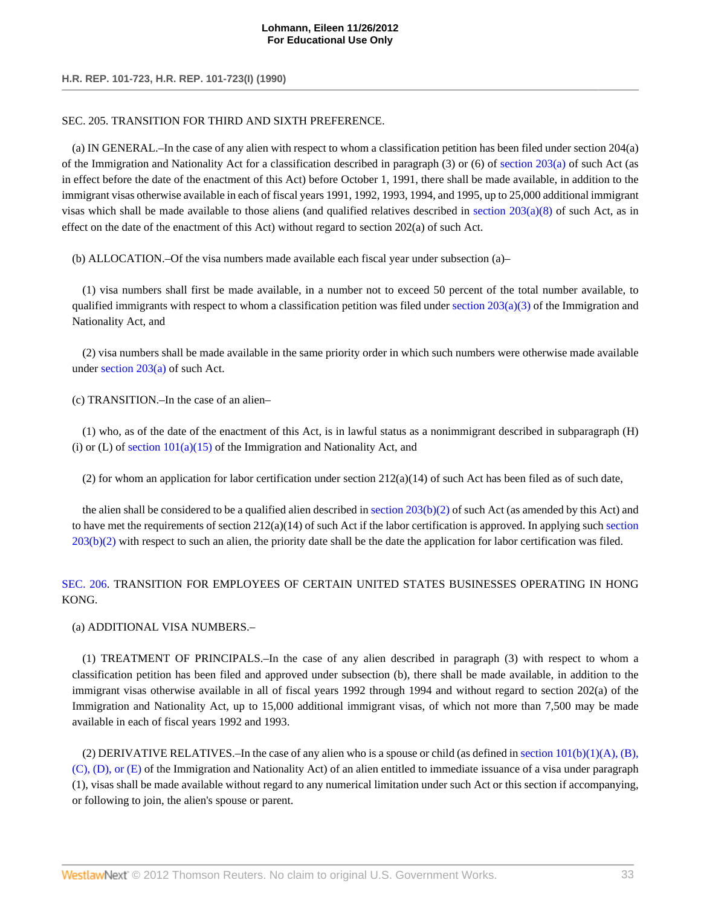SEC. 205. TRANSITION FOR THIRD AND SIXTH PREFERENCE.

(a) IN GENERAL.–In the case of any alien with respect to whom a classification petition has been filed under section 204(a) of the Immigration and Nationality Act for a classification described in paragraph (3) or (6) of section 203(a) of such Act (as in effect before the date of the enactment of this Act) before October 1, 1991, there shall be made available, in addition to the immigrant visas otherwise available in each of fiscal years 1991, 1992, 1993, 1994, and 1995, up to 25,000 additional immigrant visas which shall be made available to those aliens (and qualified relatives described in section 203(a)(8) of such Act, as in effect on the date of the enactment of this Act) without regard to section 202(a) of such Act.

(b) ALLOCATION.–Of the visa numbers made available each fiscal year under subsection (a)–

(1) visa numbers shall first be made available, in a number not to exceed 50 percent of the total number available, to qualified immigrants with respect to whom a classification petition was filed under section 203(a)(3) of the Immigration and Nationality Act, and

(2) visa numbers shall be made available in the same priority order in which such numbers were otherwise made available under section 203(a) of such Act.

(c) TRANSITION.–In the case of an alien–

(1) who, as of the date of the enactment of this Act, is in lawful status as a nonimmigrant described in subparagraph (H)(i) or (L) of section 101(a)(15) of the Immigration and Nationality Act, and

(2) for whom an application for labor certification under section 212(a)(14) of such Act has been filed as of such date,

the alien shall be considered to be a qualified alien described in section 203(b)(2) of such Act (as amended by this Act) and to have met the requirements of section 212(a)(14) of such Act if the labor certification is approved. In applying such section 203(b)(2) with respect to such an alien, the priority date shall be the date the application for labor certification was filed.

SEC. 206. TRANSITION FOR EMPLOYEES OF CERTAIN UNITED STATES BUSINESSES OPERATING IN HONG KONG.

(a) ADDITIONAL VISA NUMBERS.–

(1) TREATMENT OF PRINCIPALS.–In the case of any alien described in paragraph (3) with respect to whom a classification petition has been filed and approved under subsection (b), there shall be made available, in addition to the immigrant visas otherwise available in all of fiscal years 1992 through 1994 and without regard to section 202(a) of the Immigration and Nationality Act, up to 15,000 additional immigrant visas, of which not more than 7,500 may be made available in each of fiscal years 1992 and 1993.

(2) DERIVATIVE RELATIVES.–In the case of any alien who is a spouse or child (as defined in section 101(b)(1)(A), (B), (C), (D), or (E) of the Immigration and Nationality Act) of an alien entitled to immediate issuance of a visa under paragraph (1), visas shall be made available without regard to any numerical limitation under such Act or this section if accompanying, or following to join, the alien's spouse or parent.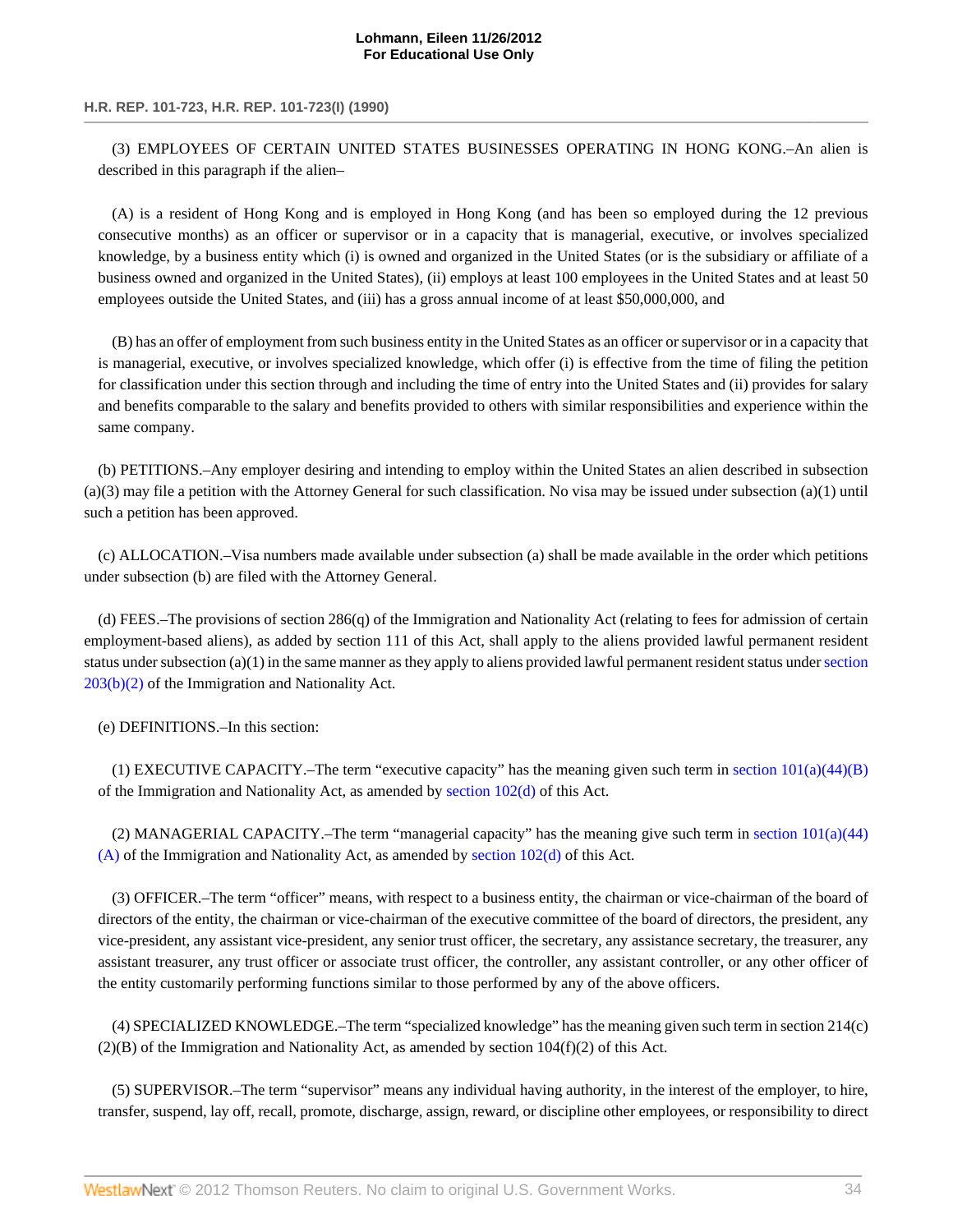(3) EMPLOYEES OF CERTAIN UNITED STATES BUSINESSES OPERATING IN HONG KONG.–An alien is described in this paragraph if the alien–

(A) is a resident of Hong Kong and is employed in Hong Kong (and has been so employed during the 12 previous consecutive months) as an officer or supervisor or in a capacity that is managerial, executive, or involves specialized knowledge, by a business entity which (i) is owned and organized in the United States (or is the subsidiary or affiliate of a business owned and organized in the United States), (ii) employs at least 100 employees in the United States and at least 50 employees outside the United States, and (iii) has a gross annual income of at least $50,000,000, and

(B) has an offer of employment from such business entity in the United States as an officer or supervisor or in a capacity that is managerial, executive, or involves specialized knowledge, which offer (i) is effective from the time of filing the petition for classification under this section through and including the time of entry into the United States and (ii) provides for salary and benefits comparable to the salary and benefits provided to others with similar responsibilities and experience within the same company.

(b) PETITIONS.–Any employer desiring and intending to employ within the United States an alien described in subsection (a)(3) may file a petition with the Attorney General for such classification. No visa may be issued under subsection (a)(1) until such a petition has been approved.

(c) ALLOCATION.–Visa numbers made available under subsection (a) shall be made available in the order which petitions under subsection (b) are filed with the Attorney General.

(d) FEES.–The provisions of section 286(q) of the Immigration and Nationality Act (relating to fees for admission of certain employment-based aliens), as added by section 111 of this Act, shall apply to the aliens provided lawful permanent resident status under subsection (a)(1) in the same manner as they apply to aliens provided lawful permanent resident status under section 203(b)(2) of the Immigration and Nationality Act.

(e) DEFINITIONS.–In this section:

(1) EXECUTIVE CAPACITY.–The term "executive capacity" has the meaning given such term in section 101(a)(44)(B) of the Immigration and Nationality Act, as amended by section 102(d) of this Act.

(2) MANAGERIAL CAPACITY.–The term "managerial capacity" has the meaning give such term in section 101(a)(44)(A) of the Immigration and Nationality Act, as amended by section 102(d) of this Act.

(3) OFFICER.–The term "officer" means, with respect to a business entity, the chairman or vice-chairman of the board of directors of the entity, the chairman or vice-chairman of the executive committee of the board of directors, the president, any vice-president, any assistant vice-president, any senior trust officer, the secretary, any assistance secretary, the treasurer, any assistant treasurer, any trust officer or associate trust officer, the controller, any assistant controller, or any other officer of the entity customarily performing functions similar to those performed by any of the above officers.

(4) SPECIALIZED KNOWLEDGE.–The term "specialized knowledge" has the meaning given such term in section 214(c)(2)(B) of the Immigration and Nationality Act, as amended by section 104(f)(2) of this Act.

(5) SUPERVISOR.–The term "supervisor" means any individual having authority, in the interest of the employer, to hire, transfer, suspend, lay off, recall, promote, discharge, assign, reward, or discipline other employees, or responsibility to direct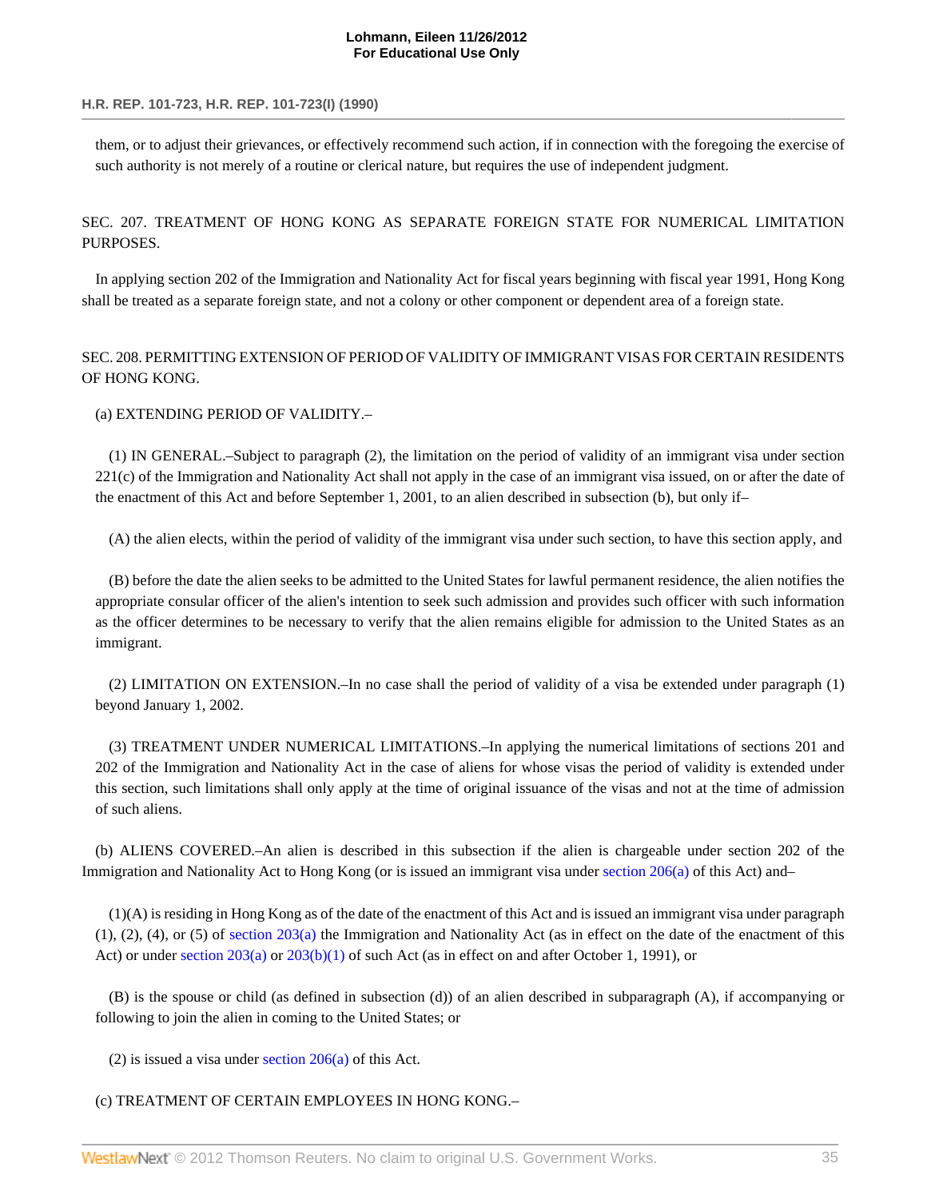them, or to adjust their grievances, or effectively recommend such action, if in connection with the foregoing the exercise of such authority is not merely of a routine or clerical nature, but requires the use of independent judgment.

SEC. 207. TREATMENT OF HONG KONG AS SEPARATE FOREIGN STATE FOR NUMERICAL LIMITATION PURPOSES.

In applying section 202 of the Immigration and Nationality Act for fiscal years beginning with fiscal year 1991, Hong Kong shall be treated as a separate foreign state, and not a colony or other component or dependent area of a foreign state.

SEC. 208. PERMITTING EXTENSION OF PERIOD OF VALIDITY OF IMMIGRANT VISAS FOR CERTAIN RESIDENTS OF HONG KONG.

(a) EXTENDING PERIOD OF VALIDITY.–

(1) IN GENERAL.–Subject to paragraph (2), the limitation on the period of validity of an immigrant visa under section 221(c) of the Immigration and Nationality Act shall not apply in the case of an immigrant visa issued, on or after the date of the enactment of this Act and before September 1, 2001, to an alien described in subsection (b), but only if–

(A) the alien elects, within the period of validity of the immigrant visa under such section, to have this section apply, and

(B) before the date the alien seeks to be admitted to the United States for lawful permanent residence, the alien notifies the appropriate consular officer of the alien's intention to seek such admission and provides such officer with such information as the officer determines to be necessary to verify that the alien remains eligible for admission to the United States as an immigrant.

(2) LIMITATION ON EXTENSION.–In no case shall the period of validity of a visa be extended under paragraph (1) beyond January 1, 2002.

(3) TREATMENT UNDER NUMERICAL LIMITATIONS.–In applying the numerical limitations of sections 201 and 202 of the Immigration and Nationality Act in the case of aliens for whose visas the period of validity is extended under this section, such limitations shall only apply at the time of original issuance of the visas and not at the time of admission of such aliens.

(b) ALIENS COVERED.–An alien is described in this subsection if the alien is chargeable under section 202 of the Immigration and Nationality Act to Hong Kong (or is issued an immigrant visa under section 206(a) of this Act) and–

(1)(A) is residing in Hong Kong as of the date of the enactment of this Act and is issued an immigrant visa under paragraph (1), (2), (4), or (5) of section 203(a) the Immigration and Nationality Act (as in effect on the date of the enactment of this Act) or under section 203(a) or 203(b)(1) of such Act (as in effect on and after October 1, 1991), or

(B) is the spouse or child (as defined in subsection (d)) of an alien described in subparagraph (A), if accompanying or following to join the alien in coming to the United States; or

(2) is issued a visa under section 206(a) of this Act.

(c) TREATMENT OF CERTAIN EMPLOYEES IN HONG KONG.–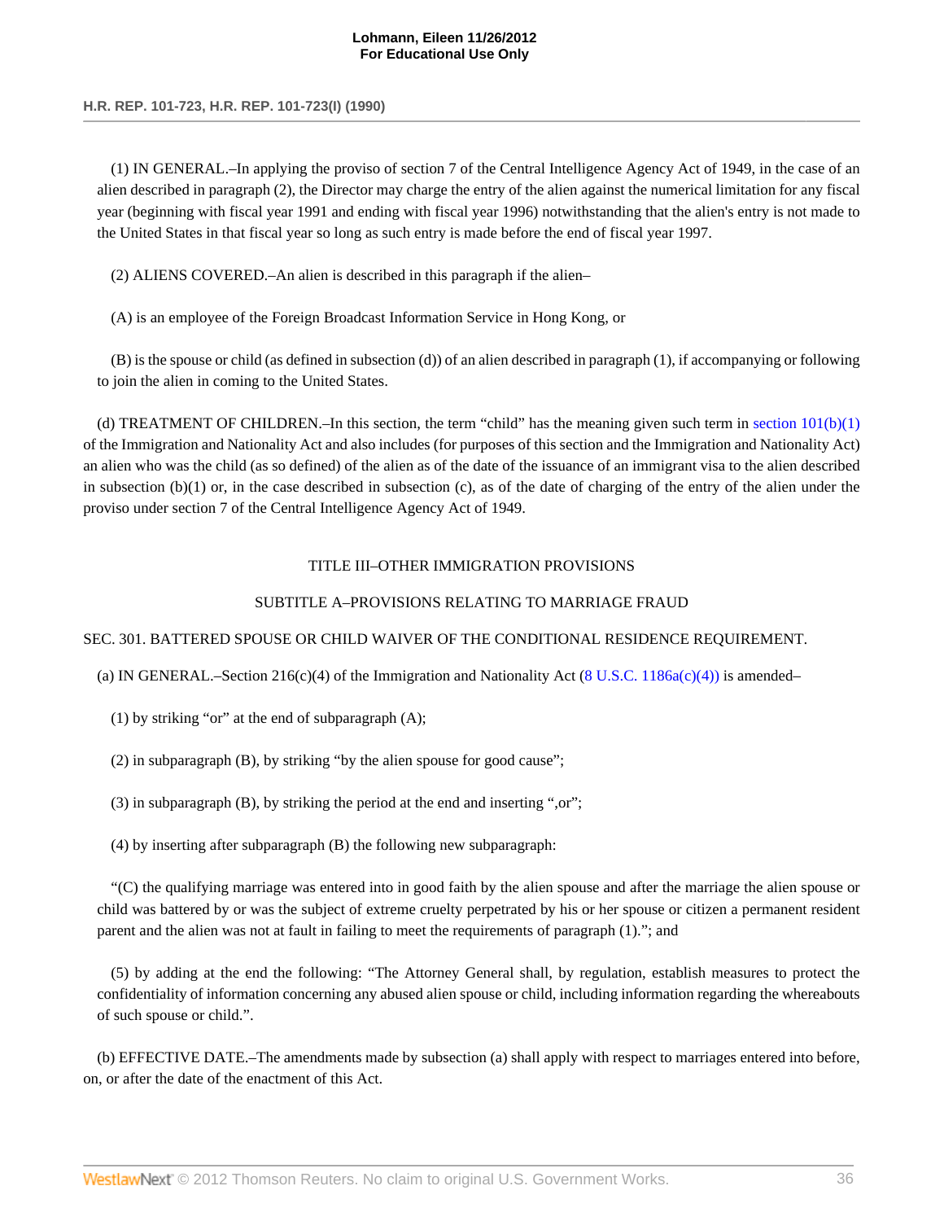(1) IN GENERAL.–In applying the proviso of section 7 of the Central Intelligence Agency Act of 1949, in the case of an alien described in paragraph (2), the Director may charge the entry of the alien against the numerical limitation for any fiscal year (beginning with fiscal year 1991 and ending with fiscal year 1996) notwithstanding that the alien's entry is not made to the United States in that fiscal year so long as such entry is made before the end of fiscal year 1997.

(2) ALIENS COVERED.–An alien is described in this paragraph if the alien–

(A) is an employee of the Foreign Broadcast Information Service in Hong Kong, or

(B) is the spouse or child (as defined in subsection (d)) of an alien described in paragraph (1), if accompanying or following to join the alien in coming to the United States.

(d) TREATMENT OF CHILDREN.–In this section, the term "child" has the meaning given such term in section 101(b)(1) of the Immigration and Nationality Act and also includes (for purposes of this section and the Immigration and Nationality Act) an alien who was the child (as so defined) of the alien as of the date of the issuance of an immigrant visa to the alien described in subsection (b)(1) or, in the case described in subsection (c), as of the date of charging of the entry of the alien under the proviso under section 7 of the Central Intelligence Agency Act of 1949.

TITLE III–OTHER IMMIGRATION PROVISIONS

SUBTITLE A–PROVISIONS RELATING TO MARRIAGE FRAUD

SEC. 301. BATTERED SPOUSE OR CHILD WAIVER OF THE CONDITIONAL RESIDENCE REQUIREMENT.

(a) IN GENERAL.–Section 216(c)(4) of the Immigration and Nationality Act (8 U.S.C. 1186a(c)(4)) is amended–

(1) by striking "or" at the end of subparagraph (A);

(2) in subparagraph (B), by striking "by the alien spouse for good cause";

(3) in subparagraph (B), by striking the period at the end and inserting ",or";

(4) by inserting after subparagraph (B) the following new subparagraph:

"(C) the qualifying marriage was entered into in good faith by the alien spouse and after the marriage the alien spouse or child was battered by or was the subject of extreme cruelty perpetrated by his or her spouse or citizen a permanent resident parent and the alien was not at fault in failing to meet the requirements of paragraph (1)."; and

(5) by adding at the end the following: "The Attorney General shall, by regulation, establish measures to protect the confidentiality of information concerning any abused alien spouse or child, including information regarding the whereabouts of such spouse or child.".

(b) EFFECTIVE DATE.–The amendments made by subsection (a) shall apply with respect to marriages entered into before, on, or after the date of the enactment of this Act.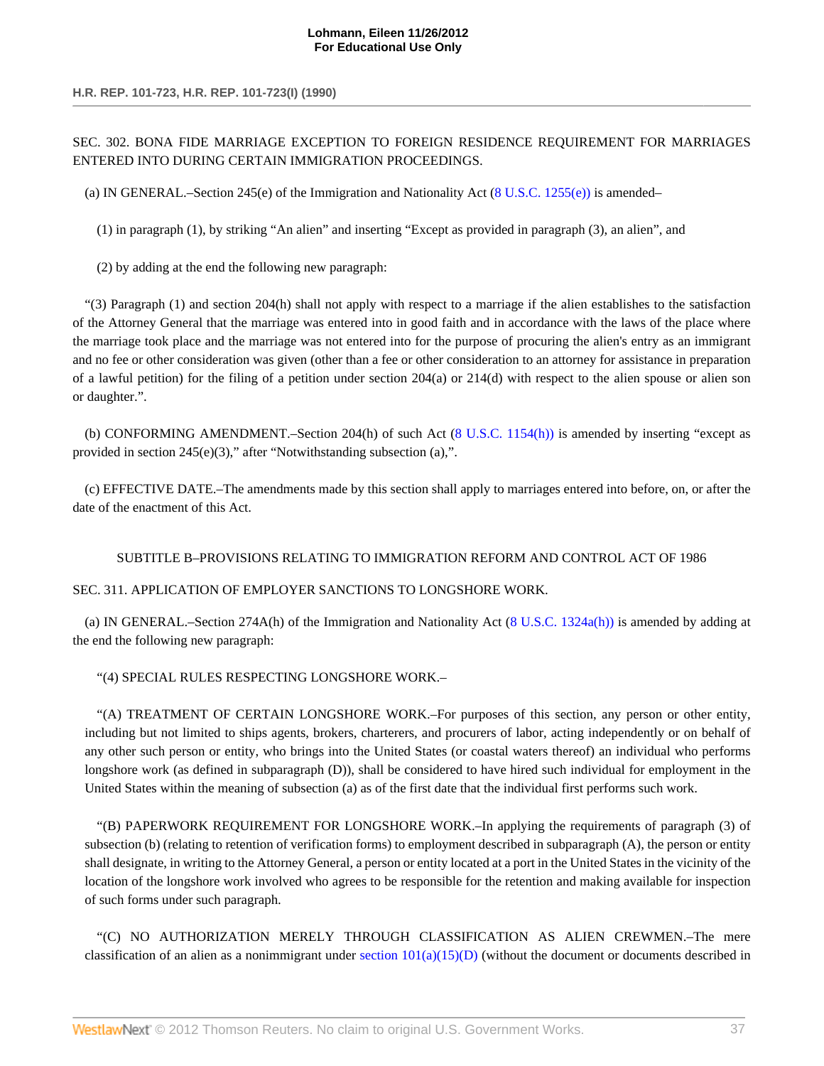SEC. 302. BONA FIDE MARRIAGE EXCEPTION TO FOREIGN RESIDENCE REQUIREMENT FOR MARRIAGES ENTERED INTO DURING CERTAIN IMMIGRATION PROCEEDINGS.

(a) IN GENERAL.–Section 245(e) of the Immigration and Nationality Act (8 U.S.C. 1255(e)) is amended–

(1) in paragraph (1), by striking "An alien" and inserting "Except as provided in paragraph (3), an alien", and

(2) by adding at the end the following new paragraph:

"(3) Paragraph (1) and section 204(h) shall not apply with respect to a marriage if the alien establishes to the satisfaction of the Attorney General that the marriage was entered into in good faith and in accordance with the laws of the place where the marriage took place and the marriage was not entered into for the purpose of procuring the alien's entry as an immigrant and no fee or other consideration was given (other than a fee or other consideration to an attorney for assistance in preparation of a lawful petition) for the filing of a petition under section 204(a) or 214(d) with respect to the alien spouse or alien son or daughter.".

(b) CONFORMING AMENDMENT.–Section 204(h) of such Act (8 U.S.C. 1154(h)) is amended by inserting "except as provided in section 245(e)(3)," after "Notwithstanding subsection (a),".

(c) EFFECTIVE DATE.–The amendments made by this section shall apply to marriages entered into before, on, or after the date of the enactment of this Act.

SUBTITLE B–PROVISIONS RELATING TO IMMIGRATION REFORM AND CONTROL ACT OF 1986

SEC. 311. APPLICATION OF EMPLOYER SANCTIONS TO LONGSHORE WORK.

(a) IN GENERAL.–Section 274A(h) of the Immigration and Nationality Act (8 U.S.C. 1324a(h)) is amended by adding at the end the following new paragraph:

"(4) SPECIAL RULES RESPECTING LONGSHORE WORK.–

"(A) TREATMENT OF CERTAIN LONGSHORE WORK.–For purposes of this section, any person or other entity, including but not limited to ships agents, brokers, charterers, and procurers of labor, acting independently or on behalf of any other such person or entity, who brings into the United States (or coastal waters thereof) an individual who performs longshore work (as defined in subparagraph (D)), shall be considered to have hired such individual for employment in the United States within the meaning of subsection (a) as of the first date that the individual first performs such work.

"(B) PAPERWORK REQUIREMENT FOR LONGSHORE WORK.–In applying the requirements of paragraph (3) of subsection (b) (relating to retention of verification forms) to employment described in subparagraph (A), the person or entity shall designate, in writing to the Attorney General, a person or entity located at a port in the United States in the vicinity of the location of the longshore work involved who agrees to be responsible for the retention and making available for inspection of such forms under such paragraph.

"(C) NO AUTHORIZATION MERELY THROUGH CLASSIFICATION AS ALIEN CREWMEN.–The mere classification of an alien as a nonimmigrant under section 101(a)(15)(D) (without the document or documents described in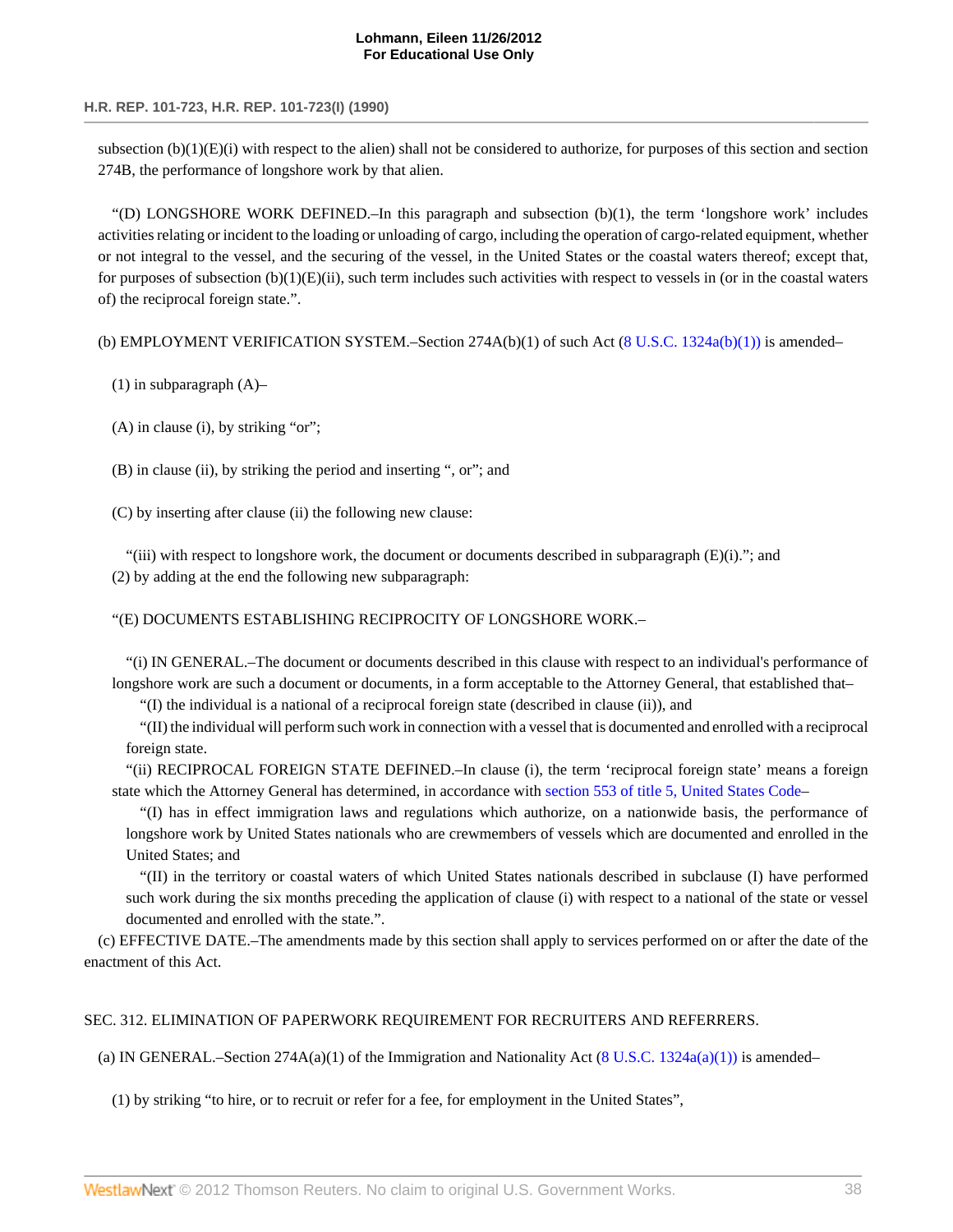subsection (b)(1)(E)(i) with respect to the alien) shall not be considered to authorize, for purposes of this section and section 274B, the performance of longshore work by that alien.

"(D) LONGSHORE WORK DEFINED.–In this paragraph and subsection (b)(1), the term 'longshore work' includes activities relating or incident to the loading or unloading of cargo, including the operation of cargo-related equipment, whether or not integral to the vessel, and the securing of the vessel, in the United States or the coastal waters thereof; except that, for purposes of subsection (b)(1)(E)(ii), such term includes such activities with respect to vessels in (or in the coastal waters of) the reciprocal foreign state.".

(b) EMPLOYMENT VERIFICATION SYSTEM.–Section 274A(b)(1) of such Act (8 U.S.C. 1324a(b)(1)) is amended–

(1) in subparagraph (A)–

(A) in clause (i), by striking "or";

(B) in clause (ii), by striking the period and inserting ", or"; and

(C) by inserting after clause (ii) the following new clause:

"(iii) with respect to longshore work, the document or documents described in subparagraph (E)(i)."; and

(2) by adding at the end the following new subparagraph:

"(E) DOCUMENTS ESTABLISHING RECIPROCITY OF LONGSHORE WORK.–

"(i) IN GENERAL.–The document or documents described in this clause with respect to an individual's performance of longshore work are such a document or documents, in a form acceptable to the Attorney General, that established that–

"(I) the individual is a national of a reciprocal foreign state (described in clause (ii)), and

"(II) the individual will perform such work in connection with a vessel that is documented and enrolled with a reciprocal foreign state.

"(ii) RECIPROCAL FOREIGN STATE DEFINED.–In clause (i), the term 'reciprocal foreign state' means a foreign state which the Attorney General has determined, in accordance with section 553 of title 5, United States Code–

"(I) has in effect immigration laws and regulations which authorize, on a nationwide basis, the performance of longshore work by United States nationals who are crewmembers of vessels which are documented and enrolled in the United States; and

"(II) in the territory or coastal waters of which United States nationals described in subclause (I) have performed such work during the six months preceding the application of clause (i) with respect to a national of the state or vessel documented and enrolled with the state.".

(c) EFFECTIVE DATE.–The amendments made by this section shall apply to services performed on or after the date of the enactment of this Act.

SEC. 312. ELIMINATION OF PAPERWORK REQUIREMENT FOR RECRUITERS AND REFERRERS.

(a) IN GENERAL.–Section 274A(a)(1) of the Immigration and Nationality Act (8 U.S.C. 1324a(a)(1)) is amended–

(1) by striking "to hire, or to recruit or refer for a fee, for employment in the United States",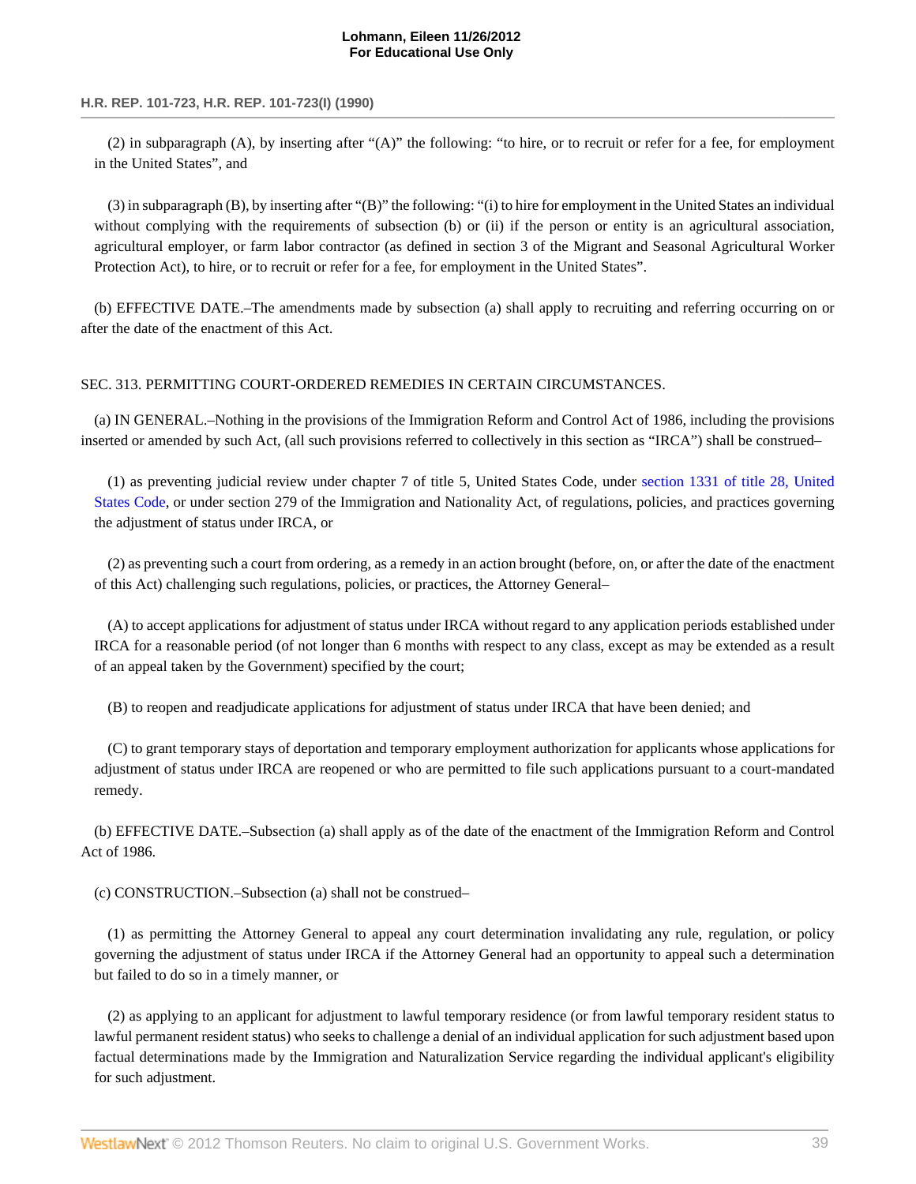(2) in subparagraph (A), by inserting after "(A)" the following: "to hire, or to recruit or refer for a fee, for employment in the United States", and

(3) in subparagraph (B), by inserting after "(B)" the following: "(i) to hire for employment in the United States an individual without complying with the requirements of subsection (b) or (ii) if the person or entity is an agricultural association, agricultural employer, or farm labor contractor (as defined in section 3 of the Migrant and Seasonal Agricultural Worker Protection Act), to hire, or to recruit or refer for a fee, for employment in the United States".

(b) EFFECTIVE DATE.–The amendments made by subsection (a) shall apply to recruiting and referring occurring on or after the date of the enactment of this Act.

SEC. 313. PERMITTING COURT-ORDERED REMEDIES IN CERTAIN CIRCUMSTANCES.

(a) IN GENERAL.–Nothing in the provisions of the Immigration Reform and Control Act of 1986, including the provisions inserted or amended by such Act, (all such provisions referred to collectively in this section as "IRCA") shall be construed–

(1) as preventing judicial review under chapter 7 of title 5, United States Code, under section 1331 of title 28, United States Code, or under section 279 of the Immigration and Nationality Act, of regulations, policies, and practices governing the adjustment of status under IRCA, or

(2) as preventing such a court from ordering, as a remedy in an action brought (before, on, or after the date of the enactment of this Act) challenging such regulations, policies, or practices, the Attorney General–

(A) to accept applications for adjustment of status under IRCA without regard to any application periods established under IRCA for a reasonable period (of not longer than 6 months with respect to any class, except as may be extended as a result of an appeal taken by the Government) specified by the court;

(B) to reopen and readjudicate applications for adjustment of status under IRCA that have been denied; and

(C) to grant temporary stays of deportation and temporary employment authorization for applicants whose applications for adjustment of status under IRCA are reopened or who are permitted to file such applications pursuant to a court-mandated remedy.

(b) EFFECTIVE DATE.–Subsection (a) shall apply as of the date of the enactment of the Immigration Reform and Control Act of 1986.

(c) CONSTRUCTION.–Subsection (a) shall not be construed–

(1) as permitting the Attorney General to appeal any court determination invalidating any rule, regulation, or policy governing the adjustment of status under IRCA if the Attorney General had an opportunity to appeal such a determination but failed to do so in a timely manner, or

(2) as applying to an applicant for adjustment to lawful temporary residence (or from lawful temporary resident status to lawful permanent resident status) who seeks to challenge a denial of an individual application for such adjustment based upon factual determinations made by the Immigration and Naturalization Service regarding the individual applicant's eligibility for such adjustment.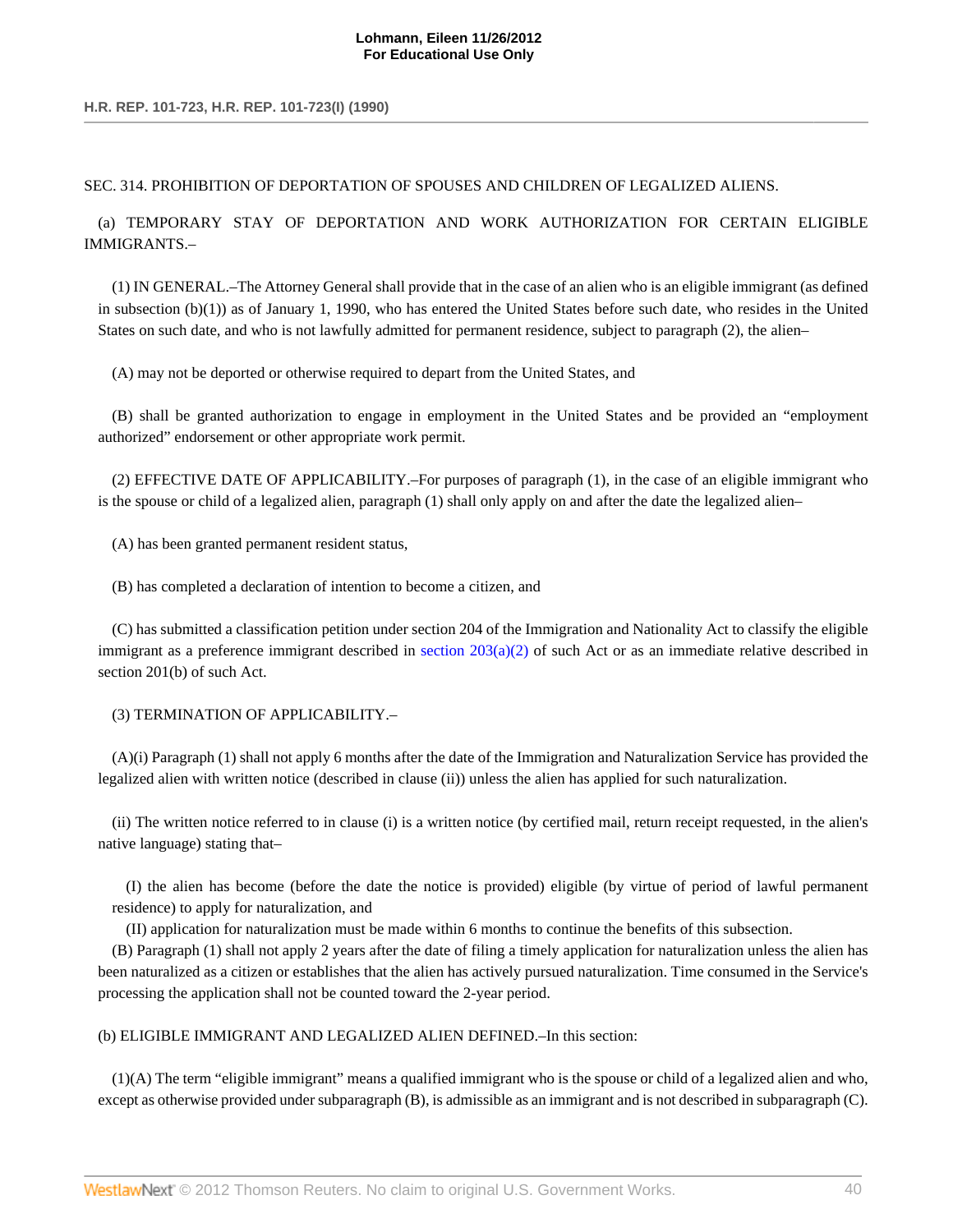SEC. 314. PROHIBITION OF DEPORTATION OF SPOUSES AND CHILDREN OF LEGALIZED ALIENS.

(a) TEMPORARY STAY OF DEPORTATION AND WORK AUTHORIZATION FOR CERTAIN ELIGIBLE IMMIGRANTS.–

(1) IN GENERAL.–The Attorney General shall provide that in the case of an alien who is an eligible immigrant (as defined in subsection (b)(1)) as of January 1, 1990, who has entered the United States before such date, who resides in the United States on such date, and who is not lawfully admitted for permanent residence, subject to paragraph (2), the alien–

(A) may not be deported or otherwise required to depart from the United States, and

(B) shall be granted authorization to engage in employment in the United States and be provided an "employment authorized" endorsement or other appropriate work permit.

(2) EFFECTIVE DATE OF APPLICABILITY.–For purposes of paragraph (1), in the case of an eligible immigrant who is the spouse or child of a legalized alien, paragraph (1) shall only apply on and after the date the legalized alien–

(A) has been granted permanent resident status,

(B) has completed a declaration of intention to become a citizen, and

(C) has submitted a classification petition under section 204 of the Immigration and Nationality Act to classify the eligible immigrant as a preference immigrant described in section 203(a)(2) of such Act or as an immediate relative described in section 201(b) of such Act.

(3) TERMINATION OF APPLICABILITY.–

(A)(i) Paragraph (1) shall not apply 6 months after the date of the Immigration and Naturalization Service has provided the legalized alien with written notice (described in clause (ii)) unless the alien has applied for such naturalization.

(ii) The written notice referred to in clause (i) is a written notice (by certified mail, return receipt requested, in the alien's native language) stating that–

(I) the alien has become (before the date the notice is provided) eligible (by virtue of period of lawful permanent residence) to apply for naturalization, and

(II) application for naturalization must be made within 6 months to continue the benefits of this subsection.

(B) Paragraph (1) shall not apply 2 years after the date of filing a timely application for naturalization unless the alien has been naturalized as a citizen or establishes that the alien has actively pursued naturalization. Time consumed in the Service's processing the application shall not be counted toward the 2-year period.

(b) ELIGIBLE IMMIGRANT AND LEGALIZED ALIEN DEFINED.–In this section:

(1)(A) The term "eligible immigrant" means a qualified immigrant who is the spouse or child of a legalized alien and who, except as otherwise provided under subparagraph (B), is admissible as an immigrant and is not described in subparagraph (C).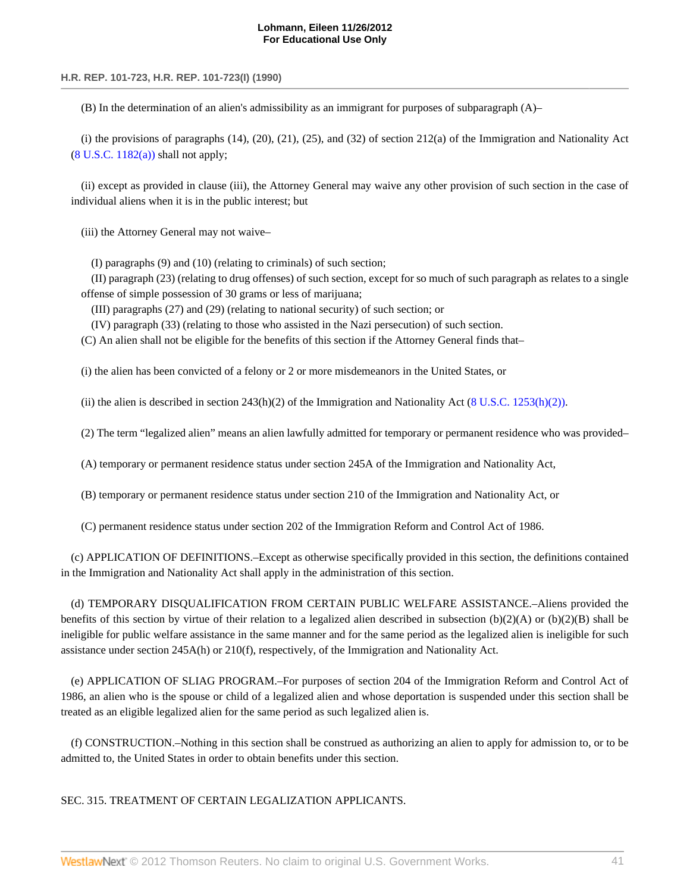(B) In the determination of an alien's admissibility as an immigrant for purposes of subparagraph (A)–

(i) the provisions of paragraphs (14), (20), (21), (25), and (32) of section 212(a) of the Immigration and Nationality Act (8 U.S.C. 1182(a)) shall not apply;

(ii) except as provided in clause (iii), the Attorney General may waive any other provision of such section in the case of individual aliens when it is in the public interest; but

(iii) the Attorney General may not waive–

(I) paragraphs (9) and (10) (relating to criminals) of such section;

(II) paragraph (23) (relating to drug offenses) of such section, except for so much of such paragraph as relates to a single offense of simple possession of 30 grams or less of marijuana;

(III) paragraphs (27) and (29) (relating to national security) of such section; or

(IV) paragraph (33) (relating to those who assisted in the Nazi persecution) of such section.

(C) An alien shall not be eligible for the benefits of this section if the Attorney General finds that–

(i) the alien has been convicted of a felony or 2 or more misdemeanors in the United States, or

(ii) the alien is described in section 243(h)(2) of the Immigration and Nationality Act (8 U.S.C. 1253(h)(2)).

(2) The term "legalized alien" means an alien lawfully admitted for temporary or permanent residence who was provided–

(A) temporary or permanent residence status under section 245A of the Immigration and Nationality Act,

(B) temporary or permanent residence status under section 210 of the Immigration and Nationality Act, or

(C) permanent residence status under section 202 of the Immigration Reform and Control Act of 1986.

(c) APPLICATION OF DEFINITIONS.–Except as otherwise specifically provided in this section, the definitions contained in the Immigration and Nationality Act shall apply in the administration of this section.

(d) TEMPORARY DISQUALIFICATION FROM CERTAIN PUBLIC WELFARE ASSISTANCE.–Aliens provided the benefits of this section by virtue of their relation to a legalized alien described in subsection (b)(2)(A) or (b)(2)(B) shall be ineligible for public welfare assistance in the same manner and for the same period as the legalized alien is ineligible for such assistance under section 245A(h) or 210(f), respectively, of the Immigration and Nationality Act.

(e) APPLICATION OF SLIAG PROGRAM.–For purposes of section 204 of the Immigration Reform and Control Act of 1986, an alien who is the spouse or child of a legalized alien and whose deportation is suspended under this section shall be treated as an eligible legalized alien for the same period as such legalized alien is.

(f) CONSTRUCTION.–Nothing in this section shall be construed as authorizing an alien to apply for admission to, or to be admitted to, the United States in order to obtain benefits under this section.

SEC. 315. TREATMENT OF CERTAIN LEGALIZATION APPLICANTS.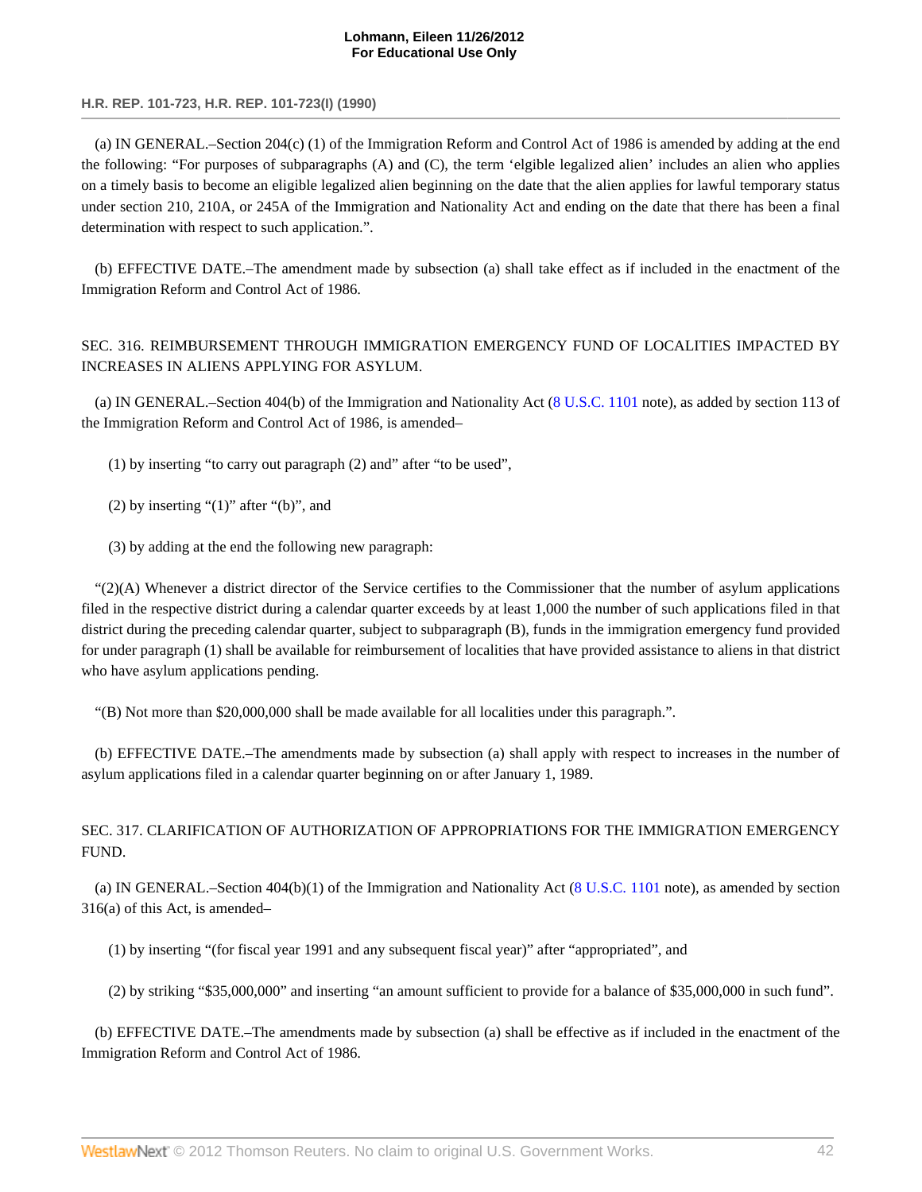(a) IN GENERAL.–Section 204(c) (1) of the Immigration Reform and Control Act of 1986 is amended by adding at the end the following: "For purposes of subparagraphs (A) and (C), the term 'elgible legalized alien' includes an alien who applies on a timely basis to become an eligible legalized alien beginning on the date that the alien applies for lawful temporary status under section 210, 210A, or 245A of the Immigration and Nationality Act and ending on the date that there has been a final determination with respect to such application.".

(b) EFFECTIVE DATE.–The amendment made by subsection (a) shall take effect as if included in the enactment of the Immigration Reform and Control Act of 1986.

SEC. 316. REIMBURSEMENT THROUGH IMMIGRATION EMERGENCY FUND OF LOCALITIES IMPACTED BY INCREASES IN ALIENS APPLYING FOR ASYLUM.

(a) IN GENERAL.–Section 404(b) of the Immigration and Nationality Act (8 U.S.C. 1101 note), as added by section 113 of the Immigration Reform and Control Act of 1986, is amended–

(1) by inserting "to carry out paragraph (2) and" after "to be used",

(2) by inserting "(1)" after "(b)", and

(3) by adding at the end the following new paragraph:

"(2)(A) Whenever a district director of the Service certifies to the Commissioner that the number of asylum applications filed in the respective district during a calendar quarter exceeds by at least 1,000 the number of such applications filed in that district during the preceding calendar quarter, subject to subparagraph (B), funds in the immigration emergency fund provided for under paragraph (1) shall be available for reimbursement of localities that have provided assistance to aliens in that district who have asylum applications pending.

"(B) Not more than $20,000,000 shall be made available for all localities under this paragraph.".

(b) EFFECTIVE DATE.–The amendments made by subsection (a) shall apply with respect to increases in the number of asylum applications filed in a calendar quarter beginning on or after January 1, 1989.

SEC. 317. CLARIFICATION OF AUTHORIZATION OF APPROPRIATIONS FOR THE IMMIGRATION EMERGENCY FUND.

(a) IN GENERAL.–Section 404(b)(1) of the Immigration and Nationality Act (8 U.S.C. 1101 note), as amended by section 316(a) of this Act, is amended–

(1) by inserting "(for fiscal year 1991 and any subsequent fiscal year)" after "appropriated", and

(2) by striking "$35,000,000" and inserting "an amount sufficient to provide for a balance of $35,000,000 in such fund".

(b) EFFECTIVE DATE.–The amendments made by subsection (a) shall be effective as if included in the enactment of the Immigration Reform and Control Act of 1986.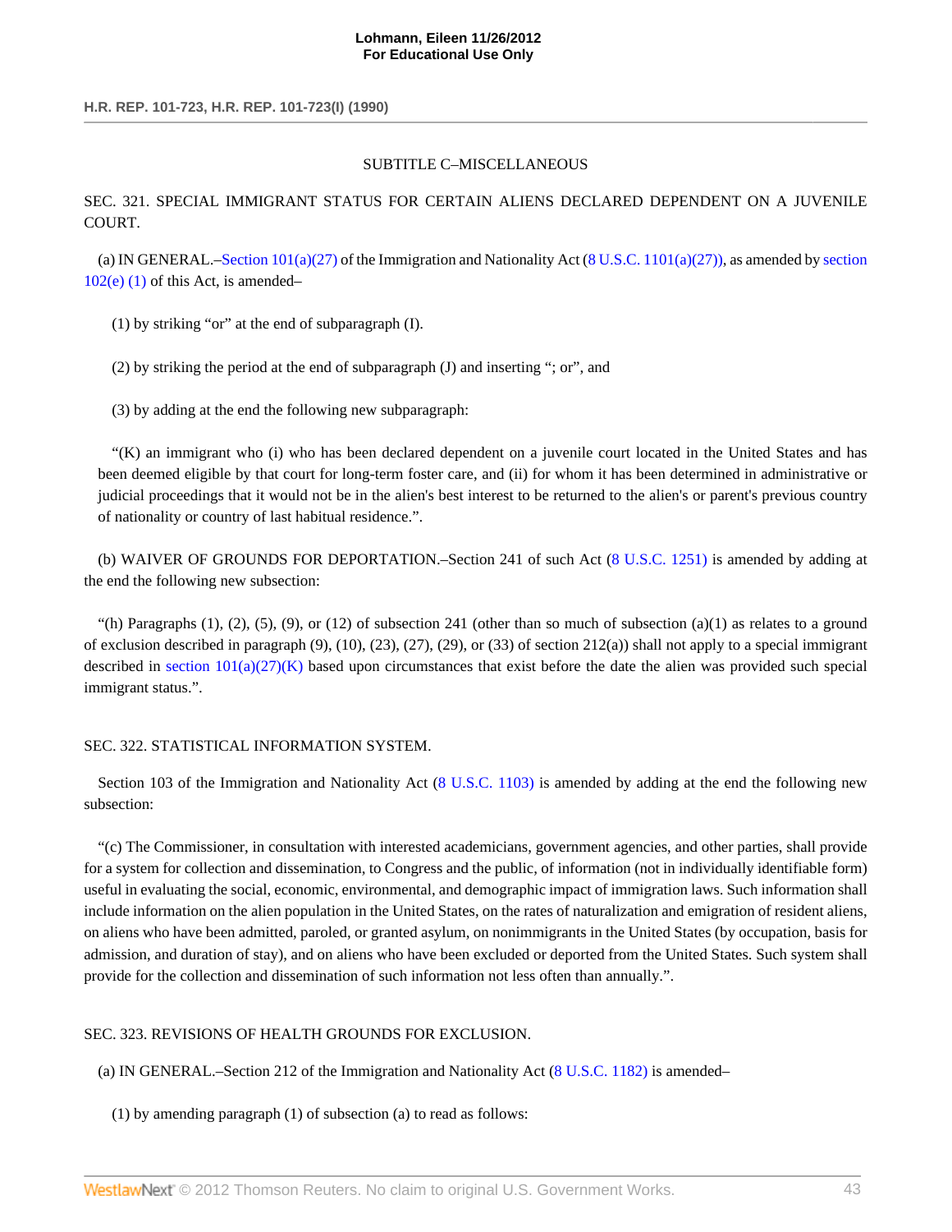SUBTITLE C–MISCELLANEOUS

SEC. 321. SPECIAL IMMIGRANT STATUS FOR CERTAIN ALIENS DECLARED DEPENDENT ON A JUVENILE COURT.

(a) IN GENERAL.–Section 101(a)(27) of the Immigration and Nationality Act (8 U.S.C. 1101(a)(27)), as amended by section 102(e) (1) of this Act, is amended–

(1) by striking "or" at the end of subparagraph (I).

(2) by striking the period at the end of subparagraph (J) and inserting "; or", and

(3) by adding at the end the following new subparagraph:

"(K) an immigrant who (i) who has been declared dependent on a juvenile court located in the United States and has been deemed eligible by that court for long-term foster care, and (ii) for whom it has been determined in administrative or judicial proceedings that it would not be in the alien's best interest to be returned to the alien's or parent's previous country of nationality or country of last habitual residence.".

(b) WAIVER OF GROUNDS FOR DEPORTATION.–Section 241 of such Act (8 U.S.C. 1251) is amended by adding at the end the following new subsection:

"(h) Paragraphs (1), (2), (5), (9), or (12) of subsection 241 (other than so much of subsection (a)(1) as relates to a ground of exclusion described in paragraph (9), (10), (23), (27), (29), or (33) of section 212(a)) shall not apply to a special immigrant described in section 101(a)(27)(K) based upon circumstances that exist before the date the alien was provided such special immigrant status.".

SEC. 322. STATISTICAL INFORMATION SYSTEM.

Section 103 of the Immigration and Nationality Act (8 U.S.C. 1103) is amended by adding at the end the following new subsection:

"(c) The Commissioner, in consultation with interested academicians, government agencies, and other parties, shall provide for a system for collection and dissemination, to Congress and the public, of information (not in individually identifiable form) useful in evaluating the social, economic, environmental, and demographic impact of immigration laws. Such information shall include information on the alien population in the United States, on the rates of naturalization and emigration of resident aliens, on aliens who have been admitted, paroled, or granted asylum, on nonimmigrants in the United States (by occupation, basis for admission, and duration of stay), and on aliens who have been excluded or deported from the United States. Such system shall provide for the collection and dissemination of such information not less often than annually.".

SEC. 323. REVISIONS OF HEALTH GROUNDS FOR EXCLUSION.

(a) IN GENERAL.–Section 212 of the Immigration and Nationality Act (8 U.S.C. 1182) is amended–

(1) by amending paragraph (1) of subsection (a) to read as follows: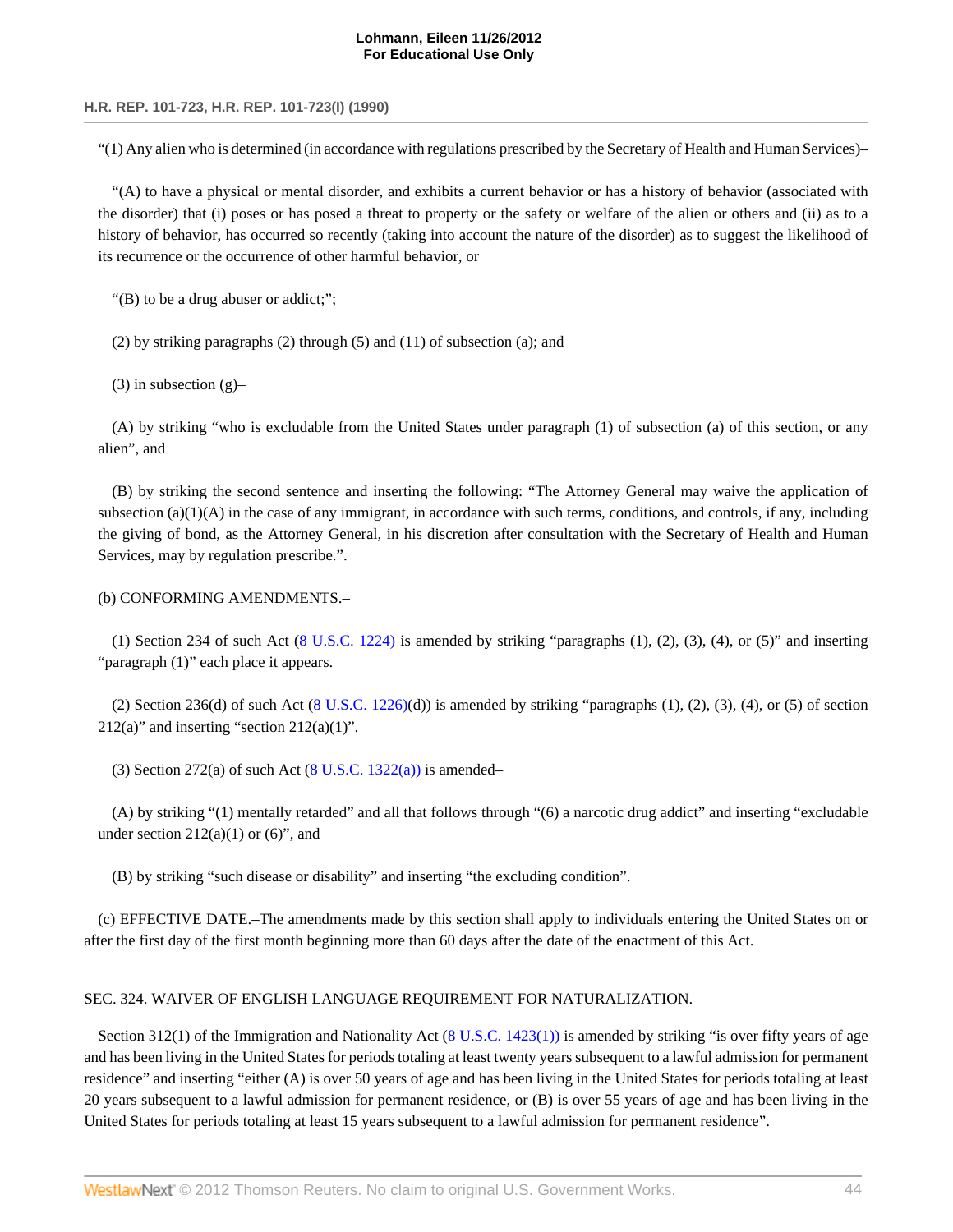"(1) Any alien who is determined (in accordance with regulations prescribed by the Secretary of Health and Human Services)–

"(A) to have a physical or mental disorder, and exhibits a current behavior or has a history of behavior (associated with the disorder) that (i) poses or has posed a threat to property or the safety or welfare of the alien or others and (ii) as to a history of behavior, has occurred so recently (taking into account the nature of the disorder) as to suggest the likelihood of its recurrence or the occurrence of other harmful behavior, or

"(B) to be a drug abuser or addict;";

(2) by striking paragraphs (2) through (5) and (11) of subsection (a); and

(3) in subsection (g)–

(A) by striking "who is excludable from the United States under paragraph (1) of subsection (a) of this section, or any alien", and

(B) by striking the second sentence and inserting the following: "The Attorney General may waive the application of subsection (a)(1)(A) in the case of any immigrant, in accordance with such terms, conditions, and controls, if any, including the giving of bond, as the Attorney General, in his discretion after consultation with the Secretary of Health and Human Services, may by regulation prescribe.".

(b) CONFORMING AMENDMENTS.–

(1) Section 234 of such Act (8 U.S.C. 1224) is amended by striking "paragraphs (1), (2), (3), (4), or (5)" and inserting "paragraph (1)" each place it appears.

(2) Section 236(d) of such Act (8 U.S.C. 1226(d)) is amended by striking "paragraphs (1), (2), (3), (4), or (5) of section 212(a)" and inserting "section 212(a)(1)".

(3) Section 272(a) of such Act (8 U.S.C. 1322(a)) is amended–

(A) by striking "(1) mentally retarded" and all that follows through "(6) a narcotic drug addict" and inserting "excludable under section 212(a)(1) or (6)", and

(B) by striking "such disease or disability" and inserting "the excluding condition".

(c) EFFECTIVE DATE.–The amendments made by this section shall apply to individuals entering the United States on or after the first day of the first month beginning more than 60 days after the date of the enactment of this Act.

SEC. 324. WAIVER OF ENGLISH LANGUAGE REQUIREMENT FOR NATURALIZATION.

Section 312(1) of the Immigration and Nationality Act (8 U.S.C. 1423(1)) is amended by striking "is over fifty years of age and has been living in the United States for periods totaling at least twenty years subsequent to a lawful admission for permanent residence" and inserting "either (A) is over 50 years of age and has been living in the United States for periods totaling at least 20 years subsequent to a lawful admission for permanent residence, or (B) is over 55 years of age and has been living in the United States for periods totaling at least 15 years subsequent to a lawful admission for permanent residence".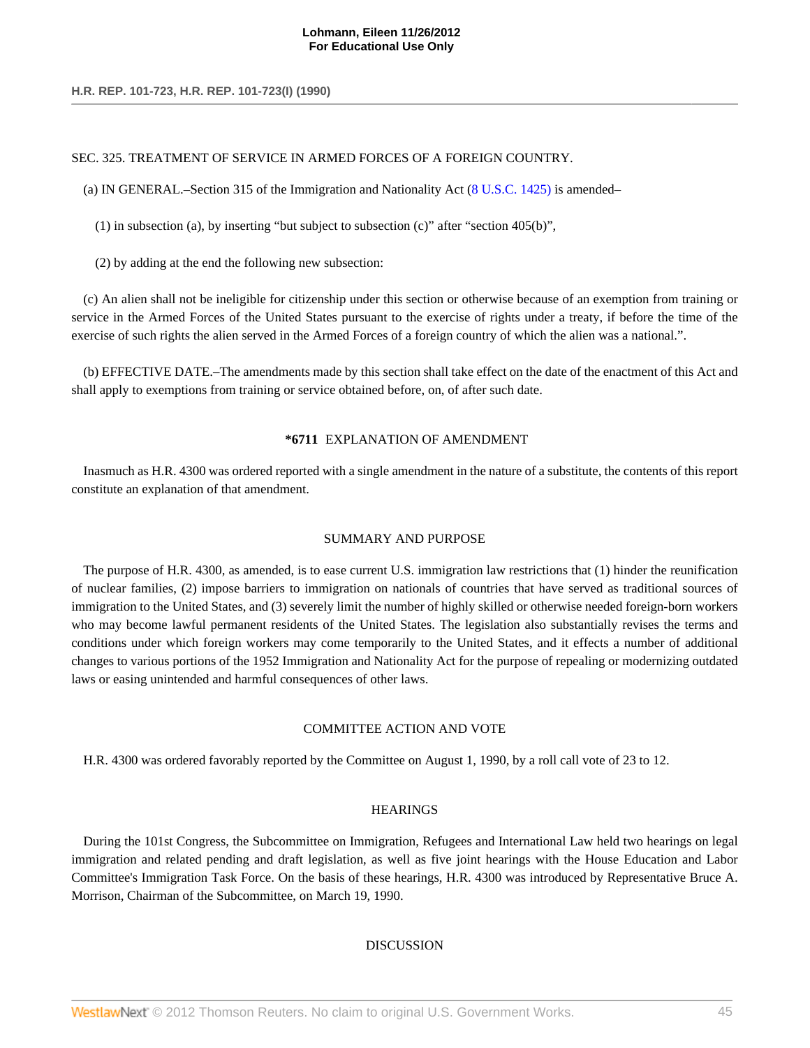SEC. 325. TREATMENT OF SERVICE IN ARMED FORCES OF A FOREIGN COUNTRY.

(a) IN GENERAL.–Section 315 of the Immigration and Nationality Act (8 U.S.C. 1425) is amended–

(1) in subsection (a), by inserting "but subject to subsection (c)" after "section 405(b)",

(2) by adding at the end the following new subsection:

(c) An alien shall not be ineligible for citizenship under this section or otherwise because of an exemption from training or service in the Armed Forces of the United States pursuant to the exercise of rights under a treaty, if before the time of the exercise of such rights the alien served in the Armed Forces of a foreign country of which the alien was a national.".

(b) EFFECTIVE DATE.–The amendments made by this section shall take effect on the date of the enactment of this Act and shall apply to exemptions from training or service obtained before, on, of after such date.

**\*6711** EXPLANATION OF AMENDMENT

Inasmuch as H.R. 4300 was ordered reported with a single amendment in the nature of a substitute, the contents of this report constitute an explanation of that amendment.

SUMMARY AND PURPOSE

The purpose of H.R. 4300, as amended, is to ease current U.S. immigration law restrictions that (1) hinder the reunification of nuclear families, (2) impose barriers to immigration on nationals of countries that have served as traditional sources of immigration to the United States, and (3) severely limit the number of highly skilled or otherwise needed foreign-born workers who may become lawful permanent residents of the United States. The legislation also substantially revises the terms and conditions under which foreign workers may come temporarily to the United States, and it effects a number of additional changes to various portions of the 1952 Immigration and Nationality Act for the purpose of repealing or modernizing outdated laws or easing unintended and harmful consequences of other laws.

COMMITTEE ACTION AND VOTE

H.R. 4300 was ordered favorably reported by the Committee on August 1, 1990, by a roll call vote of 23 to 12.

HEARINGS

During the 101st Congress, the Subcommittee on Immigration, Refugees and International Law held two hearings on legal immigration and related pending and draft legislation, as well as five joint hearings with the House Education and Labor Committee's Immigration Task Force. On the basis of these hearings, H.R. 4300 was introduced by Representative Bruce A. Morrison, Chairman of the Subcommittee, on March 19, 1990.

DISCUSSION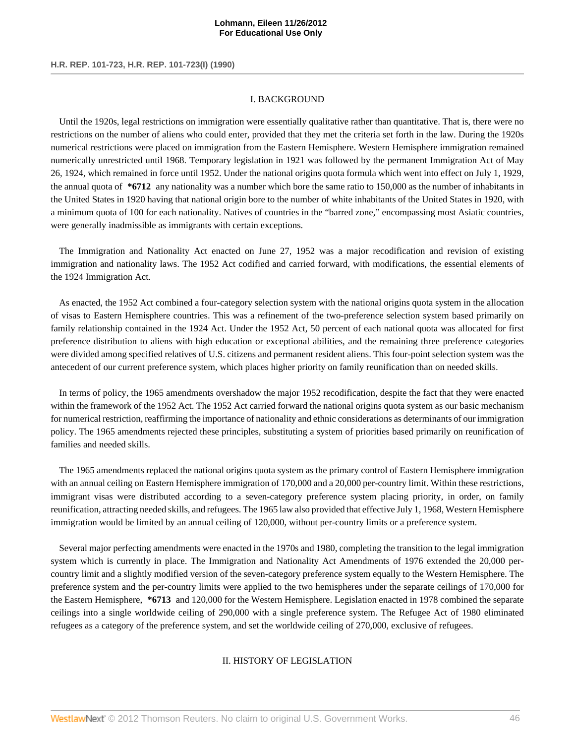## I. BACKGROUND

Until the 1920s, legal restrictions on immigration were essentially qualitative rather than quantitative. That is, there were no restrictions on the number of aliens who could enter, provided that they met the criteria set forth in the law. During the 1920s numerical restrictions were placed on immigration from the Eastern Hemisphere. Western Hemisphere immigration remained numerically unrestricted until 1968. Temporary legislation in 1921 was followed by the permanent Immigration Act of May 26, 1924, which remained in force until 1952. Under the national origins quota formula which went into effect on July 1, 1929, the annual quota of **\*6712** any nationality was a number which bore the same ratio to 150,000 as the number of inhabitants in the United States in 1920 having that national origin bore to the number of white inhabitants of the United States in 1920, with a minimum quota of 100 for each nationality. Natives of countries in the "barred zone," encompassing most Asiatic countries, were generally inadmissible as immigrants with certain exceptions.

The Immigration and Nationality Act enacted on June 27, 1952 was a major recodification and revision of existing immigration and nationality laws. The 1952 Act codified and carried forward, with modifications, the essential elements of the 1924 Immigration Act.

As enacted, the 1952 Act combined a four-category selection system with the national origins quota system in the allocation of visas to Eastern Hemisphere countries. This was a refinement of the two-preference selection system based primarily on family relationship contained in the 1924 Act. Under the 1952 Act, 50 percent of each national quota was allocated for first preference distribution to aliens with high education or exceptional abilities, and the remaining three preference categories were divided among specified relatives of U.S. citizens and permanent resident aliens. This four-point selection system was the antecedent of our current preference system, which places higher priority on family reunification than on needed skills.

In terms of policy, the 1965 amendments overshadow the major 1952 recodification, despite the fact that they were enacted within the framework of the 1952 Act. The 1952 Act carried forward the national origins quota system as our basic mechanism for numerical restriction, reaffirming the importance of nationality and ethnic considerations as determinants of our immigration policy. The 1965 amendments rejected these principles, substituting a system of priorities based primarily on reunification of families and needed skills.

The 1965 amendments replaced the national origins quota system as the primary control of Eastern Hemisphere immigration with an annual ceiling on Eastern Hemisphere immigration of 170,000 and a 20,000 per-country limit. Within these restrictions, immigrant visas were distributed according to a seven-category preference system placing priority, in order, on family reunification, attracting needed skills, and refugees. The 1965 law also provided that effective July 1, 1968, Western Hemisphere immigration would be limited by an annual ceiling of 120,000, without per-country limits or a preference system.

Several major perfecting amendments were enacted in the 1970s and 1980, completing the transition to the legal immigration system which is currently in place. The Immigration and Nationality Act Amendments of 1976 extended the 20,000 per-country limit and a slightly modified version of the seven-category preference system equally to the Western Hemisphere. The preference system and the per-country limits were applied to the two hemispheres under the separate ceilings of 170,000 for the Eastern Hemisphere, **\*6713** and 120,000 for the Western Hemisphere. Legislation enacted in 1978 combined the separate ceilings into a single worldwide ceiling of 290,000 with a single preference system. The Refugee Act of 1980 eliminated refugees as a category of the preference system, and set the worldwide ceiling of 270,000, exclusive of refugees.

## II. HISTORY OF LEGISLATION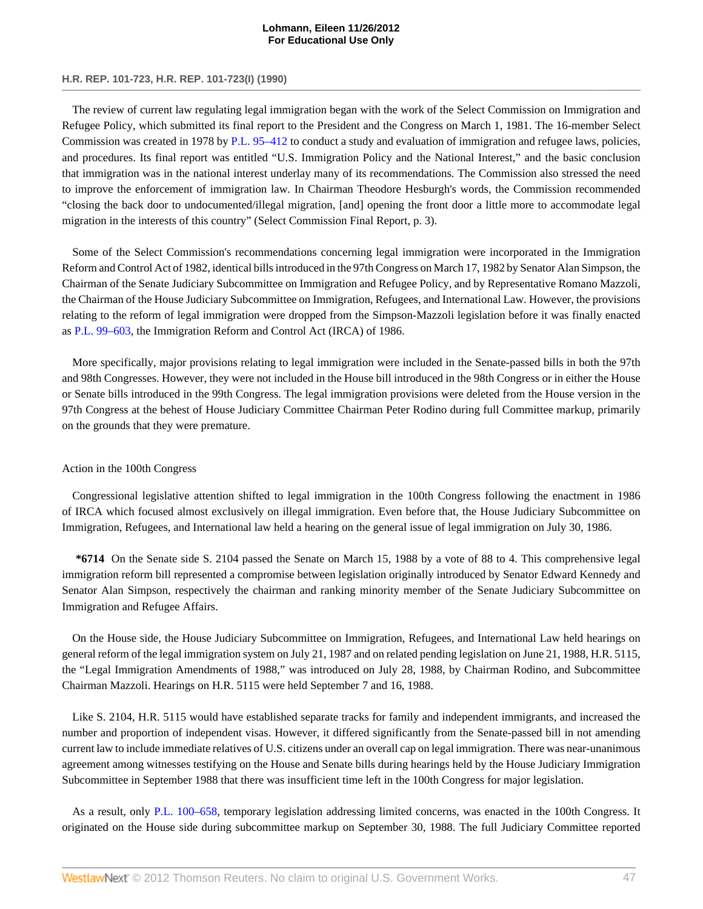The review of current law regulating legal immigration began with the work of the Select Commission on Immigration and Refugee Policy, which submitted its final report to the President and the Congress on March 1, 1981. The 16-member Select Commission was created in 1978 by P.L. 95–412 to conduct a study and evaluation of immigration and refugee laws, policies, and procedures. Its final report was entitled "U.S. Immigration Policy and the National Interest," and the basic conclusion that immigration was in the national interest underlay many of its recommendations. The Commission also stressed the need to improve the enforcement of immigration law. In Chairman Theodore Hesburgh's words, the Commission recommended "closing the back door to undocumented/illegal migration, [and] opening the front door a little more to accommodate legal migration in the interests of this country" (Select Commission Final Report, p. 3).

Some of the Select Commission's recommendations concerning legal immigration were incorporated in the Immigration Reform and Control Act of 1982, identical bills introduced in the 97th Congress on March 17, 1982 by Senator Alan Simpson, the Chairman of the Senate Judiciary Subcommittee on Immigration and Refugee Policy, and by Representative Romano Mazzoli, the Chairman of the House Judiciary Subcommittee on Immigration, Refugees, and International Law. However, the provisions relating to the reform of legal immigration were dropped from the Simpson-Mazzoli legislation before it was finally enacted as P.L. 99–603, the Immigration Reform and Control Act (IRCA) of 1986.

More specifically, major provisions relating to legal immigration were included in the Senate-passed bills in both the 97th and 98th Congresses. However, they were not included in the House bill introduced in the 98th Congress or in either the House or Senate bills introduced in the 99th Congress. The legal immigration provisions were deleted from the House version in the 97th Congress at the behest of House Judiciary Committee Chairman Peter Rodino during full Committee markup, primarily on the grounds that they were premature.

Action in the 100th Congress

Congressional legislative attention shifted to legal immigration in the 100th Congress following the enactment in 1986 of IRCA which focused almost exclusively on illegal immigration. Even before that, the House Judiciary Subcommittee on Immigration, Refugees, and International law held a hearing on the general issue of legal immigration on July 30, 1986.

**\*6714** On the Senate side S. 2104 passed the Senate on March 15, 1988 by a vote of 88 to 4. This comprehensive legal immigration reform bill represented a compromise between legislation originally introduced by Senator Edward Kennedy and Senator Alan Simpson, respectively the chairman and ranking minority member of the Senate Judiciary Subcommittee on Immigration and Refugee Affairs.

On the House side, the House Judiciary Subcommittee on Immigration, Refugees, and International Law held hearings on general reform of the legal immigration system on July 21, 1987 and on related pending legislation on June 21, 1988, H.R. 5115, the "Legal Immigration Amendments of 1988," was introduced on July 28, 1988, by Chairman Rodino, and Subcommittee Chairman Mazzoli. Hearings on H.R. 5115 were held September 7 and 16, 1988.

Like S. 2104, H.R. 5115 would have established separate tracks for family and independent immigrants, and increased the number and proportion of independent visas. However, it differed significantly from the Senate-passed bill in not amending current law to include immediate relatives of U.S. citizens under an overall cap on legal immigration. There was near-unanimous agreement among witnesses testifying on the House and Senate bills during hearings held by the House Judiciary Immigration Subcommittee in September 1988 that there was insufficient time left in the 100th Congress for major legislation.

As a result, only P.L. 100–658, temporary legislation addressing limited concerns, was enacted in the 100th Congress. It originated on the House side during subcommittee markup on September 30, 1988. The full Judiciary Committee reported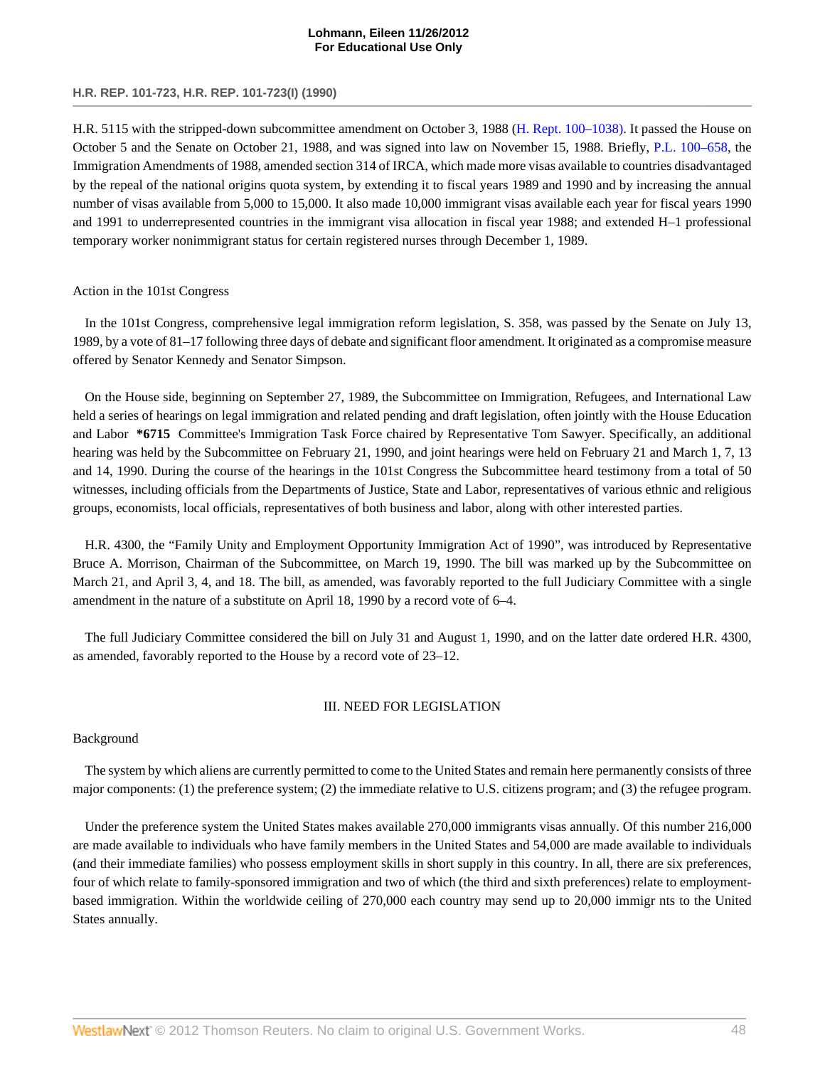H.R. 5115 with the stripped-down subcommittee amendment on October 3, 1988 (H. Rept. 100–1038). It passed the House on October 5 and the Senate on October 21, 1988, and was signed into law on November 15, 1988. Briefly, P.L. 100–658, the Immigration Amendments of 1988, amended section 314 of IRCA, which made more visas available to countries disadvantaged by the repeal of the national origins quota system, by extending it to fiscal years 1989 and 1990 and by increasing the annual number of visas available from 5,000 to 15,000. It also made 10,000 immigrant visas available each year for fiscal years 1990 and 1991 to underrepresented countries in the immigrant visa allocation in fiscal year 1988; and extended H–1 professional temporary worker nonimmigrant status for certain registered nurses through December 1, 1989.

Action in the 101st Congress

In the 101st Congress, comprehensive legal immigration reform legislation, S. 358, was passed by the Senate on July 13, 1989, by a vote of 81–17 following three days of debate and significant floor amendment. It originated as a compromise measure offered by Senator Kennedy and Senator Simpson.

On the House side, beginning on September 27, 1989, the Subcommittee on Immigration, Refugees, and International Law held a series of hearings on legal immigration and related pending and draft legislation, often jointly with the House Education and Labor **\*6715** Committee's Immigration Task Force chaired by Representative Tom Sawyer. Specifically, an additional hearing was held by the Subcommittee on February 21, 1990, and joint hearings were held on February 21 and March 1, 7, 13 and 14, 1990. During the course of the hearings in the 101st Congress the Subcommittee heard testimony from a total of 50 witnesses, including officials from the Departments of Justice, State and Labor, representatives of various ethnic and religious groups, economists, local officials, representatives of both business and labor, along with other interested parties.

H.R. 4300, the "Family Unity and Employment Opportunity Immigration Act of 1990", was introduced by Representative Bruce A. Morrison, Chairman of the Subcommittee, on March 19, 1990. The bill was marked up by the Subcommittee on March 21, and April 3, 4, and 18. The bill, as amended, was favorably reported to the full Judiciary Committee with a single amendment in the nature of a substitute on April 18, 1990 by a record vote of 6–4.

The full Judiciary Committee considered the bill on July 31 and August 1, 1990, and on the latter date ordered H.R. 4300, as amended, favorably reported to the House by a record vote of 23–12.

## III. NEED FOR LEGISLATION

Background

The system by which aliens are currently permitted to come to the United States and remain here permanently consists of three major components: (1) the preference system; (2) the immediate relative to U.S. citizens program; and (3) the refugee program.

Under the preference system the United States makes available 270,000 immigrants visas annually. Of this number 216,000 are made available to individuals who have family members in the United States and 54,000 are made available to individuals (and their immediate families) who possess employment skills in short supply in this country. In all, there are six preferences, four of which relate to family-sponsored immigration and two of which (the third and sixth preferences) relate to employment-based immigration. Within the worldwide ceiling of 270,000 each country may send up to 20,000 immigr nts to the United States annually.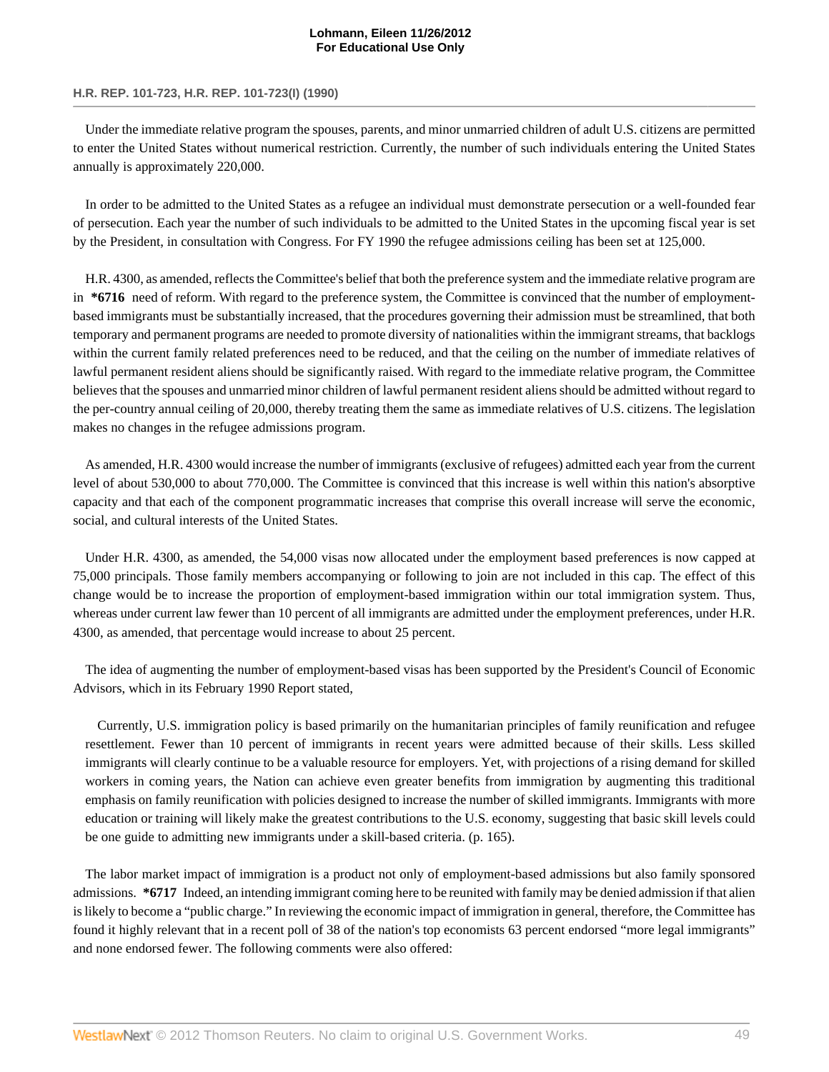Under the immediate relative program the spouses, parents, and minor unmarried children of adult U.S. citizens are permitted to enter the United States without numerical restriction. Currently, the number of such individuals entering the United States annually is approximately 220,000.

In order to be admitted to the United States as a refugee an individual must demonstrate persecution or a well-founded fear of persecution. Each year the number of such individuals to be admitted to the United States in the upcoming fiscal year is set by the President, in consultation with Congress. For FY 1990 the refugee admissions ceiling has been set at 125,000.

H.R. 4300, as amended, reflects the Committee's belief that both the preference system and the immediate relative program are in **\*6716** need of reform. With regard to the preference system, the Committee is convinced that the number of employment-based immigrants must be substantially increased, that the procedures governing their admission must be streamlined, that both temporary and permanent programs are needed to promote diversity of nationalities within the immigrant streams, that backlogs within the current family related preferences need to be reduced, and that the ceiling on the number of immediate relatives of lawful permanent resident aliens should be significantly raised. With regard to the immediate relative program, the Committee believes that the spouses and unmarried minor children of lawful permanent resident aliens should be admitted without regard to the per-country annual ceiling of 20,000, thereby treating them the same as immediate relatives of U.S. citizens. The legislation makes no changes in the refugee admissions program.

As amended, H.R. 4300 would increase the number of immigrants (exclusive of refugees) admitted each year from the current level of about 530,000 to about 770,000. The Committee is convinced that this increase is well within this nation's absorptive capacity and that each of the component programmatic increases that comprise this overall increase will serve the economic, social, and cultural interests of the United States.

Under H.R. 4300, as amended, the 54,000 visas now allocated under the employment based preferences is now capped at 75,000 principals. Those family members accompanying or following to join are not included in this cap. The effect of this change would be to increase the proportion of employment-based immigration within our total immigration system. Thus, whereas under current law fewer than 10 percent of all immigrants are admitted under the employment preferences, under H.R. 4300, as amended, that percentage would increase to about 25 percent.

The idea of augmenting the number of employment-based visas has been supported by the President's Council of Economic Advisors, which in its February 1990 Report stated,

> Currently, U.S. immigration policy is based primarily on the humanitarian principles of family reunification and refugee resettlement. Fewer than 10 percent of immigrants in recent years were admitted because of their skills. Less skilled immigrants will clearly continue to be a valuable resource for employers. Yet, with projections of a rising demand for skilled workers in coming years, the Nation can achieve even greater benefits from immigration by augmenting this traditional emphasis on family reunification with policies designed to increase the number of skilled immigrants. Immigrants with more education or training will likely make the greatest contributions to the U.S. economy, suggesting that basic skill levels could be one guide to admitting new immigrants under a skill-based criteria. (p. 165).

The labor market impact of immigration is a product not only of employment-based admissions but also family sponsored admissions. **\*6717** Indeed, an intending immigrant coming here to be reunited with family may be denied admission if that alien is likely to become a "public charge." In reviewing the economic impact of immigration in general, therefore, the Committee has found it highly relevant that in a recent poll of 38 of the nation's top economists 63 percent endorsed "more legal immigrants" and none endorsed fewer. The following comments were also offered: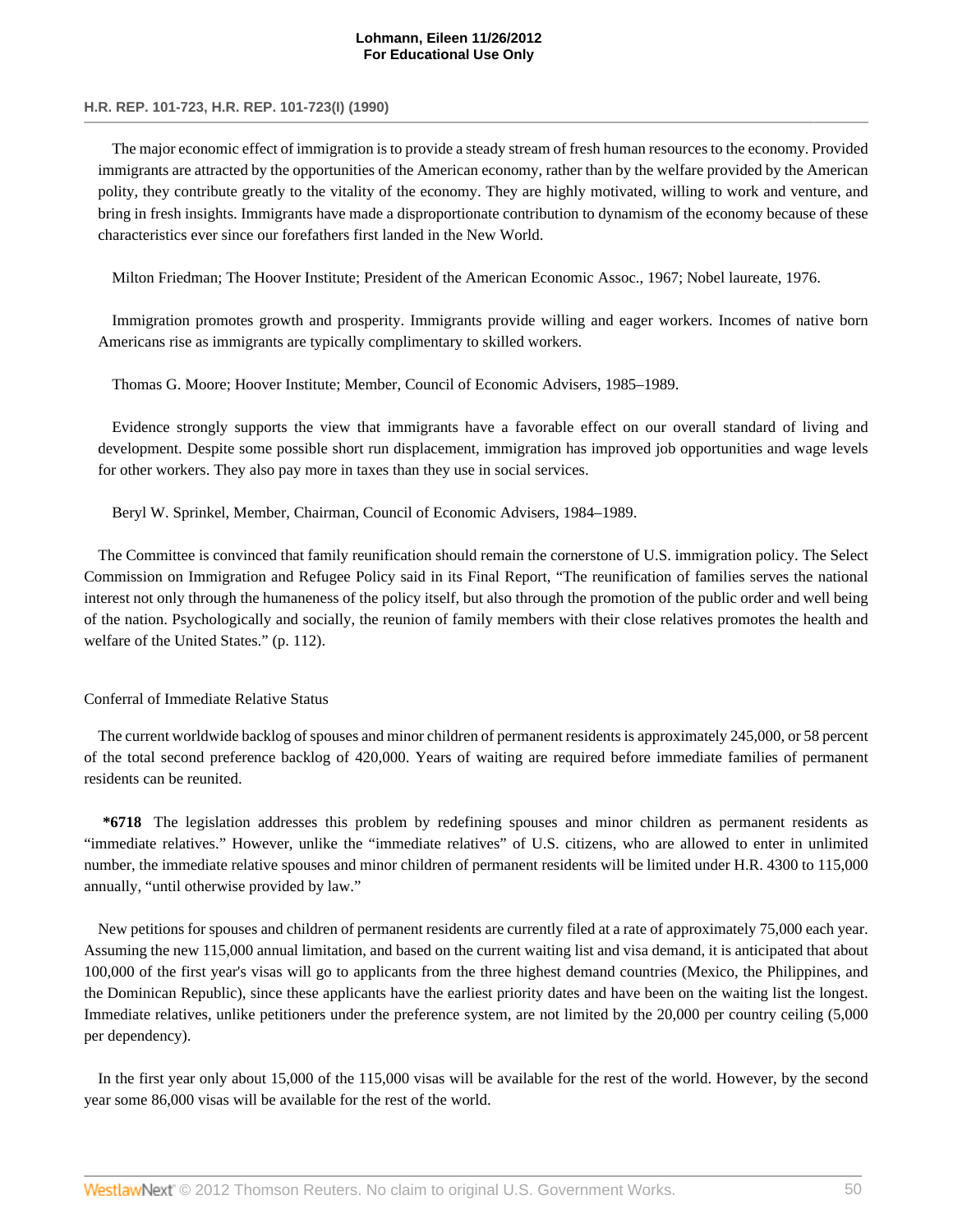The major economic effect of immigration is to provide a steady stream of fresh human resources to the economy. Provided immigrants are attracted by the opportunities of the American economy, rather than by the welfare provided by the American polity, they contribute greatly to the vitality of the economy. They are highly motivated, willing to work and venture, and bring in fresh insights. Immigrants have made a disproportionate contribution to dynamism of the economy because of these characteristics ever since our forefathers first landed in the New World.

Milton Friedman; The Hoover Institute; President of the American Economic Assoc., 1967; Nobel laureate, 1976.

Immigration promotes growth and prosperity. Immigrants provide willing and eager workers. Incomes of native born Americans rise as immigrants are typically complimentary to skilled workers.

Thomas G. Moore; Hoover Institute; Member, Council of Economic Advisers, 1985–1989.

Evidence strongly supports the view that immigrants have a favorable effect on our overall standard of living and development. Despite some possible short run displacement, immigration has improved job opportunities and wage levels for other workers. They also pay more in taxes than they use in social services.

Beryl W. Sprinkel, Member, Chairman, Council of Economic Advisers, 1984–1989.

The Committee is convinced that family reunification should remain the cornerstone of U.S. immigration policy. The Select Commission on Immigration and Refugee Policy said in its Final Report, "The reunification of families serves the national interest not only through the humaneness of the policy itself, but also through the promotion of the public order and well being of the nation. Psychologically and socially, the reunion of family members with their close relatives promotes the health and welfare of the United States." (p. 112).

Conferral of Immediate Relative Status

The current worldwide backlog of spouses and minor children of permanent residents is approximately 245,000, or 58 percent of the total second preference backlog of 420,000. Years of waiting are required before immediate families of permanent residents can be reunited.

**\*6718** The legislation addresses this problem by redefining spouses and minor children as permanent residents as "immediate relatives." However, unlike the "immediate relatives" of U.S. citizens, who are allowed to enter in unlimited number, the immediate relative spouses and minor children of permanent residents will be limited under H.R. 4300 to 115,000 annually, "until otherwise provided by law."

New petitions for spouses and children of permanent residents are currently filed at a rate of approximately 75,000 each year. Assuming the new 115,000 annual limitation, and based on the current waiting list and visa demand, it is anticipated that about 100,000 of the first year's visas will go to applicants from the three highest demand countries (Mexico, the Philippines, and the Dominican Republic), since these applicants have the earliest priority dates and have been on the waiting list the longest. Immediate relatives, unlike petitioners under the preference system, are not limited by the 20,000 per country ceiling (5,000 per dependency).

In the first year only about 15,000 of the 115,000 visas will be available for the rest of the world. However, by the second year some 86,000 visas will be available for the rest of the world.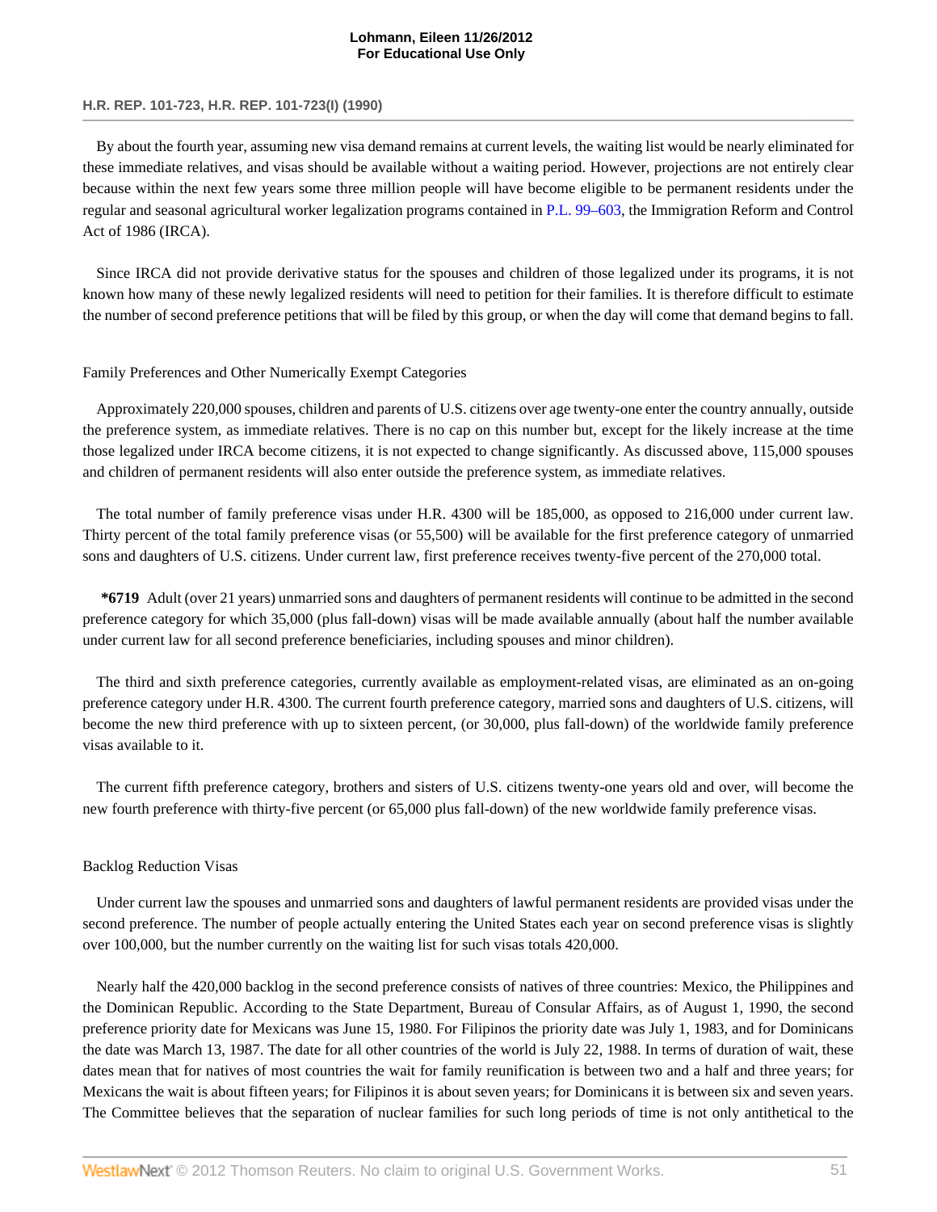By about the fourth year, assuming new visa demand remains at current levels, the waiting list would be nearly eliminated for these immediate relatives, and visas should be available without a waiting period. However, projections are not entirely clear because within the next few years some three million people will have become eligible to be permanent residents under the regular and seasonal agricultural worker legalization programs contained in P.L. 99–603, the Immigration Reform and Control Act of 1986 (IRCA).

Since IRCA did not provide derivative status for the spouses and children of those legalized under its programs, it is not known how many of these newly legalized residents will need to petition for their families. It is therefore difficult to estimate the number of second preference petitions that will be filed by this group, or when the day will come that demand begins to fall.

Family Preferences and Other Numerically Exempt Categories

Approximately 220,000 spouses, children and parents of U.S. citizens over age twenty-one enter the country annually, outside the preference system, as immediate relatives. There is no cap on this number but, except for the likely increase at the time those legalized under IRCA become citizens, it is not expected to change significantly. As discussed above, 115,000 spouses and children of permanent residents will also enter outside the preference system, as immediate relatives.

The total number of family preference visas under H.R. 4300 will be 185,000, as opposed to 216,000 under current law. Thirty percent of the total family preference visas (or 55,500) will be available for the first preference category of unmarried sons and daughters of U.S. citizens. Under current law, first preference receives twenty-five percent of the 270,000 total.

**\*6719** Adult (over 21 years) unmarried sons and daughters of permanent residents will continue to be admitted in the second preference category for which 35,000 (plus fall-down) visas will be made available annually (about half the number available under current law for all second preference beneficiaries, including spouses and minor children).

The third and sixth preference categories, currently available as employment-related visas, are eliminated as an on-going preference category under H.R. 4300. The current fourth preference category, married sons and daughters of U.S. citizens, will become the new third preference with up to sixteen percent, (or 30,000, plus fall-down) of the worldwide family preference visas available to it.

The current fifth preference category, brothers and sisters of U.S. citizens twenty-one years old and over, will become the new fourth preference with thirty-five percent (or 65,000 plus fall-down) of the new worldwide family preference visas.

Backlog Reduction Visas

Under current law the spouses and unmarried sons and daughters of lawful permanent residents are provided visas under the second preference. The number of people actually entering the United States each year on second preference visas is slightly over 100,000, but the number currently on the waiting list for such visas totals 420,000.

Nearly half the 420,000 backlog in the second preference consists of natives of three countries: Mexico, the Philippines and the Dominican Republic. According to the State Department, Bureau of Consular Affairs, as of August 1, 1990, the second preference priority date for Mexicans was June 15, 1980. For Filipinos the priority date was July 1, 1983, and for Dominicans the date was March 13, 1987. The date for all other countries of the world is July 22, 1988. In terms of duration of wait, these dates mean that for natives of most countries the wait for family reunification is between two and a half and three years; for Mexicans the wait is about fifteen years; for Filipinos it is about seven years; for Dominicans it is between six and seven years. The Committee believes that the separation of nuclear families for such long periods of time is not only antithetical to the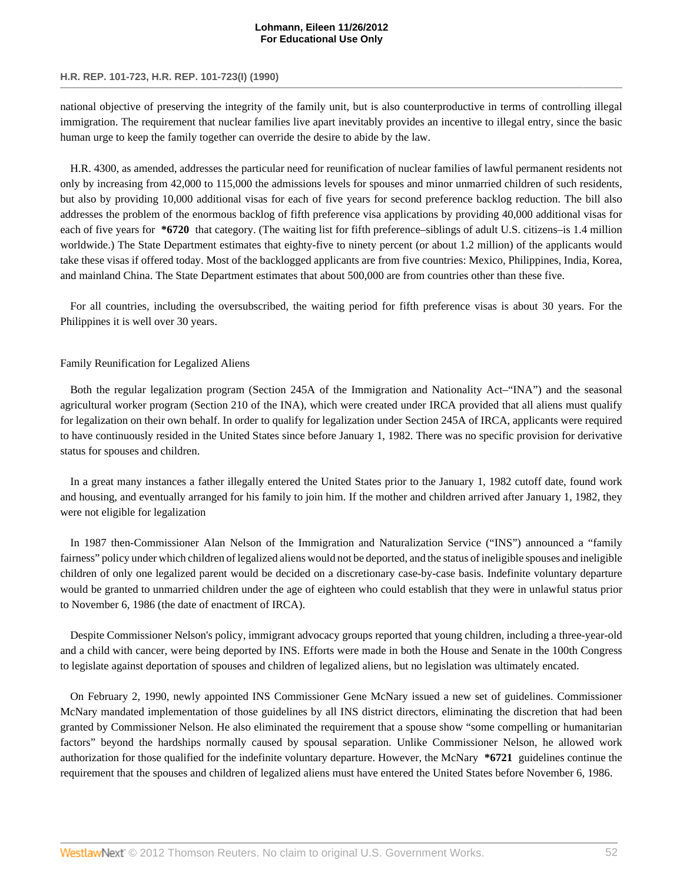national objective of preserving the integrity of the family unit, but is also counterproductive in terms of controlling illegal immigration. The requirement that nuclear families live apart inevitably provides an incentive to illegal entry, since the basic human urge to keep the family together can override the desire to abide by the law.

H.R. 4300, as amended, addresses the particular need for reunification of nuclear families of lawful permanent residents not only by increasing from 42,000 to 115,000 the admissions levels for spouses and minor unmarried children of such residents, but also by providing 10,000 additional visas for each of five years for second preference backlog reduction. The bill also addresses the problem of the enormous backlog of fifth preference visa applications by providing 40,000 additional visas for each of five years for **\*6720** that category. (The waiting list for fifth preference–siblings of adult U.S. citizens–is 1.4 million worldwide.) The State Department estimates that eighty-five to ninety percent (or about 1.2 million) of the applicants would take these visas if offered today. Most of the backlogged applicants are from five countries: Mexico, Philippines, India, Korea, and mainland China. The State Department estimates that about 500,000 are from countries other than these five.

For all countries, including the oversubscribed, the waiting period for fifth preference visas is about 30 years. For the Philippines it is well over 30 years.

Family Reunification for Legalized Aliens

Both the regular legalization program (Section 245A of the Immigration and Nationality Act–"INA") and the seasonal agricultural worker program (Section 210 of the INA), which were created under IRCA provided that all aliens must qualify for legalization on their own behalf. In order to qualify for legalization under Section 245A of IRCA, applicants were required to have continuously resided in the United States since before January 1, 1982. There was no specific provision for derivative status for spouses and children.

In a great many instances a father illegally entered the United States prior to the January 1, 1982 cutoff date, found work and housing, and eventually arranged for his family to join him. If the mother and children arrived after January 1, 1982, they were not eligible for legalization

In 1987 then-Commissioner Alan Nelson of the Immigration and Naturalization Service ("INS") announced a "family fairness" policy under which children of legalized aliens would not be deported, and the status of ineligible spouses and ineligible children of only one legalized parent would be decided on a discretionary case-by-case basis. Indefinite voluntary departure would be granted to unmarried children under the age of eighteen who could establish that they were in unlawful status prior to November 6, 1986 (the date of enactment of IRCA).

Despite Commissioner Nelson's policy, immigrant advocacy groups reported that young children, including a three-year-old and a child with cancer, were being deported by INS. Efforts were made in both the House and Senate in the 100th Congress to legislate against deportation of spouses and children of legalized aliens, but no legislation was ultimately encated.

On February 2, 1990, newly appointed INS Commissioner Gene McNary issued a new set of guidelines. Commissioner McNary mandated implementation of those guidelines by all INS district directors, eliminating the discretion that had been granted by Commissioner Nelson. He also eliminated the requirement that a spouse show "some compelling or humanitarian factors" beyond the hardships normally caused by spousal separation. Unlike Commissioner Nelson, he allowed work authorization for those qualified for the indefinite voluntary departure. However, the McNary **\*6721** guidelines continue the requirement that the spouses and children of legalized aliens must have entered the United States before November 6, 1986.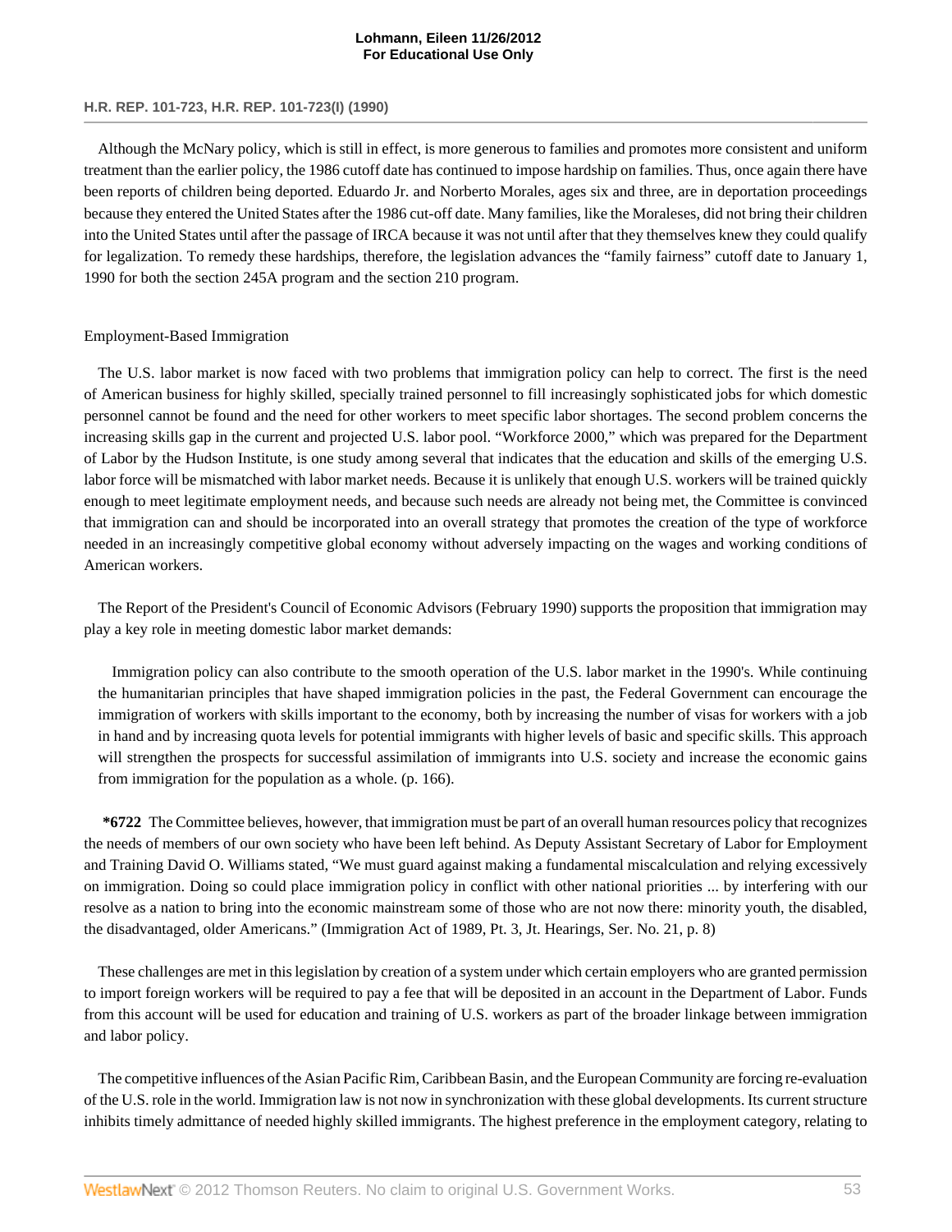Although the McNary policy, which is still in effect, is more generous to families and promotes more consistent and uniform treatment than the earlier policy, the 1986 cutoff date has continued to impose hardship on families. Thus, once again there have been reports of children being deported. Eduardo Jr. and Norberto Morales, ages six and three, are in deportation proceedings because they entered the United States after the 1986 cut-off date. Many families, like the Moraleses, did not bring their children into the United States until after the passage of IRCA because it was not until after that they themselves knew they could qualify for legalization. To remedy these hardships, therefore, the legislation advances the "family fairness" cutoff date to January 1, 1990 for both the section 245A program and the section 210 program.

Employment-Based Immigration

The U.S. labor market is now faced with two problems that immigration policy can help to correct. The first is the need of American business for highly skilled, specially trained personnel to fill increasingly sophisticated jobs for which domestic personnel cannot be found and the need for other workers to meet specific labor shortages. The second problem concerns the increasing skills gap in the current and projected U.S. labor pool. "Workforce 2000," which was prepared for the Department of Labor by the Hudson Institute, is one study among several that indicates that the education and skills of the emerging U.S. labor force will be mismatched with labor market needs. Because it is unlikely that enough U.S. workers will be trained quickly enough to meet legitimate employment needs, and because such needs are already not being met, the Committee is convinced that immigration can and should be incorporated into an overall strategy that promotes the creation of the type of workforce needed in an increasingly competitive global economy without adversely impacting on the wages and working conditions of American workers.

The Report of the President's Council of Economic Advisors (February 1990) supports the proposition that immigration may play a key role in meeting domestic labor market demands:

> Immigration policy can also contribute to the smooth operation of the U.S. labor market in the 1990's. While continuing the humanitarian principles that have shaped immigration policies in the past, the Federal Government can encourage the immigration of workers with skills important to the economy, both by increasing the number of visas for workers with a job in hand and by increasing quota levels for potential immigrants with higher levels of basic and specific skills. This approach will strengthen the prospects for successful assimilation of immigrants into U.S. society and increase the economic gains from immigration for the population as a whole. (p. 166).

**\*6722** The Committee believes, however, that immigration must be part of an overall human resources policy that recognizes the needs of members of our own society who have been left behind. As Deputy Assistant Secretary of Labor for Employment and Training David O. Williams stated, "We must guard against making a fundamental miscalculation and relying excessively on immigration. Doing so could place immigration policy in conflict with other national priorities ... by interfering with our resolve as a nation to bring into the economic mainstream some of those who are not now there: minority youth, the disabled, the disadvantaged, older Americans." (Immigration Act of 1989, Pt. 3, Jt. Hearings, Ser. No. 21, p. 8)

These challenges are met in this legislation by creation of a system under which certain employers who are granted permission to import foreign workers will be required to pay a fee that will be deposited in an account in the Department of Labor. Funds from this account will be used for education and training of U.S. workers as part of the broader linkage between immigration and labor policy.

The competitive influences of the Asian Pacific Rim, Caribbean Basin, and the European Community are forcing re-evaluation of the U.S. role in the world. Immigration law is not now in synchronization with these global developments. Its current structure inhibits timely admittance of needed highly skilled immigrants. The highest preference in the employment category, relating to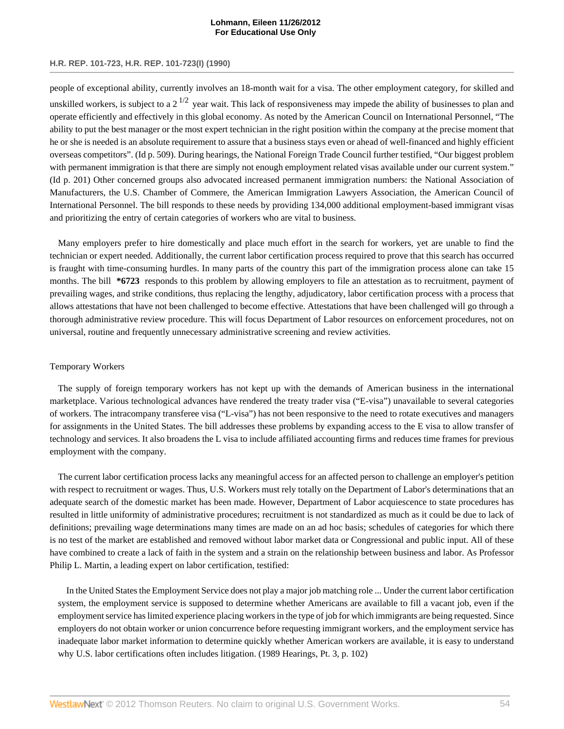people of exceptional ability, currently involves an 18-month wait for a visa. The other employment category, for skilled and unskilled workers, is subject to a 2 $^{1/2}$ year wait. This lack of responsiveness may impede the ability of businesses to plan and operate efficiently and effectively in this global economy. As noted by the American Council on International Personnel, "The ability to put the best manager or the most expert technician in the right position within the company at the precise moment that he or she is needed is an absolute requirement to assure that a business stays even or ahead of well-financed and highly efficient overseas competitors". (Id p. 509). During hearings, the National Foreign Trade Council further testified, "Our biggest problem with permanent immigration is that there are simply not enough employment related visas available under our current system." (Id p. 201) Other concerned groups also advocated increased permanent immigration numbers: the National Association of Manufacturers, the U.S. Chamber of Commere, the American Immigration Lawyers Association, the American Council of International Personnel. The bill responds to these needs by providing 134,000 additional employment-based immigrant visas and prioritizing the entry of certain categories of workers who are vital to business.

Many employers prefer to hire domestically and place much effort in the search for workers, yet are unable to find the technician or expert needed. Additionally, the current labor certification process required to prove that this search has occurred is fraught with time-consuming hurdles. In many parts of the country this part of the immigration process alone can take 15 months. The bill **\*6723** responds to this problem by allowing employers to file an attestation as to recruitment, payment of prevailing wages, and strike conditions, thus replacing the lengthy, adjudicatory, labor certification process with a process that allows attestations that have not been challenged to become effective. Attestations that have been challenged will go through a thorough administrative review procedure. This will focus Department of Labor resources on enforcement procedures, not on universal, routine and frequently unnecessary administrative screening and review activities.

Temporary Workers

The supply of foreign temporary workers has not kept up with the demands of American business in the international marketplace. Various technological advances have rendered the treaty trader visa ("E-visa") unavailable to several categories of workers. The intracompany transferee visa ("L-visa") has not been responsive to the need to rotate executives and managers for assignments in the United States. The bill addresses these problems by expanding access to the E visa to allow transfer of technology and services. It also broadens the L visa to include affiliated accounting firms and reduces time frames for previous employment with the company.

The current labor certification process lacks any meaningful access for an affected person to challenge an employer's petition with respect to recruitment or wages. Thus, U.S. Workers must rely totally on the Department of Labor's determinations that an adequate search of the domestic market has been made. However, Department of Labor acquiescence to state procedures has resulted in little uniformity of administrative procedures; recruitment is not standardized as much as it could be due to lack of definitions; prevailing wage determinations many times are made on an ad hoc basis; schedules of categories for which there is no test of the market are established and removed without labor market data or Congressional and public input. All of these have combined to create a lack of faith in the system and a strain on the relationship between business and labor. As Professor Philip L. Martin, a leading expert on labor certification, testified:

> In the United States the Employment Service does not play a major job matching role ... Under the current labor certification system, the employment service is supposed to determine whether Americans are available to fill a vacant job, even if the employment service has limited experience placing workers in the type of job for which immigrants are being requested. Since employers do not obtain worker or union concurrence before requesting immigrant workers, and the employment service has inadequate labor market information to determine quickly whether American workers are available, it is easy to understand why U.S. labor certifications often includes litigation. (1989 Hearings, Pt. 3, p. 102)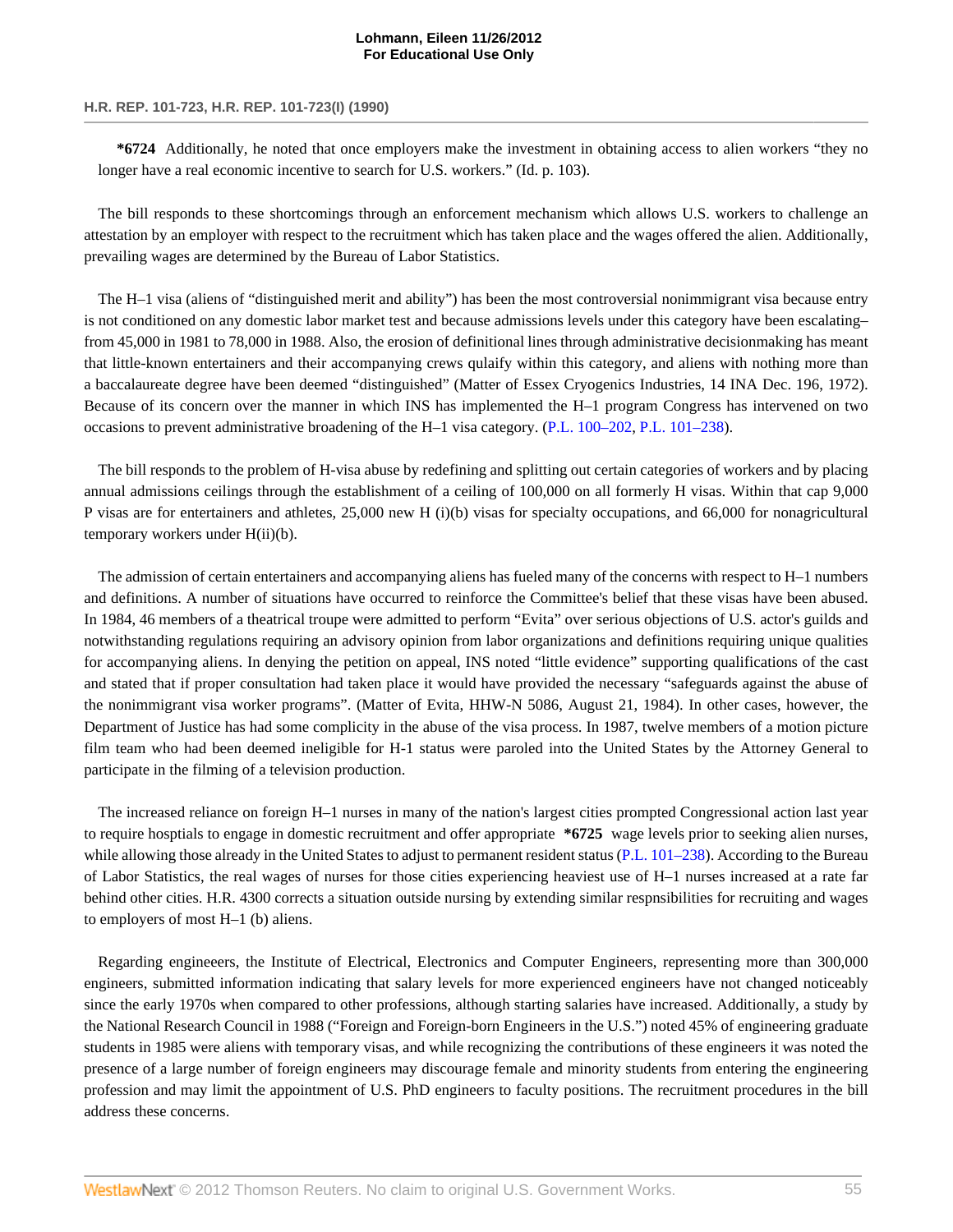**\*6724** Additionally, he noted that once employers make the investment in obtaining access to alien workers "they no longer have a real economic incentive to search for U.S. workers." (Id. p. 103).

The bill responds to these shortcomings through an enforcement mechanism which allows U.S. workers to challenge an attestation by an employer with respect to the recruitment which has taken place and the wages offered the alien. Additionally, prevailing wages are determined by the Bureau of Labor Statistics.

The H–1 visa (aliens of "distinguished merit and ability") has been the most controversial nonimmigrant visa because entry is not conditioned on any domestic labor market test and because admissions levels under this category have been escalating–from 45,000 in 1981 to 78,000 in 1988. Also, the erosion of definitional lines through administrative decisionmaking has meant that little-known entertainers and their accompanying crews qulaify within this category, and aliens with nothing more than a baccalaureate degree have been deemed "distinguished" (Matter of Essex Cryogenics Industries, 14 INA Dec. 196, 1972). Because of its concern over the manner in which INS has implemented the H–1 program Congress has intervened on two occasions to prevent administrative broadening of the H–1 visa category. (P.L. 100–202, P.L. 101–238).

The bill responds to the problem of H-visa abuse by redefining and splitting out certain categories of workers and by placing annual admissions ceilings through the establishment of a ceiling of 100,000 on all formerly H visas. Within that cap 9,000 P visas are for entertainers and athletes, 25,000 new H (i)(b) visas for specialty occupations, and 66,000 for nonagricultural temporary workers under H(ii)(b).

The admission of certain entertainers and accompanying aliens has fueled many of the concerns with respect to H–1 numbers and definitions. A number of situations have occurred to reinforce the Committee's belief that these visas have been abused. In 1984, 46 members of a theatrical troupe were admitted to perform "Evita" over serious objections of U.S. actor's guilds and notwithstanding regulations requiring an advisory opinion from labor organizations and definitions requiring unique qualities for accompanying aliens. In denying the petition on appeal, INS noted "little evidence" supporting qualifications of the cast and stated that if proper consultation had taken place it would have provided the necessary "safeguards against the abuse of the nonimmigrant visa worker programs". (Matter of Evita, HHW-N 5086, August 21, 1984). In other cases, however, the Department of Justice has had some complicity in the abuse of the visa process. In 1987, twelve members of a motion picture film team who had been deemed ineligible for H-1 status were paroled into the United States by the Attorney General to participate in the filming of a television production.

The increased reliance on foreign H–1 nurses in many of the nation's largest cities prompted Congressional action last year to require hosptials to engage in domestic recruitment and offer appropriate **\*6725** wage levels prior to seeking alien nurses, while allowing those already in the United States to adjust to permanent resident status (P.L. 101–238). According to the Bureau of Labor Statistics, the real wages of nurses for those cities experiencing heaviest use of H–1 nurses increased at a rate far behind other cities. H.R. 4300 corrects a situation outside nursing by extending similar respnsibilities for recruiting and wages to employers of most H–1 (b) aliens.

Regarding engineeers, the Institute of Electrical, Electronics and Computer Engineers, representing more than 300,000 engineers, submitted information indicating that salary levels for more experienced engineers have not changed noticeably since the early 1970s when compared to other professions, although starting salaries have increased. Additionally, a study by the National Research Council in 1988 ("Foreign and Foreign-born Engineers in the U.S.") noted 45% of engineering graduate students in 1985 were aliens with temporary visas, and while recognizing the contributions of these engineers it was noted the presence of a large number of foreign engineers may discourage female and minority students from entering the engineering profession and may limit the appointment of U.S. PhD engineers to faculty positions. The recruitment procedures in the bill address these concerns.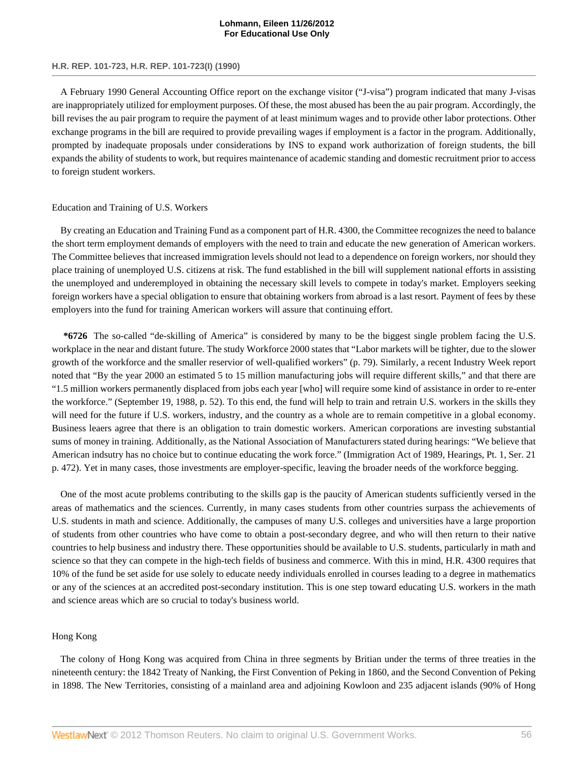A February 1990 General Accounting Office report on the exchange visitor ("J-visa") program indicated that many J-visas are inappropriately utilized for employment purposes. Of these, the most abused has been the au pair program. Accordingly, the bill revises the au pair program to require the payment of at least minimum wages and to provide other labor protections. Other exchange programs in the bill are required to provide prevailing wages if employment is a factor in the program. Additionally, prompted by inadequate proposals under considerations by INS to expand work authorization of foreign students, the bill expands the ability of students to work, but requires maintenance of academic standing and domestic recruitment prior to access to foreign student workers.

Education and Training of U.S. Workers

By creating an Education and Training Fund as a component part of H.R. 4300, the Committee recognizes the need to balance the short term employment demands of employers with the need to train and educate the new generation of American workers. The Committee believes that increased immigration levels should not lead to a dependence on foreign workers, nor should they place training of unemployed U.S. citizens at risk. The fund established in the bill will supplement national efforts in assisting the unemployed and underemployed in obtaining the necessary skill levels to compete in today's market. Employers seeking foreign workers have a special obligation to ensure that obtaining workers from abroad is a last resort. Payment of fees by these employers into the fund for training American workers will assure that continuing effort.

**\*6726** The so-called "de-skilling of America" is considered by many to be the biggest single problem facing the U.S. workplace in the near and distant future. The study Workforce 2000 states that "Labor markets will be tighter, due to the slower growth of the workforce and the smaller reservior of well-qualified workers" (p. 79). Similarly, a recent Industry Week report noted that "By the year 2000 an estimated 5 to 15 million manufacturing jobs will require different skills," and that there are "1.5 million workers permanently displaced from jobs each year [who] will require some kind of assistance in order to re-enter the workforce." (September 19, 1988, p. 52). To this end, the fund will help to train and retrain U.S. workers in the skills they will need for the future if U.S. workers, industry, and the country as a whole are to remain competitive in a global economy. Business leaers agree that there is an obligation to train domestic workers. American corporations are investing substantial sums of money in training. Additionally, as the National Association of Manufacturers stated during hearings: "We believe that American indsutry has no choice but to continue educating the work force." (Immigration Act of 1989, Hearings, Pt. 1, Ser. 21 p. 472). Yet in many cases, those investments are employer-specific, leaving the broader needs of the workforce begging.

One of the most acute problems contributing to the skills gap is the paucity of American students sufficiently versed in the areas of mathematics and the sciences. Currently, in many cases students from other countries surpass the achievements of U.S. students in math and science. Additionally, the campuses of many U.S. colleges and universities have a large proportion of students from other countries who have come to obtain a post-secondary degree, and who will then return to their native countries to help business and industry there. These opportunities should be available to U.S. students, particularly in math and science so that they can compete in the high-tech fields of business and commerce. With this in mind, H.R. 4300 requires that 10% of the fund be set aside for use solely to educate needy individuals enrolled in courses leading to a degree in mathematics or any of the sciences at an accredited post-secondary institution. This is one step toward educating U.S. workers in the math and science areas which are so crucial to today's business world.

Hong Kong

The colony of Hong Kong was acquired from China in three segments by Britian under the terms of three treaties in the nineteenth century: the 1842 Treaty of Nanking, the First Convention of Peking in 1860, and the Second Convention of Peking in 1898. The New Territories, consisting of a mainland area and adjoining Kowloon and 235 adjacent islands (90% of Hong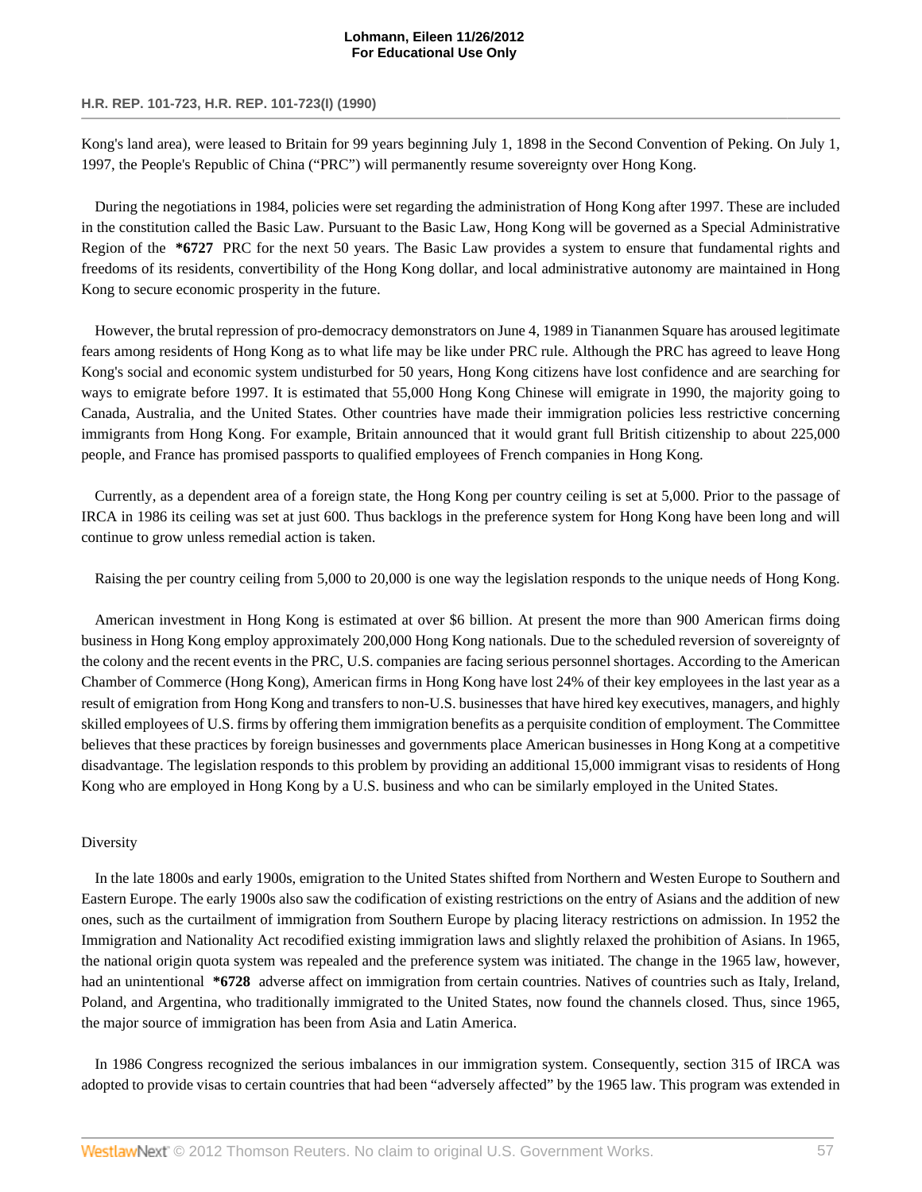Kong's land area), were leased to Britain for 99 years beginning July 1, 1898 in the Second Convention of Peking. On July 1, 1997, the People's Republic of China ("PRC") will permanently resume sovereignty over Hong Kong.

During the negotiations in 1984, policies were set regarding the administration of Hong Kong after 1997. These are included in the constitution called the Basic Law. Pursuant to the Basic Law, Hong Kong will be governed as a Special Administrative Region of the **\*6727** PRC for the next 50 years. The Basic Law provides a system to ensure that fundamental rights and freedoms of its residents, convertibility of the Hong Kong dollar, and local administrative autonomy are maintained in Hong Kong to secure economic prosperity in the future.

However, the brutal repression of pro-democracy demonstrators on June 4, 1989 in Tiananmen Square has aroused legitimate fears among residents of Hong Kong as to what life may be like under PRC rule. Although the PRC has agreed to leave Hong Kong's social and economic system undisturbed for 50 years, Hong Kong citizens have lost confidence and are searching for ways to emigrate before 1997. It is estimated that 55,000 Hong Kong Chinese will emigrate in 1990, the majority going to Canada, Australia, and the United States. Other countries have made their immigration policies less restrictive concerning immigrants from Hong Kong. For example, Britain announced that it would grant full British citizenship to about 225,000 people, and France has promised passports to qualified employees of French companies in Hong Kong.

Currently, as a dependent area of a foreign state, the Hong Kong per country ceiling is set at 5,000. Prior to the passage of IRCA in 1986 its ceiling was set at just 600. Thus backlogs in the preference system for Hong Kong have been long and will continue to grow unless remedial action is taken.

Raising the per country ceiling from 5,000 to 20,000 is one way the legislation responds to the unique needs of Hong Kong.

American investment in Hong Kong is estimated at over $6 billion. At present the more than 900 American firms doing business in Hong Kong employ approximately 200,000 Hong Kong nationals. Due to the scheduled reversion of sovereignty of the colony and the recent events in the PRC, U.S. companies are facing serious personnel shortages. According to the American Chamber of Commerce (Hong Kong), American firms in Hong Kong have lost 24% of their key employees in the last year as a result of emigration from Hong Kong and transfers to non-U.S. businesses that have hired key executives, managers, and highly skilled employees of U.S. firms by offering them immigration benefits as a perquisite condition of employment. The Committee believes that these practices by foreign businesses and governments place American businesses in Hong Kong at a competitive disadvantage. The legislation responds to this problem by providing an additional 15,000 immigrant visas to residents of Hong Kong who are employed in Hong Kong by a U.S. business and who can be similarly employed in the United States.

Diversity

In the late 1800s and early 1900s, emigration to the United States shifted from Northern and Westen Europe to Southern and Eastern Europe. The early 1900s also saw the codification of existing restrictions on the entry of Asians and the addition of new ones, such as the curtailment of immigration from Southern Europe by placing literacy restrictions on admission. In 1952 the Immigration and Nationality Act recodified existing immigration laws and slightly relaxed the prohibition of Asians. In 1965, the national origin quota system was repealed and the preference system was initiated. The change in the 1965 law, however, had an unintentional **\*6728** adverse affect on immigration from certain countries. Natives of countries such as Italy, Ireland, Poland, and Argentina, who traditionally immigrated to the United States, now found the channels closed. Thus, since 1965, the major source of immigration has been from Asia and Latin America.

In 1986 Congress recognized the serious imbalances in our immigration system. Consequently, section 315 of IRCA was adopted to provide visas to certain countries that had been "adversely affected" by the 1965 law. This program was extended in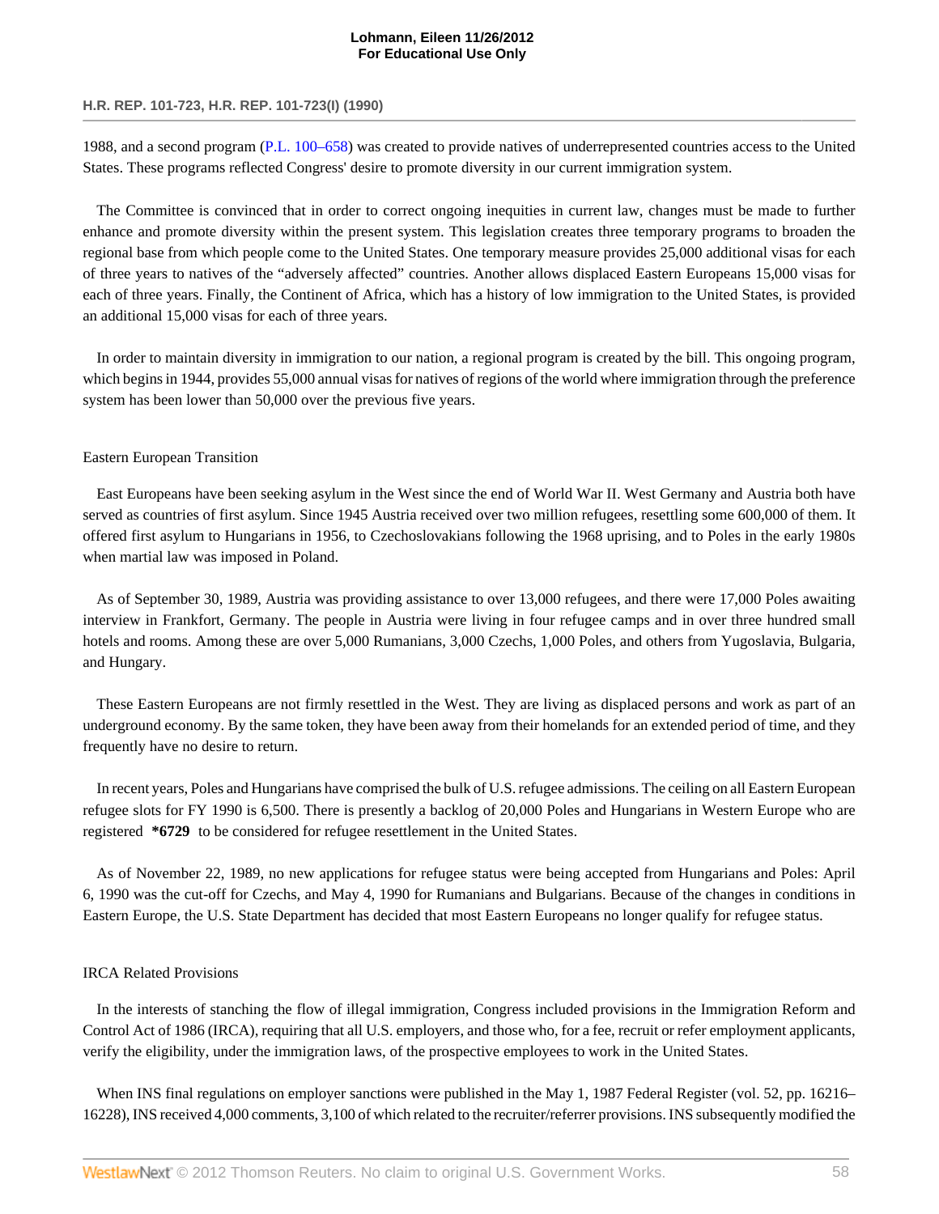1988, and a second program (P.L. 100–658) was created to provide natives of underrepresented countries access to the United States. These programs reflected Congress' desire to promote diversity in our current immigration system.

The Committee is convinced that in order to correct ongoing inequities in current law, changes must be made to further enhance and promote diversity within the present system. This legislation creates three temporary programs to broaden the regional base from which people come to the United States. One temporary measure provides 25,000 additional visas for each of three years to natives of the "adversely affected" countries. Another allows displaced Eastern Europeans 15,000 visas for each of three years. Finally, the Continent of Africa, which has a history of low immigration to the United States, is provided an additional 15,000 visas for each of three years.

In order to maintain diversity in immigration to our nation, a regional program is created by the bill. This ongoing program, which begins in 1944, provides 55,000 annual visas for natives of regions of the world where immigration through the preference system has been lower than 50,000 over the previous five years.

Eastern European Transition

East Europeans have been seeking asylum in the West since the end of World War II. West Germany and Austria both have served as countries of first asylum. Since 1945 Austria received over two million refugees, resettling some 600,000 of them. It offered first asylum to Hungarians in 1956, to Czechoslovakians following the 1968 uprising, and to Poles in the early 1980s when martial law was imposed in Poland.

As of September 30, 1989, Austria was providing assistance to over 13,000 refugees, and there were 17,000 Poles awaiting interview in Frankfort, Germany. The people in Austria were living in four refugee camps and in over three hundred small hotels and rooms. Among these are over 5,000 Rumanians, 3,000 Czechs, 1,000 Poles, and others from Yugoslavia, Bulgaria, and Hungary.

These Eastern Europeans are not firmly resettled in the West. They are living as displaced persons and work as part of an underground economy. By the same token, they have been away from their homelands for an extended period of time, and they frequently have no desire to return.

In recent years, Poles and Hungarians have comprised the bulk of U.S. refugee admissions. The ceiling on all Eastern European refugee slots for FY 1990 is 6,500. There is presently a backlog of 20,000 Poles and Hungarians in Western Europe who are registered **\*6729** to be considered for refugee resettlement in the United States.

As of November 22, 1989, no new applications for refugee status were being accepted from Hungarians and Poles: April 6, 1990 was the cut-off for Czechs, and May 4, 1990 for Rumanians and Bulgarians. Because of the changes in conditions in Eastern Europe, the U.S. State Department has decided that most Eastern Europeans no longer qualify for refugee status.

IRCA Related Provisions

In the interests of stanching the flow of illegal immigration, Congress included provisions in the Immigration Reform and Control Act of 1986 (IRCA), requiring that all U.S. employers, and those who, for a fee, recruit or refer employment applicants, verify the eligibility, under the immigration laws, of the prospective employees to work in the United States.

When INS final regulations on employer sanctions were published in the May 1, 1987 Federal Register (vol. 52, pp. 16216–16228), INS received 4,000 comments, 3,100 of which related to the recruiter/referrer provisions. INS subsequently modified the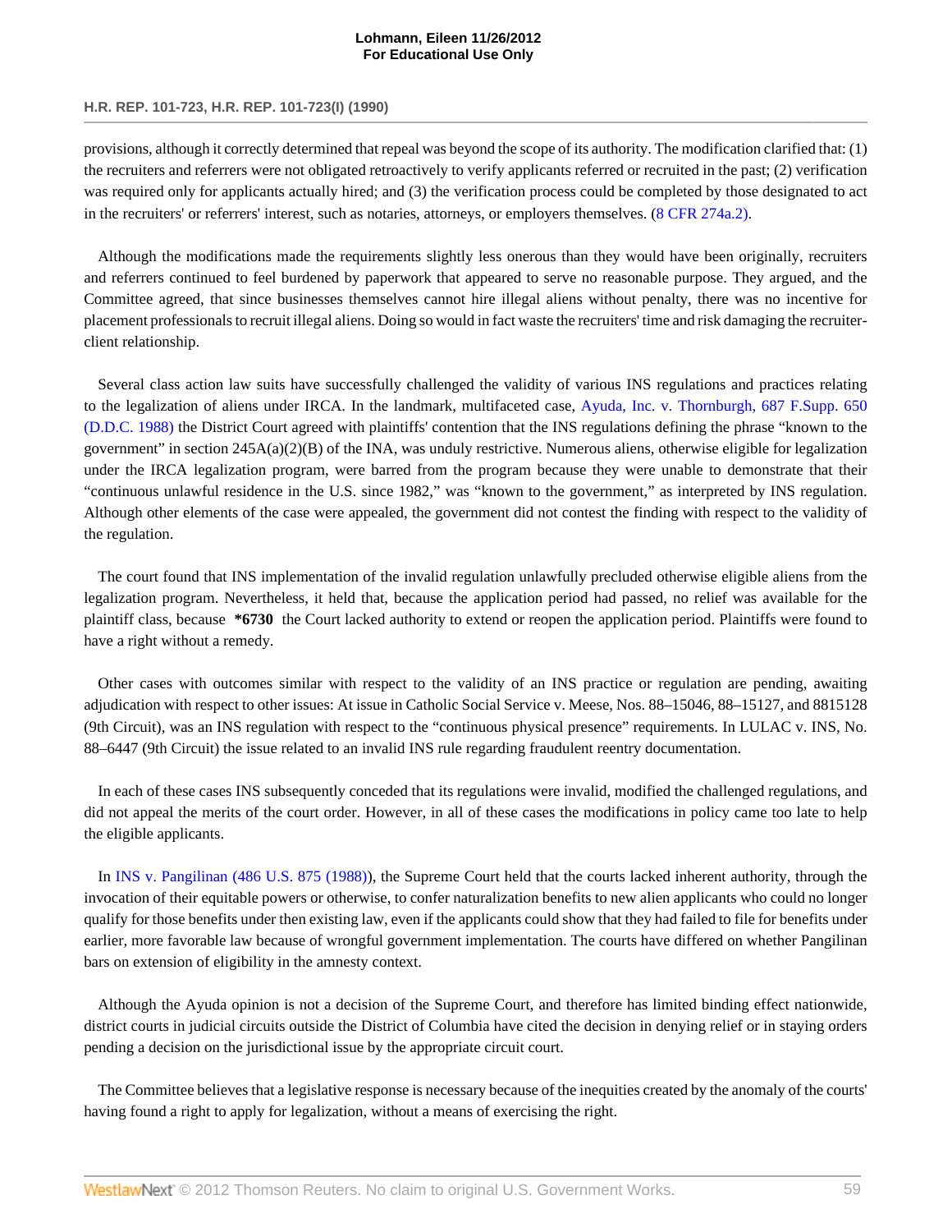provisions, although it correctly determined that repeal was beyond the scope of its authority. The modification clarified that: (1) the recruiters and referrers were not obligated retroactively to verify applicants referred or recruited in the past; (2) verification was required only for applicants actually hired; and (3) the verification process could be completed by those designated to act in the recruiters' or referrers' interest, such as notaries, attorneys, or employers themselves. (8 CFR 274a.2).

Although the modifications made the requirements slightly less onerous than they would have been originally, recruiters and referrers continued to feel burdened by paperwork that appeared to serve no reasonable purpose. They argued, and the Committee agreed, that since businesses themselves cannot hire illegal aliens without penalty, there was no incentive for placement professionals to recruit illegal aliens. Doing so would in fact waste the recruiters' time and risk damaging the recruiter-client relationship.

Several class action law suits have successfully challenged the validity of various INS regulations and practices relating to the legalization of aliens under IRCA. In the landmark, multifaceted case, Ayuda, Inc. v. Thornburgh, 687 F.Supp. 650 (D.D.C. 1988) the District Court agreed with plaintiffs' contention that the INS regulations defining the phrase "known to the government" in section 245A(a)(2)(B) of the INA, was unduly restrictive. Numerous aliens, otherwise eligible for legalization under the IRCA legalization program, were barred from the program because they were unable to demonstrate that their "continuous unlawful residence in the U.S. since 1982," was "known to the government," as interpreted by INS regulation. Although other elements of the case were appealed, the government did not contest the finding with respect to the validity of the regulation.

The court found that INS implementation of the invalid regulation unlawfully precluded otherwise eligible aliens from the legalization program. Nevertheless, it held that, because the application period had passed, no relief was available for the plaintiff class, because **\*6730** the Court lacked authority to extend or reopen the application period. Plaintiffs were found to have a right without a remedy.

Other cases with outcomes similar with respect to the validity of an INS practice or regulation are pending, awaiting adjudication with respect to other issues: At issue in Catholic Social Service v. Meese, Nos. 88–15046, 88–15127, and 8815128 (9th Circuit), was an INS regulation with respect to the "continuous physical presence" requirements. In LULAC v. INS, No. 88–6447 (9th Circuit) the issue related to an invalid INS rule regarding fraudulent reentry documentation.

In each of these cases INS subsequently conceded that its regulations were invalid, modified the challenged regulations, and did not appeal the merits of the court order. However, in all of these cases the modifications in policy came too late to help the eligible applicants.

In INS v. Pangilinan (486 U.S. 875 (1988)), the Supreme Court held that the courts lacked inherent authority, through the invocation of their equitable powers or otherwise, to confer naturalization benefits to new alien applicants who could no longer qualify for those benefits under then existing law, even if the applicants could show that they had failed to file for benefits under earlier, more favorable law because of wrongful government implementation. The courts have differed on whether Pangilinan bars on extension of eligibility in the amnesty context.

Although the Ayuda opinion is not a decision of the Supreme Court, and therefore has limited binding effect nationwide, district courts in judicial circuits outside the District of Columbia have cited the decision in denying relief or in staying orders pending a decision on the jurisdictional issue by the appropriate circuit court.

The Committee believes that a legislative response is necessary because of the inequities created by the anomaly of the courts' having found a right to apply for legalization, without a means of exercising the right.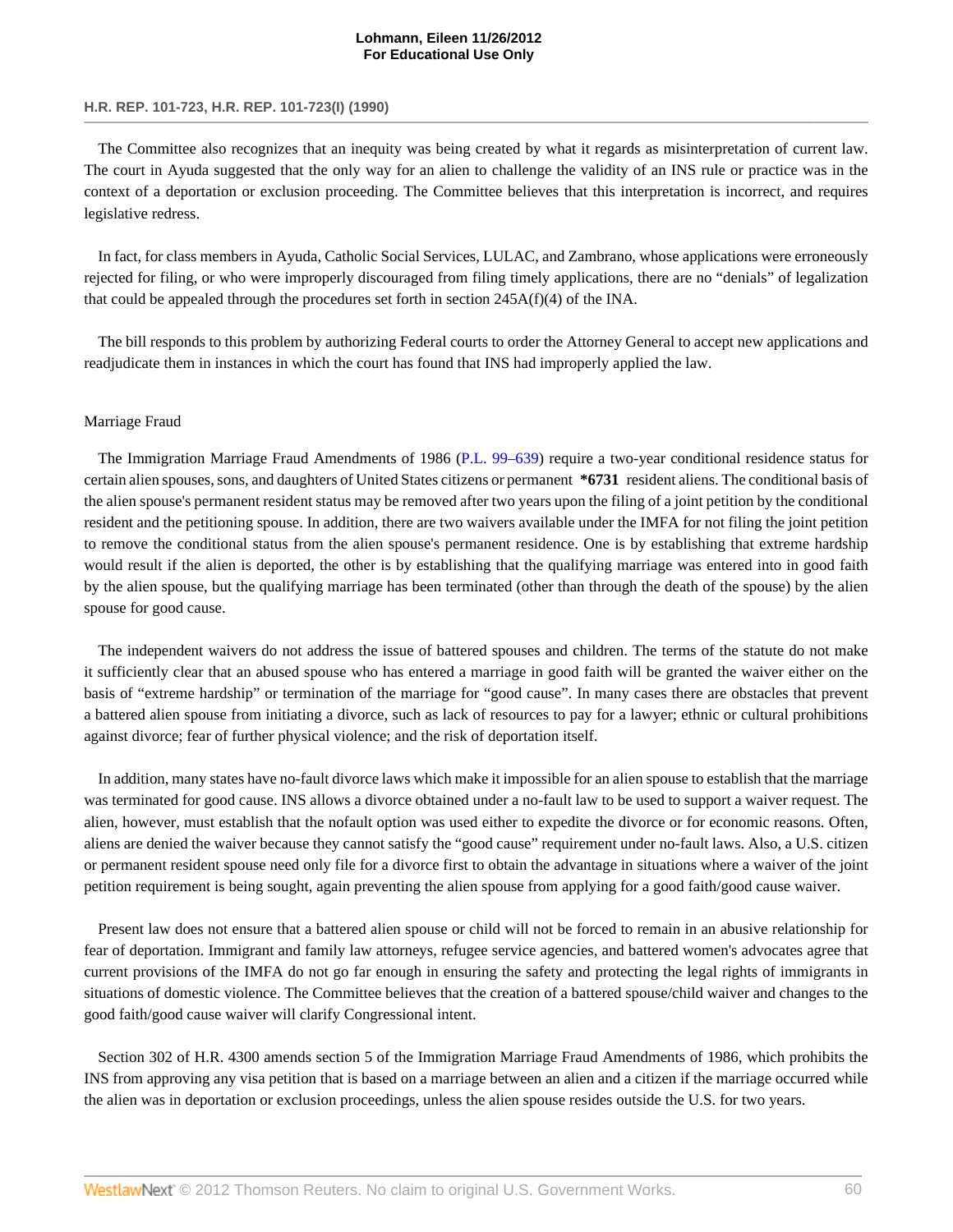The Committee also recognizes that an inequity was being created by what it regards as misinterpretation of current law. The court in Ayuda suggested that the only way for an alien to challenge the validity of an INS rule or practice was in the context of a deportation or exclusion proceeding. The Committee believes that this interpretation is incorrect, and requires legislative redress.

In fact, for class members in Ayuda, Catholic Social Services, LULAC, and Zambrano, whose applications were erroneously rejected for filing, or who were improperly discouraged from filing timely applications, there are no "denials" of legalization that could be appealed through the procedures set forth in section 245A(f)(4) of the INA.

The bill responds to this problem by authorizing Federal courts to order the Attorney General to accept new applications and readjudicate them in instances in which the court has found that INS had improperly applied the law.

Marriage Fraud

The Immigration Marriage Fraud Amendments of 1986 (P.L. 99–639) require a two-year conditional residence status for certain alien spouses, sons, and daughters of United States citizens or permanent **\*6731** resident aliens. The conditional basis of the alien spouse's permanent resident status may be removed after two years upon the filing of a joint petition by the conditional resident and the petitioning spouse. In addition, there are two waivers available under the IMFA for not filing the joint petition to remove the conditional status from the alien spouse's permanent residence. One is by establishing that extreme hardship would result if the alien is deported, the other is by establishing that the qualifying marriage was entered into in good faith by the alien spouse, but the qualifying marriage has been terminated (other than through the death of the spouse) by the alien spouse for good cause.

The independent waivers do not address the issue of battered spouses and children. The terms of the statute do not make it sufficiently clear that an abused spouse who has entered a marriage in good faith will be granted the waiver either on the basis of "extreme hardship" or termination of the marriage for "good cause". In many cases there are obstacles that prevent a battered alien spouse from initiating a divorce, such as lack of resources to pay for a lawyer; ethnic or cultural prohibitions against divorce; fear of further physical violence; and the risk of deportation itself.

In addition, many states have no-fault divorce laws which make it impossible for an alien spouse to establish that the marriage was terminated for good cause. INS allows a divorce obtained under a no-fault law to be used to support a waiver request. The alien, however, must establish that the nofault option was used either to expedite the divorce or for economic reasons. Often, aliens are denied the waiver because they cannot satisfy the "good cause" requirement under no-fault laws. Also, a U.S. citizen or permanent resident spouse need only file for a divorce first to obtain the advantage in situations where a waiver of the joint petition requirement is being sought, again preventing the alien spouse from applying for a good faith/good cause waiver.

Present law does not ensure that a battered alien spouse or child will not be forced to remain in an abusive relationship for fear of deportation. Immigrant and family law attorneys, refugee service agencies, and battered women's advocates agree that current provisions of the IMFA do not go far enough in ensuring the safety and protecting the legal rights of immigrants in situations of domestic violence. The Committee believes that the creation of a battered spouse/child waiver and changes to the good faith/good cause waiver will clarify Congressional intent.

Section 302 of H.R. 4300 amends section 5 of the Immigration Marriage Fraud Amendments of 1986, which prohibits the INS from approving any visa petition that is based on a marriage between an alien and a citizen if the marriage occurred while the alien was in deportation or exclusion proceedings, unless the alien spouse resides outside the U.S. for two years.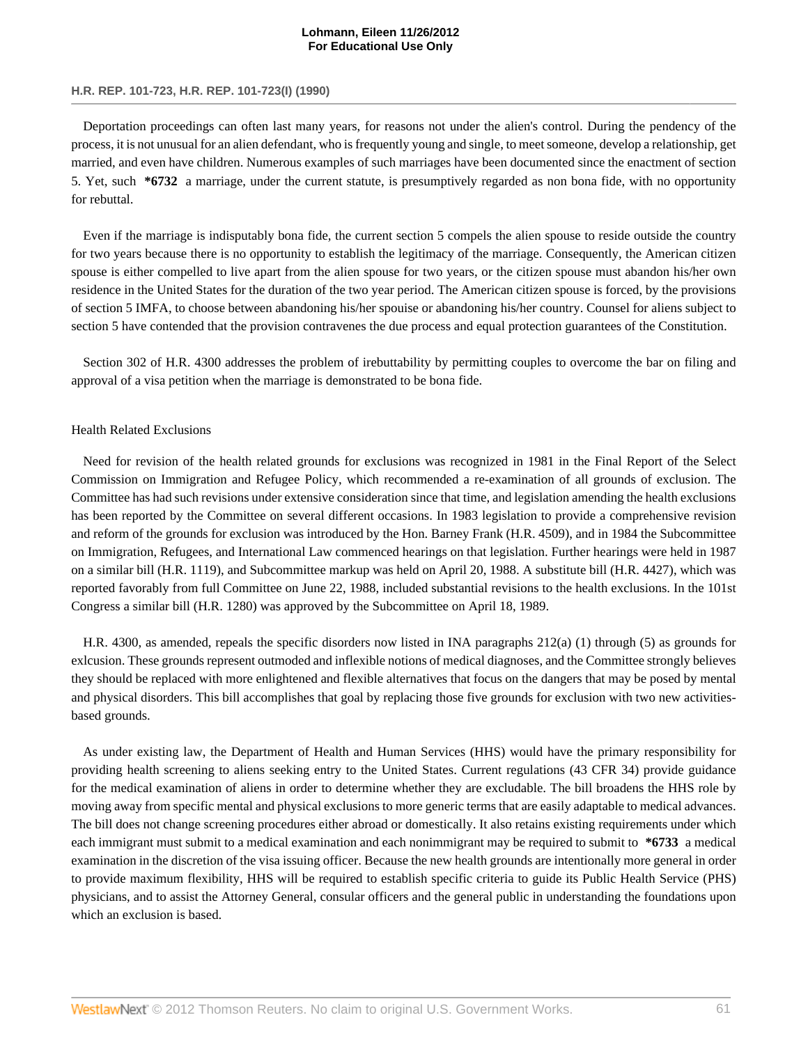Deportation proceedings can often last many years, for reasons not under the alien's control. During the pendency of the process, it is not unusual for an alien defendant, who is frequently young and single, to meet someone, develop a relationship, get married, and even have children. Numerous examples of such marriages have been documented since the enactment of section 5. Yet, such **\*6732** a marriage, under the current statute, is presumptively regarded as non bona fide, with no opportunity for rebuttal.

Even if the marriage is indisputably bona fide, the current section 5 compels the alien spouse to reside outside the country for two years because there is no opportunity to establish the legitimacy of the marriage. Consequently, the American citizen spouse is either compelled to live apart from the alien spouse for two years, or the citizen spouse must abandon his/her own residence in the United States for the duration of the two year period. The American citizen spouse is forced, by the provisions of section 5 IMFA, to choose between abandoning his/her spouise or abandoning his/her country. Counsel for aliens subject to section 5 have contended that the provision contravenes the due process and equal protection guarantees of the Constitution.

Section 302 of H.R. 4300 addresses the problem of irebuttability by permitting couples to overcome the bar on filing and approval of a visa petition when the marriage is demonstrated to be bona fide.

Health Related Exclusions

Need for revision of the health related grounds for exclusions was recognized in 1981 in the Final Report of the Select Commission on Immigration and Refugee Policy, which recommended a re-examination of all grounds of exclusion. The Committee has had such revisions under extensive consideration since that time, and legislation amending the health exclusions has been reported by the Committee on several different occasions. In 1983 legislation to provide a comprehensive revision and reform of the grounds for exclusion was introduced by the Hon. Barney Frank (H.R. 4509), and in 1984 the Subcommittee on Immigration, Refugees, and International Law commenced hearings on that legislation. Further hearings were held in 1987 on a similar bill (H.R. 1119), and Subcommittee markup was held on April 20, 1988. A substitute bill (H.R. 4427), which was reported favorably from full Committee on June 22, 1988, included substantial revisions to the health exclusions. In the 101st Congress a similar bill (H.R. 1280) was approved by the Subcommittee on April 18, 1989.

H.R. 4300, as amended, repeals the specific disorders now listed in INA paragraphs 212(a) (1) through (5) as grounds for exlcusion. These grounds represent outmoded and inflexible notions of medical diagnoses, and the Committee strongly believes they should be replaced with more enlightened and flexible alternatives that focus on the dangers that may be posed by mental and physical disorders. This bill accomplishes that goal by replacing those five grounds for exclusion with two new activities-based grounds.

As under existing law, the Department of Health and Human Services (HHS) would have the primary responsibility for providing health screening to aliens seeking entry to the United States. Current regulations (43 CFR 34) provide guidance for the medical examination of aliens in order to determine whether they are excludable. The bill broadens the HHS role by moving away from specific mental and physical exclusions to more generic terms that are easily adaptable to medical advances. The bill does not change screening procedures either abroad or domestically. It also retains existing requirements under which each immigrant must submit to a medical examination and each nonimmigrant may be required to submit to **\*6733** a medical examination in the discretion of the visa issuing officer. Because the new health grounds are intentionally more general in order to provide maximum flexibility, HHS will be required to establish specific criteria to guide its Public Health Service (PHS) physicians, and to assist the Attorney General, consular officers and the general public in understanding the foundations upon which an exclusion is based.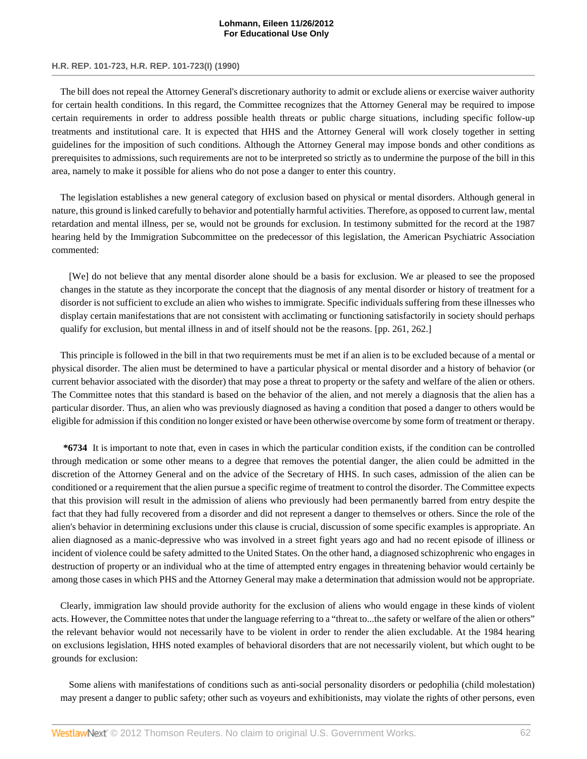The bill does not repeal the Attorney General's discretionary authority to admit or exclude aliens or exercise waiver authority for certain health conditions. In this regard, the Committee recognizes that the Attorney General may be required to impose certain requirements in order to address possible health threats or public charge situations, including specific follow-up treatments and institutional care. It is expected that HHS and the Attorney General will work closely together in setting guidelines for the imposition of such conditions. Although the Attorney General may impose bonds and other conditions as prerequisites to admissions, such requirements are not to be interpreted so strictly as to undermine the purpose of the bill in this area, namely to make it possible for aliens who do not pose a danger to enter this country.

The legislation establishes a new general category of exclusion based on physical or mental disorders. Although general in nature, this ground is linked carefully to behavior and potentially harmful activities. Therefore, as opposed to current law, mental retardation and mental illness, per se, would not be grounds for exclusion. In testimony submitted for the record at the 1987 hearing held by the Immigration Subcommittee on the predecessor of this legislation, the American Psychiatric Association commented:

> [We] do not believe that any mental disorder alone should be a basis for exclusion. We ar pleased to see the proposed changes in the statute as they incorporate the concept that the diagnosis of any mental disorder or history of treatment for a disorder is not sufficient to exclude an alien who wishes to immigrate. Specific individuals suffering from these illnesses who display certain manifestations that are not consistent with acclimating or functioning satisfactorily in society should perhaps qualify for exclusion, but mental illness in and of itself should not be the reasons. [pp. 261, 262.]

This principle is followed in the bill in that two requirements must be met if an alien is to be excluded because of a mental or physical disorder. The alien must be determined to have a particular physical or mental disorder and a history of behavior (or current behavior associated with the disorder) that may pose a threat to property or the safety and welfare of the alien or others. The Committee notes that this standard is based on the behavior of the alien, and not merely a diagnosis that the alien has a particular disorder. Thus, an alien who was previously diagnosed as having a condition that posed a danger to others would be eligible for admission if this condition no longer existed or have been otherwise overcome by some form of treatment or therapy.

**\*6734** It is important to note that, even in cases in which the particular condition exists, if the condition can be controlled through medication or some other means to a degree that removes the potential danger, the alien could be admitted in the discretion of the Attorney General and on the advice of the Secretary of HHS. In such cases, admission of the alien can be conditioned or a requirement that the alien pursue a specific regime of treatment to control the disorder. The Committee expects that this provision will result in the admission of aliens who previously had been permanently barred from entry despite the fact that they had fully recovered from a disorder and did not represent a danger to themselves or others. Since the role of the alien's behavior in determining exclusions under this clause is crucial, discussion of some specific examples is appropriate. An alien diagnosed as a manic-depressive who was involved in a street fight years ago and had no recent episode of illness or incident of violence could be safety admitted to the United States. On the other hand, a diagnosed schizophrenic who engages in destruction of property or an individual who at the time of attempted entry engages in threatening behavior would certainly be among those cases in which PHS and the Attorney General may make a determination that admission would not be appropriate.

Clearly, immigration law should provide authority for the exclusion of aliens who would engage in these kinds of violent acts. However, the Committee notes that under the language referring to a "threat to...the safety or welfare of the alien or others" the relevant behavior would not necessarily have to be violent in order to render the alien excludable. At the 1984 hearing on exclusions legislation, HHS noted examples of behavioral disorders that are not necessarily violent, but which ought to be grounds for exclusion:

> Some aliens with manifestations of conditions such as anti-social personality disorders or pedophilia (child molestation) may present a danger to public safety; other such as voyeurs and exhibitionists, may violate the rights of other persons, even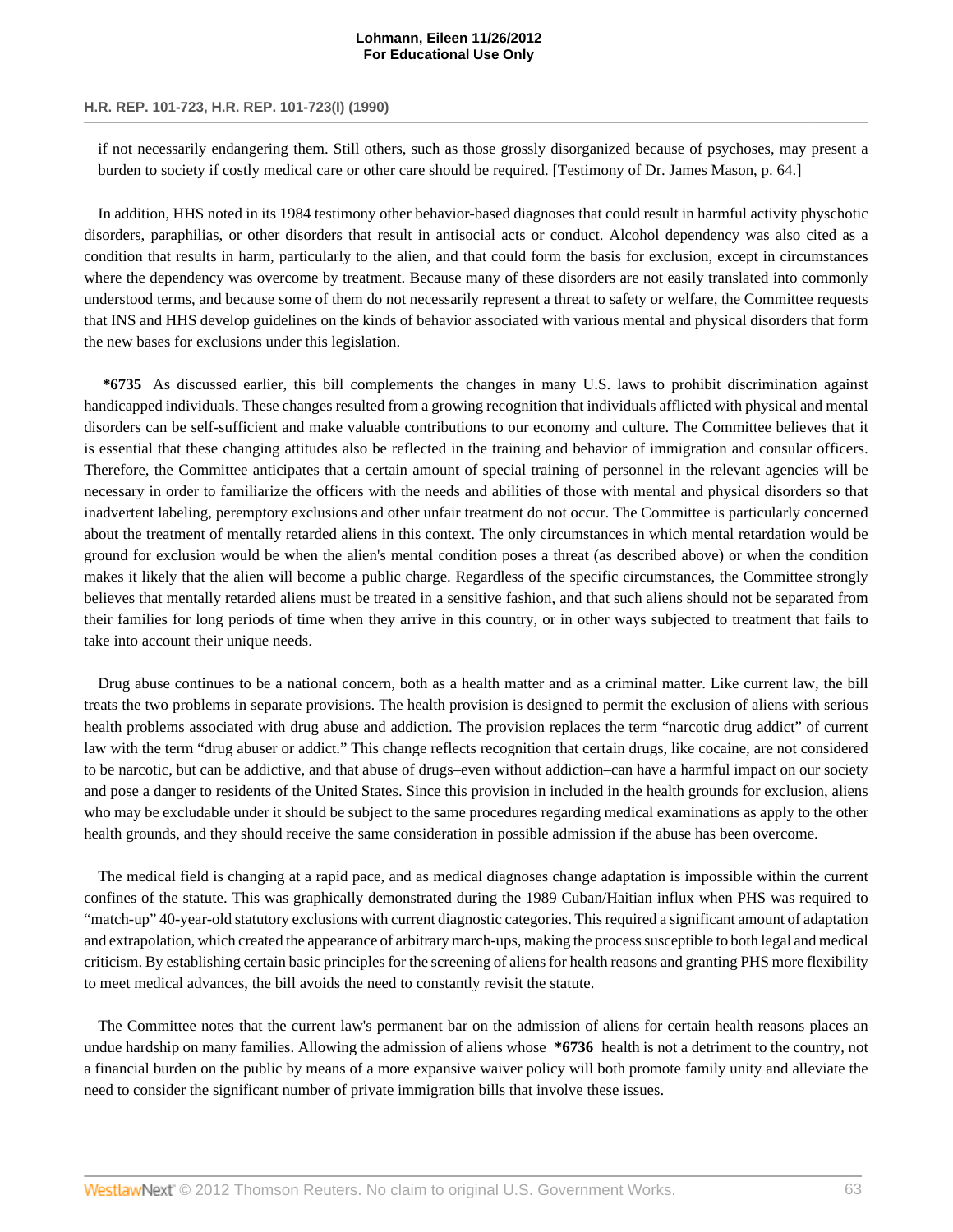if not necessarily endangering them. Still others, such as those grossly disorganized because of psychoses, may present a burden to society if costly medical care or other care should be required. [Testimony of Dr. James Mason, p. 64.]

In addition, HHS noted in its 1984 testimony other behavior-based diagnoses that could result in harmful activity physchotic disorders, paraphilias, or other disorders that result in antisocial acts or conduct. Alcohol dependency was also cited as a condition that results in harm, particularly to the alien, and that could form the basis for exclusion, except in circumstances where the dependency was overcome by treatment. Because many of these disorders are not easily translated into commonly understood terms, and because some of them do not necessarily represent a threat to safety or welfare, the Committee requests that INS and HHS develop guidelines on the kinds of behavior associated with various mental and physical disorders that form the new bases for exclusions under this legislation.

**\*6735** As discussed earlier, this bill complements the changes in many U.S. laws to prohibit discrimination against handicapped individuals. These changes resulted from a growing recognition that individuals afflicted with physical and mental disorders can be self-sufficient and make valuable contributions to our economy and culture. The Committee believes that it is essential that these changing attitudes also be reflected in the training and behavior of immigration and consular officers. Therefore, the Committee anticipates that a certain amount of special training of personnel in the relevant agencies will be necessary in order to familiarize the officers with the needs and abilities of those with mental and physical disorders so that inadvertent labeling, peremptory exclusions and other unfair treatment do not occur. The Committee is particularly concerned about the treatment of mentally retarded aliens in this context. The only circumstances in which mental retardation would be ground for exclusion would be when the alien's mental condition poses a threat (as described above) or when the condition makes it likely that the alien will become a public charge. Regardless of the specific circumstances, the Committee strongly believes that mentally retarded aliens must be treated in a sensitive fashion, and that such aliens should not be separated from their families for long periods of time when they arrive in this country, or in other ways subjected to treatment that fails to take into account their unique needs.

Drug abuse continues to be a national concern, both as a health matter and as a criminal matter. Like current law, the bill treats the two problems in separate provisions. The health provision is designed to permit the exclusion of aliens with serious health problems associated with drug abuse and addiction. The provision replaces the term "narcotic drug addict" of current law with the term "drug abuser or addict." This change reflects recognition that certain drugs, like cocaine, are not considered to be narcotic, but can be addictive, and that abuse of drugs–even without addiction–can have a harmful impact on our society and pose a danger to residents of the United States. Since this provision in included in the health grounds for exclusion, aliens who may be excludable under it should be subject to the same procedures regarding medical examinations as apply to the other health grounds, and they should receive the same consideration in possible admission if the abuse has been overcome.

The medical field is changing at a rapid pace, and as medical diagnoses change adaptation is impossible within the current confines of the statute. This was graphically demonstrated during the 1989 Cuban/Haitian influx when PHS was required to "match-up" 40-year-old statutory exclusions with current diagnostic categories. This required a significant amount of adaptation and extrapolation, which created the appearance of arbitrary march-ups, making the process susceptible to both legal and medical criticism. By establishing certain basic principles for the screening of aliens for health reasons and granting PHS more flexibility to meet medical advances, the bill avoids the need to constantly revisit the statute.

The Committee notes that the current law's permanent bar on the admission of aliens for certain health reasons places an undue hardship on many families. Allowing the admission of aliens whose **\*6736** health is not a detriment to the country, not a financial burden on the public by means of a more expansive waiver policy will both promote family unity and alleviate the need to consider the significant number of private immigration bills that involve these issues.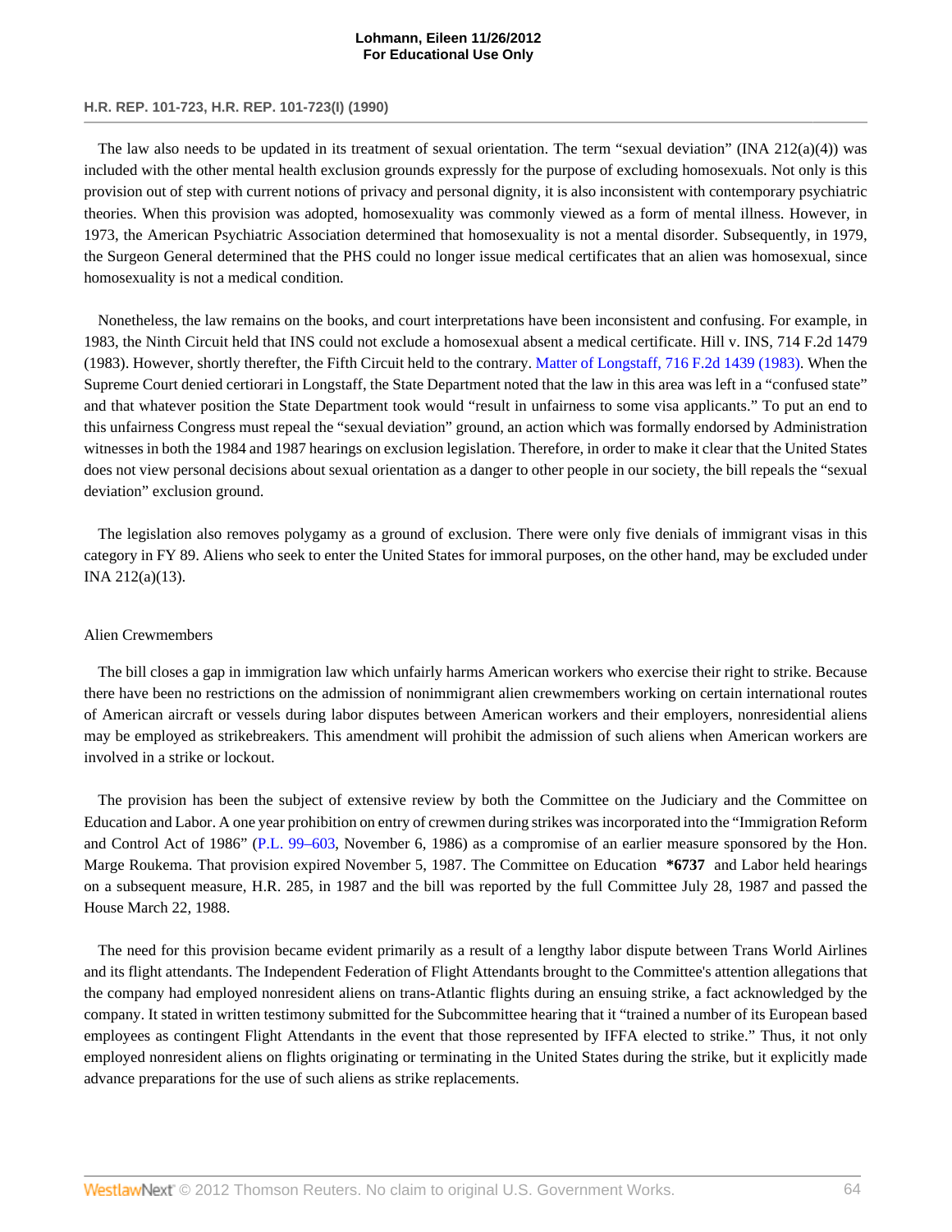The law also needs to be updated in its treatment of sexual orientation. The term "sexual deviation" (INA 212(a)(4)) was included with the other mental health exclusion grounds expressly for the purpose of excluding homosexuals. Not only is this provision out of step with current notions of privacy and personal dignity, it is also inconsistent with contemporary psychiatric theories. When this provision was adopted, homosexuality was commonly viewed as a form of mental illness. However, in 1973, the American Psychiatric Association determined that homosexuality is not a mental disorder. Subsequently, in 1979, the Surgeon General determined that the PHS could no longer issue medical certificates that an alien was homosexual, since homosexuality is not a medical condition.

Nonetheless, the law remains on the books, and court interpretations have been inconsistent and confusing. For example, in 1983, the Ninth Circuit held that INS could not exclude a homosexual absent a medical certificate. Hill v. INS, 714 F.2d 1479 (1983). However, shortly therefter, the Fifth Circuit held to the contrary. Matter of Longstaff, 716 F.2d 1439 (1983). When the Supreme Court denied certiorari in Longstaff, the State Department noted that the law in this area was left in a "confused state" and that whatever position the State Department took would "result in unfairness to some visa applicants." To put an end to this unfairness Congress must repeal the "sexual deviation" ground, an action which was formally endorsed by Administration witnesses in both the 1984 and 1987 hearings on exclusion legislation. Therefore, in order to make it clear that the United States does not view personal decisions about sexual orientation as a danger to other people in our society, the bill repeals the "sexual deviation" exclusion ground.

The legislation also removes polygamy as a ground of exclusion. There were only five denials of immigrant visas in this category in FY 89. Aliens who seek to enter the United States for immoral purposes, on the other hand, may be excluded under INA 212(a)(13).

Alien Crewmembers

The bill closes a gap in immigration law which unfairly harms American workers who exercise their right to strike. Because there have been no restrictions on the admission of nonimmigrant alien crewmembers working on certain international routes of American aircraft or vessels during labor disputes between American workers and their employers, nonresidential aliens may be employed as strikebreakers. This amendment will prohibit the admission of such aliens when American workers are involved in a strike or lockout.

The provision has been the subject of extensive review by both the Committee on the Judiciary and the Committee on Education and Labor. A one year prohibition on entry of crewmen during strikes was incorporated into the "Immigration Reform and Control Act of 1986" (P.L. 99–603, November 6, 1986) as a compromise of an earlier measure sponsored by the Hon. Marge Roukema. That provision expired November 5, 1987. The Committee on Education **\*6737** and Labor held hearings on a subsequent measure, H.R. 285, in 1987 and the bill was reported by the full Committee July 28, 1987 and passed the House March 22, 1988.

The need for this provision became evident primarily as a result of a lengthy labor dispute between Trans World Airlines and its flight attendants. The Independent Federation of Flight Attendants brought to the Committee's attention allegations that the company had employed nonresident aliens on trans-Atlantic flights during an ensuing strike, a fact acknowledged by the company. It stated in written testimony submitted for the Subcommittee hearing that it "trained a number of its European based employees as contingent Flight Attendants in the event that those represented by IFFA elected to strike." Thus, it not only employed nonresident aliens on flights originating or terminating in the United States during the strike, but it explicitly made advance preparations for the use of such aliens as strike replacements.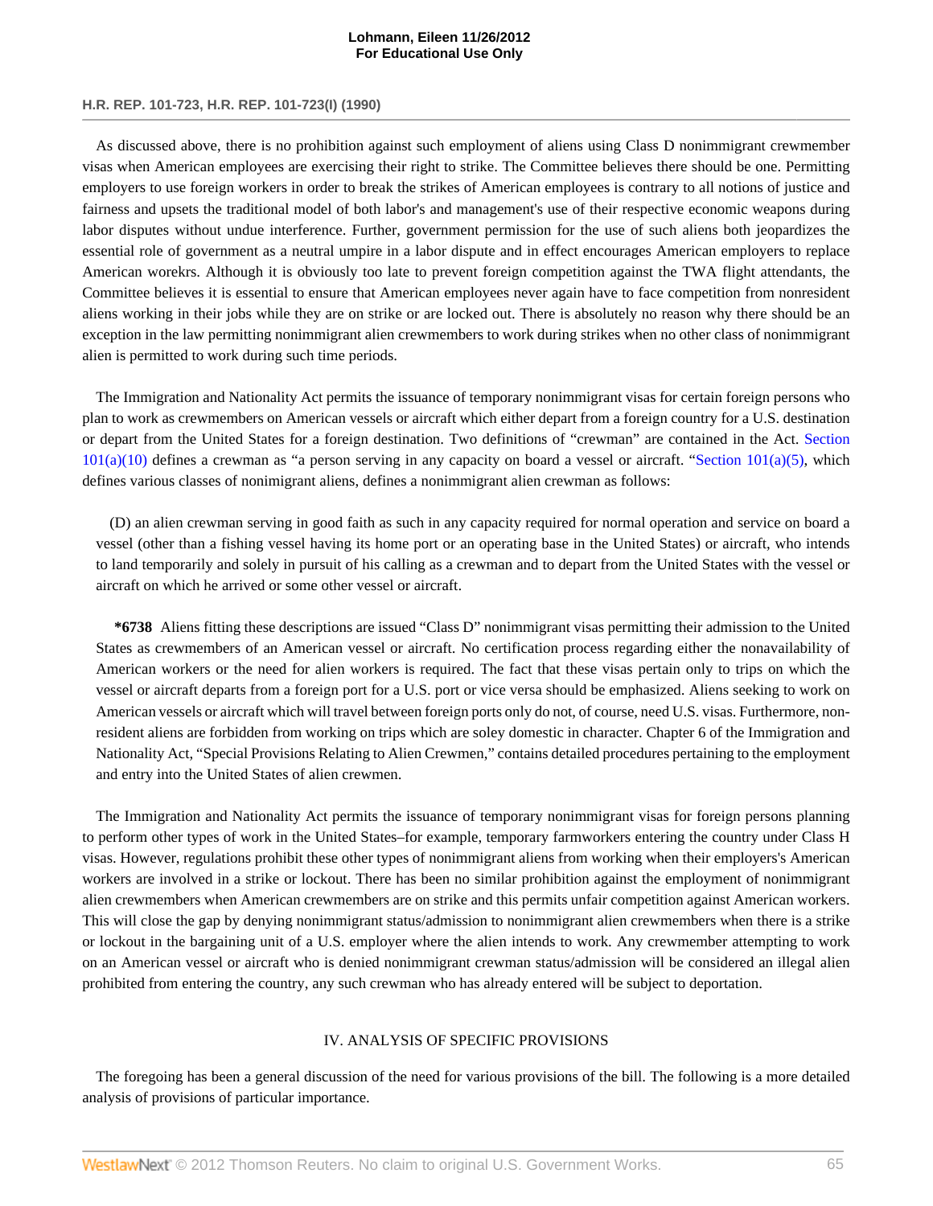As discussed above, there is no prohibition against such employment of aliens using Class D nonimmigrant crewmember visas when American employees are exercising their right to strike. The Committee believes there should be one. Permitting employers to use foreign workers in order to break the strikes of American employees is contrary to all notions of justice and fairness and upsets the traditional model of both labor's and management's use of their respective economic weapons during labor disputes without undue interference. Further, government permission for the use of such aliens both jeopardizes the essential role of government as a neutral umpire in a labor dispute and in effect encourages American employers to replace American worekrs. Although it is obviously too late to prevent foreign competition against the TWA flight attendants, the Committee believes it is essential to ensure that American employees never again have to face competition from nonresident aliens working in their jobs while they are on strike or are locked out. There is absolutely no reason why there should be an exception in the law permitting nonimmigrant alien crewmembers to work during strikes when no other class of nonimmigrant alien is permitted to work during such time periods.

The Immigration and Nationality Act permits the issuance of temporary nonimmigrant visas for certain foreign persons who plan to work as crewmembers on American vessels or aircraft which either depart from a foreign country for a U.S. destination or depart from the United States for a foreign destination. Two definitions of "crewman" are contained in the Act. Section 101(a)(10) defines a crewman as "a person serving in any capacity on board a vessel or aircraft. "Section 101(a)(5), which defines various classes of nonimmigrant aliens, defines a nonimmigrant alien crewman as follows:

> (D) an alien crewman serving in good faith as such in any capacity required for normal operation and service on board a vessel (other than a fishing vessel having its home port or an operating base in the United States) or aircraft, who intends to land temporarily and solely in pursuit of his calling as a crewman and to depart from the United States with the vessel or aircraft on which he arrived or some other vessel or aircraft.
>
> **\*6738** Aliens fitting these descriptions are issued "Class D" nonimmigrant visas permitting their admission to the United States as crewmembers of an American vessel or aircraft. No certification process regarding either the nonavailability of American workers or the need for alien workers is required. The fact that these visas pertain only to trips on which the vessel or aircraft departs from a foreign port for a U.S. port or vice versa should be emphasized. Aliens seeking to work on American vessels or aircraft which will travel between foreign ports only do not, of course, need U.S. visas. Furthermore, non-resident aliens are forbidden from working on trips which are soley domestic in character. Chapter 6 of the Immigration and Nationality Act, "Special Provisions Relating to Alien Crewmen," contains detailed procedures pertaining to the employment and entry into the United States of alien crewmen.

The Immigration and Nationality Act permits the issuance of temporary nonimmigrant visas for foreign persons planning to perform other types of work in the United States–for example, temporary farmworkers entering the country under Class H visas. However, regulations prohibit these other types of nonimmigrant aliens from working when their employers's American workers are involved in a strike or lockout. There has been no similar prohibition against the employment of nonimmigrant alien crewmembers when American crewmembers are on strike and this permits unfair competition against American workers. This will close the gap by denying nonimmigrant status/admission to nonimmigrant alien crewmembers when there is a strike or lockout in the bargaining unit of a U.S. employer where the alien intends to work. Any crewmember attempting to work on an American vessel or aircraft who is denied nonimmigrant crewman status/admission will be considered an illegal alien prohibited from entering the country, any such crewman who has already entered will be subject to deportation.

## IV. ANALYSIS OF SPECIFIC PROVISIONS

The foregoing has been a general discussion of the need for various provisions of the bill. The following is a more detailed analysis of provisions of particular importance.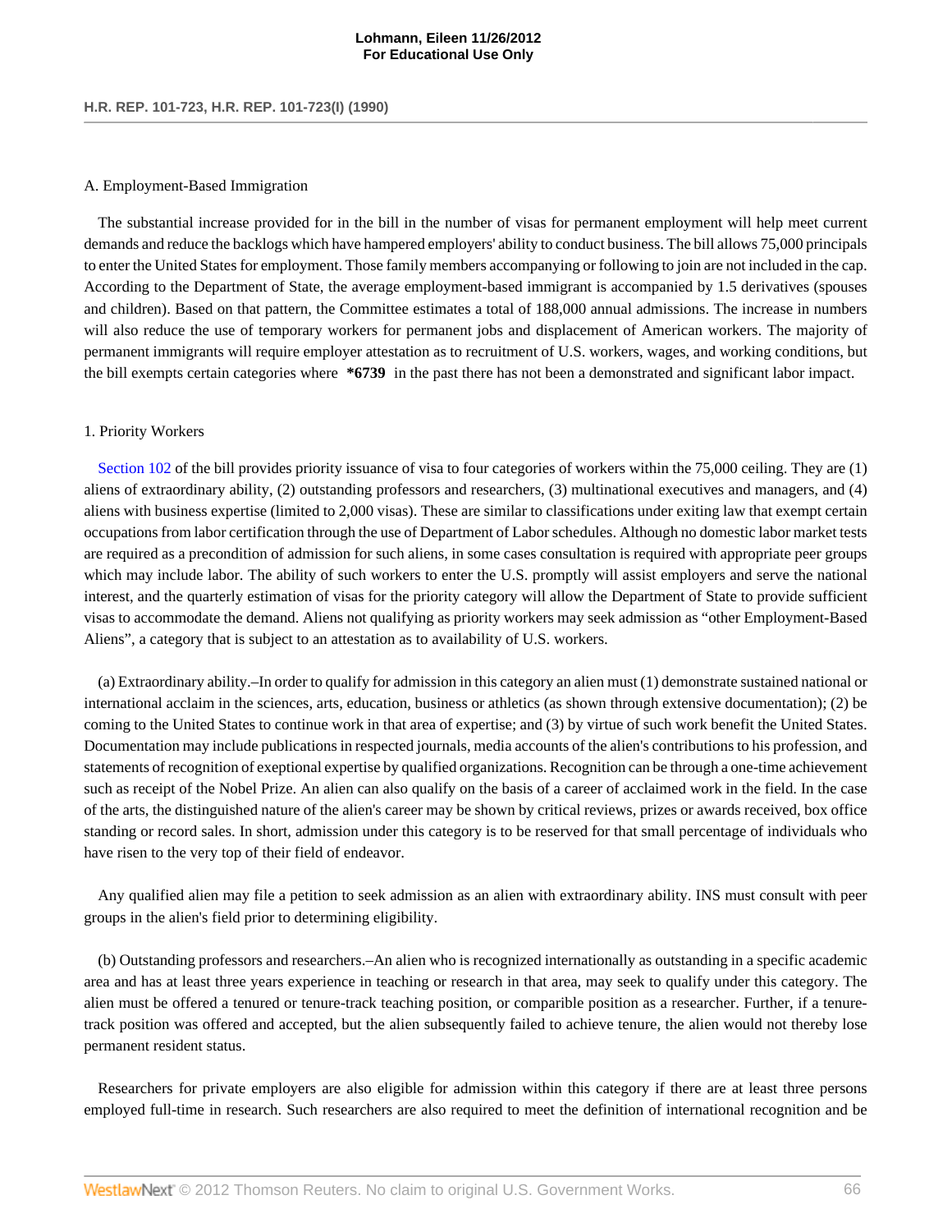A. Employment-Based Immigration

The substantial increase provided for in the bill in the number of visas for permanent employment will help meet current demands and reduce the backlogs which have hampered employers' ability to conduct business. The bill allows 75,000 principals to enter the United States for employment. Those family members accompanying or following to join are not included in the cap. According to the Department of State, the average employment-based immigrant is accompanied by 1.5 derivatives (spouses and children). Based on that pattern, the Committee estimates a total of 188,000 annual admissions. The increase in numbers will also reduce the use of temporary workers for permanent jobs and displacement of American workers. The majority of permanent immigrants will require employer attestation as to recruitment of U.S. workers, wages, and working conditions, but the bill exempts certain categories where **\*6739** in the past there has not been a demonstrated and significant labor impact.

1. Priority Workers

Section 102 of the bill provides priority issuance of visa to four categories of workers within the 75,000 ceiling. They are (1) aliens of extraordinary ability, (2) outstanding professors and researchers, (3) multinational executives and managers, and (4) aliens with business expertise (limited to 2,000 visas). These are similar to classifications under exiting law that exempt certain occupations from labor certification through the use of Department of Labor schedules. Although no domestic labor market tests are required as a precondition of admission for such aliens, in some cases consultation is required with appropriate peer groups which may include labor. The ability of such workers to enter the U.S. promptly will assist employers and serve the national interest, and the quarterly estimation of visas for the priority category will allow the Department of State to provide sufficient visas to accommodate the demand. Aliens not qualifying as priority workers may seek admission as "other Employment-Based Aliens", a category that is subject to an attestation as to availability of U.S. workers.

(a) Extraordinary ability.–In order to qualify for admission in this category an alien must (1) demonstrate sustained national or international acclaim in the sciences, arts, education, business or athletics (as shown through extensive documentation); (2) be coming to the United States to continue work in that area of expertise; and (3) by virtue of such work benefit the United States. Documentation may include publications in respected journals, media accounts of the alien's contributions to his profession, and statements of recognition of exeptional expertise by qualified organizations. Recognition can be through a one-time achievement such as receipt of the Nobel Prize. An alien can also qualify on the basis of a career of acclaimed work in the field. In the case of the arts, the distinguished nature of the alien's career may be shown by critical reviews, prizes or awards received, box office standing or record sales. In short, admission under this category is to be reserved for that small percentage of individuals who have risen to the very top of their field of endeavor.

Any qualified alien may file a petition to seek admission as an alien with extraordinary ability. INS must consult with peer groups in the alien's field prior to determining eligibility.

(b) Outstanding professors and researchers.–An alien who is recognized internationally as outstanding in a specific academic area and has at least three years experience in teaching or research in that area, may seek to qualify under this category. The alien must be offered a tenured or tenure-track teaching position, or comparible position as a researcher. Further, if a tenure-track position was offered and accepted, but the alien subsequently failed to achieve tenure, the alien would not thereby lose permanent resident status.

Researchers for private employers are also eligible for admission within this category if there are at least three persons employed full-time in research. Such researchers are also required to meet the definition of international recognition and be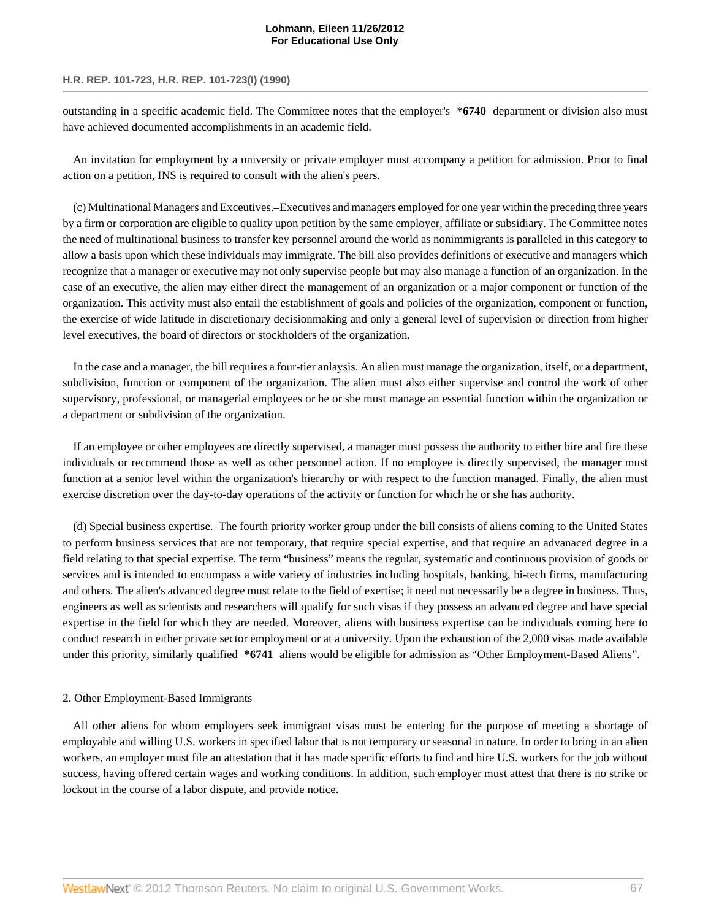outstanding in a specific academic field. The Committee notes that the employer's **\*6740** department or division also must have achieved documented accomplishments in an academic field.

An invitation for employment by a university or private employer must accompany a petition for admission. Prior to final action on a petition, INS is required to consult with the alien's peers.

(c) Multinational Managers and Exceutives.–Executives and managers employed for one year within the preceding three years by a firm or corporation are eligible to quality upon petition by the same employer, affiliate or subsidiary. The Committee notes the need of multinational business to transfer key personnel around the world as nonimmigrants is paralleled in this category to allow a basis upon which these individuals may immigrate. The bill also provides definitions of executive and managers which recognize that a manager or executive may not only supervise people but may also manage a function of an organization. In the case of an executive, the alien may either direct the management of an organization or a major component or function of the organization. This activity must also entail the establishment of goals and policies of the organization, component or function, the exercise of wide latitude in discretionary decisionmaking and only a general level of supervision or direction from higher level executives, the board of directors or stockholders of the organization.

In the case and a manager, the bill requires a four-tier anlaysis. An alien must manage the organization, itself, or a department, subdivision, function or component of the organization. The alien must also either supervise and control the work of other supervisory, professional, or managerial employees or he or she must manage an essential function within the organization or a department or subdivision of the organization.

If an employee or other employees are directly supervised, a manager must possess the authority to either hire and fire these individuals or recommend those as well as other personnel action. If no employee is directly supervised, the manager must function at a senior level within the organization's hierarchy or with respect to the function managed. Finally, the alien must exercise discretion over the day-to-day operations of the activity or function for which he or she has authority.

(d) Special business expertise.–The fourth priority worker group under the bill consists of aliens coming to the United States to perform business services that are not temporary, that require special expertise, and that require an advanaced degree in a field relating to that special expertise. The term "business" means the regular, systematic and continuous provision of goods or services and is intended to encompass a wide variety of industries including hospitals, banking, hi-tech firms, manufacturing and others. The alien's advanced degree must relate to the field of exertise; it need not necessarily be a degree in business. Thus, engineers as well as scientists and researchers will qualify for such visas if they possess an advanced degree and have special expertise in the field for which they are needed. Moreover, aliens with business expertise can be individuals coming here to conduct research in either private sector employment or at a university. Upon the exhaustion of the 2,000 visas made available under this priority, similarly qualified **\*6741** aliens would be eligible for admission as "Other Employment-Based Aliens".

2. Other Employment-Based Immigrants

All other aliens for whom employers seek immigrant visas must be entering for the purpose of meeting a shortage of employable and willing U.S. workers in specified labor that is not temporary or seasonal in nature. In order to bring in an alien workers, an employer must file an attestation that it has made specific efforts to find and hire U.S. workers for the job without success, having offered certain wages and working conditions. In addition, such employer must attest that there is no strike or lockout in the course of a labor dispute, and provide notice.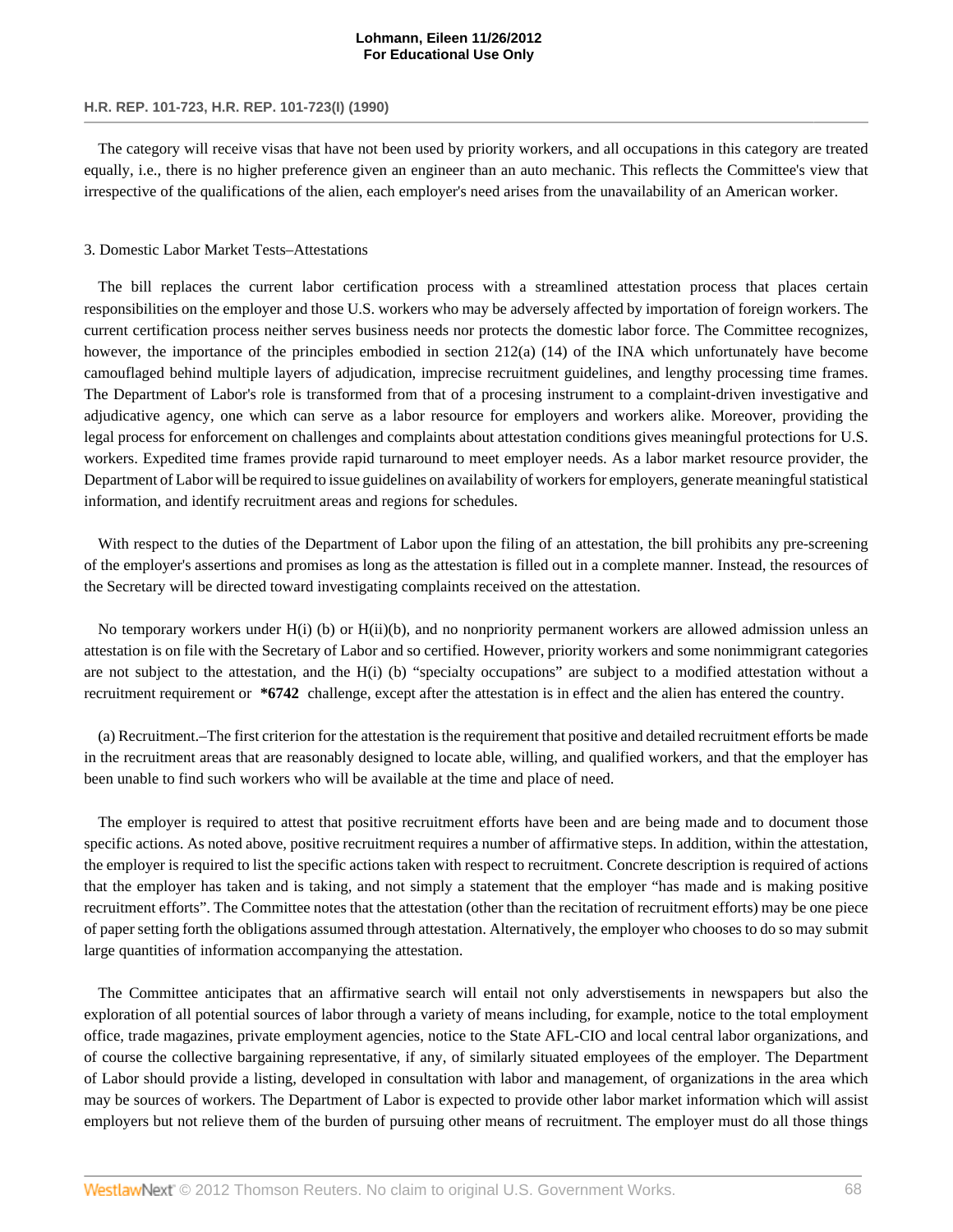The category will receive visas that have not been used by priority workers, and all occupations in this category are treated equally, i.e., there is no higher preference given an engineer than an auto mechanic. This reflects the Committee's view that irrespective of the qualifications of the alien, each employer's need arises from the unavailability of an American worker.

3. Domestic Labor Market Tests–Attestations

The bill replaces the current labor certification process with a streamlined attestation process that places certain responsibilities on the employer and those U.S. workers who may be adversely affected by importation of foreign workers. The current certification process neither serves business needs nor protects the domestic labor force. The Committee recognizes, however, the importance of the principles embodied in section 212(a) (14) of the INA which unfortunately have become camouflaged behind multiple layers of adjudication, imprecise recruitment guidelines, and lengthy processing time frames. The Department of Labor's role is transformed from that of a procesing instrument to a complaint-driven investigative and adjudicative agency, one which can serve as a labor resource for employers and workers alike. Moreover, providing the legal process for enforcement on challenges and complaints about attestation conditions gives meaningful protections for U.S. workers. Expedited time frames provide rapid turnaround to meet employer needs. As a labor market resource provider, the Department of Labor will be required to issue guidelines on availability of workers for employers, generate meaningful statistical information, and identify recruitment areas and regions for schedules.

With respect to the duties of the Department of Labor upon the filing of an attestation, the bill prohibits any pre-screening of the employer's assertions and promises as long as the attestation is filled out in a complete manner. Instead, the resources of the Secretary will be directed toward investigating complaints received on the attestation.

No temporary workers under H(i) (b) or H(ii)(b), and no nonpriority permanent workers are allowed admission unless an attestation is on file with the Secretary of Labor and so certified. However, priority workers and some nonimmigrant categories are not subject to the attestation, and the H(i) (b) "specialty occupations" are subject to a modified attestation without a recruitment requirement or **\*6742** challenge, except after the attestation is in effect and the alien has entered the country.

(a) Recruitment.–The first criterion for the attestation is the requirement that positive and detailed recruitment efforts be made in the recruitment areas that are reasonably designed to locate able, willing, and qualified workers, and that the employer has been unable to find such workers who will be available at the time and place of need.

The employer is required to attest that positive recruitment efforts have been and are being made and to document those specific actions. As noted above, positive recruitment requires a number of affirmative steps. In addition, within the attestation, the employer is required to list the specific actions taken with respect to recruitment. Concrete description is required of actions that the employer has taken and is taking, and not simply a statement that the employer "has made and is making positive recruitment efforts". The Committee notes that the attestation (other than the recitation of recruitment efforts) may be one piece of paper setting forth the obligations assumed through attestation. Alternatively, the employer who chooses to do so may submit large quantities of information accompanying the attestation.

The Committee anticipates that an affirmative search will entail not only adverstisements in newspapers but also the exploration of all potential sources of labor through a variety of means including, for example, notice to the total employment office, trade magazines, private employment agencies, notice to the State AFL-CIO and local central labor organizations, and of course the collective bargaining representative, if any, of similarly situated employees of the employer. The Department of Labor should provide a listing, developed in consultation with labor and management, of organizations in the area which may be sources of workers. The Department of Labor is expected to provide other labor market information which will assist employers but not relieve them of the burden of pursuing other means of recruitment. The employer must do all those things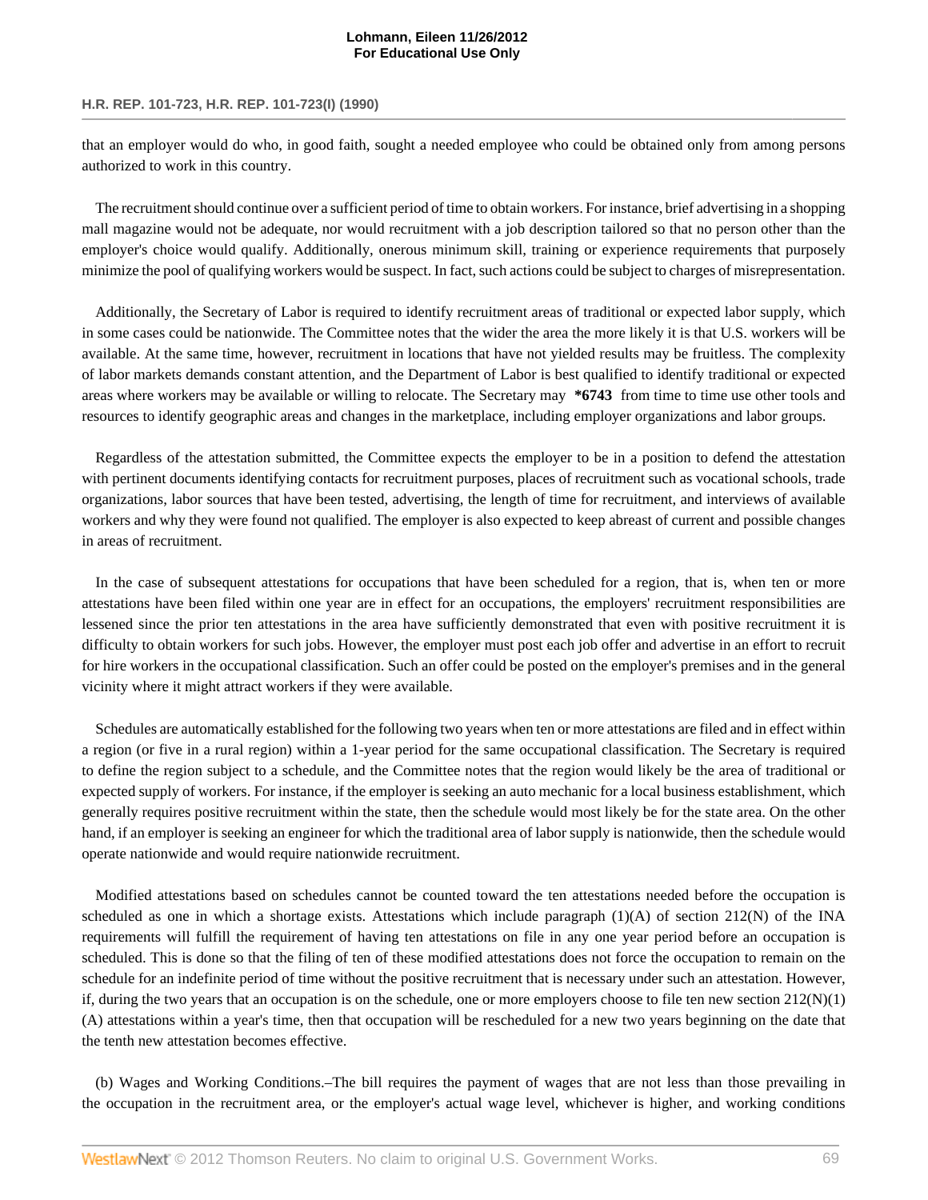that an employer would do who, in good faith, sought a needed employee who could be obtained only from among persons authorized to work in this country.

The recruitment should continue over a sufficient period of time to obtain workers. For instance, brief advertising in a shopping mall magazine would not be adequate, nor would recruitment with a job description tailored so that no person other than the employer's choice would qualify. Additionally, onerous minimum skill, training or experience requirements that purposely minimize the pool of qualifying workers would be suspect. In fact, such actions could be subject to charges of misrepresentation.

Additionally, the Secretary of Labor is required to identify recruitment areas of traditional or expected labor supply, which in some cases could be nationwide. The Committee notes that the wider the area the more likely it is that U.S. workers will be available. At the same time, however, recruitment in locations that have not yielded results may be fruitless. The complexity of labor markets demands constant attention, and the Department of Labor is best qualified to identify traditional or expected areas where workers may be available or willing to relocate. The Secretary may **\*6743** from time to time use other tools and resources to identify geographic areas and changes in the marketplace, including employer organizations and labor groups.

Regardless of the attestation submitted, the Committee expects the employer to be in a position to defend the attestation with pertinent documents identifying contacts for recruitment purposes, places of recruitment such as vocational schools, trade organizations, labor sources that have been tested, advertising, the length of time for recruitment, and interviews of available workers and why they were found not qualified. The employer is also expected to keep abreast of current and possible changes in areas of recruitment.

In the case of subsequent attestations for occupations that have been scheduled for a region, that is, when ten or more attestations have been filed within one year are in effect for an occupations, the employers' recruitment responsibilities are lessened since the prior ten attestations in the area have sufficiently demonstrated that even with positive recruitment it is difficulty to obtain workers for such jobs. However, the employer must post each job offer and advertise in an effort to recruit for hire workers in the occupational classification. Such an offer could be posted on the employer's premises and in the general vicinity where it might attract workers if they were available.

Schedules are automatically established for the following two years when ten or more attestations are filed and in effect within a region (or five in a rural region) within a 1-year period for the same occupational classification. The Secretary is required to define the region subject to a schedule, and the Committee notes that the region would likely be the area of traditional or expected supply of workers. For instance, if the employer is seeking an auto mechanic for a local business establishment, which generally requires positive recruitment within the state, then the schedule would most likely be for the state area. On the other hand, if an employer is seeking an engineer for which the traditional area of labor supply is nationwide, then the schedule would operate nationwide and would require nationwide recruitment.

Modified attestations based on schedules cannot be counted toward the ten attestations needed before the occupation is scheduled as one in which a shortage exists. Attestations which include paragraph (1)(A) of section 212(N) of the INA requirements will fulfill the requirement of having ten attestations on file in any one year period before an occupation is scheduled. This is done so that the filing of ten of these modified attestations does not force the occupation to remain on the schedule for an indefinite period of time without the positive recruitment that is necessary under such an attestation. However, if, during the two years that an occupation is on the schedule, one or more employers choose to file ten new section 212(N)(1)(A) attestations within a year's time, then that occupation will be rescheduled for a new two years beginning on the date that the tenth new attestation becomes effective.

(b) Wages and Working Conditions.–The bill requires the payment of wages that are not less than those prevailing in the occupation in the recruitment area, or the employer's actual wage level, whichever is higher, and working conditions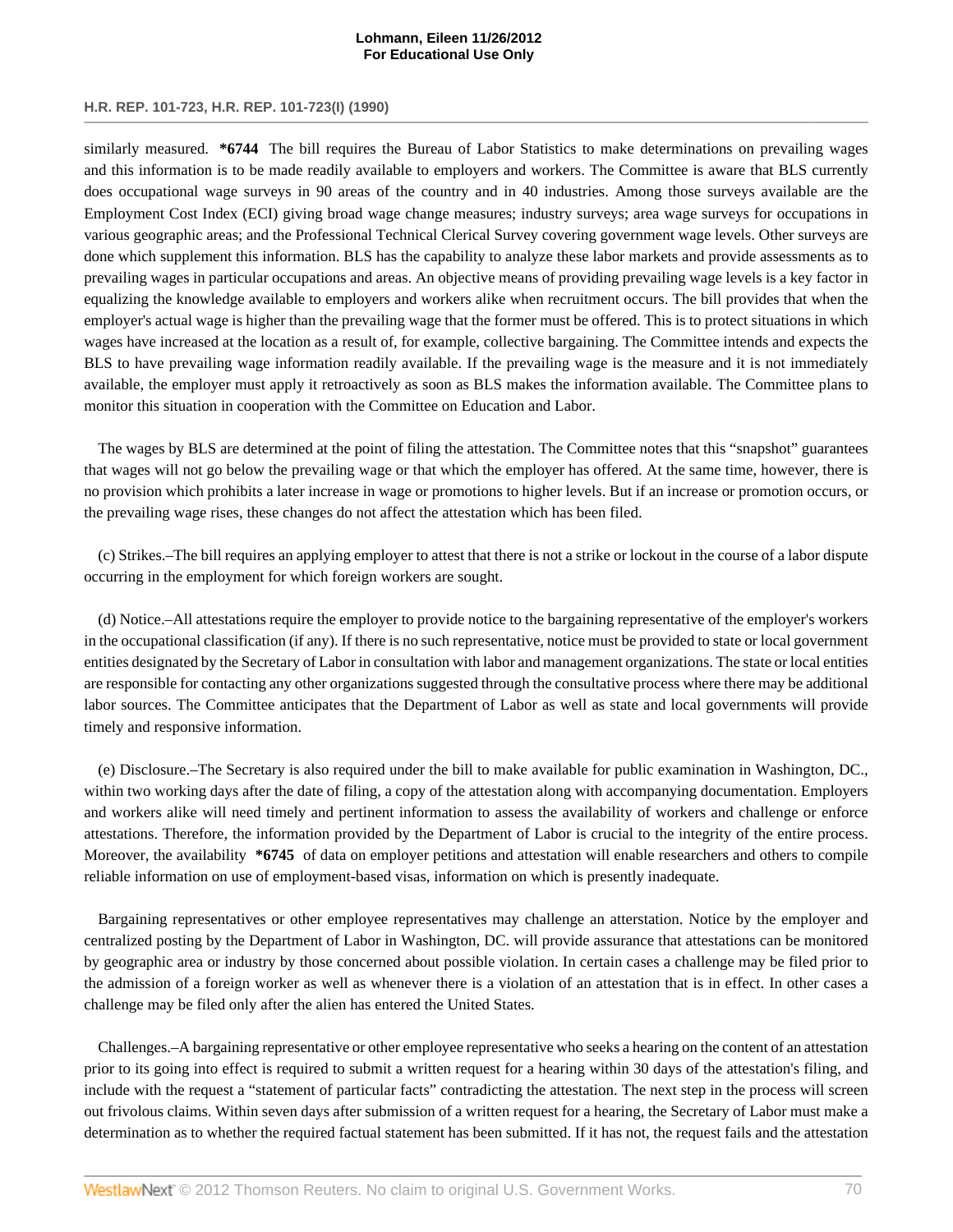similarly measured. **\*6744** The bill requires the Bureau of Labor Statistics to make determinations on prevailing wages and this information is to be made readily available to employers and workers. The Committee is aware that BLS currently does occupational wage surveys in 90 areas of the country and in 40 industries. Among those surveys available are the Employment Cost Index (ECI) giving broad wage change measures; industry surveys; area wage surveys for occupations in various geographic areas; and the Professional Technical Clerical Survey covering government wage levels. Other surveys are done which supplement this information. BLS has the capability to analyze these labor markets and provide assessments as to prevailing wages in particular occupations and areas. An objective means of providing prevailing wage levels is a key factor in equalizing the knowledge available to employers and workers alike when recruitment occurs. The bill provides that when the employer's actual wage is higher than the prevailing wage that the former must be offered. This is to protect situations in which wages have increased at the location as a result of, for example, collective bargaining. The Committee intends and expects the BLS to have prevailing wage information readily available. If the prevailing wage is the measure and it is not immediately available, the employer must apply it retroactively as soon as BLS makes the information available. The Committee plans to monitor this situation in cooperation with the Committee on Education and Labor.

The wages by BLS are determined at the point of filing the attestation. The Committee notes that this "snapshot" guarantees that wages will not go below the prevailing wage or that which the employer has offered. At the same time, however, there is no provision which prohibits a later increase in wage or promotions to higher levels. But if an increase or promotion occurs, or the prevailing wage rises, these changes do not affect the attestation which has been filed.

(c) Strikes.–The bill requires an applying employer to attest that there is not a strike or lockout in the course of a labor dispute occurring in the employment for which foreign workers are sought.

(d) Notice.–All attestations require the employer to provide notice to the bargaining representative of the employer's workers in the occupational classification (if any). If there is no such representative, notice must be provided to state or local government entities designated by the Secretary of Labor in consultation with labor and management organizations. The state or local entities are responsible for contacting any other organizations suggested through the consultative process where there may be additional labor sources. The Committee anticipates that the Department of Labor as well as state and local governments will provide timely and responsive information.

(e) Disclosure.–The Secretary is also required under the bill to make available for public examination in Washington, DC., within two working days after the date of filing, a copy of the attestation along with accompanying documentation. Employers and workers alike will need timely and pertinent information to assess the availability of workers and challenge or enforce attestations. Therefore, the information provided by the Department of Labor is crucial to the integrity of the entire process. Moreover, the availability **\*6745** of data on employer petitions and attestation will enable researchers and others to compile reliable information on use of employment-based visas, information on which is presently inadequate.

Bargaining representatives or other employee representatives may challenge an atterstation. Notice by the employer and centralized posting by the Department of Labor in Washington, DC. will provide assurance that attestations can be monitored by geographic area or industry by those concerned about possible violation. In certain cases a challenge may be filed prior to the admission of a foreign worker as well as whenever there is a violation of an attestation that is in effect. In other cases a challenge may be filed only after the alien has entered the United States.

Challenges.–A bargaining representative or other employee representative who seeks a hearing on the content of an attestation prior to its going into effect is required to submit a written request for a hearing within 30 days of the attestation's filing, and include with the request a "statement of particular facts" contradicting the attestation. The next step in the process will screen out frivolous claims. Within seven days after submission of a written request for a hearing, the Secretary of Labor must make a determination as to whether the required factual statement has been submitted. If it has not, the request fails and the attestation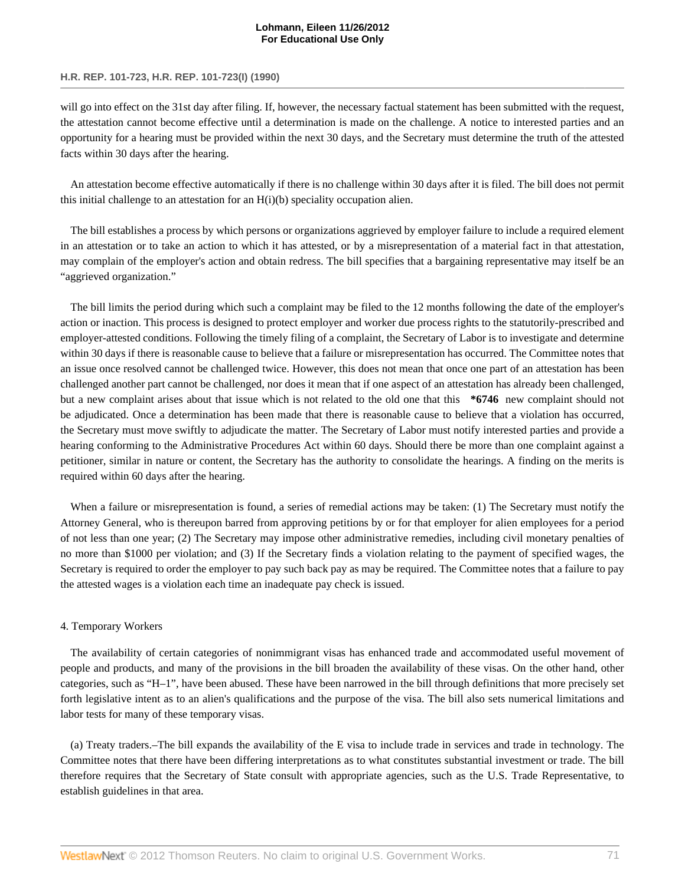will go into effect on the 31st day after filing. If, however, the necessary factual statement has been submitted with the request, the attestation cannot become effective until a determination is made on the challenge. A notice to interested parties and an opportunity for a hearing must be provided within the next 30 days, and the Secretary must determine the truth of the attested facts within 30 days after the hearing.

An attestation become effective automatically if there is no challenge within 30 days after it is filed. The bill does not permit this initial challenge to an attestation for an H(i)(b) speciality occupation alien.

The bill establishes a process by which persons or organizations aggrieved by employer failure to include a required element in an attestation or to take an action to which it has attested, or by a misrepresentation of a material fact in that attestation, may complain of the employer's action and obtain redress. The bill specifies that a bargaining representative may itself be an "aggrieved organization."

The bill limits the period during which such a complaint may be filed to the 12 months following the date of the employer's action or inaction. This process is designed to protect employer and worker due process rights to the statutorily-prescribed and employer-attested conditions. Following the timely filing of a complaint, the Secretary of Labor is to investigate and determine within 30 days if there is reasonable cause to believe that a failure or misrepresentation has occurred. The Committee notes that an issue once resolved cannot be challenged twice. However, this does not mean that once one part of an attestation has been challenged another part cannot be challenged, nor does it mean that if one aspect of an attestation has already been challenged, but a new complaint arises about that issue which is not related to the old one that this **\*6746** new complaint should not be adjudicated. Once a determination has been made that there is reasonable cause to believe that a violation has occurred, the Secretary must move swiftly to adjudicate the matter. The Secretary of Labor must notify interested parties and provide a hearing conforming to the Administrative Procedures Act within 60 days. Should there be more than one complaint against a petitioner, similar in nature or content, the Secretary has the authority to consolidate the hearings. A finding on the merits is required within 60 days after the hearing.

When a failure or misrepresentation is found, a series of remedial actions may be taken: (1) The Secretary must notify the Attorney General, who is thereupon barred from approving petitions by or for that employer for alien employees for a period of not less than one year; (2) The Secretary may impose other administrative remedies, including civil monetary penalties of no more than $1000 per violation; and (3) If the Secretary finds a violation relating to the payment of specified wages, the Secretary is required to order the employer to pay such back pay as may be required. The Committee notes that a failure to pay the attested wages is a violation each time an inadequate pay check is issued.

4. Temporary Workers

The availability of certain categories of nonimmigrant visas has enhanced trade and accommodated useful movement of people and products, and many of the provisions in the bill broaden the availability of these visas. On the other hand, other categories, such as "H–1", have been abused. These have been narrowed in the bill through definitions that more precisely set forth legislative intent as to an alien's qualifications and the purpose of the visa. The bill also sets numerical limitations and labor tests for many of these temporary visas.

(a) Treaty traders.–The bill expands the availability of the E visa to include trade in services and trade in technology. The Committee notes that there have been differing interpretations as to what constitutes substantial investment or trade. The bill therefore requires that the Secretary of State consult with appropriate agencies, such as the U.S. Trade Representative, to establish guidelines in that area.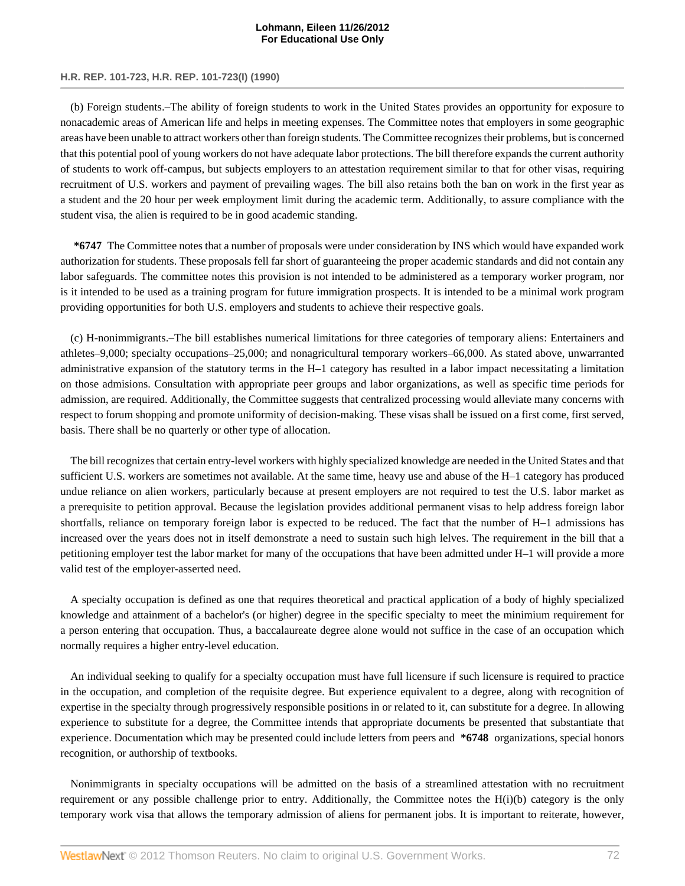(b) Foreign students.–The ability of foreign students to work in the United States provides an opportunity for exposure to nonacademic areas of American life and helps in meeting expenses. The Committee notes that employers in some geographic areas have been unable to attract workers other than foreign students. The Committee recognizes their problems, but is concerned that this potential pool of young workers do not have adequate labor protections. The bill therefore expands the current authority of students to work off-campus, but subjects employers to an attestation requirement similar to that for other visas, requiring recruitment of U.S. workers and payment of prevailing wages. The bill also retains both the ban on work in the first year as a student and the 20 hour per week employment limit during the academic term. Additionally, to assure compliance with the student visa, the alien is required to be in good academic standing.

**\*6747** The Committee notes that a number of proposals were under consideration by INS which would have expanded work authorization for students. These proposals fell far short of guaranteeing the proper academic standards and did not contain any labor safeguards. The committee notes this provision is not intended to be administered as a temporary worker program, nor is it intended to be used as a training program for future immigration prospects. It is intended to be a minimal work program providing opportunities for both U.S. employers and students to achieve their respective goals.

(c) H-nonimmigrants.–The bill establishes numerical limitations for three categories of temporary aliens: Entertainers and athletes–9,000; specialty occupations–25,000; and nonagricultural temporary workers–66,000. As stated above, unwarranted administrative expansion of the statutory terms in the H–1 category has resulted in a labor impact necessitating a limitation on those admisions. Consultation with appropriate peer groups and labor organizations, as well as specific time periods for admission, are required. Additionally, the Committee suggests that centralized processing would alleviate many concerns with respect to forum shopping and promote uniformity of decision-making. These visas shall be issued on a first come, first served, basis. There shall be no quarterly or other type of allocation.

The bill recognizes that certain entry-level workers with highly specialized knowledge are needed in the United States and that sufficient U.S. workers are sometimes not available. At the same time, heavy use and abuse of the H–1 category has produced undue reliance on alien workers, particularly because at present employers are not required to test the U.S. labor market as a prerequisite to petition approval. Because the legislation provides additional permanent visas to help address foreign labor shortfalls, reliance on temporary foreign labor is expected to be reduced. The fact that the number of H–1 admissions has increased over the years does not in itself demonstrate a need to sustain such high lelves. The requirement in the bill that a petitioning employer test the labor market for many of the occupations that have been admitted under H–1 will provide a more valid test of the employer-asserted need.

A specialty occupation is defined as one that requires theoretical and practical application of a body of highly specialized knowledge and attainment of a bachelor's (or higher) degree in the specific specialty to meet the minimium requirement for a person entering that occupation. Thus, a baccalaureate degree alone would not suffice in the case of an occupation which normally requires a higher entry-level education.

An individual seeking to qualify for a specialty occupation must have full licensure if such licensure is required to practice in the occupation, and completion of the requisite degree. But experience equivalent to a degree, along with recognition of expertise in the specialty through progressively responsible positions in or related to it, can substitute for a degree. In allowing experience to substitute for a degree, the Committee intends that appropriate documents be presented that substantiate that experience. Documentation which may be presented could include letters from peers and **\*6748** organizations, special honors recognition, or authorship of textbooks.

Nonimmigrants in specialty occupations will be admitted on the basis of a streamlined attestation with no recruitment requirement or any possible challenge prior to entry. Additionally, the Committee notes the H(i)(b) category is the only temporary work visa that allows the temporary admission of aliens for permanent jobs. It is important to reiterate, however,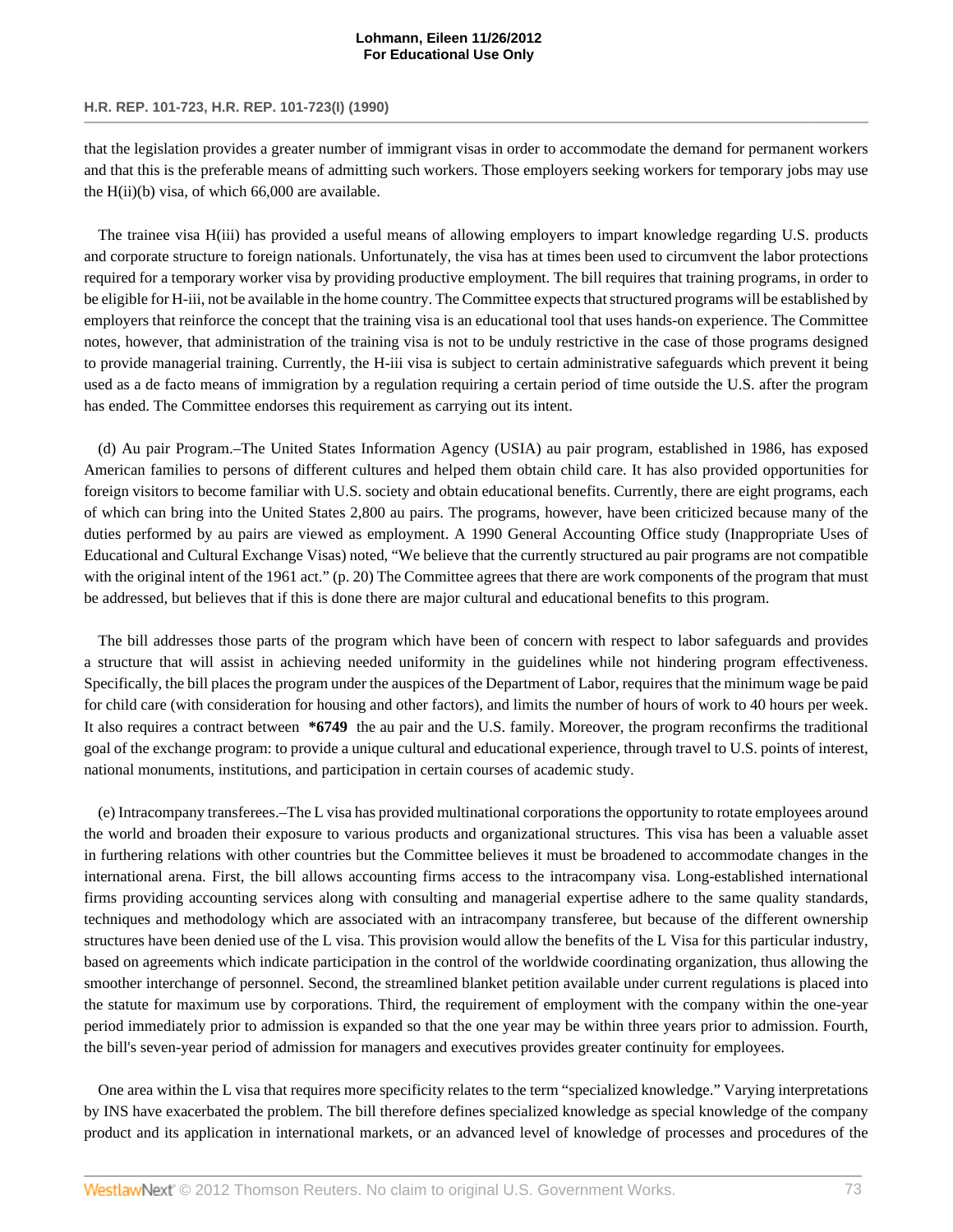that the legislation provides a greater number of immigrant visas in order to accommodate the demand for permanent workers and that this is the preferable means of admitting such workers. Those employers seeking workers for temporary jobs may use the H(ii)(b) visa, of which 66,000 are available.

The trainee visa H(iii) has provided a useful means of allowing employers to impart knowledge regarding U.S. products and corporate structure to foreign nationals. Unfortunately, the visa has at times been used to circumvent the labor protections required for a temporary worker visa by providing productive employment. The bill requires that training programs, in order to be eligible for H-iii, not be available in the home country. The Committee expects that structured programs will be established by employers that reinforce the concept that the training visa is an educational tool that uses hands-on experience. The Committee notes, however, that administration of the training visa is not to be unduly restrictive in the case of those programs designed to provide managerial training. Currently, the H-iii visa is subject to certain administrative safeguards which prevent it being used as a de facto means of immigration by a regulation requiring a certain period of time outside the U.S. after the program has ended. The Committee endorses this requirement as carrying out its intent.

(d) Au pair Program.–The United States Information Agency (USIA) au pair program, established in 1986, has exposed American families to persons of different cultures and helped them obtain child care. It has also provided opportunities for foreign visitors to become familiar with U.S. society and obtain educational benefits. Currently, there are eight programs, each of which can bring into the United States 2,800 au pairs. The programs, however, have been criticized because many of the duties performed by au pairs are viewed as employment. A 1990 General Accounting Office study (Inappropriate Uses of Educational and Cultural Exchange Visas) noted, "We believe that the currently structured au pair programs are not compatible with the original intent of the 1961 act." (p. 20) The Committee agrees that there are work components of the program that must be addressed, but believes that if this is done there are major cultural and educational benefits to this program.

The bill addresses those parts of the program which have been of concern with respect to labor safeguards and provides a structure that will assist in achieving needed uniformity in the guidelines while not hindering program effectiveness. Specifically, the bill places the program under the auspices of the Department of Labor, requires that the minimum wage be paid for child care (with consideration for housing and other factors), and limits the number of hours of work to 40 hours per week. It also requires a contract between **\*6749** the au pair and the U.S. family. Moreover, the program reconfirms the traditional goal of the exchange program: to provide a unique cultural and educational experience, through travel to U.S. points of interest, national monuments, institutions, and participation in certain courses of academic study.

(e) Intracompany transferees.–The L visa has provided multinational corporations the opportunity to rotate employees around the world and broaden their exposure to various products and organizational structures. This visa has been a valuable asset in furthering relations with other countries but the Committee believes it must be broadened to accommodate changes in the international arena. First, the bill allows accounting firms access to the intracompany visa. Long-established international firms providing accounting services along with consulting and managerial expertise adhere to the same quality standards, techniques and methodology which are associated with an intracompany transferee, but because of the different ownership structures have been denied use of the L visa. This provision would allow the benefits of the L Visa for this particular industry, based on agreements which indicate participation in the control of the worldwide coordinating organization, thus allowing the smoother interchange of personnel. Second, the streamlined blanket petition available under current regulations is placed into the statute for maximum use by corporations. Third, the requirement of employment with the company within the one-year period immediately prior to admission is expanded so that the one year may be within three years prior to admission. Fourth, the bill's seven-year period of admission for managers and executives provides greater continuity for employees.

One area within the L visa that requires more specificity relates to the term "specialized knowledge." Varying interpretations by INS have exacerbated the problem. The bill therefore defines specialized knowledge as special knowledge of the company product and its application in international markets, or an advanced level of knowledge of processes and procedures of the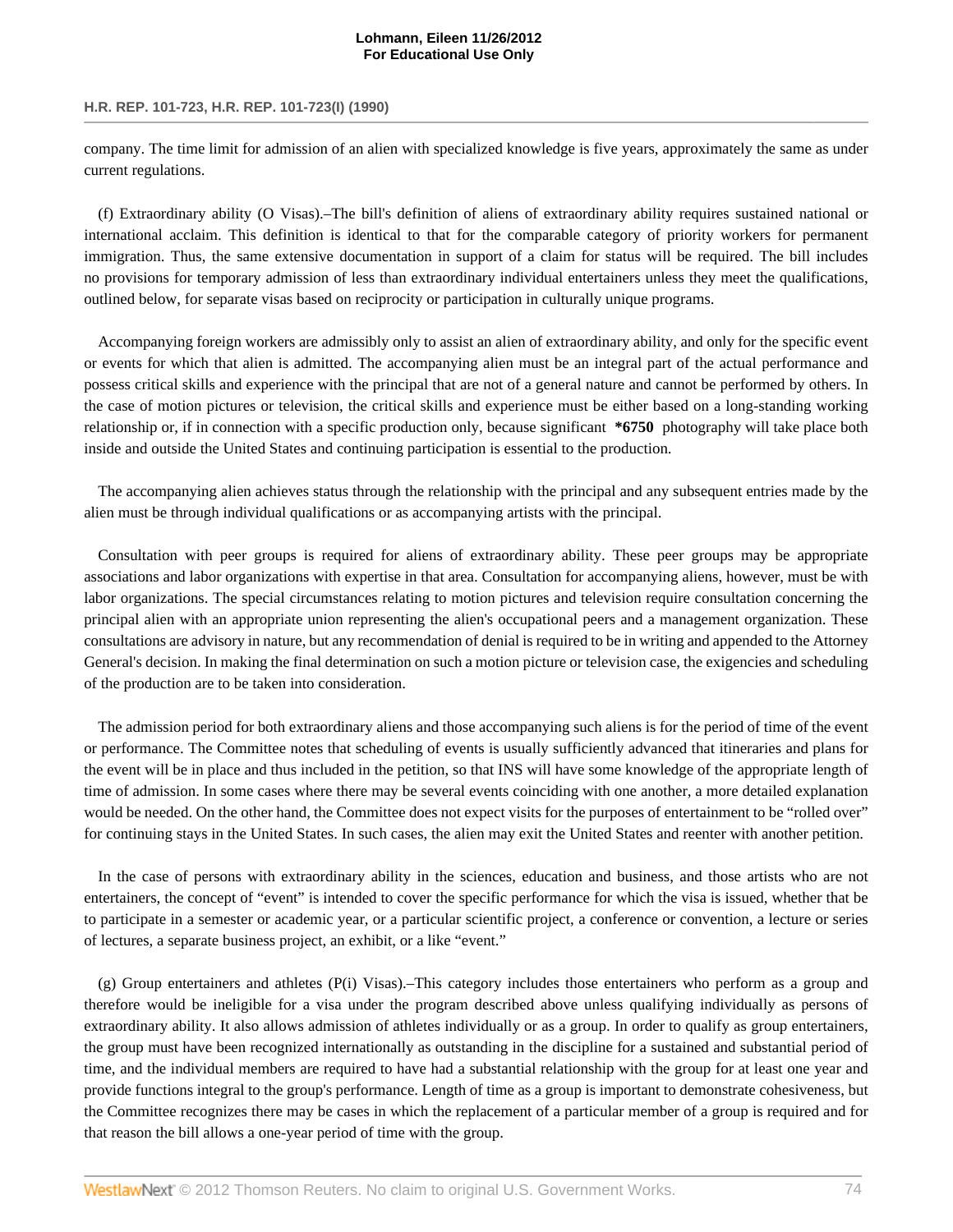company. The time limit for admission of an alien with specialized knowledge is five years, approximately the same as under current regulations.

(f) Extraordinary ability (O Visas).–The bill's definition of aliens of extraordinary ability requires sustained national or international acclaim. This definition is identical to that for the comparable category of priority workers for permanent immigration. Thus, the same extensive documentation in support of a claim for status will be required. The bill includes no provisions for temporary admission of less than extraordinary individual entertainers unless they meet the qualifications, outlined below, for separate visas based on reciprocity or participation in culturally unique programs.

Accompanying foreign workers are admissibly only to assist an alien of extraordinary ability, and only for the specific event or events for which that alien is admitted. The accompanying alien must be an integral part of the actual performance and possess critical skills and experience with the principal that are not of a general nature and cannot be performed by others. In the case of motion pictures or television, the critical skills and experience must be either based on a long-standing working relationship or, if in connection with a specific production only, because significant **\*6750** photography will take place both inside and outside the United States and continuing participation is essential to the production.

The accompanying alien achieves status through the relationship with the principal and any subsequent entries made by the alien must be through individual qualifications or as accompanying artists with the principal.

Consultation with peer groups is required for aliens of extraordinary ability. These peer groups may be appropriate associations and labor organizations with expertise in that area. Consultation for accompanying aliens, however, must be with labor organizations. The special circumstances relating to motion pictures and television require consultation concerning the principal alien with an appropriate union representing the alien's occupational peers and a management organization. These consultations are advisory in nature, but any recommendation of denial is required to be in writing and appended to the Attorney General's decision. In making the final determination on such a motion picture or television case, the exigencies and scheduling of the production are to be taken into consideration.

The admission period for both extraordinary aliens and those accompanying such aliens is for the period of time of the event or performance. The Committee notes that scheduling of events is usually sufficiently advanced that itineraries and plans for the event will be in place and thus included in the petition, so that INS will have some knowledge of the appropriate length of time of admission. In some cases where there may be several events coinciding with one another, a more detailed explanation would be needed. On the other hand, the Committee does not expect visits for the purposes of entertainment to be "rolled over" for continuing stays in the United States. In such cases, the alien may exit the United States and reenter with another petition.

In the case of persons with extraordinary ability in the sciences, education and business, and those artists who are not entertainers, the concept of "event" is intended to cover the specific performance for which the visa is issued, whether that be to participate in a semester or academic year, or a particular scientific project, a conference or convention, a lecture or series of lectures, a separate business project, an exhibit, or a like "event."

(g) Group entertainers and athletes (P(i) Visas).–This category includes those entertainers who perform as a group and therefore would be ineligible for a visa under the program described above unless qualifying individually as persons of extraordinary ability. It also allows admission of athletes individually or as a group. In order to qualify as group entertainers, the group must have been recognized internationally as outstanding in the discipline for a sustained and substantial period of time, and the individual members are required to have had a substantial relationship with the group for at least one year and provide functions integral to the group's performance. Length of time as a group is important to demonstrate cohesiveness, but the Committee recognizes there may be cases in which the replacement of a particular member of a group is required and for that reason the bill allows a one-year period of time with the group.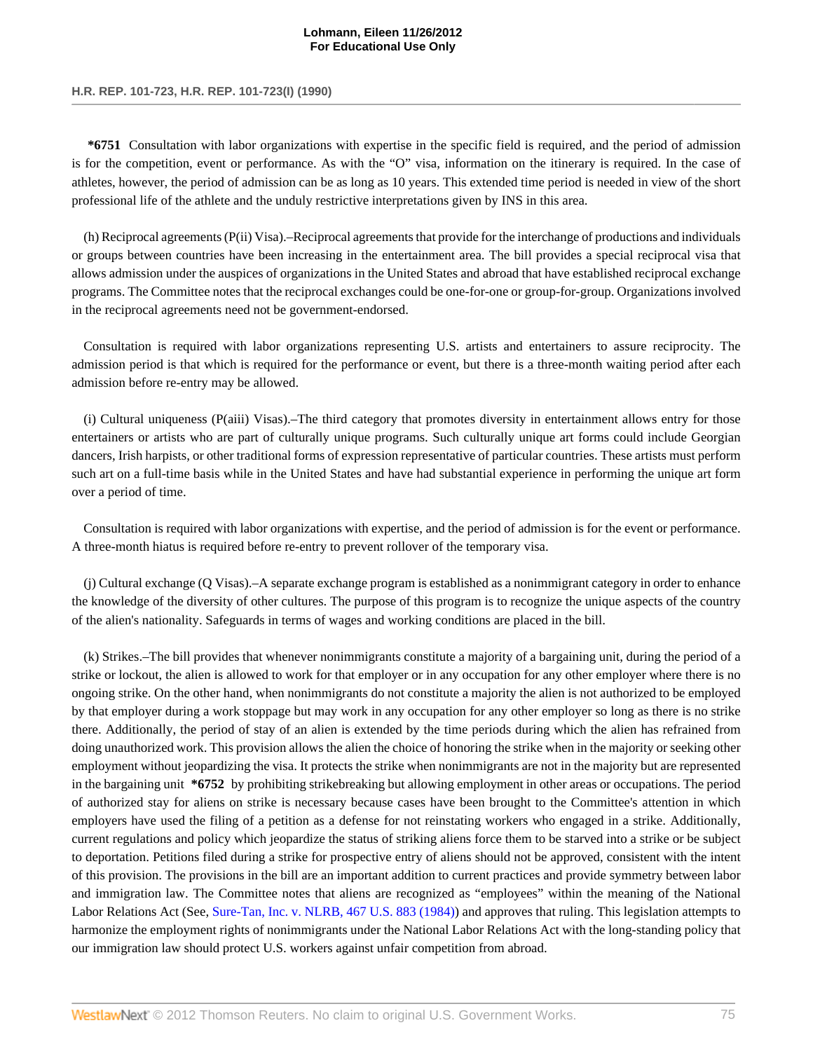**\*6751** Consultation with labor organizations with expertise in the specific field is required, and the period of admission is for the competition, event or performance. As with the "O" visa, information on the itinerary is required. In the case of athletes, however, the period of admission can be as long as 10 years. This extended time period is needed in view of the short professional life of the athlete and the unduly restrictive interpretations given by INS in this area.

(h) Reciprocal agreements (P(ii) Visa).–Reciprocal agreements that provide for the interchange of productions and individuals or groups between countries have been increasing in the entertainment area. The bill provides a special reciprocal visa that allows admission under the auspices of organizations in the United States and abroad that have established reciprocal exchange programs. The Committee notes that the reciprocal exchanges could be one-for-one or group-for-group. Organizations involved in the reciprocal agreements need not be government-endorsed.

Consultation is required with labor organizations representing U.S. artists and entertainers to assure reciprocity. The admission period is that which is required for the performance or event, but there is a three-month waiting period after each admission before re-entry may be allowed.

(i) Cultural uniqueness (P(aiii) Visas).–The third category that promotes diversity in entertainment allows entry for those entertainers or artists who are part of culturally unique programs. Such culturally unique art forms could include Georgian dancers, Irish harpists, or other traditional forms of expression representative of particular countries. These artists must perform such art on a full-time basis while in the United States and have had substantial experience in performing the unique art form over a period of time.

Consultation is required with labor organizations with expertise, and the period of admission is for the event or performance. A three-month hiatus is required before re-entry to prevent rollover of the temporary visa.

(j) Cultural exchange (Q Visas).–A separate exchange program is established as a nonimmigrant category in order to enhance the knowledge of the diversity of other cultures. The purpose of this program is to recognize the unique aspects of the country of the alien's nationality. Safeguards in terms of wages and working conditions are placed in the bill.

(k) Strikes.–The bill provides that whenever nonimmigrants constitute a majority of a bargaining unit, during the period of a strike or lockout, the alien is allowed to work for that employer or in any occupation for any other employer where there is no ongoing strike. On the other hand, when nonimmigrants do not constitute a majority the alien is not authorized to be employed by that employer during a work stoppage but may work in any occupation for any other employer so long as there is no strike there. Additionally, the period of stay of an alien is extended by the time periods during which the alien has refrained from doing unauthorized work. This provision allows the alien the choice of honoring the strike when in the majority or seeking other employment without jeopardizing the visa. It protects the strike when nonimmigrants are not in the majority but are represented in the bargaining unit **\*6752** by prohibiting strikebreaking but allowing employment in other areas or occupations. The period of authorized stay for aliens on strike is necessary because cases have been brought to the Committee's attention in which employers have used the filing of a petition as a defense for not reinstating workers who engaged in a strike. Additionally, current regulations and policy which jeopardize the status of striking aliens force them to be starved into a strike or be subject to deportation. Petitions filed during a strike for prospective entry of aliens should not be approved, consistent with the intent of this provision. The provisions in the bill are an important addition to current practices and provide symmetry between labor and immigration law. The Committee notes that aliens are recognized as "employees" within the meaning of the National Labor Relations Act (See, Sure-Tan, Inc. v. NLRB, 467 U.S. 883 (1984)) and approves that ruling. This legislation attempts to harmonize the employment rights of nonimmigrants under the National Labor Relations Act with the long-standing policy that our immigration law should protect U.S. workers against unfair competition from abroad.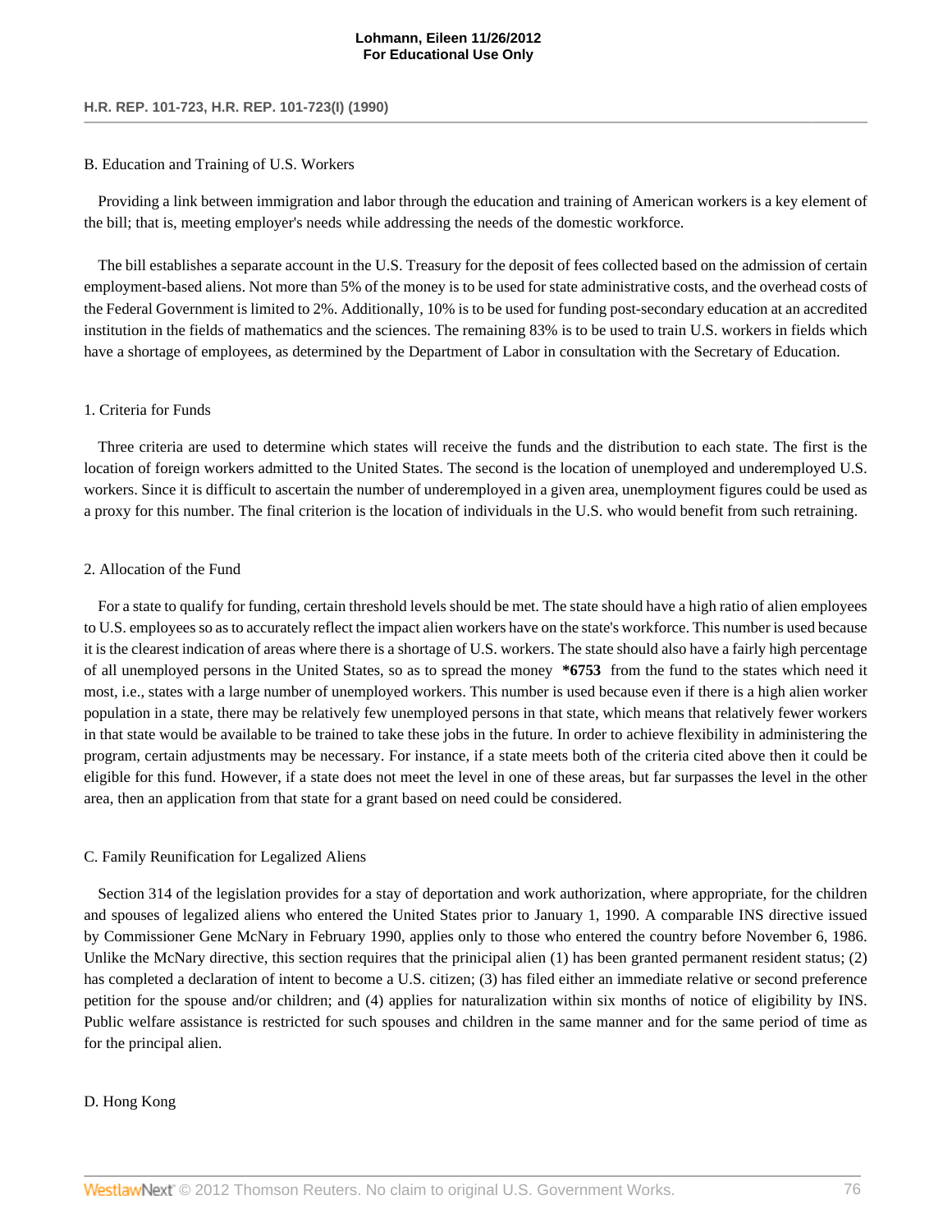## B. Education and Training of U.S. Workers

Providing a link between immigration and labor through the education and training of American workers is a key element of the bill; that is, meeting employer's needs while addressing the needs of the domestic workforce.

The bill establishes a separate account in the U.S. Treasury for the deposit of fees collected based on the admission of certain employment-based aliens. Not more than 5% of the money is to be used for state administrative costs, and the overhead costs of the Federal Government is limited to 2%. Additionally, 10% is to be used for funding post-secondary education at an accredited institution in the fields of mathematics and the sciences. The remaining 83% is to be used to train U.S. workers in fields which have a shortage of employees, as determined by the Department of Labor in consultation with the Secretary of Education.

### 1. Criteria for Funds

Three criteria are used to determine which states will receive the funds and the distribution to each state. The first is the location of foreign workers admitted to the United States. The second is the location of unemployed and underemployed U.S. workers. Since it is difficult to ascertain the number of underemployed in a given area, unemployment figures could be used as a proxy for this number. The final criterion is the location of individuals in the U.S. who would benefit from such retraining.

### 2. Allocation of the Fund

For a state to qualify for funding, certain threshold levels should be met. The state should have a high ratio of alien employees to U.S. employees so as to accurately reflect the impact alien workers have on the state's workforce. This number is used because it is the clearest indication of areas where there is a shortage of U.S. workers. The state should also have a fairly high percentage of all unemployed persons in the United States, so as to spread the money **\*6753** from the fund to the states which need it most, i.e., states with a large number of unemployed workers. This number is used because even if there is a high alien worker population in a state, there may be relatively few unemployed persons in that state, which means that relatively fewer workers in that state would be available to be trained to take these jobs in the future. In order to achieve flexibility in administering the program, certain adjustments may be necessary. For instance, if a state meets both of the criteria cited above then it could be eligible for this fund. However, if a state does not meet the level in one of these areas, but far surpasses the level in the other area, then an application from that state for a grant based on need could be considered.

## C. Family Reunification for Legalized Aliens

Section 314 of the legislation provides for a stay of deportation and work authorization, where appropriate, for the children and spouses of legalized aliens who entered the United States prior to January 1, 1990. A comparable INS directive issued by Commissioner Gene McNary in February 1990, applies only to those who entered the country before November 6, 1986. Unlike the McNary directive, this section requires that the prinicipal alien (1) has been granted permanent resident status; (2) has completed a declaration of intent to become a U.S. citizen; (3) has filed either an immediate relative or second preference petition for the spouse and/or children; and (4) applies for naturalization within six months of notice of eligibility by INS. Public welfare assistance is restricted for such spouses and children in the same manner and for the same period of time as for the principal alien.

## D. Hong Kong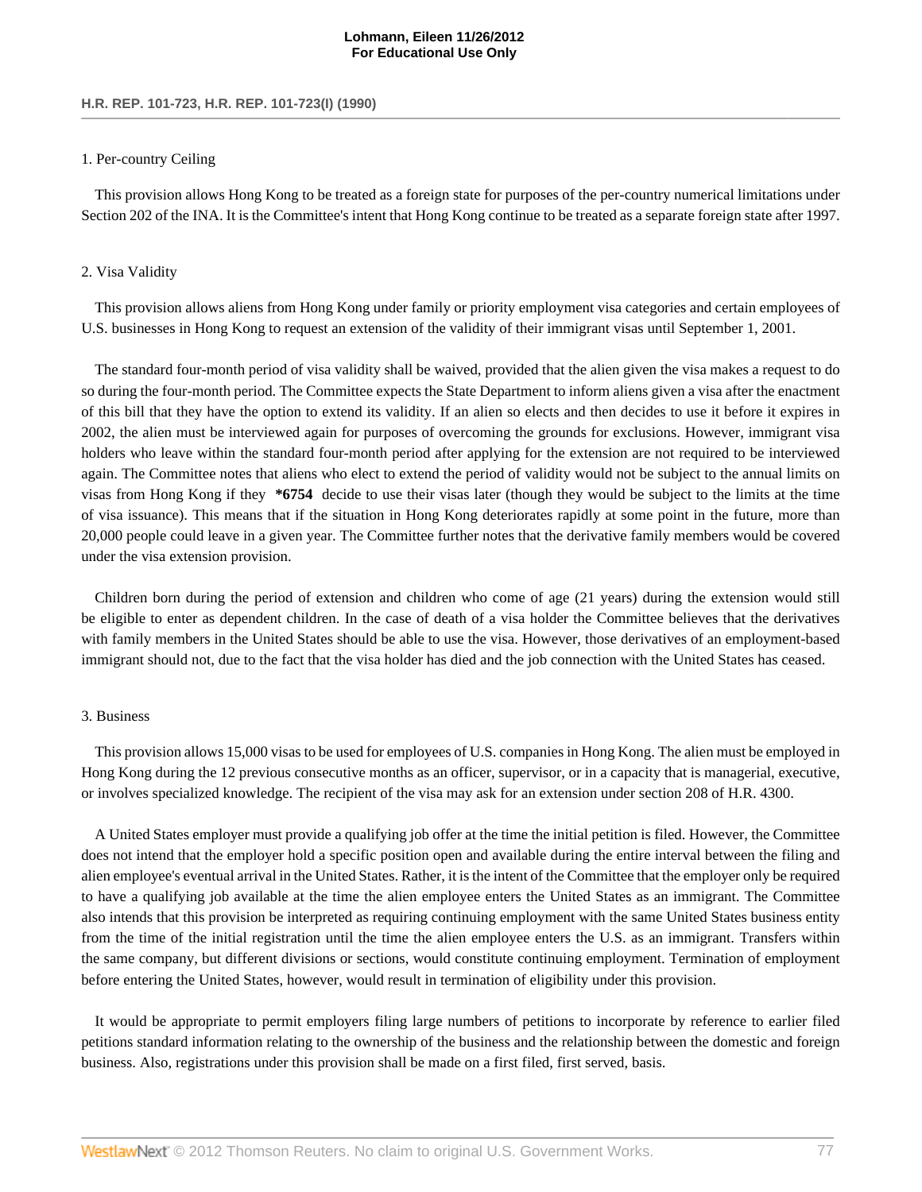1. Per-country Ceiling

This provision allows Hong Kong to be treated as a foreign state for purposes of the per-country numerical limitations under Section 202 of the INA. It is the Committee's intent that Hong Kong continue to be treated as a separate foreign state after 1997.

2. Visa Validity

This provision allows aliens from Hong Kong under family or priority employment visa categories and certain employees of U.S. businesses in Hong Kong to request an extension of the validity of their immigrant visas until September 1, 2001.

The standard four-month period of visa validity shall be waived, provided that the alien given the visa makes a request to do so during the four-month period. The Committee expects the State Department to inform aliens given a visa after the enactment of this bill that they have the option to extend its validity. If an alien so elects and then decides to use it before it expires in 2002, the alien must be interviewed again for purposes of overcoming the grounds for exclusions. However, immigrant visa holders who leave within the standard four-month period after applying for the extension are not required to be interviewed again. The Committee notes that aliens who elect to extend the period of validity would not be subject to the annual limits on visas from Hong Kong if they **\*6754** decide to use their visas later (though they would be subject to the limits at the time of visa issuance). This means that if the situation in Hong Kong deteriorates rapidly at some point in the future, more than 20,000 people could leave in a given year. The Committee further notes that the derivative family members would be covered under the visa extension provision.

Children born during the period of extension and children who come of age (21 years) during the extension would still be eligible to enter as dependent children. In the case of death of a visa holder the Committee believes that the derivatives with family members in the United States should be able to use the visa. However, those derivatives of an employment-based immigrant should not, due to the fact that the visa holder has died and the job connection with the United States has ceased.

3. Business

This provision allows 15,000 visas to be used for employees of U.S. companies in Hong Kong. The alien must be employed in Hong Kong during the 12 previous consecutive months as an officer, supervisor, or in a capacity that is managerial, executive, or involves specialized knowledge. The recipient of the visa may ask for an extension under section 208 of H.R. 4300.

A United States employer must provide a qualifying job offer at the time the initial petition is filed. However, the Committee does not intend that the employer hold a specific position open and available during the entire interval between the filing and alien employee's eventual arrival in the United States. Rather, it is the intent of the Committee that the employer only be required to have a qualifying job available at the time the alien employee enters the United States as an immigrant. The Committee also intends that this provision be interpreted as requiring continuing employment with the same United States business entity from the time of the initial registration until the time the alien employee enters the U.S. as an immigrant. Transfers within the same company, but different divisions or sections, would constitute continuing employment. Termination of employment before entering the United States, however, would result in termination of eligibility under this provision.

It would be appropriate to permit employers filing large numbers of petitions to incorporate by reference to earlier filed petitions standard information relating to the ownership of the business and the relationship between the domestic and foreign business. Also, registrations under this provision shall be made on a first filed, first served, basis.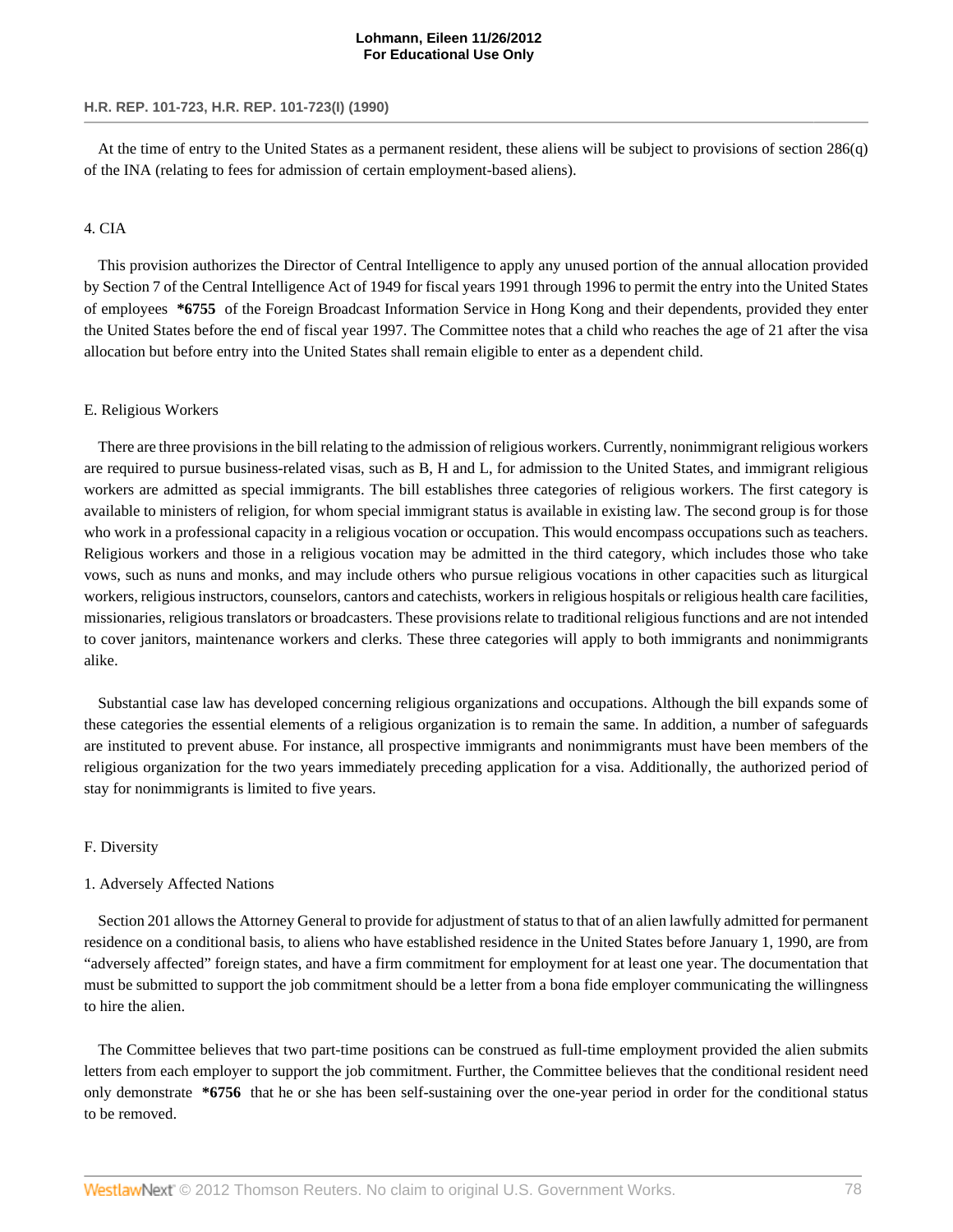At the time of entry to the United States as a permanent resident, these aliens will be subject to provisions of section 286(q) of the INA (relating to fees for admission of certain employment-based aliens).

4. CIA

This provision authorizes the Director of Central Intelligence to apply any unused portion of the annual allocation provided by Section 7 of the Central Intelligence Act of 1949 for fiscal years 1991 through 1996 to permit the entry into the United States of employees **\*6755** of the Foreign Broadcast Information Service in Hong Kong and their dependents, provided they enter the United States before the end of fiscal year 1997. The Committee notes that a child who reaches the age of 21 after the visa allocation but before entry into the United States shall remain eligible to enter as a dependent child.

E. Religious Workers

There are three provisions in the bill relating to the admission of religious workers. Currently, nonimmigrant religious workers are required to pursue business-related visas, such as B, H and L, for admission to the United States, and immigrant religious workers are admitted as special immigrants. The bill establishes three categories of religious workers. The first category is available to ministers of religion, for whom special immigrant status is available in existing law. The second group is for those who work in a professional capacity in a religious vocation or occupation. This would encompass occupations such as teachers. Religious workers and those in a religious vocation may be admitted in the third category, which includes those who take vows, such as nuns and monks, and may include others who pursue religious vocations in other capacities such as liturgical workers, religious instructors, counselors, cantors and catechists, workers in religious hospitals or religious health care facilities, missionaries, religious translators or broadcasters. These provisions relate to traditional religious functions and are not intended to cover janitors, maintenance workers and clerks. These three categories will apply to both immigrants and nonimmigrants alike.

Substantial case law has developed concerning religious organizations and occupations. Although the bill expands some of these categories the essential elements of a religious organization is to remain the same. In addition, a number of safeguards are instituted to prevent abuse. For instance, all prospective immigrants and nonimmigrants must have been members of the religious organization for the two years immediately preceding application for a visa. Additionally, the authorized period of stay for nonimmigrants is limited to five years.

F. Diversity

1. Adversely Affected Nations

Section 201 allows the Attorney General to provide for adjustment of status to that of an alien lawfully admitted for permanent residence on a conditional basis, to aliens who have established residence in the United States before January 1, 1990, are from "adversely affected" foreign states, and have a firm commitment for employment for at least one year. The documentation that must be submitted to support the job commitment should be a letter from a bona fide employer communicating the willingness to hire the alien.

The Committee believes that two part-time positions can be construed as full-time employment provided the alien submits letters from each employer to support the job commitment. Further, the Committee believes that the conditional resident need only demonstrate **\*6756** that he or she has been self-sustaining over the one-year period in order for the conditional status to be removed.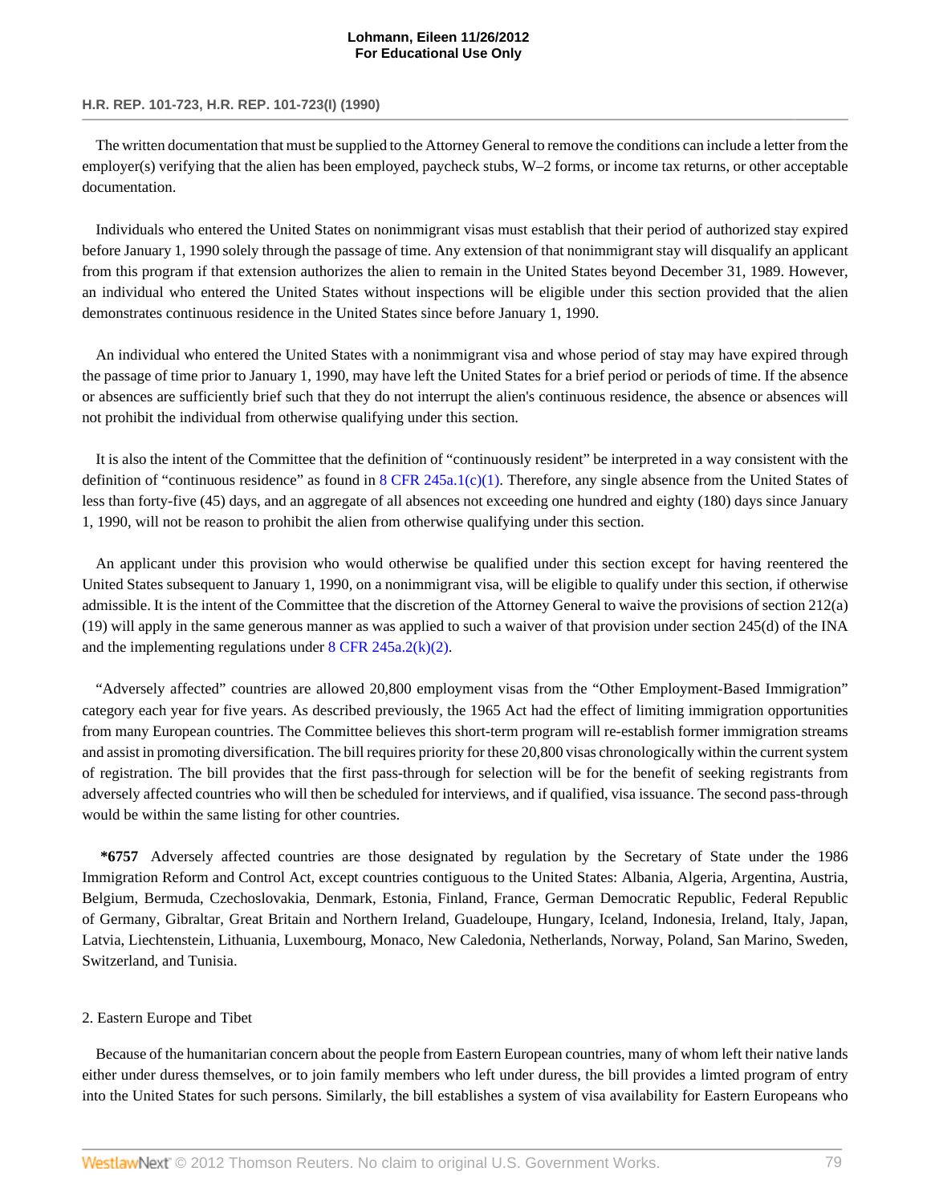The written documentation that must be supplied to the Attorney General to remove the conditions can include a letter from the employer(s) verifying that the alien has been employed, paycheck stubs, W–2 forms, or income tax returns, or other acceptable documentation.

Individuals who entered the United States on nonimmigrant visas must establish that their period of authorized stay expired before January 1, 1990 solely through the passage of time. Any extension of that nonimmigrant stay will disqualify an applicant from this program if that extension authorizes the alien to remain in the United States beyond December 31, 1989. However, an individual who entered the United States without inspections will be eligible under this section provided that the alien demonstrates continuous residence in the United States since before January 1, 1990.

An individual who entered the United States with a nonimmigrant visa and whose period of stay may have expired through the passage of time prior to January 1, 1990, may have left the United States for a brief period or periods of time. If the absence or absences are sufficiently brief such that they do not interrupt the alien's continuous residence, the absence or absences will not prohibit the individual from otherwise qualifying under this section.

It is also the intent of the Committee that the definition of "continuously resident" be interpreted in a way consistent with the definition of "continuous residence" as found in 8 CFR 245a.1(c)(1). Therefore, any single absence from the United States of less than forty-five (45) days, and an aggregate of all absences not exceeding one hundred and eighty (180) days since January 1, 1990, will not be reason to prohibit the alien from otherwise qualifying under this section.

An applicant under this provision who would otherwise be qualified under this section except for having reentered the United States subsequent to January 1, 1990, on a nonimmigrant visa, will be eligible to qualify under this section, if otherwise admissible. It is the intent of the Committee that the discretion of the Attorney General to waive the provisions of section 212(a)(19) will apply in the same generous manner as was applied to such a waiver of that provision under section 245(d) of the INA and the implementing regulations under 8 CFR 245a.2(k)(2).

"Adversely affected" countries are allowed 20,800 employment visas from the "Other Employment-Based Immigration" category each year for five years. As described previously, the 1965 Act had the effect of limiting immigration opportunities from many European countries. The Committee believes this short-term program will re-establish former immigration streams and assist in promoting diversification. The bill requires priority for these 20,800 visas chronologically within the current system of registration. The bill provides that the first pass-through for selection will be for the benefit of seeking registrants from adversely affected countries who will then be scheduled for interviews, and if qualified, visa issuance. The second pass-through would be within the same listing for other countries.

**\*6757** Adversely affected countries are those designated by regulation by the Secretary of State under the 1986 Immigration Reform and Control Act, except countries contiguous to the United States: Albania, Algeria, Argentina, Austria, Belgium, Bermuda, Czechoslovakia, Denmark, Estonia, Finland, France, German Democratic Republic, Federal Republic of Germany, Gibraltar, Great Britain and Northern Ireland, Guadeloupe, Hungary, Iceland, Indonesia, Ireland, Italy, Japan, Latvia, Liechtenstein, Lithuania, Luxembourg, Monaco, New Caledonia, Netherlands, Norway, Poland, San Marino, Sweden, Switzerland, and Tunisia.

2. Eastern Europe and Tibet

Because of the humanitarian concern about the people from Eastern European countries, many of whom left their native lands either under duress themselves, or to join family members who left under duress, the bill provides a limted program of entry into the United States for such persons. Similarly, the bill establishes a system of visa availability for Eastern Europeans who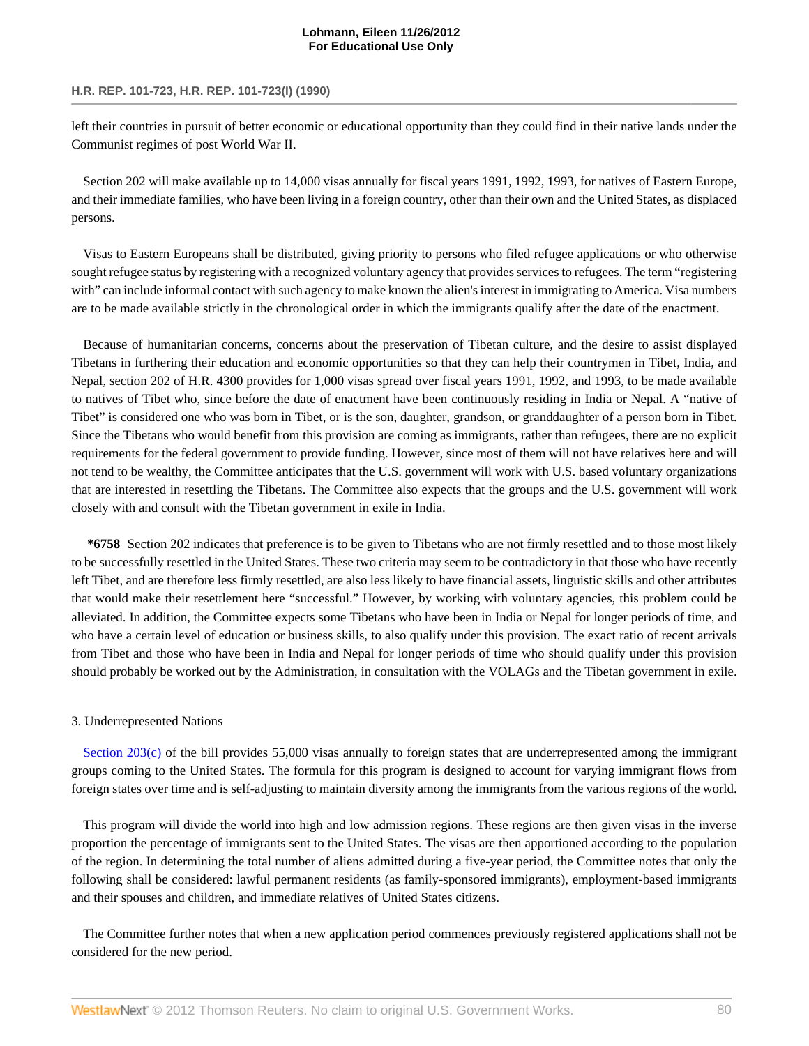left their countries in pursuit of better economic or educational opportunity than they could find in their native lands under the Communist regimes of post World War II.

Section 202 will make available up to 14,000 visas annually for fiscal years 1991, 1992, 1993, for natives of Eastern Europe, and their immediate families, who have been living in a foreign country, other than their own and the United States, as displaced persons.

Visas to Eastern Europeans shall be distributed, giving priority to persons who filed refugee applications or who otherwise sought refugee status by registering with a recognized voluntary agency that provides services to refugees. The term "registering with" can include informal contact with such agency to make known the alien's interest in immigrating to America. Visa numbers are to be made available strictly in the chronological order in which the immigrants qualify after the date of the enactment.

Because of humanitarian concerns, concerns about the preservation of Tibetan culture, and the desire to assist displayed Tibetans in furthering their education and economic opportunities so that they can help their countrymen in Tibet, India, and Nepal, section 202 of H.R. 4300 provides for 1,000 visas spread over fiscal years 1991, 1992, and 1993, to be made available to natives of Tibet who, since before the date of enactment have been continuously residing in India or Nepal. A "native of Tibet" is considered one who was born in Tibet, or is the son, daughter, grandson, or granddaughter of a person born in Tibet. Since the Tibetans who would benefit from this provision are coming as immigrants, rather than refugees, there are no explicit requirements for the federal government to provide funding. However, since most of them will not have relatives here and will not tend to be wealthy, the Committee anticipates that the U.S. government will work with U.S. based voluntary organizations that are interested in resettling the Tibetans. The Committee also expects that the groups and the U.S. government will work closely with and consult with the Tibetan government in exile in India.

**\*6758** Section 202 indicates that preference is to be given to Tibetans who are not firmly resettled and to those most likely to be successfully resettled in the United States. These two criteria may seem to be contradictory in that those who have recently left Tibet, and are therefore less firmly resettled, are also less likely to have financial assets, linguistic skills and other attributes that would make their resettlement here "successful." However, by working with voluntary agencies, this problem could be alleviated. In addition, the Committee expects some Tibetans who have been in India or Nepal for longer periods of time, and who have a certain level of education or business skills, to also qualify under this provision. The exact ratio of recent arrivals from Tibet and those who have been in India and Nepal for longer periods of time who should qualify under this provision should probably be worked out by the Administration, in consultation with the VOLAGs and the Tibetan government in exile.

3. Underrepresented Nations

Section 203(c) of the bill provides 55,000 visas annually to foreign states that are underrepresented among the immigrant groups coming to the United States. The formula for this program is designed to account for varying immigrant flows from foreign states over time and is self-adjusting to maintain diversity among the immigrants from the various regions of the world.

This program will divide the world into high and low admission regions. These regions are then given visas in the inverse proportion the percentage of immigrants sent to the United States. The visas are then apportioned according to the population of the region. In determining the total number of aliens admitted during a five-year period, the Committee notes that only the following shall be considered: lawful permanent residents (as family-sponsored immigrants), employment-based immigrants and their spouses and children, and immediate relatives of United States citizens.

The Committee further notes that when a new application period commences previously registered applications shall not be considered for the new period.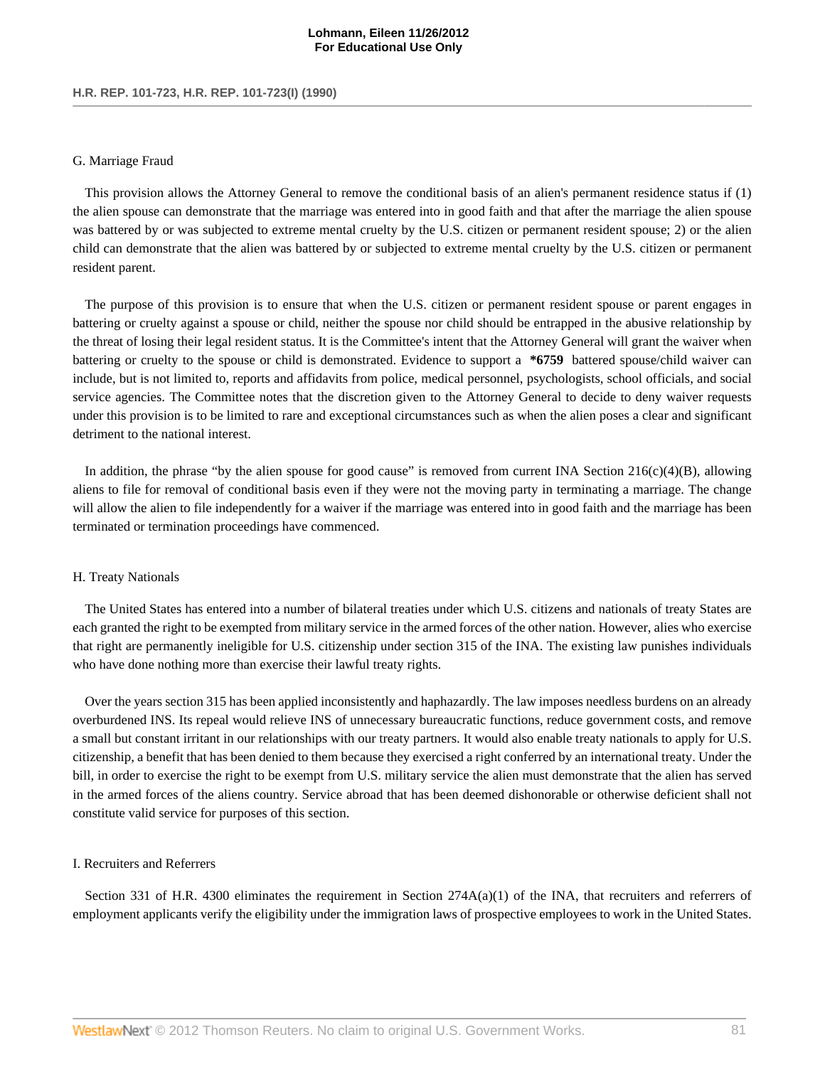G. Marriage Fraud

This provision allows the Attorney General to remove the conditional basis of an alien's permanent residence status if (1) the alien spouse can demonstrate that the marriage was entered into in good faith and that after the marriage the alien spouse was battered by or was subjected to extreme mental cruelty by the U.S. citizen or permanent resident spouse; 2) or the alien child can demonstrate that the alien was battered by or subjected to extreme mental cruelty by the U.S. citizen or permanent resident parent.

The purpose of this provision is to ensure that when the U.S. citizen or permanent resident spouse or parent engages in battering or cruelty against a spouse or child, neither the spouse nor child should be entrapped in the abusive relationship by the threat of losing their legal resident status. It is the Committee's intent that the Attorney General will grant the waiver when battering or cruelty to the spouse or child is demonstrated. Evidence to support a **\*6759** battered spouse/child waiver can include, but is not limited to, reports and affidavits from police, medical personnel, psychologists, school officials, and social service agencies. The Committee notes that the discretion given to the Attorney General to decide to deny waiver requests under this provision is to be limited to rare and exceptional circumstances such as when the alien poses a clear and significant detriment to the national interest.

In addition, the phrase "by the alien spouse for good cause" is removed from current INA Section 216(c)(4)(B), allowing aliens to file for removal of conditional basis even if they were not the moving party in terminating a marriage. The change will allow the alien to file independently for a waiver if the marriage was entered into in good faith and the marriage has been terminated or termination proceedings have commenced.

H. Treaty Nationals

The United States has entered into a number of bilateral treaties under which U.S. citizens and nationals of treaty States are each granted the right to be exempted from military service in the armed forces of the other nation. However, alies who exercise that right are permanently ineligible for U.S. citizenship under section 315 of the INA. The existing law punishes individuals who have done nothing more than exercise their lawful treaty rights.

Over the years section 315 has been applied inconsistently and haphazardly. The law imposes needless burdens on an already overburdened INS. Its repeal would relieve INS of unnecessary bureaucratic functions, reduce government costs, and remove a small but constant irritant in our relationships with our treaty partners. It would also enable treaty nationals to apply for U.S. citizenship, a benefit that has been denied to them because they exercised a right conferred by an international treaty. Under the bill, in order to exercise the right to be exempt from U.S. military service the alien must demonstrate that the alien has served in the armed forces of the aliens country. Service abroad that has been deemed dishonorable or otherwise deficient shall not constitute valid service for purposes of this section.

I. Recruiters and Referrers

Section 331 of H.R. 4300 eliminates the requirement in Section 274A(a)(1) of the INA, that recruiters and referrers of employment applicants verify the eligibility under the immigration laws of prospective employees to work in the United States.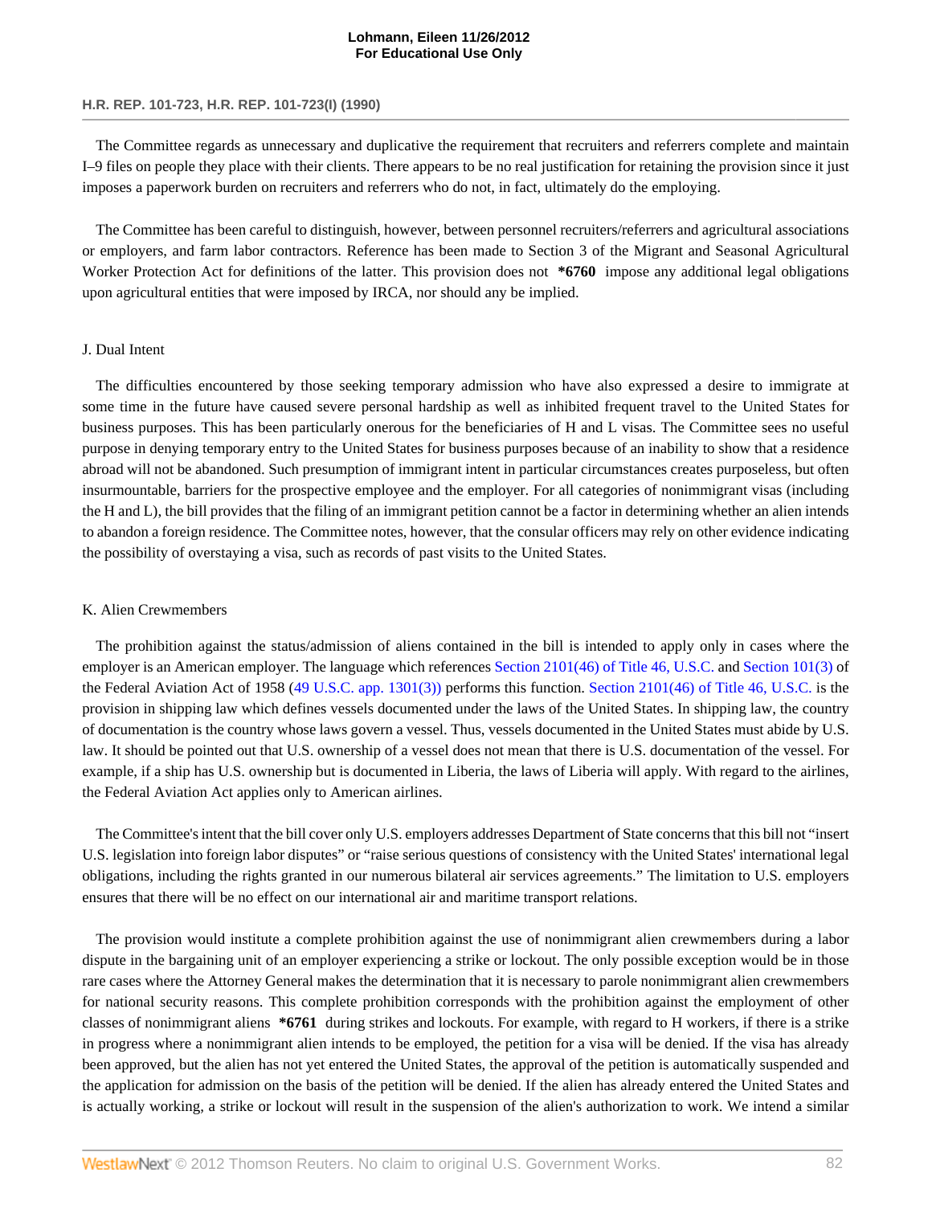The Committee regards as unnecessary and duplicative the requirement that recruiters and referrers complete and maintain I–9 files on people they place with their clients. There appears to be no real justification for retaining the provision since it just imposes a paperwork burden on recruiters and referrers who do not, in fact, ultimately do the employing.

The Committee has been careful to distinguish, however, between personnel recruiters/referrers and agricultural associations or employers, and farm labor contractors. Reference has been made to Section 3 of the Migrant and Seasonal Agricultural Worker Protection Act for definitions of the latter. This provision does not **\*6760** impose any additional legal obligations upon agricultural entities that were imposed by IRCA, nor should any be implied.

J. Dual Intent

The difficulties encountered by those seeking temporary admission who have also expressed a desire to immigrate at some time in the future have caused severe personal hardship as well as inhibited frequent travel to the United States for business purposes. This has been particularly onerous for the beneficiaries of H and L visas. The Committee sees no useful purpose in denying temporary entry to the United States for business purposes because of an inability to show that a residence abroad will not be abandoned. Such presumption of immigrant intent in particular circumstances creates purposeless, but often insurmountable, barriers for the prospective employee and the employer. For all categories of nonimmigrant visas (including the H and L), the bill provides that the filing of an immigrant petition cannot be a factor in determining whether an alien intends to abandon a foreign residence. The Committee notes, however, that the consular officers may rely on other evidence indicating the possibility of overstaying a visa, such as records of past visits to the United States.

K. Alien Crewmembers

The prohibition against the status/admission of aliens contained in the bill is intended to apply only in cases where the employer is an American employer. The language which references Section 2101(46) of Title 46, U.S.C. and Section 101(3) of the Federal Aviation Act of 1958 (49 U.S.C. app. 1301(3)) performs this function. Section 2101(46) of Title 46, U.S.C. is the provision in shipping law which defines vessels documented under the laws of the United States. In shipping law, the country of documentation is the country whose laws govern a vessel. Thus, vessels documented in the United States must abide by U.S. law. It should be pointed out that U.S. ownership of a vessel does not mean that there is U.S. documentation of the vessel. For example, if a ship has U.S. ownership but is documented in Liberia, the laws of Liberia will apply. With regard to the airlines, the Federal Aviation Act applies only to American airlines.

The Committee's intent that the bill cover only U.S. employers addresses Department of State concerns that this bill not "insert U.S. legislation into foreign labor disputes" or "raise serious questions of consistency with the United States' international legal obligations, including the rights granted in our numerous bilateral air services agreements." The limitation to U.S. employers ensures that there will be no effect on our international air and maritime transport relations.

The provision would institute a complete prohibition against the use of nonimmigrant alien crewmembers during a labor dispute in the bargaining unit of an employer experiencing a strike or lockout. The only possible exception would be in those rare cases where the Attorney General makes the determination that it is necessary to parole nonimmigrant alien crewmembers for national security reasons. This complete prohibition corresponds with the prohibition against the employment of other classes of nonimmigrant aliens **\*6761** during strikes and lockouts. For example, with regard to H workers, if there is a strike in progress where a nonimmigrant alien intends to be employed, the petition for a visa will be denied. If the visa has already been approved, but the alien has not yet entered the United States, the approval of the petition is automatically suspended and the application for admission on the basis of the petition will be denied. If the alien has already entered the United States and is actually working, a strike or lockout will result in the suspension of the alien's authorization to work. We intend a similar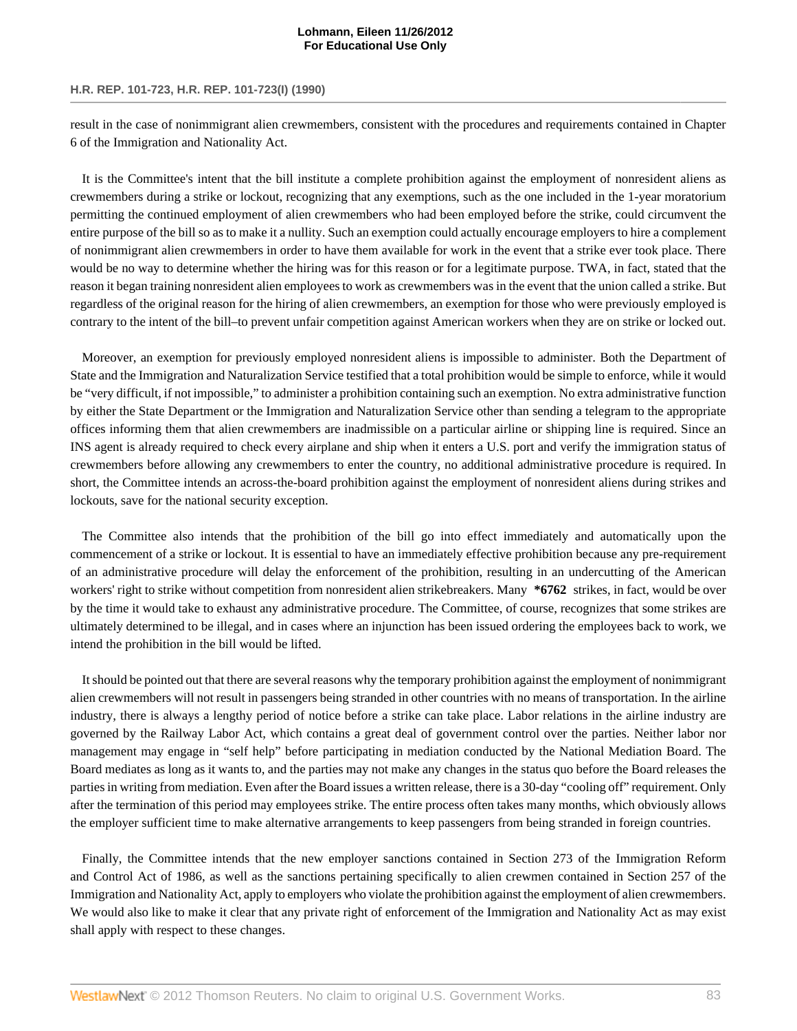result in the case of nonimmigrant alien crewmembers, consistent with the procedures and requirements contained in Chapter 6 of the Immigration and Nationality Act.

It is the Committee's intent that the bill institute a complete prohibition against the employment of nonresident aliens as crewmembers during a strike or lockout, recognizing that any exemptions, such as the one included in the 1-year moratorium permitting the continued employment of alien crewmembers who had been employed before the strike, could circumvent the entire purpose of the bill so as to make it a nullity. Such an exemption could actually encourage employers to hire a complement of nonimmigrant alien crewmembers in order to have them available for work in the event that a strike ever took place. There would be no way to determine whether the hiring was for this reason or for a legitimate purpose. TWA, in fact, stated that the reason it began training nonresident alien employees to work as crewmembers was in the event that the union called a strike. But regardless of the original reason for the hiring of alien crewmembers, an exemption for those who were previously employed is contrary to the intent of the bill–to prevent unfair competition against American workers when they are on strike or locked out.

Moreover, an exemption for previously employed nonresident aliens is impossible to administer. Both the Department of State and the Immigration and Naturalization Service testified that a total prohibition would be simple to enforce, while it would be "very difficult, if not impossible," to administer a prohibition containing such an exemption. No extra administrative function by either the State Department or the Immigration and Naturalization Service other than sending a telegram to the appropriate offices informing them that alien crewmembers are inadmissible on a particular airline or shipping line is required. Since an INS agent is already required to check every airplane and ship when it enters a U.S. port and verify the immigration status of crewmembers before allowing any crewmembers to enter the country, no additional administrative procedure is required. In short, the Committee intends an across-the-board prohibition against the employment of nonresident aliens during strikes and lockouts, save for the national security exception.

The Committee also intends that the prohibition of the bill go into effect immediately and automatically upon the commencement of a strike or lockout. It is essential to have an immediately effective prohibition because any pre-requirement of an administrative procedure will delay the enforcement of the prohibition, resulting in an undercutting of the American workers' right to strike without competition from nonresident alien strikebreakers. Many **\*6762** strikes, in fact, would be over by the time it would take to exhaust any administrative procedure. The Committee, of course, recognizes that some strikes are ultimately determined to be illegal, and in cases where an injunction has been issued ordering the employees back to work, we intend the prohibition in the bill would be lifted.

It should be pointed out that there are several reasons why the temporary prohibition against the employment of nonimmigrant alien crewmembers will not result in passengers being stranded in other countries with no means of transportation. In the airline industry, there is always a lengthy period of notice before a strike can take place. Labor relations in the airline industry are governed by the Railway Labor Act, which contains a great deal of government control over the parties. Neither labor nor management may engage in "self help" before participating in mediation conducted by the National Mediation Board. The Board mediates as long as it wants to, and the parties may not make any changes in the status quo before the Board releases the parties in writing from mediation. Even after the Board issues a written release, there is a 30-day "cooling off" requirement. Only after the termination of this period may employees strike. The entire process often takes many months, which obviously allows the employer sufficient time to make alternative arrangements to keep passengers from being stranded in foreign countries.

Finally, the Committee intends that the new employer sanctions contained in Section 273 of the Immigration Reform and Control Act of 1986, as well as the sanctions pertaining specifically to alien crewmen contained in Section 257 of the Immigration and Nationality Act, apply to employers who violate the prohibition against the employment of alien crewmembers. We would also like to make it clear that any private right of enforcement of the Immigration and Nationality Act as may exist shall apply with respect to these changes.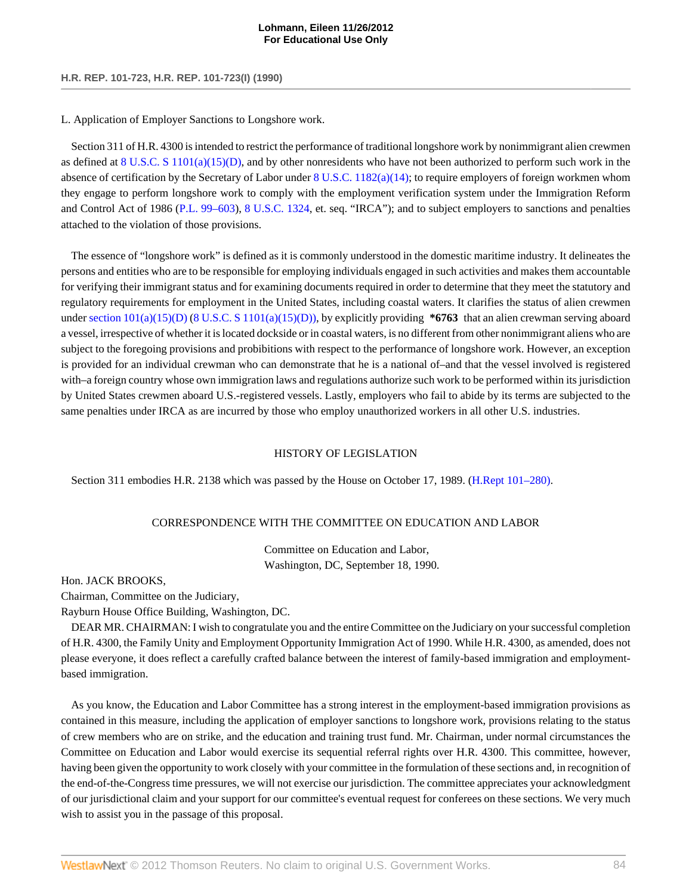L. Application of Employer Sanctions to Longshore work.

Section 311 of H.R. 4300 is intended to restrict the performance of traditional longshore work by nonimmigrant alien crewmen as defined at 8 U.S.C. S 1101(a)(15)(D), and by other nonresidents who have not been authorized to perform such work in the absence of certification by the Secretary of Labor under 8 U.S.C. 1182(a)(14); to require employers of foreign workmen whom they engage to perform longshore work to comply with the employment verification system under the Immigration Reform and Control Act of 1986 (P.L. 99–603), 8 U.S.C. 1324, et. seq. "IRCA"); and to subject employers to sanctions and penalties attached to the violation of those provisions.

The essence of "longshore work" is defined as it is commonly understood in the domestic maritime industry. It delineates the persons and entities who are to be responsible for employing individuals engaged in such activities and makes them accountable for verifying their immigrant status and for examining documents required in order to determine that they meet the statutory and regulatory requirements for employment in the United States, including coastal waters. It clarifies the status of alien crewmen under section 101(a)(15)(D) (8 U.S.C. S 1101(a)(15)(D)), by explicitly providing **\*6763** that an alien crewman serving aboard a vessel, irrespective of whether it is located dockside or in coastal waters, is no different from other nonimmigrant aliens who are subject to the foregoing provisions and probibitions with respect to the performance of longshore work. However, an exception is provided for an individual crewman who can demonstrate that he is a national of–and that the vessel involved is registered with–a foreign country whose own immigration laws and regulations authorize such work to be performed within its jurisdiction by United States crewmen aboard U.S.-registered vessels. Lastly, employers who fail to abide by its terms are subjected to the same penalties under IRCA as are incurred by those who employ unauthorized workers in all other U.S. industries.

HISTORY OF LEGISLATION

Section 311 embodies H.R. 2138 which was passed by the House on October 17, 1989. (H.Rept 101–280).

CORRESPONDENCE WITH THE COMMITTEE ON EDUCATION AND LABOR

Committee on Education and Labor,
Washington, DC, September 18, 1990.

Hon. JACK BROOKS,
Chairman, Committee on the Judiciary,
Rayburn House Office Building, Washington, DC.

DEAR MR. CHAIRMAN: I wish to congratulate you and the entire Committee on the Judiciary on your successful completion of H.R. 4300, the Family Unity and Employment Opportunity Immigration Act of 1990. While H.R. 4300, as amended, does not please everyone, it does reflect a carefully crafted balance between the interest of family-based immigration and employment-based immigration.

As you know, the Education and Labor Committee has a strong interest in the employment-based immigration provisions as contained in this measure, including the application of employer sanctions to longshore work, provisions relating to the status of crew members who are on strike, and the education and training trust fund. Mr. Chairman, under normal circumstances the Committee on Education and Labor would exercise its sequential referral rights over H.R. 4300. This committee, however, having been given the opportunity to work closely with your committee in the formulation of these sections and, in recognition of the end-of-the-Congress time pressures, we will not exercise our jurisdiction. The committee appreciates your acknowledgment of our jurisdictional claim and your support for our committee's eventual request for conferees on these sections. We very much wish to assist you in the passage of this proposal.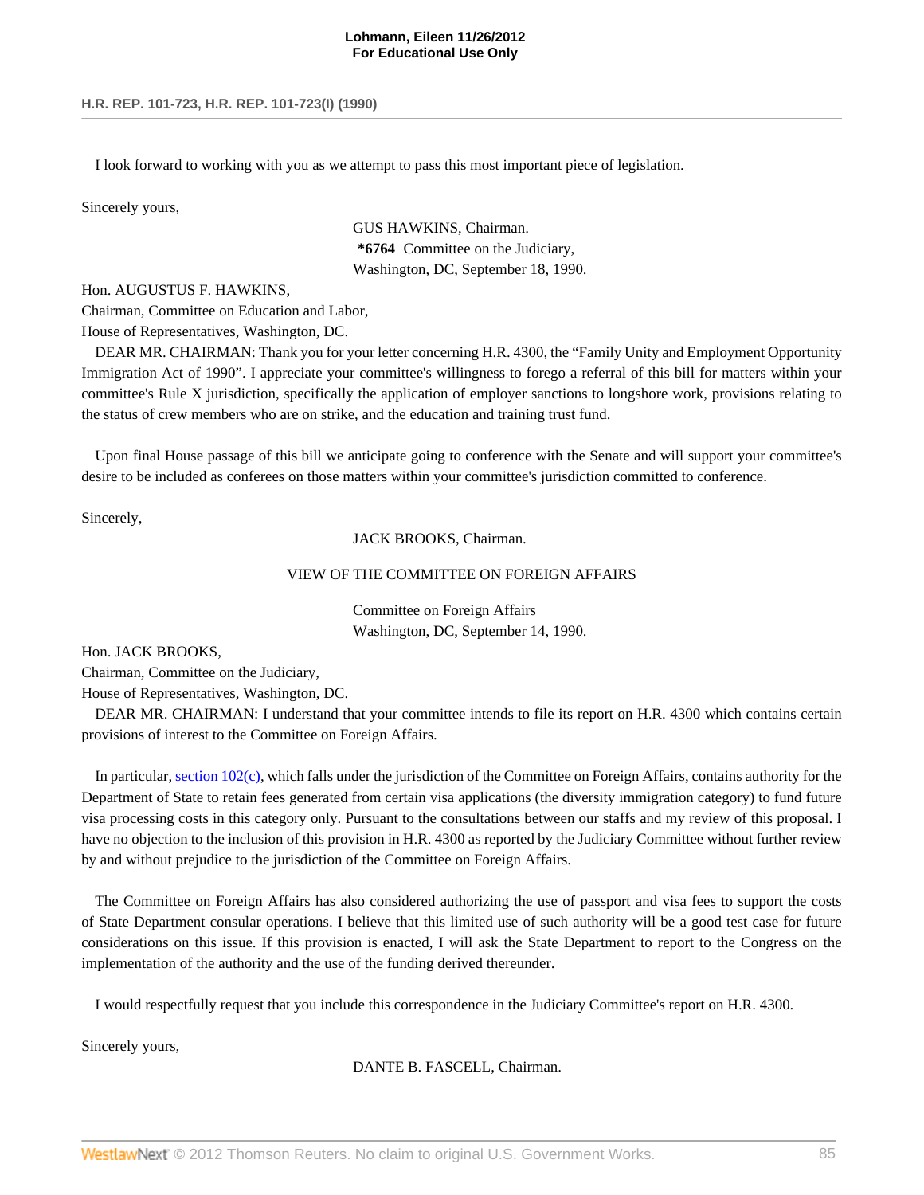I look forward to working with you as we attempt to pass this most important piece of legislation.

Sincerely yours,

GUS HAWKINS, Chairman.

**\*6764** Committee on the Judiciary,
Washington, DC, September 18, 1990.

Hon. AUGUSTUS F. HAWKINS,
Chairman, Committee on Education and Labor,
House of Representatives, Washington, DC.

DEAR MR. CHAIRMAN: Thank you for your letter concerning H.R. 4300, the "Family Unity and Employment Opportunity Immigration Act of 1990". I appreciate your committee's willingness to forego a referral of this bill for matters within your committee's Rule X jurisdiction, specifically the application of employer sanctions to longshore work, provisions relating to the status of crew members who are on strike, and the education and training trust fund.

Upon final House passage of this bill we anticipate going to conference with the Senate and will support your committee's desire to be included as conferees on those matters within your committee's jurisdiction committed to conference.

Sincerely,

JACK BROOKS, Chairman.

VIEW OF THE COMMITTEE ON FOREIGN AFFAIRS

Committee on Foreign Affairs
Washington, DC, September 14, 1990.

Hon. JACK BROOKS,
Chairman, Committee on the Judiciary,
House of Representatives, Washington, DC.

DEAR MR. CHAIRMAN: I understand that your committee intends to file its report on H.R. 4300 which contains certain provisions of interest to the Committee on Foreign Affairs.

In particular, section 102(c), which falls under the jurisdiction of the Committee on Foreign Affairs, contains authority for the Department of State to retain fees generated from certain visa applications (the diversity immigration category) to fund future visa processing costs in this category only. Pursuant to the consultations between our staffs and my review of this proposal. I have no objection to the inclusion of this provision in H.R. 4300 as reported by the Judiciary Committee without further review by and without prejudice to the jurisdiction of the Committee on Foreign Affairs.

The Committee on Foreign Affairs has also considered authorizing the use of passport and visa fees to support the costs of State Department consular operations. I believe that this limited use of such authority will be a good test case for future considerations on this issue. If this provision is enacted, I will ask the State Department to report to the Congress on the implementation of the authority and the use of the funding derived thereunder.

I would respectfully request that you include this correspondence in the Judiciary Committee's report on H.R. 4300.

Sincerely yours,

DANTE B. FASCELL, Chairman.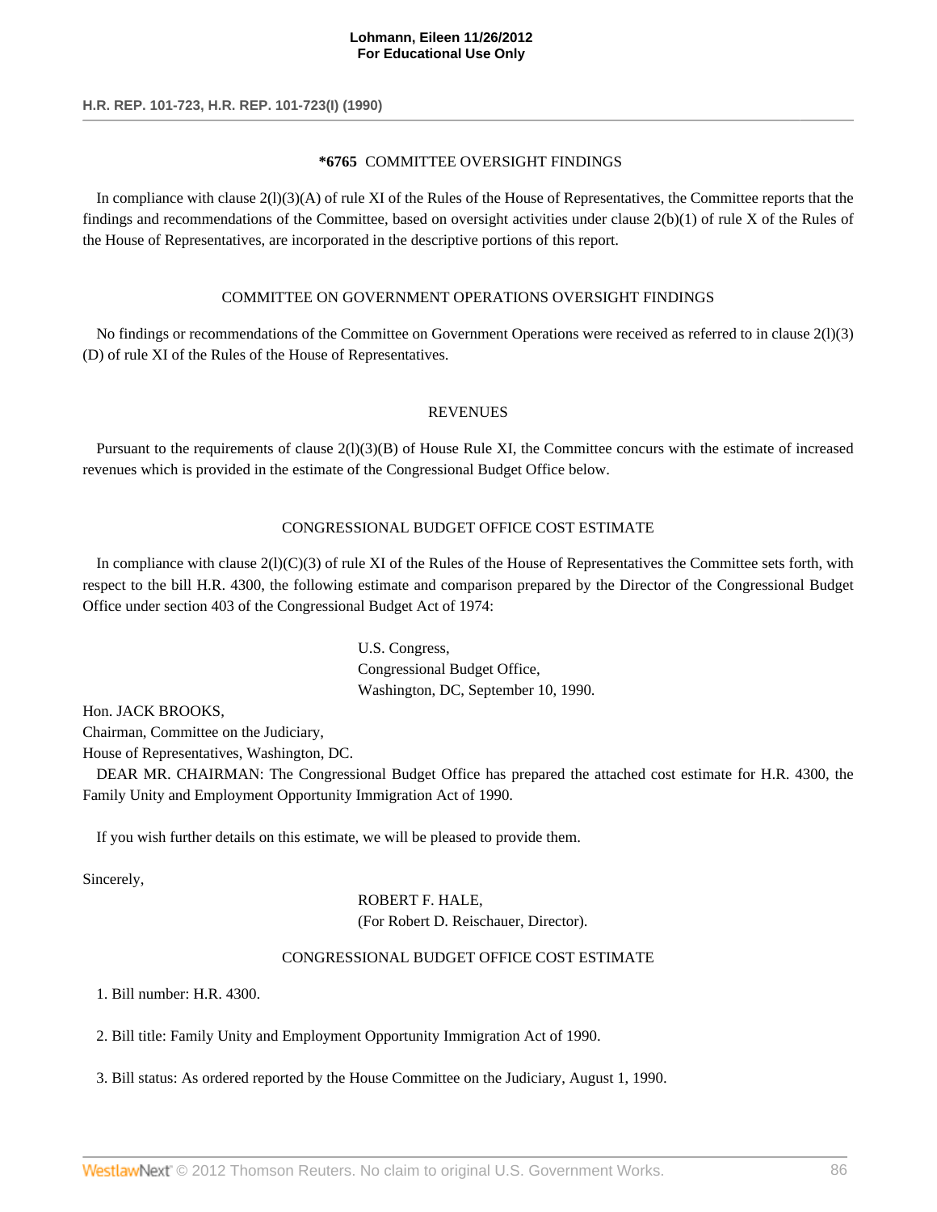**\*6765** COMMITTEE OVERSIGHT FINDINGS

In compliance with clause 2(l)(3)(A) of rule XI of the Rules of the House of Representatives, the Committee reports that the findings and recommendations of the Committee, based on oversight activities under clause 2(b)(1) of rule X of the Rules of the House of Representatives, are incorporated in the descriptive portions of this report.

COMMITTEE ON GOVERNMENT OPERATIONS OVERSIGHT FINDINGS

No findings or recommendations of the Committee on Government Operations were received as referred to in clause 2(l)(3)(D) of rule XI of the Rules of the House of Representatives.

REVENUES

Pursuant to the requirements of clause 2(l)(3)(B) of House Rule XI, the Committee concurs with the estimate of increased revenues which is provided in the estimate of the Congressional Budget Office below.

CONGRESSIONAL BUDGET OFFICE COST ESTIMATE

In compliance with clause 2(l)(C)(3) of rule XI of the Rules of the House of Representatives the Committee sets forth, with respect to the bill H.R. 4300, the following estimate and comparison prepared by the Director of the Congressional Budget Office under section 403 of the Congressional Budget Act of 1974:

U.S. Congress,
Congressional Budget Office,
Washington, DC, September 10, 1990.

Hon. JACK BROOKS,
Chairman, Committee on the Judiciary,
House of Representatives, Washington, DC.

DEAR MR. CHAIRMAN: The Congressional Budget Office has prepared the attached cost estimate for H.R. 4300, the Family Unity and Employment Opportunity Immigration Act of 1990.

If you wish further details on this estimate, we will be pleased to provide them.

Sincerely,

ROBERT F. HALE,
(For Robert D. Reischauer, Director).

CONGRESSIONAL BUDGET OFFICE COST ESTIMATE

1. Bill number: H.R. 4300.

2. Bill title: Family Unity and Employment Opportunity Immigration Act of 1990.

3. Bill status: As ordered reported by the House Committee on the Judiciary, August 1, 1990.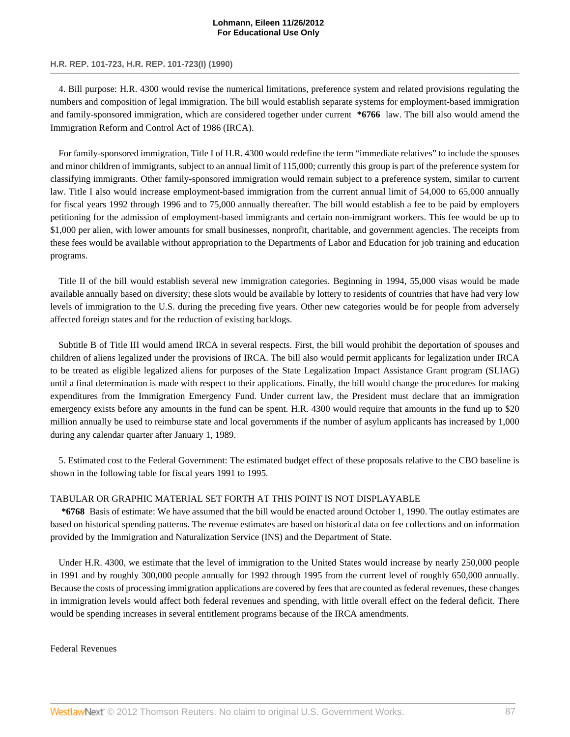4. Bill purpose: H.R. 4300 would revise the numerical limitations, preference system and related provisions regulating the numbers and composition of legal immigration. The bill would establish separate systems for employment-based immigration and family-sponsored immigration, which are considered together under current **\*6766** law. The bill also would amend the Immigration Reform and Control Act of 1986 (IRCA).

For family-sponsored immigration, Title I of H.R. 4300 would redefine the term "immediate relatives" to include the spouses and minor children of immigrants, subject to an annual limit of 115,000; currently this group is part of the preference system for classifying immigrants. Other family-sponsored immigration would remain subject to a preference system, similar to current law. Title I also would increase employment-based immigration from the current annual limit of 54,000 to 65,000 annually for fiscal years 1992 through 1996 and to 75,000 annually thereafter. The bill would establish a fee to be paid by employers petitioning for the admission of employment-based immigrants and certain non-immigrant workers. This fee would be up to $1,000 per alien, with lower amounts for small businesses, nonprofit, charitable, and government agencies. The receipts from these fees would be available without appropriation to the Departments of Labor and Education for job training and education programs.

Title II of the bill would establish several new immigration categories. Beginning in 1994, 55,000 visas would be made available annually based on diversity; these slots would be available by lottery to residents of countries that have had very low levels of immigration to the U.S. during the preceding five years. Other new categories would be for people from adversely affected foreign states and for the reduction of existing backlogs.

Subtitle B of Title III would amend IRCA in several respects. First, the bill would prohibit the deportation of spouses and children of aliens legalized under the provisions of IRCA. The bill also would permit applicants for legalization under IRCA to be treated as eligible legalized aliens for purposes of the State Legalization Impact Assistance Grant program (SLIAG) until a final determination is made with respect to their applications. Finally, the bill would change the procedures for making expenditures from the Immigration Emergency Fund. Under current law, the President must declare that an immigration emergency exists before any amounts in the fund can be spent. H.R. 4300 would require that amounts in the fund up to $20 million annually be used to reimburse state and local governments if the number of asylum applicants has increased by 1,000 during any calendar quarter after January 1, 1989.

5. Estimated cost to the Federal Government: The estimated budget effect of these proposals relative to the CBO baseline is shown in the following table for fiscal years 1991 to 1995.

TABULAR OR GRAPHIC MATERIAL SET FORTH AT THIS POINT IS NOT DISPLAYABLE

**\*6768** Basis of estimate: We have assumed that the bill would be enacted around October 1, 1990. The outlay estimates are based on historical spending patterns. The revenue estimates are based on historical data on fee collections and on information provided by the Immigration and Naturalization Service (INS) and the Department of State.

Under H.R. 4300, we estimate that the level of immigration to the United States would increase by nearly 250,000 people in 1991 and by roughly 300,000 people annually for 1992 through 1995 from the current level of roughly 650,000 annually. Because the costs of processing immigration applications are covered by fees that are counted as federal revenues, these changes in immigration levels would affect both federal revenues and spending, with little overall effect on the federal deficit. There would be spending increases in several entitlement programs because of the IRCA amendments.

Federal Revenues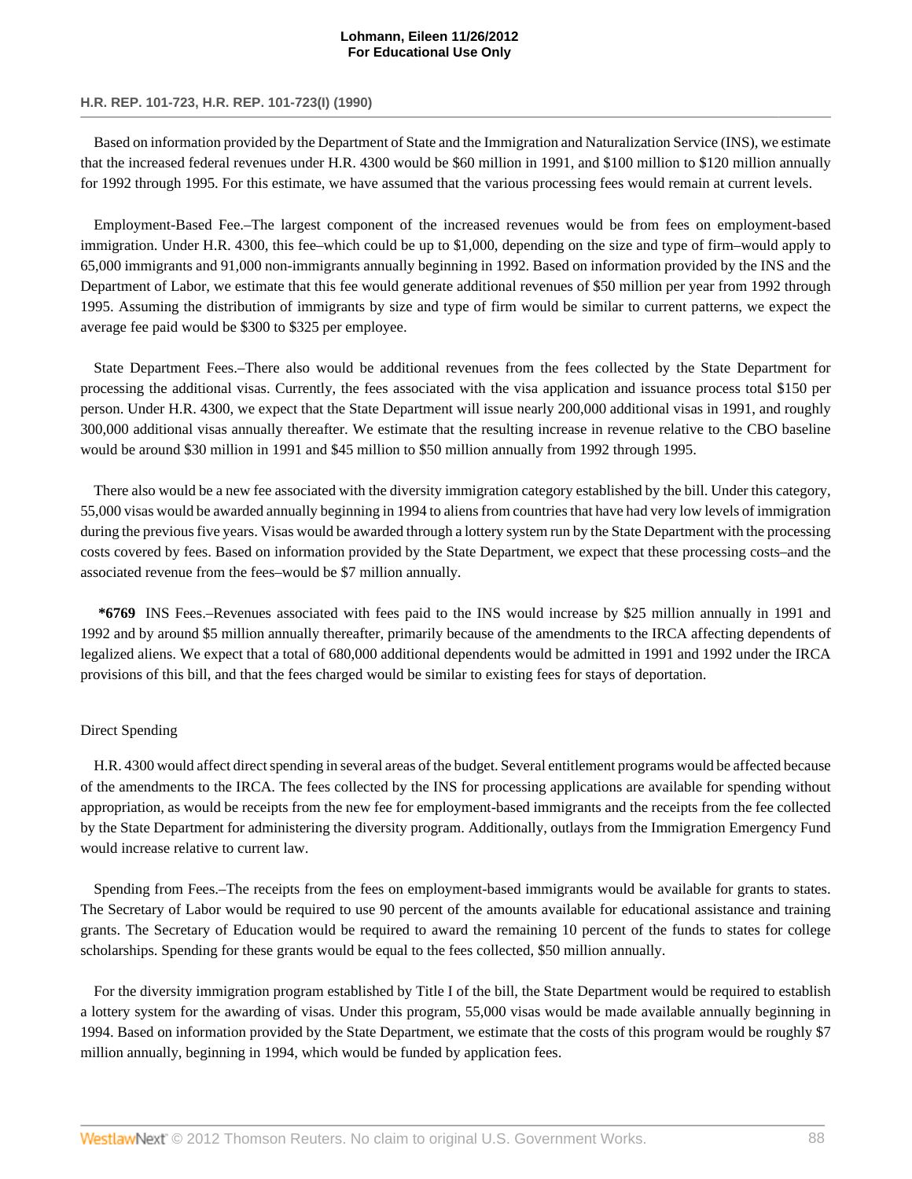Based on information provided by the Department of State and the Immigration and Naturalization Service (INS), we estimate that the increased federal revenues under H.R. 4300 would be $60 million in 1991, and $100 million to $120 million annually for 1992 through 1995. For this estimate, we have assumed that the various processing fees would remain at current levels.

Employment-Based Fee.–The largest component of the increased revenues would be from fees on employment-based immigration. Under H.R. 4300, this fee–which could be up to $1,000, depending on the size and type of firm–would apply to 65,000 immigrants and 91,000 non-immigrants annually beginning in 1992. Based on information provided by the INS and the Department of Labor, we estimate that this fee would generate additional revenues of $50 million per year from 1992 through 1995. Assuming the distribution of immigrants by size and type of firm would be similar to current patterns, we expect the average fee paid would be $300 to $325 per employee.

State Department Fees.–There also would be additional revenues from the fees collected by the State Department for processing the additional visas. Currently, the fees associated with the visa application and issuance process total $150 per person. Under H.R. 4300, we expect that the State Department will issue nearly 200,000 additional visas in 1991, and roughly 300,000 additional visas annually thereafter. We estimate that the resulting increase in revenue relative to the CBO baseline would be around $30 million in 1991 and $45 million to $50 million annually from 1992 through 1995.

There also would be a new fee associated with the diversity immigration category established by the bill. Under this category, 55,000 visas would be awarded annually beginning in 1994 to aliens from countries that have had very low levels of immigration during the previous five years. Visas would be awarded through a lottery system run by the State Department with the processing costs covered by fees. Based on information provided by the State Department, we expect that these processing costs–and the associated revenue from the fees–would be $7 million annually.

**\*6769** INS Fees.–Revenues associated with fees paid to the INS would increase by $25 million annually in 1991 and 1992 and by around $5 million annually thereafter, primarily because of the amendments to the IRCA affecting dependents of legalized aliens. We expect that a total of 680,000 additional dependents would be admitted in 1991 and 1992 under the IRCA provisions of this bill, and that the fees charged would be similar to existing fees for stays of deportation.

Direct Spending

H.R. 4300 would affect direct spending in several areas of the budget. Several entitlement programs would be affected because of the amendments to the IRCA. The fees collected by the INS for processing applications are available for spending without appropriation, as would be receipts from the new fee for employment-based immigrants and the receipts from the fee collected by the State Department for administering the diversity program. Additionally, outlays from the Immigration Emergency Fund would increase relative to current law.

Spending from Fees.–The receipts from the fees on employment-based immigrants would be available for grants to states. The Secretary of Labor would be required to use 90 percent of the amounts available for educational assistance and training grants. The Secretary of Education would be required to award the remaining 10 percent of the funds to states for college scholarships. Spending for these grants would be equal to the fees collected, $50 million annually.

For the diversity immigration program established by Title I of the bill, the State Department would be required to establish a lottery system for the awarding of visas. Under this program, 55,000 visas would be made available annually beginning in 1994. Based on information provided by the State Department, we estimate that the costs of this program would be roughly $7 million annually, beginning in 1994, which would be funded by application fees.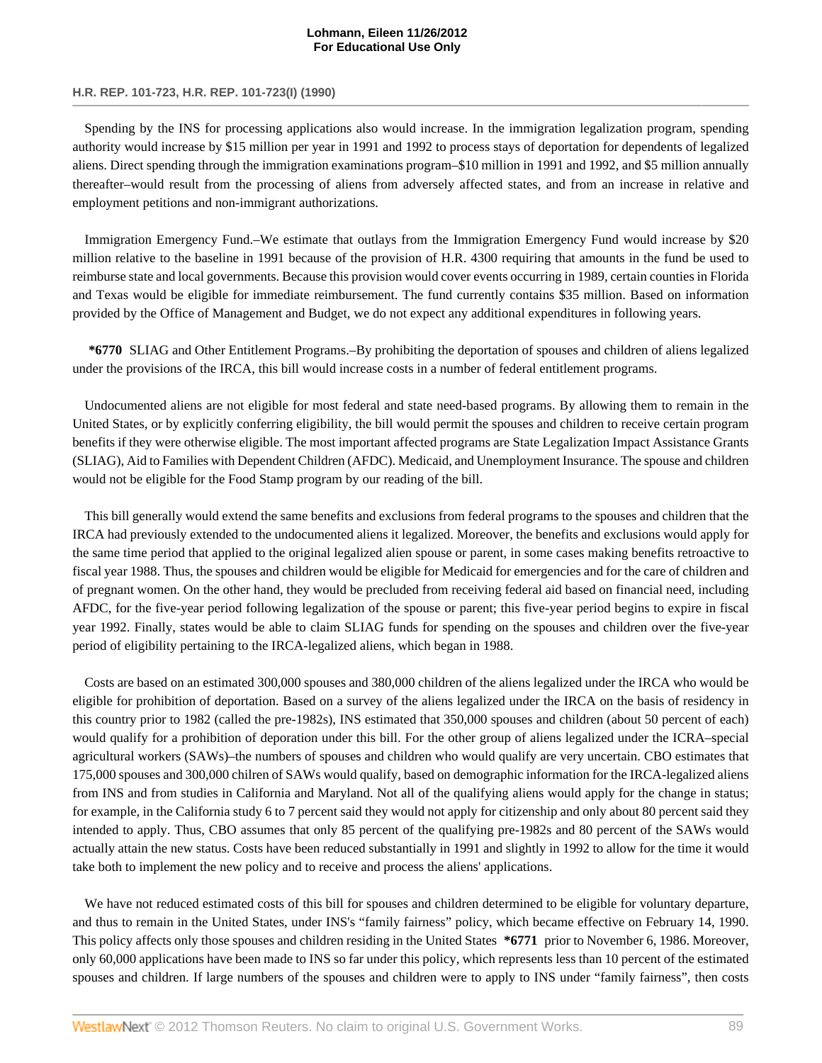Spending by the INS for processing applications also would increase. In the immigration legalization program, spending authority would increase by $15 million per year in 1991 and 1992 to process stays of deportation for dependents of legalized aliens. Direct spending through the immigration examinations program–$10 million in 1991 and 1992, and $5 million annually thereafter–would result from the processing of aliens from adversely affected states, and from an increase in relative and employment petitions and non-immigrant authorizations.

Immigration Emergency Fund.–We estimate that outlays from the Immigration Emergency Fund would increase by $20 million relative to the baseline in 1991 because of the provision of H.R. 4300 requiring that amounts in the fund be used to reimburse state and local governments. Because this provision would cover events occurring in 1989, certain counties in Florida and Texas would be eligible for immediate reimbursement. The fund currently contains $35 million. Based on information provided by the Office of Management and Budget, we do not expect any additional expenditures in following years.

**\*6770** SLIAG and Other Entitlement Programs.–By prohibiting the deportation of spouses and children of aliens legalized under the provisions of the IRCA, this bill would increase costs in a number of federal entitlement programs.

Undocumented aliens are not eligible for most federal and state need-based programs. By allowing them to remain in the United States, or by explicitly conferring eligibility, the bill would permit the spouses and children to receive certain program benefits if they were otherwise eligible. The most important affected programs are State Legalization Impact Assistance Grants (SLIAG), Aid to Families with Dependent Children (AFDC). Medicaid, and Unemployment Insurance. The spouse and children would not be eligible for the Food Stamp program by our reading of the bill.

This bill generally would extend the same benefits and exclusions from federal programs to the spouses and children that the IRCA had previously extended to the undocumented aliens it legalized. Moreover, the benefits and exclusions would apply for the same time period that applied to the original legalized alien spouse or parent, in some cases making benefits retroactive to fiscal year 1988. Thus, the spouses and children would be eligible for Medicaid for emergencies and for the care of children and of pregnant women. On the other hand, they would be precluded from receiving federal aid based on financial need, including AFDC, for the five-year period following legalization of the spouse or parent; this five-year period begins to expire in fiscal year 1992. Finally, states would be able to claim SLIAG funds for spending on the spouses and children over the five-year period of eligibility pertaining to the IRCA-legalized aliens, which began in 1988.

Costs are based on an estimated 300,000 spouses and 380,000 children of the aliens legalized under the IRCA who would be eligible for prohibition of deportation. Based on a survey of the aliens legalized under the IRCA on the basis of residency in this country prior to 1982 (called the pre-1982s), INS estimated that 350,000 spouses and children (about 50 percent of each) would qualify for a prohibition of deporation under this bill. For the other group of aliens legalized under the ICRA–special agricultural workers (SAWs)–the numbers of spouses and children who would qualify are very uncertain. CBO estimates that 175,000 spouses and 300,000 chilren of SAWs would qualify, based on demographic information for the IRCA-legalized aliens from INS and from studies in California and Maryland. Not all of the qualifying aliens would apply for the change in status; for example, in the California study 6 to 7 percent said they would not apply for citizenship and only about 80 percent said they intended to apply. Thus, CBO assumes that only 85 percent of the qualifying pre-1982s and 80 percent of the SAWs would actually attain the new status. Costs have been reduced substantially in 1991 and slightly in 1992 to allow for the time it would take both to implement the new policy and to receive and process the aliens' applications.

We have not reduced estimated costs of this bill for spouses and children determined to be eligible for voluntary departure, and thus to remain in the United States, under INS's "family fairness" policy, which became effective on February 14, 1990. This policy affects only those spouses and children residing in the United States **\*6771** prior to November 6, 1986. Moreover, only 60,000 applications have been made to INS so far under this policy, which represents less than 10 percent of the estimated spouses and children. If large numbers of the spouses and children were to apply to INS under "family fairness", then costs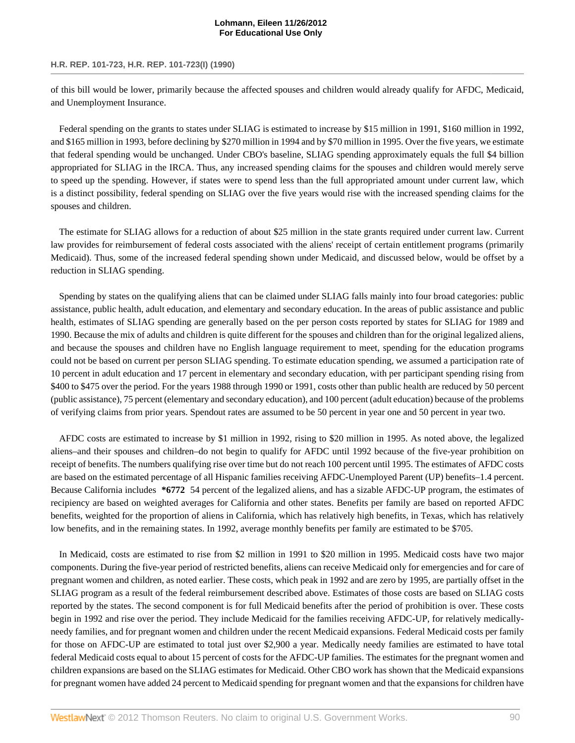of this bill would be lower, primarily because the affected spouses and children would already qualify for AFDC, Medicaid, and Unemployment Insurance.

Federal spending on the grants to states under SLIAG is estimated to increase by $15 million in 1991, $160 million in 1992, and $165 million in 1993, before declining by $270 million in 1994 and by $70 million in 1995. Over the five years, we estimate that federal spending would be unchanged. Under CBO's baseline, SLIAG spending approximately equals the full $4 billion appropriated for SLIAG in the IRCA. Thus, any increased spending claims for the spouses and children would merely serve to speed up the spending. However, if states were to spend less than the full appropriated amount under current law, which is a distinct possibility, federal spending on SLIAG over the five years would rise with the increased spending claims for the spouses and children.

The estimate for SLIAG allows for a reduction of about $25 million in the state grants required under current law. Current law provides for reimbursement of federal costs associated with the aliens' receipt of certain entitlement programs (primarily Medicaid). Thus, some of the increased federal spending shown under Medicaid, and discussed below, would be offset by a reduction in SLIAG spending.

Spending by states on the qualifying aliens that can be claimed under SLIAG falls mainly into four broad categories: public assistance, public health, adult education, and elementary and secondary education. In the areas of public assistance and public health, estimates of SLIAG spending are generally based on the per person costs reported by states for SLIAG for 1989 and 1990. Because the mix of adults and children is quite different for the spouses and children than for the original legalized aliens, and because the spouses and children have no English language requirement to meet, spending for the education programs could not be based on current per person SLIAG spending. To estimate education spending, we assumed a participation rate of 10 percent in adult education and 17 percent in elementary and secondary education, with per participant spending rising from $400 to $475 over the period. For the years 1988 through 1990 or 1991, costs other than public health are reduced by 50 percent (public assistance), 75 percent (elementary and secondary education), and 100 percent (adult education) because of the problems of verifying claims from prior years. Spendout rates are assumed to be 50 percent in year one and 50 percent in year two.

AFDC costs are estimated to increase by $1 million in 1992, rising to $20 million in 1995. As noted above, the legalized aliens–and their spouses and children–do not begin to qualify for AFDC until 1992 because of the five-year prohibition on receipt of benefits. The numbers qualifying rise over time but do not reach 100 percent until 1995. The estimates of AFDC costs are based on the estimated percentage of all Hispanic families receiving AFDC-Unemployed Parent (UP) benefits–1.4 percent. Because California includes **\*6772** 54 percent of the legalized aliens, and has a sizable AFDC-UP program, the estimates of recipiency are based on weighted averages for California and other states. Benefits per family are based on reported AFDC benefits, weighted for the proportion of aliens in California, which has relatively high benefits, in Texas, which has relatively low benefits, and in the remaining states. In 1992, average monthly benefits per family are estimated to be $705.

In Medicaid, costs are estimated to rise from $2 million in 1991 to $20 million in 1995. Medicaid costs have two major components. During the five-year period of restricted benefits, aliens can receive Medicaid only for emergencies and for care of pregnant women and children, as noted earlier. These costs, which peak in 1992 and are zero by 1995, are partially offset in the SLIAG program as a result of the federal reimbursement described above. Estimates of those costs are based on SLIAG costs reported by the states. The second component is for full Medicaid benefits after the period of prohibition is over. These costs begin in 1992 and rise over the period. They include Medicaid for the families receiving AFDC-UP, for relatively medically-needy families, and for pregnant women and children under the recent Medicaid expansions. Federal Medicaid costs per family for those on AFDC-UP are estimated to total just over $2,900 a year. Medically needy families are estimated to have total federal Medicaid costs equal to about 15 percent of costs for the AFDC-UP families. The estimates for the pregnant women and children expansions are based on the SLIAG estimates for Medicaid. Other CBO work has shown that the Medicaid expansions for pregnant women have added 24 percent to Medicaid spending for pregnant women and that the expansions for children have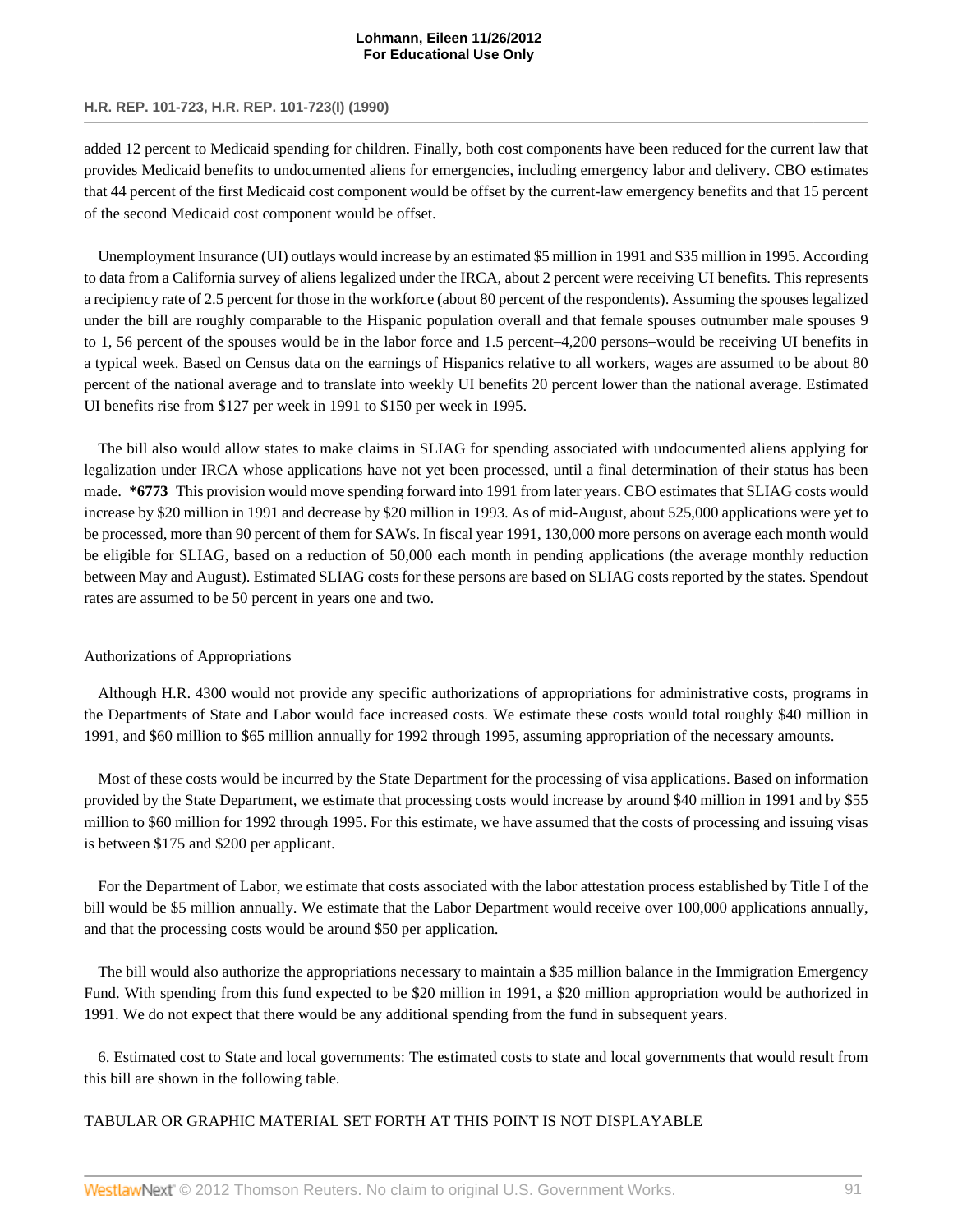added 12 percent to Medicaid spending for children. Finally, both cost components have been reduced for the current law that provides Medicaid benefits to undocumented aliens for emergencies, including emergency labor and delivery. CBO estimates that 44 percent of the first Medicaid cost component would be offset by the current-law emergency benefits and that 15 percent of the second Medicaid cost component would be offset.

Unemployment Insurance (UI) outlays would increase by an estimated $5 million in 1991 and $35 million in 1995. According to data from a California survey of aliens legalized under the IRCA, about 2 percent were receiving UI benefits. This represents a recipiency rate of 2.5 percent for those in the workforce (about 80 percent of the respondents). Assuming the spouses legalized under the bill are roughly comparable to the Hispanic population overall and that female spouses outnumber male spouses 9 to 1, 56 percent of the spouses would be in the labor force and 1.5 percent–4,200 persons–would be receiving UI benefits in a typical week. Based on Census data on the earnings of Hispanics relative to all workers, wages are assumed to be about 80 percent of the national average and to translate into weekly UI benefits 20 percent lower than the national average. Estimated UI benefits rise from $127 per week in 1991 to $150 per week in 1995.

The bill also would allow states to make claims in SLIAG for spending associated with undocumented aliens applying for legalization under IRCA whose applications have not yet been processed, until a final determination of their status has been made. **\*6773** This provision would move spending forward into 1991 from later years. CBO estimates that SLIAG costs would increase by $20 million in 1991 and decrease by $20 million in 1993. As of mid-August, about 525,000 applications were yet to be processed, more than 90 percent of them for SAWs. In fiscal year 1991, 130,000 more persons on average each month would be eligible for SLIAG, based on a reduction of 50,000 each month in pending applications (the average monthly reduction between May and August). Estimated SLIAG costs for these persons are based on SLIAG costs reported by the states. Spendout rates are assumed to be 50 percent in years one and two.

Authorizations of Appropriations

Although H.R. 4300 would not provide any specific authorizations of appropriations for administrative costs, programs in the Departments of State and Labor would face increased costs. We estimate these costs would total roughly $40 million in 1991, and $60 million to $65 million annually for 1992 through 1995, assuming appropriation of the necessary amounts.

Most of these costs would be incurred by the State Department for the processing of visa applications. Based on information provided by the State Department, we estimate that processing costs would increase by around $40 million in 1991 and by $55 million to $60 million for 1992 through 1995. For this estimate, we have assumed that the costs of processing and issuing visas is between $175 and $200 per applicant.

For the Department of Labor, we estimate that costs associated with the labor attestation process established by Title I of the bill would be $5 million annually. We estimate that the Labor Department would receive over 100,000 applications annually, and that the processing costs would be around $50 per application.

The bill would also authorize the appropriations necessary to maintain a $35 million balance in the Immigration Emergency Fund. With spending from this fund expected to be $20 million in 1991, a $20 million appropriation would be authorized in 1991. We do not expect that there would be any additional spending from the fund in subsequent years.

6. Estimated cost to State and local governments: The estimated costs to state and local governments that would result from this bill are shown in the following table.

TABULAR OR GRAPHIC MATERIAL SET FORTH AT THIS POINT IS NOT DISPLAYABLE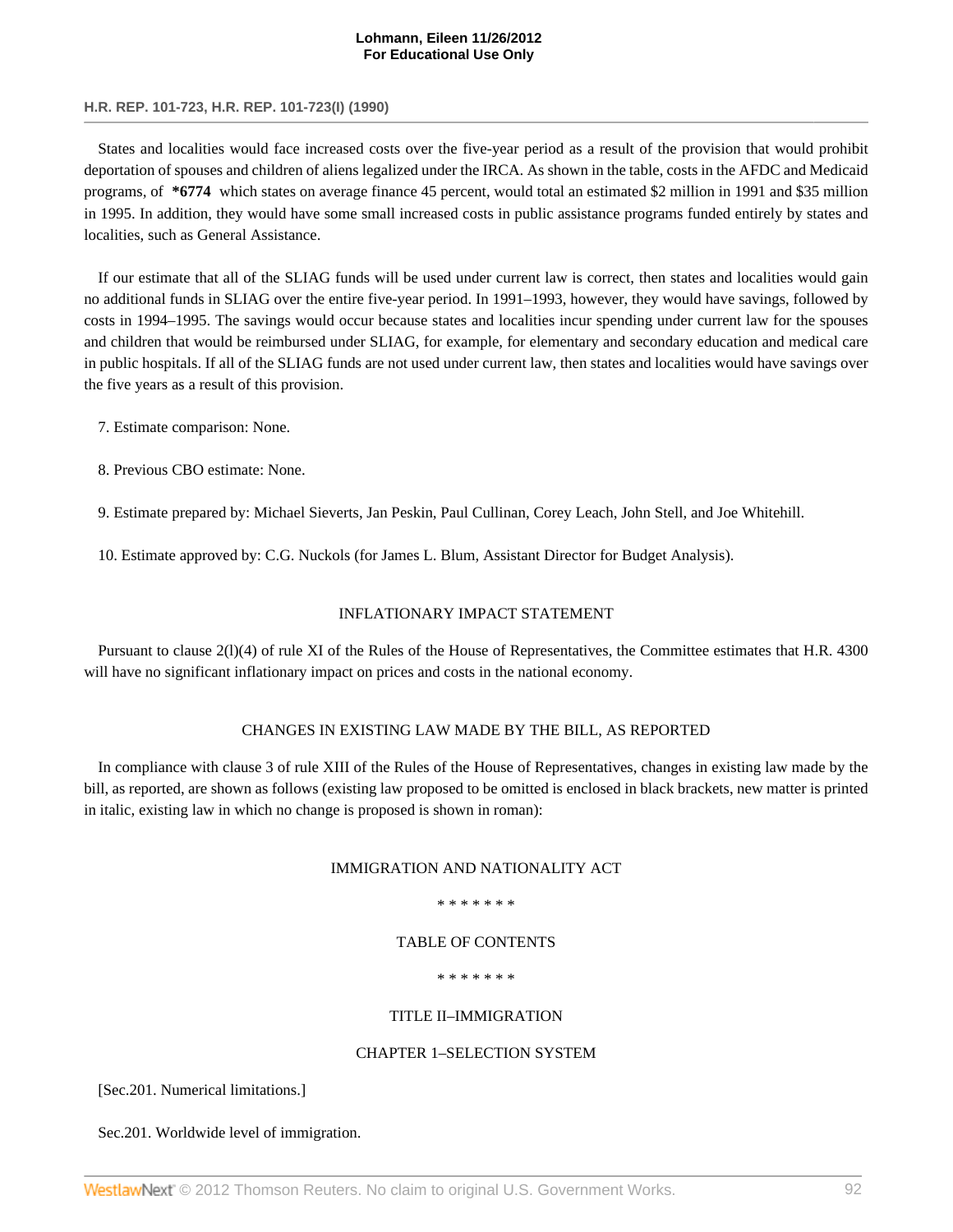States and localities would face increased costs over the five-year period as a result of the provision that would prohibit deportation of spouses and children of aliens legalized under the IRCA. As shown in the table, costs in the AFDC and Medicaid programs, of **\*6774** which states on average finance 45 percent, would total an estimated $2 million in 1991 and $35 million in 1995. In addition, they would have some small increased costs in public assistance programs funded entirely by states and localities, such as General Assistance.

If our estimate that all of the SLIAG funds will be used under current law is correct, then states and localities would gain no additional funds in SLIAG over the entire five-year period. In 1991–1993, however, they would have savings, followed by costs in 1994–1995. The savings would occur because states and localities incur spending under current law for the spouses and children that would be reimbursed under SLIAG, for example, for elementary and secondary education and medical care in public hospitals. If all of the SLIAG funds are not used under current law, then states and localities would have savings over the five years as a result of this provision.

7. Estimate comparison: None.

8. Previous CBO estimate: None.

9. Estimate prepared by: Michael Sieverts, Jan Peskin, Paul Cullinan, Corey Leach, John Stell, and Joe Whitehill.

10. Estimate approved by: C.G. Nuckols (for James L. Blum, Assistant Director for Budget Analysis).

## INFLATIONARY IMPACT STATEMENT

Pursuant to clause 2(l)(4) of rule XI of the Rules of the House of Representatives, the Committee estimates that H.R. 4300 will have no significant inflationary impact on prices and costs in the national economy.

## CHANGES IN EXISTING LAW MADE BY THE BILL, AS REPORTED

In compliance with clause 3 of rule XIII of the Rules of the House of Representatives, changes in existing law made by the bill, as reported, are shown as follows (existing law proposed to be omitted is enclosed in black brackets, new matter is printed in italic, existing law in which no change is proposed is shown in roman):

### IMMIGRATION AND NATIONALITY ACT

\* \* \* \* \* \* \*

### TABLE OF CONTENTS

\* \* \* \* \* \* \*

### TITLE II–IMMIGRATION

### CHAPTER 1–SELECTION SYSTEM

[Sec.201. Numerical limitations.]

Sec.201. Worldwide level of immigration.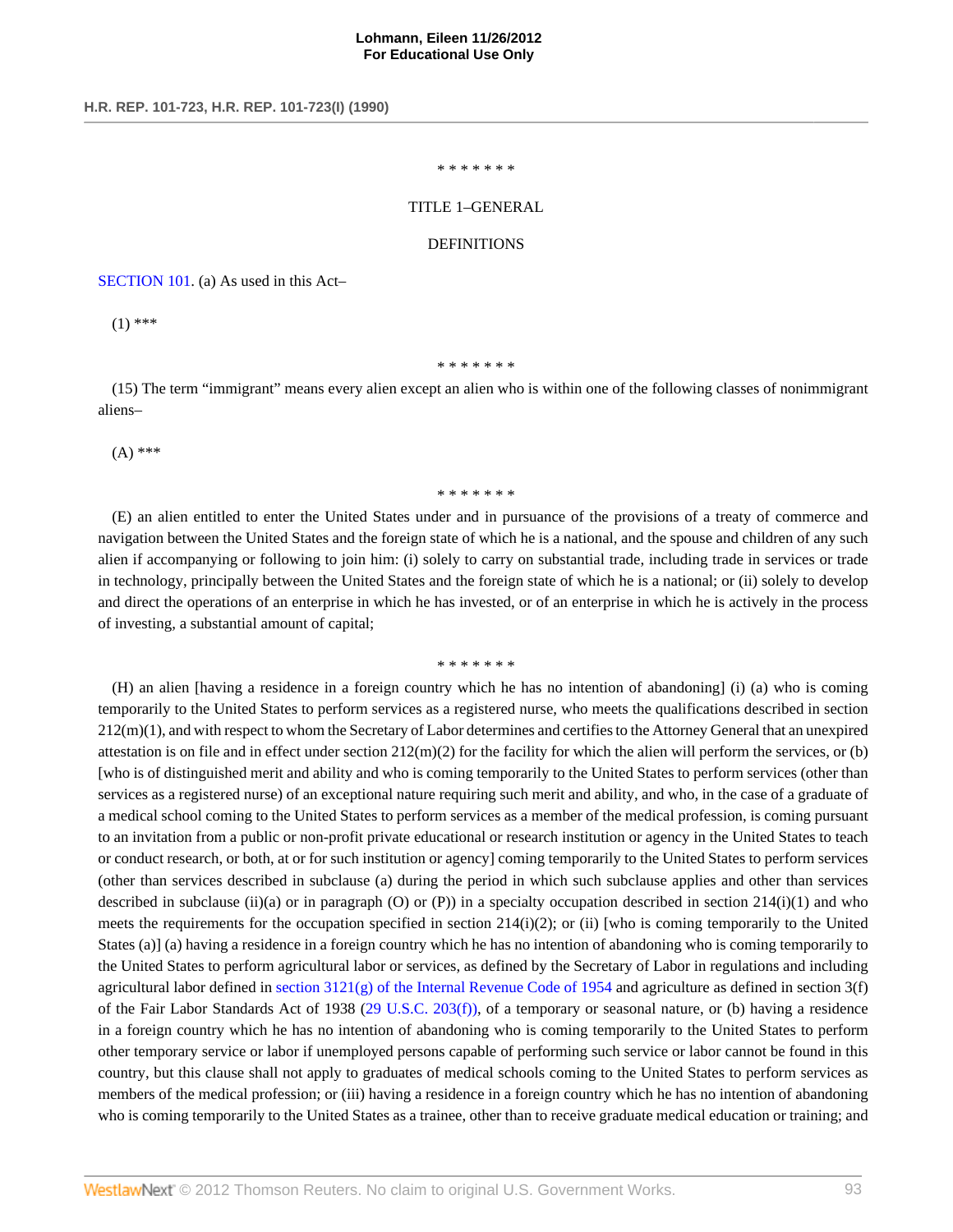\* \* \* \* \* \* \*

TITLE 1–GENERAL

DEFINITIONS

SECTION 101. (a) As used in this Act–

(1) \*\*\*

\* \* \* \* \* \* \*

(15) The term "immigrant" means every alien except an alien who is within one of the following classes of nonimmigrant aliens–

(A) \*\*\*

\* \* \* \* \* \* \*

(E) an alien entitled to enter the United States under and in pursuance of the provisions of a treaty of commerce and navigation between the United States and the foreign state of which he is a national, and the spouse and children of any such alien if accompanying or following to join him: (i) solely to carry on substantial trade, including trade in services or trade in technology, principally between the United States and the foreign state of which he is a national; or (ii) solely to develop and direct the operations of an enterprise in which he has invested, or of an enterprise in which he is actively in the process of investing, a substantial amount of capital;

\* \* \* \* \* \* \*

(H) an alien [having a residence in a foreign country which he has no intention of abandoning] (i) (a) who is coming temporarily to the United States to perform services as a registered nurse, who meets the qualifications described in section 212(m)(1), and with respect to whom the Secretary of Labor determines and certifies to the Attorney General that an unexpired attestation is on file and in effect under section 212(m)(2) for the facility for which the alien will perform the services, or (b) [who is of distinguished merit and ability and who is coming temporarily to the United States to perform services (other than services as a registered nurse) of an exceptional nature requiring such merit and ability, and who, in the case of a graduate of a medical school coming to the United States to perform services as a member of the medical profession, is coming pursuant to an invitation from a public or non-profit private educational or research institution or agency in the United States to teach or conduct research, or both, at or for such institution or agency] coming temporarily to the United States to perform services (other than services described in subclause (a) during the period in which such subclause applies and other than services described in subclause (ii)(a) or in paragraph (O) or (P)) in a specialty occupation described in section 214(i)(1) and who meets the requirements for the occupation specified in section 214(i)(2); or (ii) [who is coming temporarily to the United States (a)] (a) having a residence in a foreign country which he has no intention of abandoning who is coming temporarily to the United States to perform agricultural labor or services, as defined by the Secretary of Labor in regulations and including agricultural labor defined in section 3121(g) of the Internal Revenue Code of 1954 and agriculture as defined in section 3(f) of the Fair Labor Standards Act of 1938 (29 U.S.C. 203(f)), of a temporary or seasonal nature, or (b) having a residence in a foreign country which he has no intention of abandoning who is coming temporarily to the United States to perform other temporary service or labor if unemployed persons capable of performing such service or labor cannot be found in this country, but this clause shall not apply to graduates of medical schools coming to the United States to perform services as members of the medical profession; or (iii) having a residence in a foreign country which he has no intention of abandoning who is coming temporarily to the United States as a trainee, other than to receive graduate medical education or training; and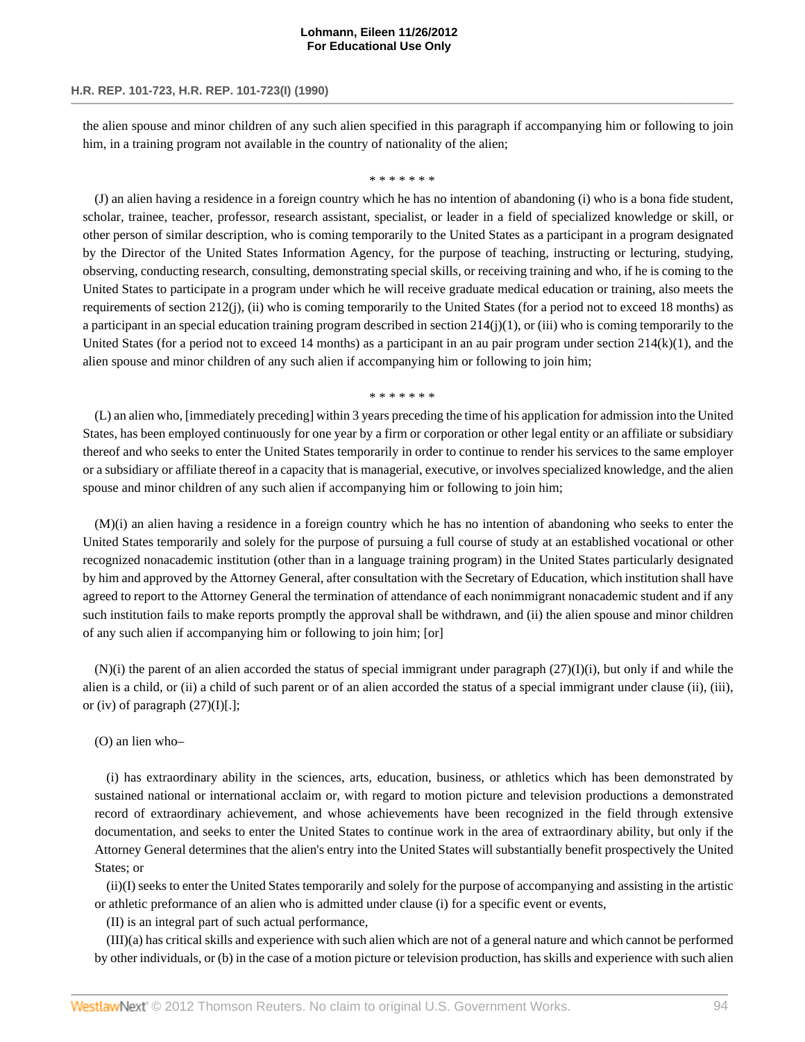the alien spouse and minor children of any such alien specified in this paragraph if accompanying him or following to join him, in a training program not available in the country of nationality of the alien;

\* \* \* \* \* \* \*

(J) an alien having a residence in a foreign country which he has no intention of abandoning (i) who is a bona fide student, scholar, trainee, teacher, professor, research assistant, specialist, or leader in a field of specialized knowledge or skill, or other person of similar description, who is coming temporarily to the United States as a participant in a program designated by the Director of the United States Information Agency, for the purpose of teaching, instructing or lecturing, studying, observing, conducting research, consulting, demonstrating special skills, or receiving training and who, if he is coming to the United States to participate in a program under which he will receive graduate medical education or training, also meets the requirements of section 212(j), (ii) who is coming temporarily to the United States (for a period not to exceed 18 months) as a participant in an special education training program described in section 214(j)(1), or (iii) who is coming temporarily to the United States (for a period not to exceed 14 months) as a participant in an au pair program under section 214(k)(1), and the alien spouse and minor children of any such alien if accompanying him or following to join him;

\* \* \* \* \* \* \*

(L) an alien who, [immediately preceding] within 3 years preceding the time of his application for admission into the United States, has been employed continuously for one year by a firm or corporation or other legal entity or an affiliate or subsidiary thereof and who seeks to enter the United States temporarily in order to continue to render his services to the same employer or a subsidiary or affiliate thereof in a capacity that is managerial, executive, or involves specialized knowledge, and the alien spouse and minor children of any such alien if accompanying him or following to join him;

(M)(i) an alien having a residence in a foreign country which he has no intention of abandoning who seeks to enter the United States temporarily and solely for the purpose of pursuing a full course of study at an established vocational or other recognized nonacademic institution (other than in a language training program) in the United States particularly designated by him and approved by the Attorney General, after consultation with the Secretary of Education, which institution shall have agreed to report to the Attorney General the termination of attendance of each nonimmigrant nonacademic student and if any such institution fails to make reports promptly the approval shall be withdrawn, and (ii) the alien spouse and minor children of any such alien if accompanying him or following to join him; [or]

(N)(i) the parent of an alien accorded the status of special immigrant under paragraph (27)(I)(i), but only if and while the alien is a child, or (ii) a child of such parent or of an alien accorded the status of a special immigrant under clause (ii), (iii), or (iv) of paragraph (27)(I)[.];

(O) an lien who–

(i) has extraordinary ability in the sciences, arts, education, business, or athletics which has been demonstrated by sustained national or international acclaim or, with regard to motion picture and television productions a demonstrated record of extraordinary achievement, and whose achievements have been recognized in the field through extensive documentation, and seeks to enter the United States to continue work in the area of extraordinary ability, but only if the Attorney General determines that the alien's entry into the United States will substantially benefit prospectively the United States; or

(ii)(I) seeks to enter the United States temporarily and solely for the purpose of accompanying and assisting in the artistic or athletic preformance of an alien who is admitted under clause (i) for a specific event or events,

(II) is an integral part of such actual performance,

(III)(a) has critical skills and experience with such alien which are not of a general nature and which cannot be performed by other individuals, or (b) in the case of a motion picture or television production, has skills and experience with such alien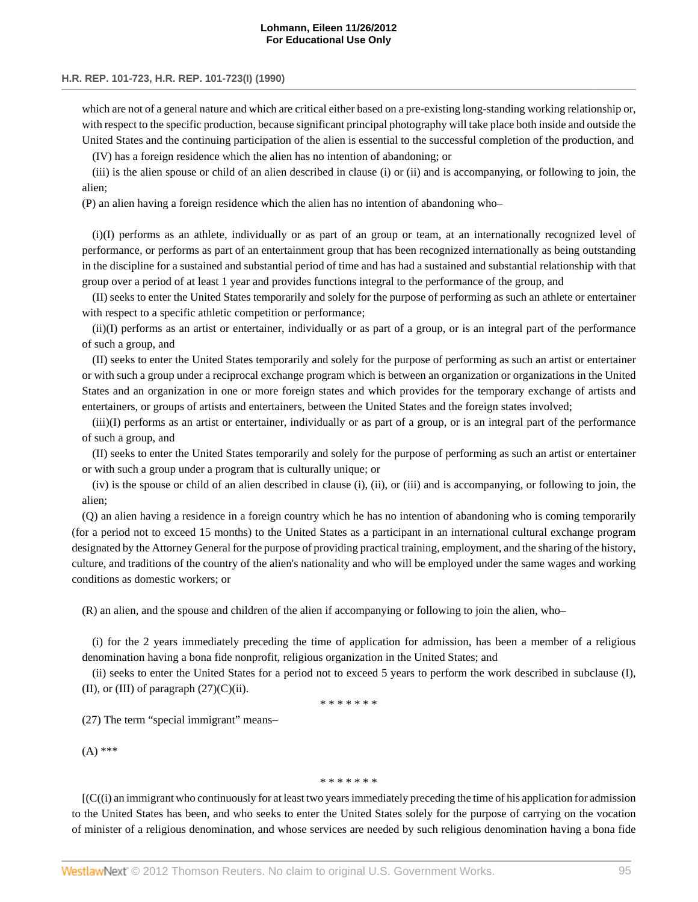which are not of a general nature and which are critical either based on a pre-existing long-standing working relationship or, with respect to the specific production, because significant principal photography will take place both inside and outside the United States and the continuing participation of the alien is essential to the successful completion of the production, and

(IV) has a foreign residence which the alien has no intention of abandoning; or

(iii) is the alien spouse or child of an alien described in clause (i) or (ii) and is accompanying, or following to join, the alien;

(P) an alien having a foreign residence which the alien has no intention of abandoning who–

(i)(I) performs as an athlete, individually or as part of an group or team, at an internationally recognized level of performance, or performs as part of an entertainment group that has been recognized internationally as being outstanding in the discipline for a sustained and substantial period of time and has had a sustained and substantial relationship with that group over a period of at least 1 year and provides functions integral to the performance of the group, and

(II) seeks to enter the United States temporarily and solely for the purpose of performing as such an athlete or entertainer with respect to a specific athletic competition or performance;

(ii)(I) performs as an artist or entertainer, individually or as part of a group, or is an integral part of the performance of such a group, and

(II) seeks to enter the United States temporarily and solely for the purpose of performing as such an artist or entertainer or with such a group under a reciprocal exchange program which is between an organization or organizations in the United States and an organization in one or more foreign states and which provides for the temporary exchange of artists and entertainers, or groups of artists and entertainers, between the United States and the foreign states involved;

(iii)(I) performs as an artist or entertainer, individually or as part of a group, or is an integral part of the performance of such a group, and

(II) seeks to enter the United States temporarily and solely for the purpose of performing as such an artist or entertainer or with such a group under a program that is culturally unique; or

(iv) is the spouse or child of an alien described in clause (i), (ii), or (iii) and is accompanying, or following to join, the alien;

(Q) an alien having a residence in a foreign country which he has no intention of abandoning who is coming temporarily (for a period not to exceed 15 months) to the United States as a participant in an international cultural exchange program designated by the Attorney General for the purpose of providing practical training, employment, and the sharing of the history, culture, and traditions of the country of the alien's nationality and who will be employed under the same wages and working conditions as domestic workers; or

(R) an alien, and the spouse and children of the alien if accompanying or following to join the alien, who–

(i) for the 2 years immediately preceding the time of application for admission, has been a member of a religious denomination having a bona fide nonprofit, religious organization in the United States; and

(ii) seeks to enter the United States for a period not to exceed 5 years to perform the work described in subclause (I), (II), or (III) of paragraph (27)(C)(ii).

\* \* \* \* \* \* \*

(27) The term "special immigrant" means–

(A) \*\*\*

\* \* \* \* \* \* \*

[(C((i) an immigrant who continuously for at least two years immediately preceding the time of his application for admission to the United States has been, and who seeks to enter the United States solely for the purpose of carrying on the vocation of minister of a religious denomination, and whose services are needed by such religious denomination having a bona fide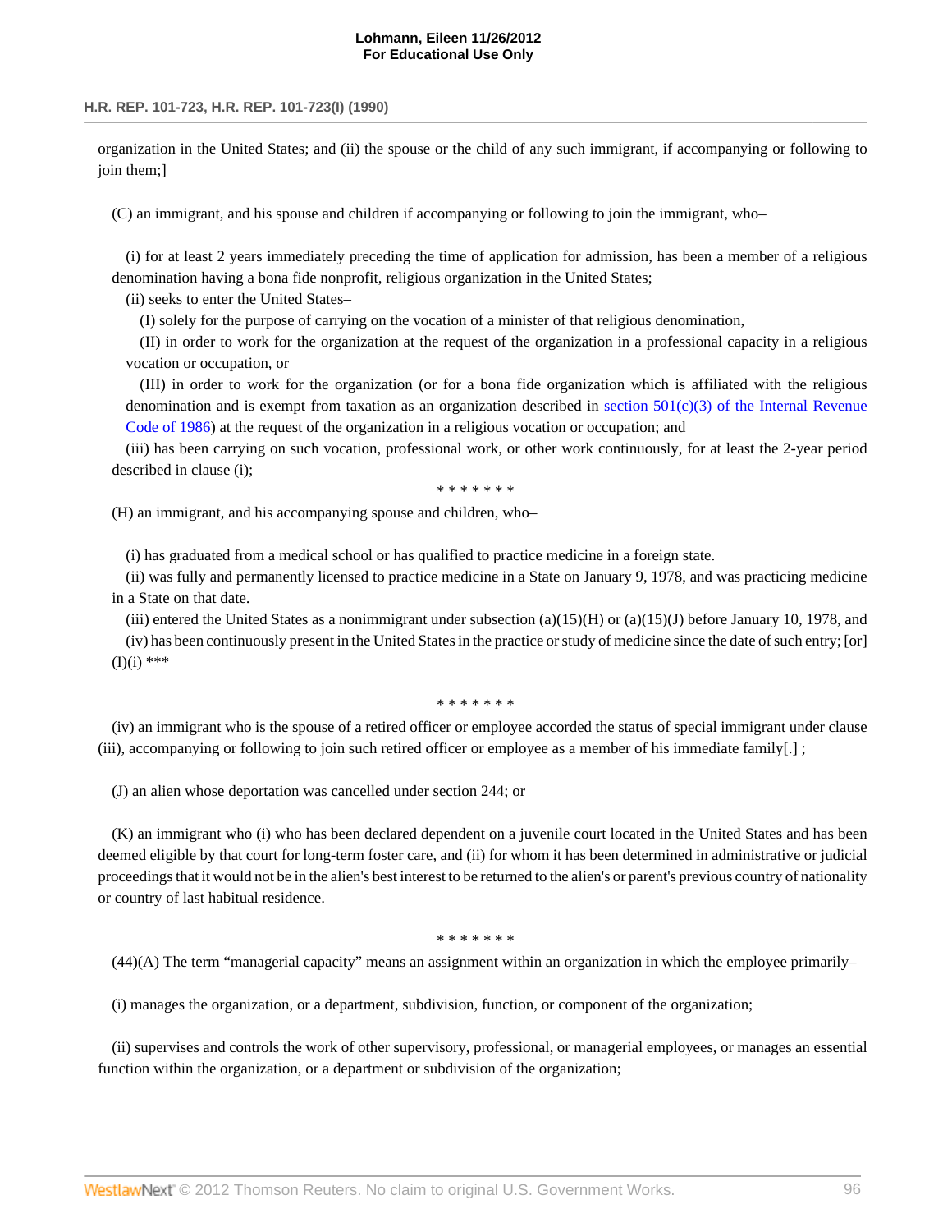organization in the United States; and (ii) the spouse or the child of any such immigrant, if accompanying or following to join them;]

(C) an immigrant, and his spouse and children if accompanying or following to join the immigrant, who–

(i) for at least 2 years immediately preceding the time of application for admission, has been a member of a religious denomination having a bona fide nonprofit, religious organization in the United States;

(ii) seeks to enter the United States–

(I) solely for the purpose of carrying on the vocation of a minister of that religious denomination,

(II) in order to work for the organization at the request of the organization in a professional capacity in a religious vocation or occupation, or

(III) in order to work for the organization (or for a bona fide organization which is affiliated with the religious denomination and is exempt from taxation as an organization described in section 501(c)(3) of the Internal Revenue Code of 1986) at the request of the organization in a religious vocation or occupation; and

(iii) has been carrying on such vocation, professional work, or other work continuously, for at least the 2-year period described in clause (i);

\* \* \* \* \* \* \*

(H) an immigrant, and his accompanying spouse and children, who–

(i) has graduated from a medical school or has qualified to practice medicine in a foreign state.

(ii) was fully and permanently licensed to practice medicine in a State on January 9, 1978, and was practicing medicine in a State on that date.

(iii) entered the United States as a nonimmigrant under subsection (a)(15)(H) or (a)(15)(J) before January 10, 1978, and

(iv) has been continuously present in the United States in the practice or study of medicine since the date of such entry; [or]

(I)(i) \*\*\*

\* \* \* \* \* \* \*

(iv) an immigrant who is the spouse of a retired officer or employee accorded the status of special immigrant under clause (iii), accompanying or following to join such retired officer or employee as a member of his immediate family[.] ;

(J) an alien whose deportation was cancelled under section 244; or

(K) an immigrant who (i) who has been declared dependent on a juvenile court located in the United States and has been deemed eligible by that court for long-term foster care, and (ii) for whom it has been determined in administrative or judicial proceedings that it would not be in the alien's best interest to be returned to the alien's or parent's previous country of nationality or country of last habitual residence.

\* \* \* \* \* \* \*

(44)(A) The term "managerial capacity" means an assignment within an organization in which the employee primarily–

(i) manages the organization, or a department, subdivision, function, or component of the organization;

(ii) supervises and controls the work of other supervisory, professional, or managerial employees, or manages an essential function within the organization, or a department or subdivision of the organization;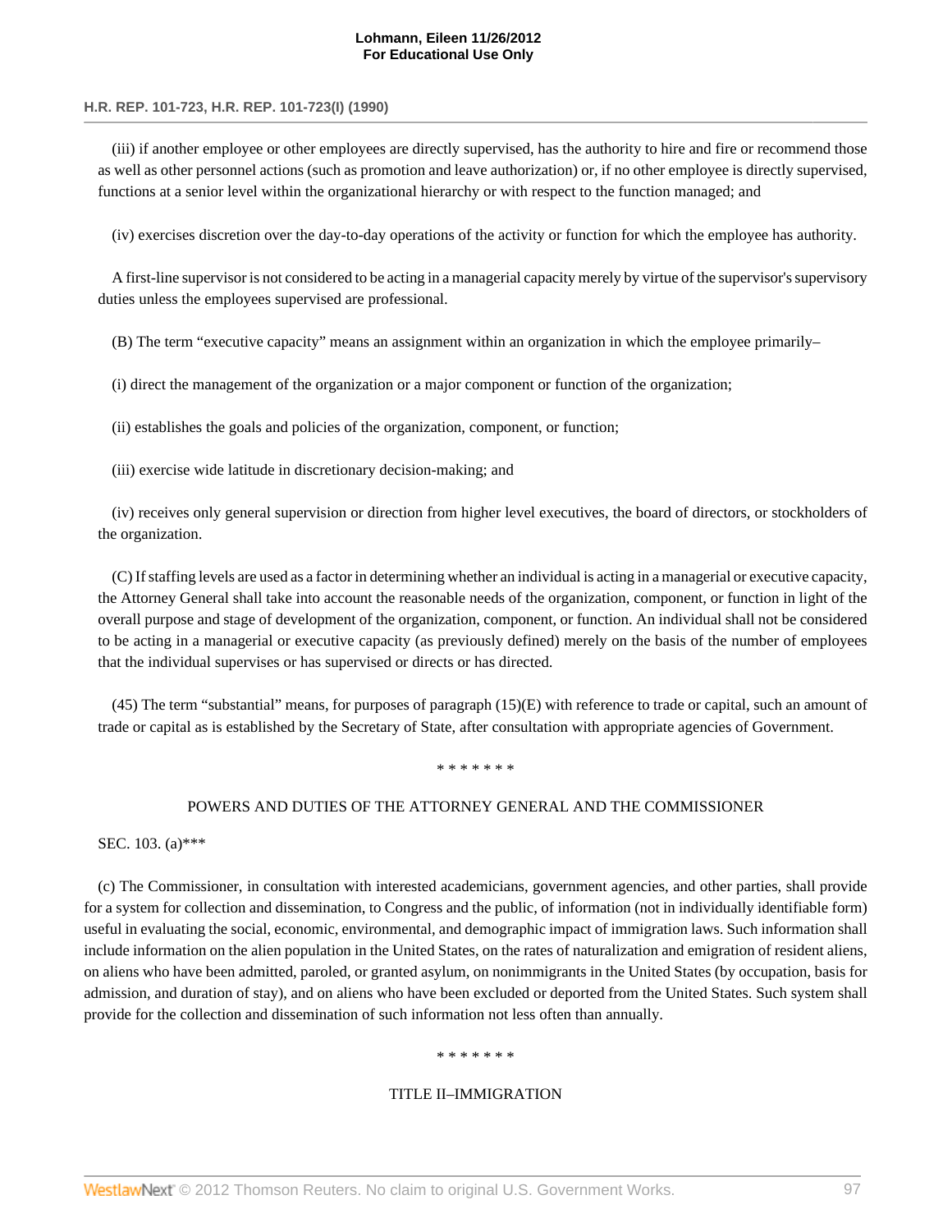(iii) if another employee or other employees are directly supervised, has the authority to hire and fire or recommend those as well as other personnel actions (such as promotion and leave authorization) or, if no other employee is directly supervised, functions at a senior level within the organizational hierarchy or with respect to the function managed; and

(iv) exercises discretion over the day-to-day operations of the activity or function for which the employee has authority.

A first-line supervisor is not considered to be acting in a managerial capacity merely by virtue of the supervisor's supervisory duties unless the employees supervised are professional.

(B) The term "executive capacity" means an assignment within an organization in which the employee primarily–

(i) direct the management of the organization or a major component or function of the organization;

(ii) establishes the goals and policies of the organization, component, or function;

(iii) exercise wide latitude in discretionary decision-making; and

(iv) receives only general supervision or direction from higher level executives, the board of directors, or stockholders of the organization.

(C) If staffing levels are used as a factor in determining whether an individual is acting in a managerial or executive capacity, the Attorney General shall take into account the reasonable needs of the organization, component, or function in light of the overall purpose and stage of development of the organization, component, or function. An individual shall not be considered to be acting in a managerial or executive capacity (as previously defined) merely on the basis of the number of employees that the individual supervises or has supervised or directs or has directed.

(45) The term "substantial" means, for purposes of paragraph (15)(E) with reference to trade or capital, such an amount of trade or capital as is established by the Secretary of State, after consultation with appropriate agencies of Government.

\* \* \* \* \* \* \*

POWERS AND DUTIES OF THE ATTORNEY GENERAL AND THE COMMISSIONER

SEC. 103. (a)***

(c) The Commissioner, in consultation with interested academicians, government agencies, and other parties, shall provide for a system for collection and dissemination, to Congress and the public, of information (not in individually identifiable form) useful in evaluating the social, economic, environmental, and demographic impact of immigration laws. Such information shall include information on the alien population in the United States, on the rates of naturalization and emigration of resident aliens, on aliens who have been admitted, paroled, or granted asylum, on nonimmigrants in the United States (by occupation, basis for admission, and duration of stay), and on aliens who have been excluded or deported from the United States. Such system shall provide for the collection and dissemination of such information not less often than annually.

\* \* \* \* \* \* \*

TITLE II–IMMIGRATION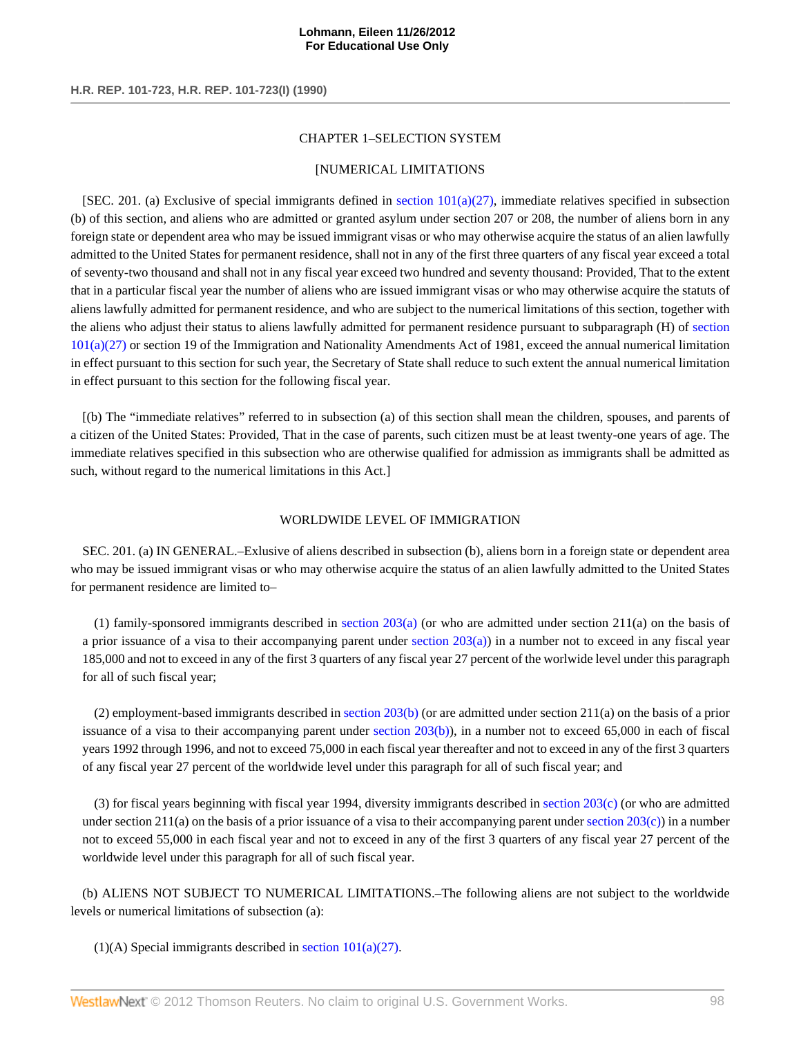CHAPTER 1–SELECTION SYSTEM

[NUMERICAL LIMITATIONS

[SEC. 201. (a) Exclusive of special immigrants defined in section 101(a)(27), immediate relatives specified in subsection (b) of this section, and aliens who are admitted or granted asylum under section 207 or 208, the number of aliens born in any foreign state or dependent area who may be issued immigrant visas or who may otherwise acquire the status of an alien lawfully admitted to the United States for permanent residence, shall not in any of the first three quarters of any fiscal year exceed a total of seventy-two thousand and shall not in any fiscal year exceed two hundred and seventy thousand: Provided, That to the extent that in a particular fiscal year the number of aliens who are issued immigrant visas or who may otherwise acquire the statuts of aliens lawfully admitted for permanent residence, and who are subject to the numerical limitations of this section, together with the aliens who adjust their status to aliens lawfully admitted for permanent residence pursuant to subparagraph (H) of section 101(a)(27) or section 19 of the Immigration and Nationality Amendments Act of 1981, exceed the annual numerical limitation in effect pursuant to this section for such year, the Secretary of State shall reduce to such extent the annual numerical limitation in effect pursuant to this section for the following fiscal year.

[(b) The "immediate relatives" referred to in subsection (a) of this section shall mean the children, spouses, and parents of a citizen of the United States: Provided, That in the case of parents, such citizen must be at least twenty-one years of age. The immediate relatives specified in this subsection who are otherwise qualified for admission as immigrants shall be admitted as such, without regard to the numerical limitations in this Act.]

WORLDWIDE LEVEL OF IMMIGRATION

SEC. 201. (a) IN GENERAL.–Exclusive of aliens described in subsection (b), aliens born in a foreign state or dependent area who may be issued immigrant visas or who may otherwise acquire the status of an alien lawfully admitted to the United States for permanent residence are limited to–

(1) family-sponsored immigrants described in section 203(a) (or who are admitted under section 211(a) on the basis of a prior issuance of a visa to their accompanying parent under section 203(a)) in a number not to exceed in any fiscal year 185,000 and not to exceed in any of the first 3 quarters of any fiscal year 27 percent of the worlwide level under this paragraph for all of such fiscal year;

(2) employment-based immigrants described in section 203(b) (or are admitted under section 211(a) on the basis of a prior issuance of a visa to their accompanying parent under section 203(b)), in a number not to exceed 65,000 in each of fiscal years 1992 through 1996, and not to exceed 75,000 in each fiscal year thereafter and not to exceed in any of the first 3 quarters of any fiscal year 27 percent of the worldwide level under this paragraph for all of such fiscal year; and

(3) for fiscal years beginning with fiscal year 1994, diversity immigrants described in section 203(c) (or who are admitted under section 211(a) on the basis of a prior issuance of a visa to their accompanying parent under section 203(c)) in a number not to exceed 55,000 in each fiscal year and not to exceed in any of the first 3 quarters of any fiscal year 27 percent of the worldwide level under this paragraph for all of such fiscal year.

(b) ALIENS NOT SUBJECT TO NUMERICAL LIMITATIONS.–The following aliens are not subject to the worldwide levels or numerical limitations of subsection (a):

(1)(A) Special immigrants described in section 101(a)(27).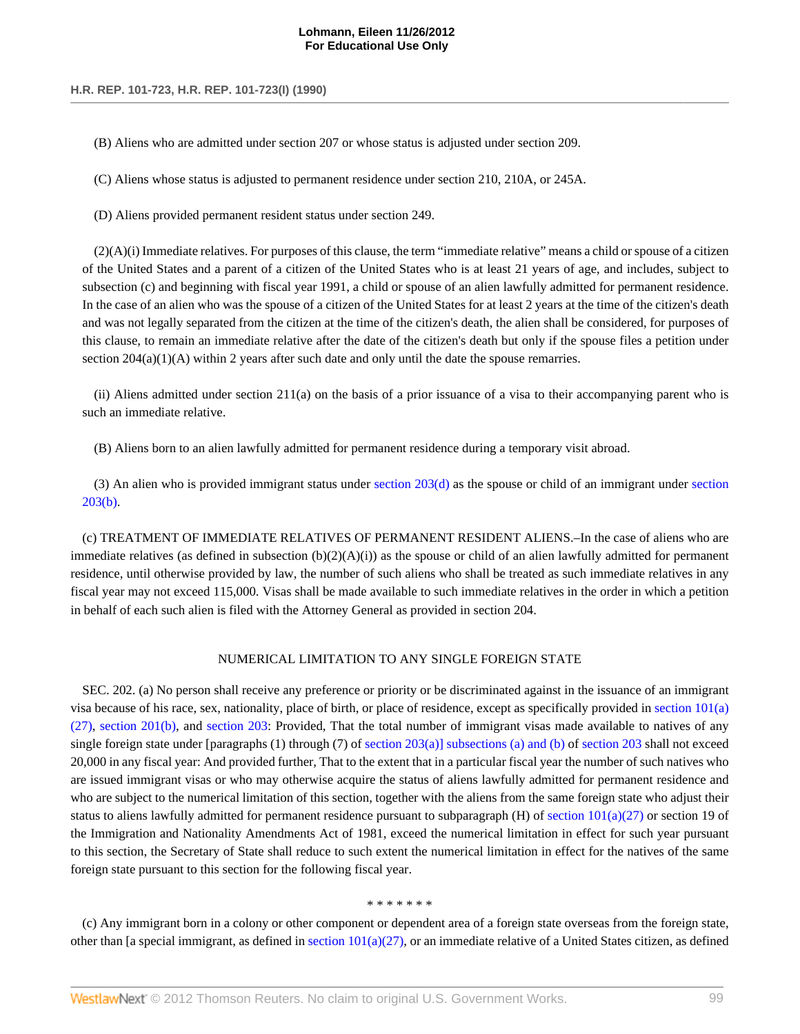(B) Aliens who are admitted under section 207 or whose status is adjusted under section 209.

(C) Aliens whose status is adjusted to permanent residence under section 210, 210A, or 245A.

(D) Aliens provided permanent resident status under section 249.

(2)(A)(i) Immediate relatives. For purposes of this clause, the term "immediate relative" means a child or spouse of a citizen of the United States and a parent of a citizen of the United States who is at least 21 years of age, and includes, subject to subsection (c) and beginning with fiscal year 1991, a child or spouse of an alien lawfully admitted for permanent residence. In the case of an alien who was the spouse of a citizen of the United States for at least 2 years at the time of the citizen's death and was not legally separated from the citizen at the time of the citizen's death, the alien shall be considered, for purposes of this clause, to remain an immediate relative after the date of the citizen's death but only if the spouse files a petition under section 204(a)(1)(A) within 2 years after such date and only until the date the spouse remarries.

(ii) Aliens admitted under section 211(a) on the basis of a prior issuance of a visa to their accompanying parent who is such an immediate relative.

(B) Aliens born to an alien lawfully admitted for permanent residence during a temporary visit abroad.

(3) An alien who is provided immigrant status under section 203(d) as the spouse or child of an immigrant under section 203(b).

(c) TREATMENT OF IMMEDIATE RELATIVES OF PERMANENT RESIDENT ALIENS.–In the case of aliens who are immediate relatives (as defined in subsection (b)(2)(A)(i)) as the spouse or child of an alien lawfully admitted for permanent residence, until otherwise provided by law, the number of such aliens who shall be treated as such immediate relatives in any fiscal year may not exceed 115,000. Visas shall be made available to such immediate relatives in the order in which a petition in behalf of each such alien is filed with the Attorney General as provided in section 204.

NUMERICAL LIMITATION TO ANY SINGLE FOREIGN STATE

SEC. 202. (a) No person shall receive any preference or priority or be discriminated against in the issuance of an immigrant visa because of his race, sex, nationality, place of birth, or place of residence, except as specifically provided in section 101(a)(27), section 201(b), and section 203: Provided, That the total number of immigrant visas made available to natives of any single foreign state under [paragraphs (1) through (7) of section 203(a)] subsections (a) and (b) of section 203 shall not exceed 20,000 in any fiscal year: And provided further, That to the extent that in a particular fiscal year the number of such natives who are issued immigrant visas or who may otherwise acquire the status of aliens lawfully admitted for permanent residence and who are subject to the numerical limitation of this section, together with the aliens from the same foreign state who adjust their status to aliens lawfully admitted for permanent residence pursuant to subparagraph (H) of section 101(a)(27) or section 19 of the Immigration and Nationality Amendments Act of 1981, exceed the numerical limitation in effect for such year pursuant to this section, the Secretary of State shall reduce to such extent the numerical limitation in effect for the natives of the same foreign state pursuant to this section for the following fiscal year.

* * * * * * *

(c) Any immigrant born in a colony or other component or dependent area of a foreign state overseas from the foreign state, other than [a special immigrant, as defined in section 101(a)(27), or an immediate relative of a United States citizen, as defined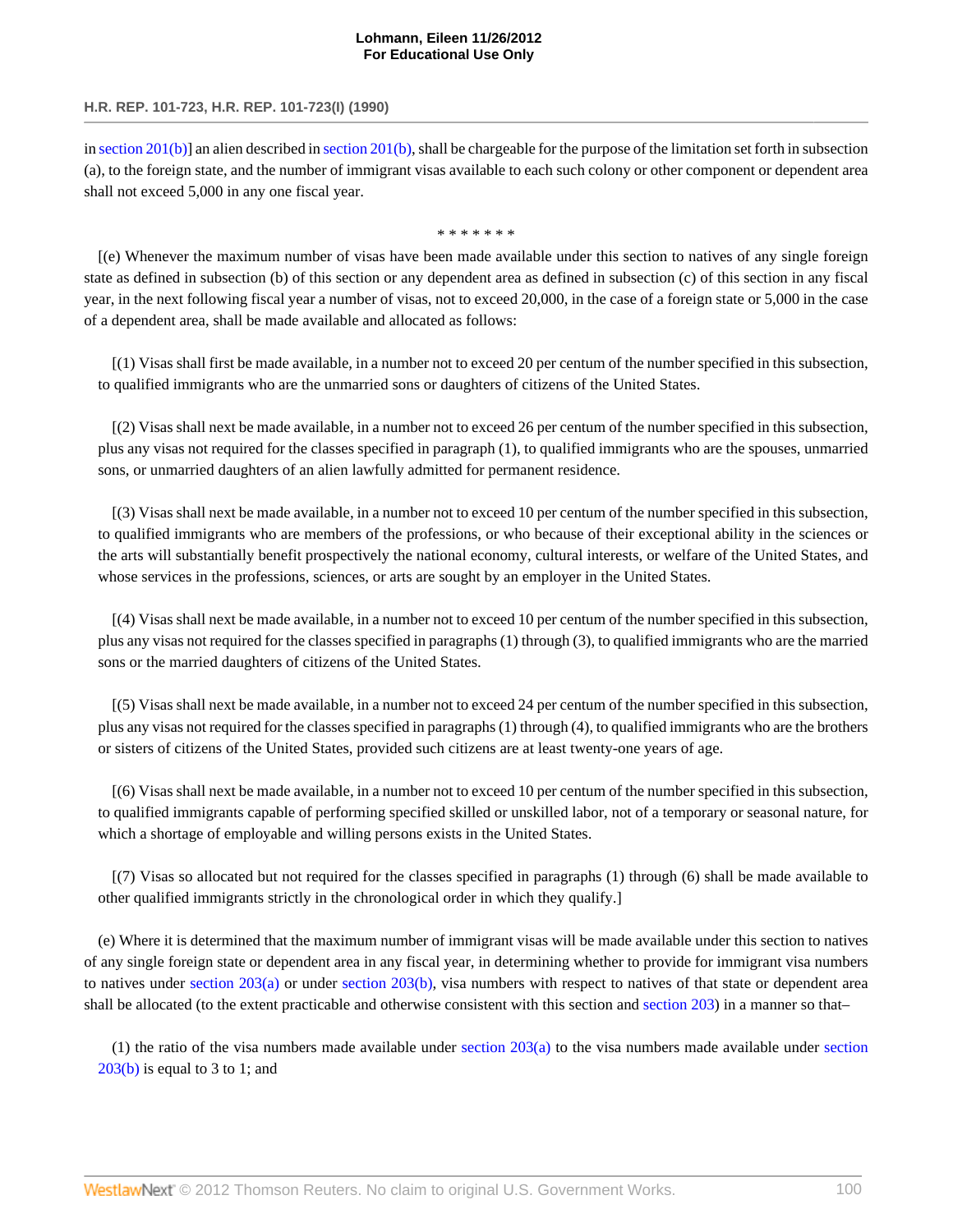in section 201(b)] an alien described in section 201(b), shall be chargeable for the purpose of the limitation set forth in subsection (a), to the foreign state, and the number of immigrant visas available to each such colony or other component or dependent area shall not exceed 5,000 in any one fiscal year.

\* \* \* \* \* \* \*

[(e) Whenever the maximum number of visas have been made available under this section to natives of any single foreign state as defined in subsection (b) of this section or any dependent area as defined in subsection (c) of this section in any fiscal year, in the next following fiscal year a number of visas, not to exceed 20,000, in the case of a foreign state or 5,000 in the case of a dependent area, shall be made available and allocated as follows:

[(1) Visas shall first be made available, in a number not to exceed 20 per centum of the number specified in this subsection, to qualified immigrants who are the unmarried sons or daughters of citizens of the United States.

[(2) Visas shall next be made available, in a number not to exceed 26 per centum of the number specified in this subsection, plus any visas not required for the classes specified in paragraph (1), to qualified immigrants who are the spouses, unmarried sons, or unmarried daughters of an alien lawfully admitted for permanent residence.

[(3) Visas shall next be made available, in a number not to exceed 10 per centum of the number specified in this subsection, to qualified immigrants who are members of the professions, or who because of their exceptional ability in the sciences or the arts will substantially benefit prospectively the national economy, cultural interests, or welfare of the United States, and whose services in the professions, sciences, or arts are sought by an employer in the United States.

[(4) Visas shall next be made available, in a number not to exceed 10 per centum of the number specified in this subsection, plus any visas not required for the classes specified in paragraphs (1) through (3), to qualified immigrants who are the married sons or the married daughters of citizens of the United States.

[(5) Visas shall next be made available, in a number not to exceed 24 per centum of the number specified in this subsection, plus any visas not required for the classes specified in paragraphs (1) through (4), to qualified immigrants who are the brothers or sisters of citizens of the United States, provided such citizens are at least twenty-one years of age.

[(6) Visas shall next be made available, in a number not to exceed 10 per centum of the number specified in this subsection, to qualified immigrants capable of performing specified skilled or unskilled labor, not of a temporary or seasonal nature, for which a shortage of employable and willing persons exists in the United States.

[(7) Visas so allocated but not required for the classes specified in paragraphs (1) through (6) shall be made available to other qualified immigrants strictly in the chronological order in which they qualify.]

(e) Where it is determined that the maximum number of immigrant visas will be made available under this section to natives of any single foreign state or dependent area in any fiscal year, in determining whether to provide for immigrant visa numbers to natives under section 203(a) or under section 203(b), visa numbers with respect to natives of that state or dependent area shall be allocated (to the extent practicable and otherwise consistent with this section and section 203) in a manner so that–

(1) the ratio of the visa numbers made available under section 203(a) to the visa numbers made available under section 203(b) is equal to 3 to 1; and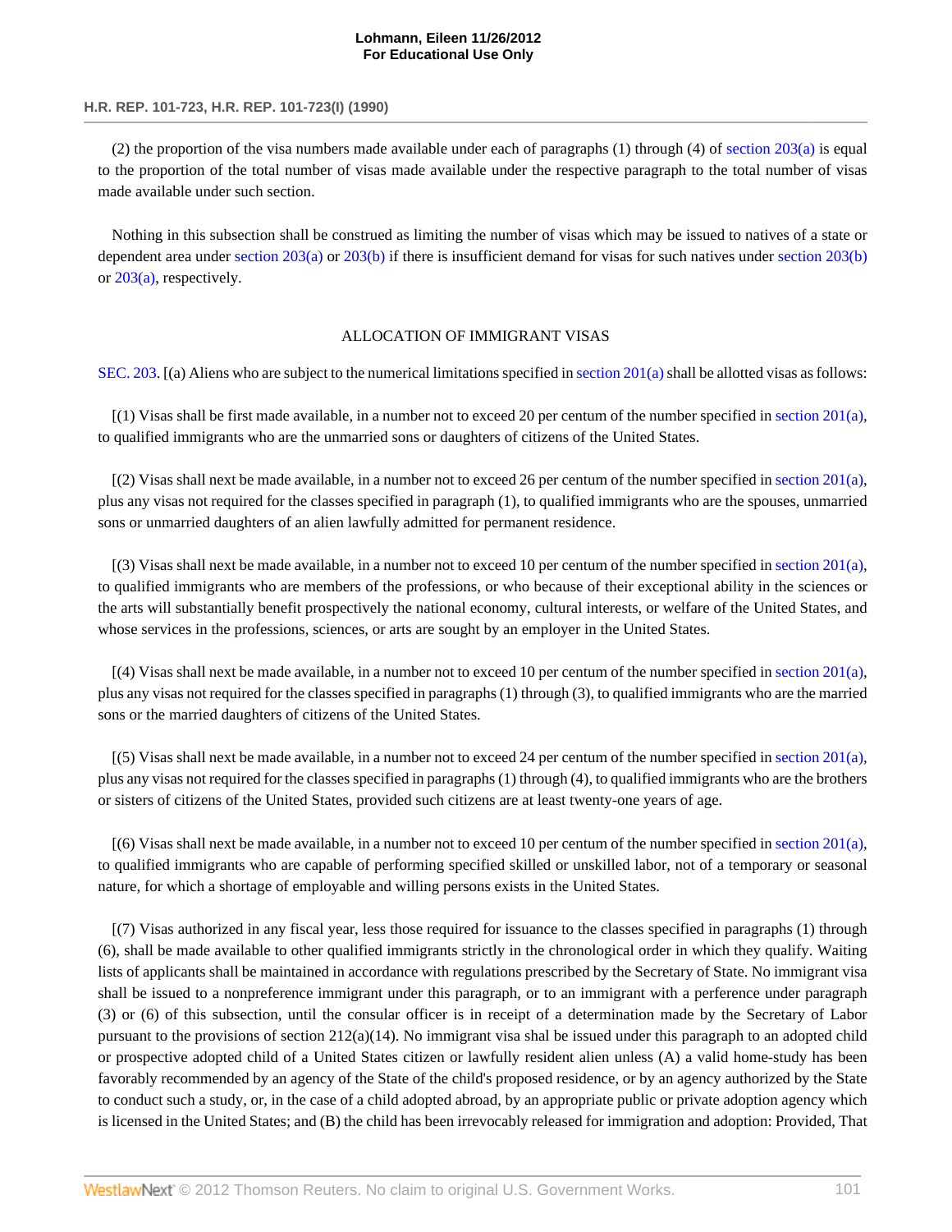(2) the proportion of the visa numbers made available under each of paragraphs (1) through (4) of section 203(a) is equal to the proportion of the total number of visas made available under the respective paragraph to the total number of visas made available under such section.

Nothing in this subsection shall be construed as limiting the number of visas which may be issued to natives of a state or dependent area under section 203(a) or 203(b) if there is insufficient demand for visas for such natives under section 203(b) or 203(a), respectively.

ALLOCATION OF IMMIGRANT VISAS

SEC. 203. [(a) Aliens who are subject to the numerical limitations specified in section 201(a) shall be allotted visas as follows:

[(1) Visas shall be first made available, in a number not to exceed 20 per centum of the number specified in section 201(a), to qualified immigrants who are the unmarried sons or daughters of citizens of the United States.

[(2) Visas shall next be made available, in a number not to exceed 26 per centum of the number specified in section 201(a), plus any visas not required for the classes specified in paragraph (1), to qualified immigrants who are the spouses, unmarried sons or unmarried daughters of an alien lawfully admitted for permanent residence.

[(3) Visas shall next be made available, in a number not to exceed 10 per centum of the number specified in section 201(a), to qualified immigrants who are members of the professions, or who because of their exceptional ability in the sciences or the arts will substantially benefit prospectively the national economy, cultural interests, or welfare of the United States, and whose services in the professions, sciences, or arts are sought by an employer in the United States.

[(4) Visas shall next be made available, in a number not to exceed 10 per centum of the number specified in section 201(a), plus any visas not required for the classes specified in paragraphs (1) through (3), to qualified immigrants who are the married sons or the married daughters of citizens of the United States.

[(5) Visas shall next be made available, in a number not to exceed 24 per centum of the number specified in section 201(a), plus any visas not required for the classes specified in paragraphs (1) through (4), to qualified immigrants who are the brothers or sisters of citizens of the United States, provided such citizens are at least twenty-one years of age.

[(6) Visas shall next be made available, in a number not to exceed 10 per centum of the number specified in section 201(a), to qualified immigrants who are capable of performing specified skilled or unskilled labor, not of a temporary or seasonal nature, for which a shortage of employable and willing persons exists in the United States.

[(7) Visas authorized in any fiscal year, less those required for issuance to the classes specified in paragraphs (1) through (6), shall be made available to other qualified immigrants strictly in the chronological order in which they qualify. Waiting lists of applicants shall be maintained in accordance with regulations prescribed by the Secretary of State. No immigrant visa shall be issued to a nonpreference immigrant under this paragraph, or to an immigrant with a perference under paragraph (3) or (6) of this subsection, until the consular officer is in receipt of a determination made by the Secretary of Labor pursuant to the provisions of section 212(a)(14). No immigrant visa shal be issued under this paragraph to an adopted child or prospective adopted child of a United States citizen or lawfully resident alien unless (A) a valid home-study has been favorably recommended by an agency of the State of the child's proposed residence, or by an agency authorized by the State to conduct such a study, or, in the case of a child adopted abroad, by an appropriate public or private adoption agency which is licensed in the United States; and (B) the child has been irrevocably released for immigration and adoption: Provided, That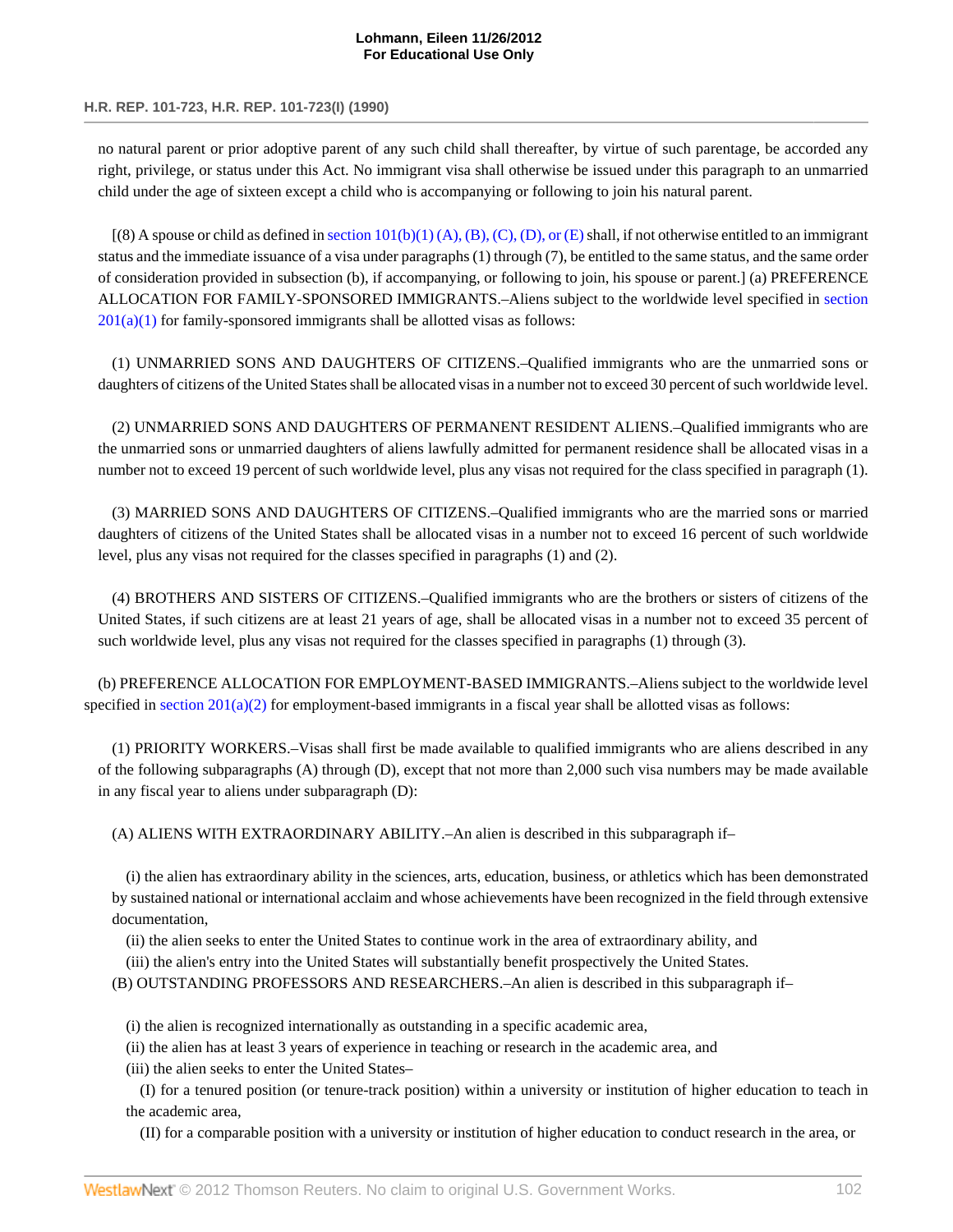no natural parent or prior adoptive parent of any such child shall thereafter, by virtue of such parentage, be accorded any right, privilege, or status under this Act. No immigrant visa shall otherwise be issued under this paragraph to an unmarried child under the age of sixteen except a child who is accompanying or following to join his natural parent.

[(8) A spouse or child as defined in section 101(b)(1) (A), (B), (C), (D), or (E) shall, if not otherwise entitled to an immigrant status and the immediate issuance of a visa under paragraphs (1) through (7), be entitled to the same status, and the same order of consideration provided in subsection (b), if accompanying, or following to join, his spouse or parent.] (a) PREFERENCE ALLOCATION FOR FAMILY-SPONSORED IMMIGRANTS.–Aliens subject to the worldwide level specified in section 201(a)(1) for family-sponsored immigrants shall be allotted visas as follows:

(1) UNMARRIED SONS AND DAUGHTERS OF CITIZENS.–Qualified immigrants who are the unmarried sons or daughters of citizens of the United States shall be allocated visas in a number not to exceed 30 percent of such worldwide level.

(2) UNMARRIED SONS AND DAUGHTERS OF PERMANENT RESIDENT ALIENS.–Qualified immigrants who are the unmarried sons or unmarried daughters of aliens lawfully admitted for permanent residence shall be allocated visas in a number not to exceed 19 percent of such worldwide level, plus any visas not required for the class specified in paragraph (1).

(3) MARRIED SONS AND DAUGHTERS OF CITIZENS.–Qualified immigrants who are the married sons or married daughters of citizens of the United States shall be allocated visas in a number not to exceed 16 percent of such worldwide level, plus any visas not required for the classes specified in paragraphs (1) and (2).

(4) BROTHERS AND SISTERS OF CITIZENS.–Qualified immigrants who are the brothers or sisters of citizens of the United States, if such citizens are at least 21 years of age, shall be allocated visas in a number not to exceed 35 percent of such worldwide level, plus any visas not required for the classes specified in paragraphs (1) through (3).

(b) PREFERENCE ALLOCATION FOR EMPLOYMENT-BASED IMMIGRANTS.–Aliens subject to the worldwide level specified in section 201(a)(2) for employment-based immigrants in a fiscal year shall be allotted visas as follows:

(1) PRIORITY WORKERS.–Visas shall first be made available to qualified immigrants who are aliens described in any of the following subparagraphs (A) through (D), except that not more than 2,000 such visa numbers may be made available in any fiscal year to aliens under subparagraph (D):

(A) ALIENS WITH EXTRAORDINARY ABILITY.–An alien is described in this subparagraph if–

(i) the alien has extraordinary ability in the sciences, arts, education, business, or athletics which has been demonstrated by sustained national or international acclaim and whose achievements have been recognized in the field through extensive documentation,

(ii) the alien seeks to enter the United States to continue work in the area of extraordinary ability, and

(iii) the alien's entry into the United States will substantially benefit prospectively the United States.

(B) OUTSTANDING PROFESSORS AND RESEARCHERS.–An alien is described in this subparagraph if–

(i) the alien is recognized internationally as outstanding in a specific academic area,

(ii) the alien has at least 3 years of experience in teaching or research in the academic area, and

(iii) the alien seeks to enter the United States–

(I) for a tenured position (or tenure-track position) within a university or institution of higher education to teach in the academic area,

(II) for a comparable position with a university or institution of higher education to conduct research in the area, or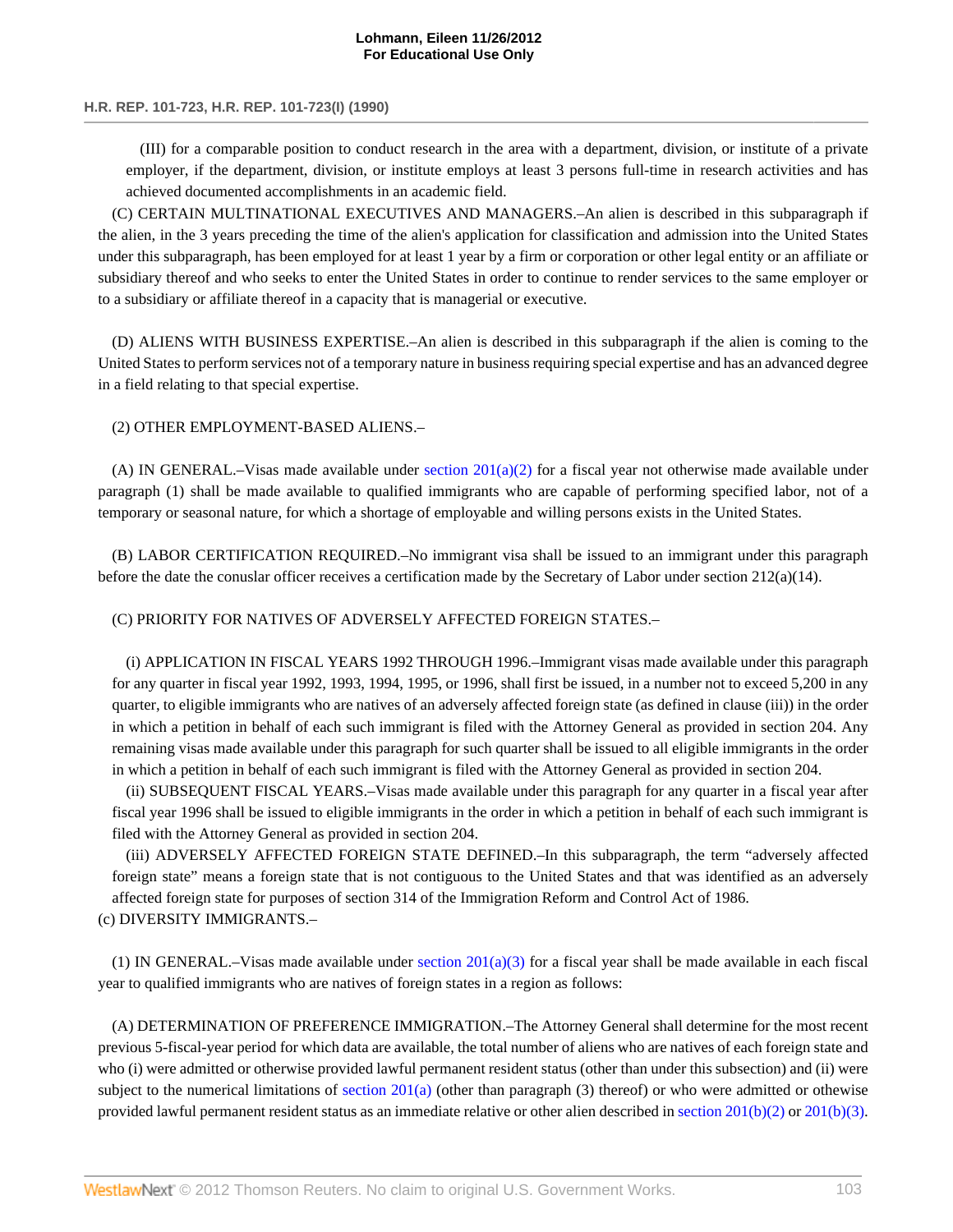(III) for a comparable position to conduct research in the area with a department, division, or institute of a private employer, if the department, division, or institute employs at least 3 persons full-time in research activities and has achieved documented accomplishments in an academic field.

(C) CERTAIN MULTINATIONAL EXECUTIVES AND MANAGERS.–An alien is described in this subparagraph if the alien, in the 3 years preceding the time of the alien's application for classification and admission into the United States under this subparagraph, has been employed for at least 1 year by a firm or corporation or other legal entity or an affiliate or subsidiary thereof and who seeks to enter the United States in order to continue to render services to the same employer or to a subsidiary or affiliate thereof in a capacity that is managerial or executive.

(D) ALIENS WITH BUSINESS EXPERTISE.–An alien is described in this subparagraph if the alien is coming to the United States to perform services not of a temporary nature in business requiring special expertise and has an advanced degree in a field relating to that special expertise.

(2) OTHER EMPLOYMENT-BASED ALIENS.–

(A) IN GENERAL.–Visas made available under section 201(a)(2) for a fiscal year not otherwise made available under paragraph (1) shall be made available to qualified immigrants who are capable of performing specified labor, not of a temporary or seasonal nature, for which a shortage of employable and willing persons exists in the United States.

(B) LABOR CERTIFICATION REQUIRED.–No immigrant visa shall be issued to an immigrant under this paragraph before the date the conuslar officer receives a certification made by the Secretary of Labor under section 212(a)(14).

(C) PRIORITY FOR NATIVES OF ADVERSELY AFFECTED FOREIGN STATES.–

(i) APPLICATION IN FISCAL YEARS 1992 THROUGH 1996.–Immigrant visas made available under this paragraph for any quarter in fiscal year 1992, 1993, 1994, 1995, or 1996, shall first be issued, in a number not to exceed 5,200 in any quarter, to eligible immigrants who are natives of an adversely affected foreign state (as defined in clause (iii)) in the order in which a petition in behalf of each such immigrant is filed with the Attorney General as provided in section 204. Any remaining visas made available under this paragraph for such quarter shall be issued to all eligible immigrants in the order in which a petition in behalf of each such immigrant is filed with the Attorney General as provided in section 204.

(ii) SUBSEQUENT FISCAL YEARS.–Visas made available under this paragraph for any quarter in a fiscal year after fiscal year 1996 shall be issued to eligible immigrants in the order in which a petition in behalf of each such immigrant is filed with the Attorney General as provided in section 204.

(iii) ADVERSELY AFFECTED FOREIGN STATE DEFINED.–In this subparagraph, the term "adversely affected foreign state" means a foreign state that is not contiguous to the United States and that was identified as an adversely affected foreign state for purposes of section 314 of the Immigration Reform and Control Act of 1986.

(c) DIVERSITY IMMIGRANTS.–

(1) IN GENERAL.–Visas made available under section 201(a)(3) for a fiscal year shall be made available in each fiscal year to qualified immigrants who are natives of foreign states in a region as follows:

(A) DETERMINATION OF PREFERENCE IMMIGRATION.–The Attorney General shall determine for the most recent previous 5-fiscal-year period for which data are available, the total number of aliens who are natives of each foreign state and who (i) were admitted or otherwise provided lawful permanent resident status (other than under this subsection) and (ii) were subject to the numerical limitations of section 201(a) (other than paragraph (3) thereof) or who were admitted or othewise provided lawful permanent resident status as an immediate relative or other alien described in section 201(b)(2) or 201(b)(3).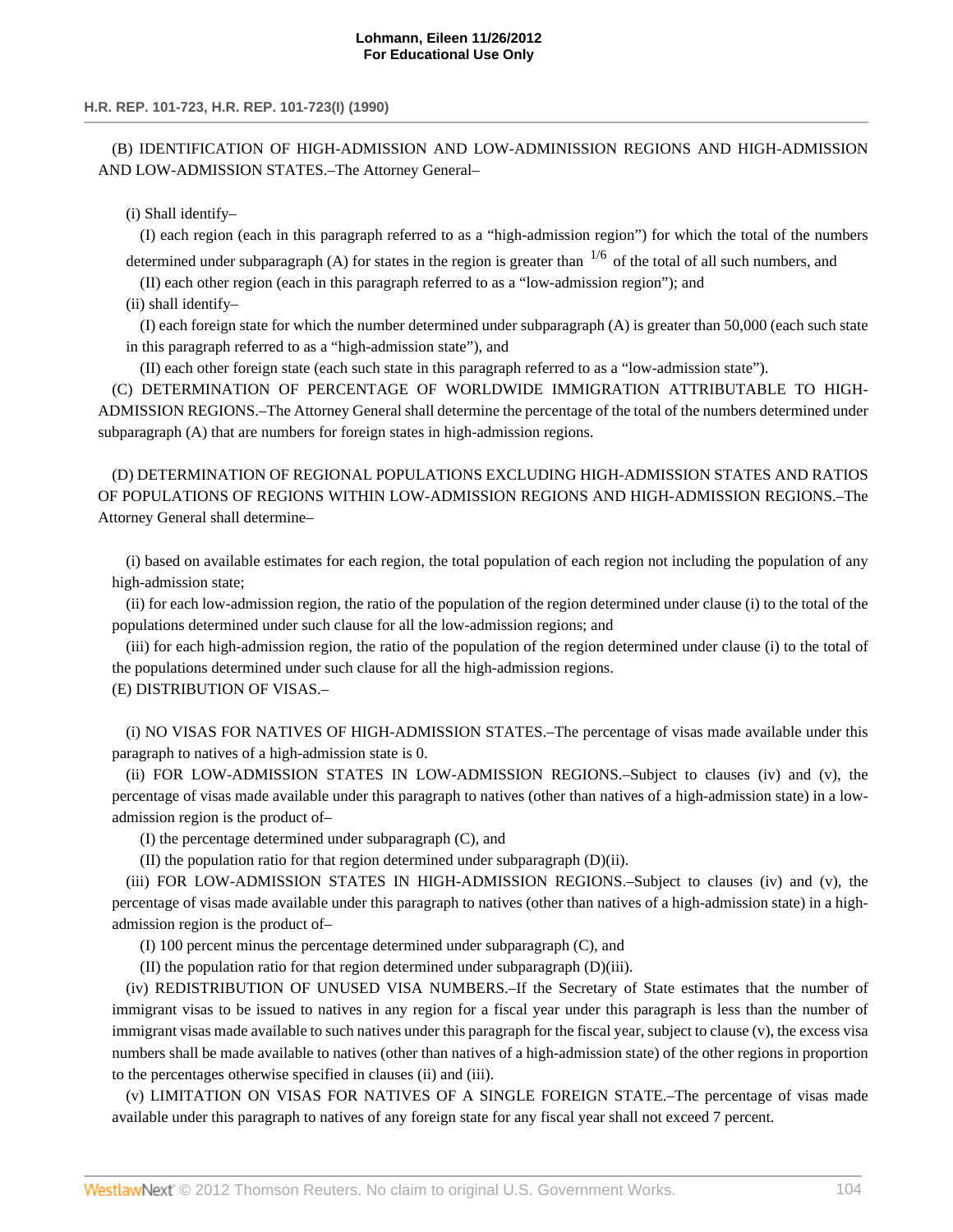(B) IDENTIFICATION OF HIGH-ADMISSION AND LOW-ADMININISSION REGIONS AND HIGH-ADMISSION AND LOW-ADMISSION STATES.–The Attorney General–

(i) Shall identify–

(I) each region (each in this paragraph referred to as a "high-admission region") for which the total of the numbers determined under subparagraph (A) for states in the region is greater than $^{1/6}$ of the total of all such numbers, and

(II) each other region (each in this paragraph referred to as a "low-admission region"); and

(ii) shall identify–

(I) each foreign state for which the number determined under subparagraph (A) is greater than 50,000 (each such state in this paragraph referred to as a "high-admission state"), and

(II) each other foreign state (each such state in this paragraph referred to as a "low-admission state").

(C) DETERMINATION OF PERCENTAGE OF WORLDWIDE IMMIGRATION ATTRIBUTABLE TO HIGH-ADMISSION REGIONS.–The Attorney General shall determine the percentage of the total of the numbers determined under subparagraph (A) that are numbers for foreign states in high-admission regions.

(D) DETERMINATION OF REGIONAL POPULATIONS EXCLUDING HIGH-ADMISSION STATES AND RATIOS OF POPULATIONS OF REGIONS WITHIN LOW-ADMISSION REGIONS AND HIGH-ADMISSION REGIONS.–The Attorney General shall determine–

(i) based on available estimates for each region, the total population of each region not including the population of any high-admission state;

(ii) for each low-admission region, the ratio of the population of the region determined under clause (i) to the total of the populations determined under such clause for all the low-admission regions; and

(iii) for each high-admission region, the ratio of the population of the region determined under clause (i) to the total of the populations determined under such clause for all the high-admission regions.

(E) DISTRIBUTION OF VISAS.–

(i) NO VISAS FOR NATIVES OF HIGH-ADMISSION STATES.–The percentage of visas made available under this paragraph to natives of a high-admission state is 0.

(ii) FOR LOW-ADMISSION STATES IN LOW-ADMISSION REGIONS.–Subject to clauses (iv) and (v), the percentage of visas made available under this paragraph to natives (other than natives of a high-admission state) in a low-admission region is the product of–

(I) the percentage determined under subparagraph (C), and

(II) the population ratio for that region determined under subparagraph (D)(ii).

(iii) FOR LOW-ADMISSION STATES IN HIGH-ADMISSION REGIONS.–Subject to clauses (iv) and (v), the percentage of visas made available under this paragraph to natives (other than natives of a high-admission state) in a high-admission region is the product of–

(I) 100 percent minus the percentage determined under subparagraph (C), and

(II) the population ratio for that region determined under subparagraph (D)(iii).

(iv) REDISTRIBUTION OF UNUSED VISA NUMBERS.–If the Secretary of State estimates that the number of immigrant visas to be issued to natives in any region for a fiscal year under this paragraph is less than the number of immigrant visas made available to such natives under this paragraph for the fiscal year, subject to clause (v), the excess visa numbers shall be made available to natives (other than natives of a high-admission state) of the other regions in proportion to the percentages otherwise specified in clauses (ii) and (iii).

(v) LIMITATION ON VISAS FOR NATIVES OF A SINGLE FOREIGN STATE.–The percentage of visas made available under this paragraph to natives of any foreign state for any fiscal year shall not exceed 7 percent.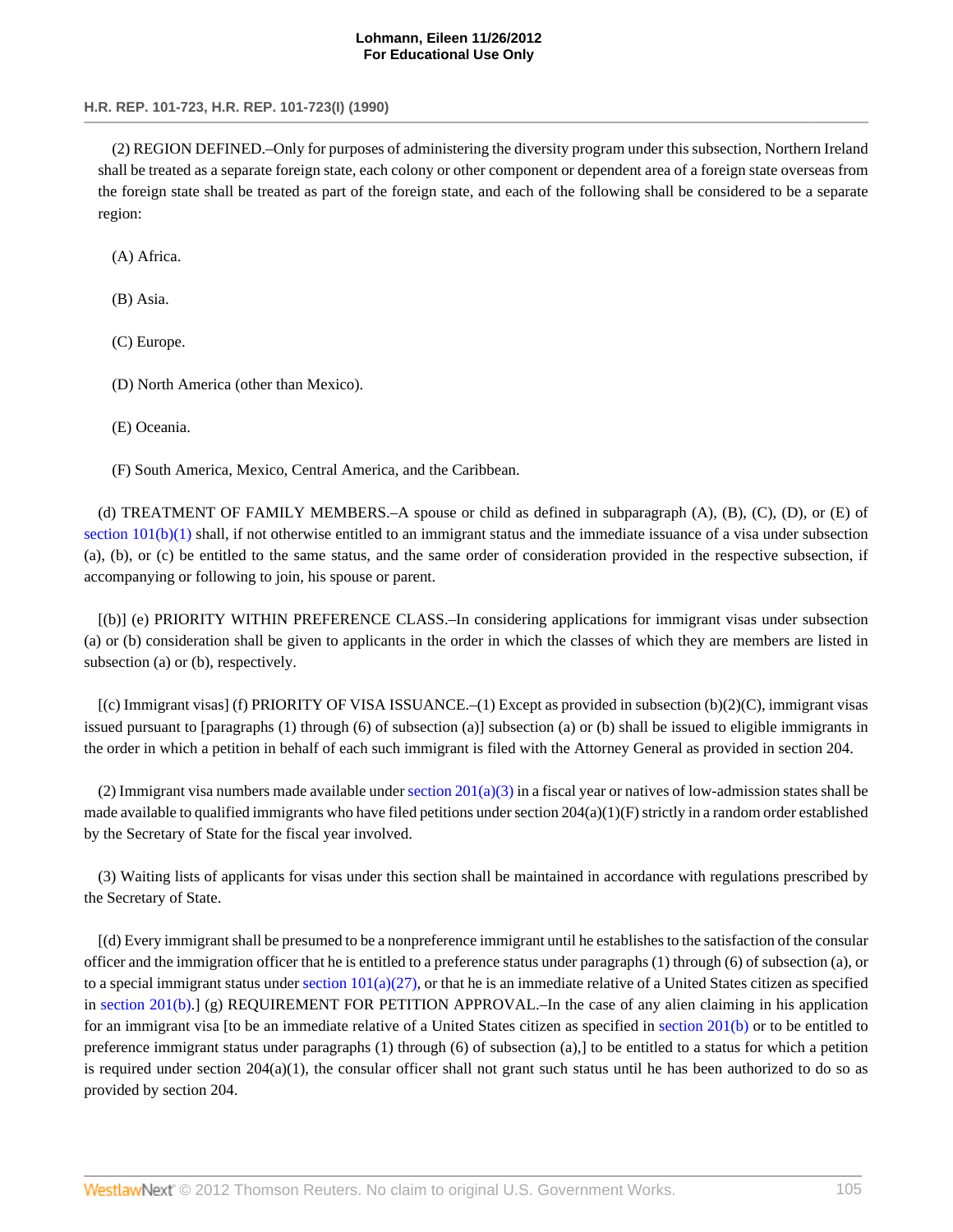(2) REGION DEFINED.–Only for purposes of administering the diversity program under this subsection, Northern Ireland shall be treated as a separate foreign state, each colony or other component or dependent area of a foreign state overseas from the foreign state shall be treated as part of the foreign state, and each of the following shall be considered to be a separate region:

(A) Africa.

(B) Asia.

(C) Europe.

(D) North America (other than Mexico).

(E) Oceania.

(F) South America, Mexico, Central America, and the Caribbean.

(d) TREATMENT OF FAMILY MEMBERS.–A spouse or child as defined in subparagraph (A), (B), (C), (D), or (E) of section 101(b)(1) shall, if not otherwise entitled to an immigrant status and the immediate issuance of a visa under subsection (a), (b), or (c) be entitled to the same status, and the same order of consideration provided in the respective subsection, if accompanying or following to join, his spouse or parent.

[(b)] (e) PRIORITY WITHIN PREFERENCE CLASS.–In considering applications for immigrant visas under subsection (a) or (b) consideration shall be given to applicants in the order in which the classes of which they are members are listed in subsection (a) or (b), respectively.

[(c) Immigrant visas] (f) PRIORITY OF VISA ISSUANCE.–(1) Except as provided in subsection (b)(2)(C), immigrant visas issued pursuant to [paragraphs (1) through (6) of subsection (a)] subsection (a) or (b) shall be issued to eligible immigrants in the order in which a petition in behalf of each such immigrant is filed with the Attorney General as provided in section 204.

(2) Immigrant visa numbers made available under section 201(a)(3) in a fiscal year or natives of low-admission states shall be made available to qualified immigrants who have filed petitions under section 204(a)(1)(F) strictly in a random order established by the Secretary of State for the fiscal year involved.

(3) Waiting lists of applicants for visas under this section shall be maintained in accordance with regulations prescribed by the Secretary of State.

[(d) Every immigrant shall be presumed to be a nonpreference immigrant until he establishes to the satisfaction of the consular officer and the immigration officer that he is entitled to a preference status under paragraphs (1) through (6) of subsection (a), or to a special immigrant status under section 101(a)(27), or that he is an immediate relative of a United States citizen as specified in section 201(b).] (g) REQUIREMENT FOR PETITION APPROVAL.–In the case of any alien claiming in his application for an immigrant visa [to be an immediate relative of a United States citizen as specified in section 201(b) or to be entitled to preference immigrant status under paragraphs (1) through (6) of subsection (a),] to be entitled to a status for which a petition is required under section 204(a)(1), the consular officer shall not grant such status until he has been authorized to do so as provided by section 204.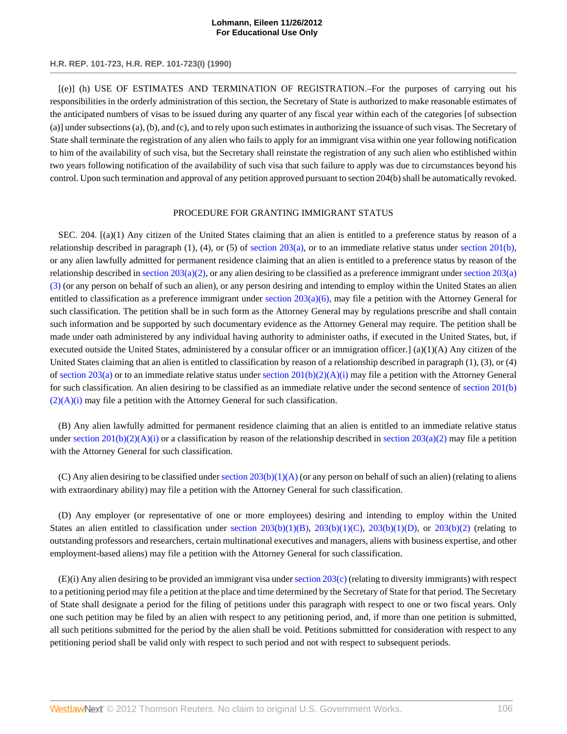[(e)] (h) USE OF ESTIMATES AND TERMINATION OF REGISTRATION.–For the purposes of carrying out his responsibilities in the orderly administration of this section, the Secretary of State is authorized to make reasonable estimates of the anticipated numbers of visas to be issued during any quarter of any fiscal year within each of the categories [of subsection (a)] under subsections (a), (b), and (c), and to rely upon such estimates in authorizing the issuance of such visas. The Secretary of State shall terminate the registration of any alien who fails to apply for an immigrant visa within one year following notification to him of the availability of such visa, but the Secretary shall reinstate the registration of any such alien who estiblished within two years following notification of the availability of such visa that such failure to apply was due to circumstances beyond his control. Upon such termination and approval of any petition approved pursuant to section 204(b) shall be automatically revoked.

PROCEDURE FOR GRANTING IMMIGRANT STATUS

SEC. 204. [(a)(1) Any citizen of the United States claiming that an alien is entitled to a preference status by reason of a relationship described in paragraph (1), (4), or (5) of section 203(a), or to an immediate relative status under section 201(b), or any alien lawfully admitted for permanent residence claiming that an alien is entitled to a preference status by reason of the relationship described in section 203(a)(2), or any alien desiring to be classified as a preference immigrant under section 203(a)(3) (or any person on behalf of such an alien), or any person desiring and intending to employ within the United States an alien entitled to classification as a preference immigrant under section 203(a)(6), may file a petition with the Attorney General for such classification. The petition shall be in such form as the Attorney General may by regulations prescribe and shall contain such information and be supported by such documentary evidence as the Attorney General may require. The petition shall be made under oath administered by any individual having authority to administer oaths, if executed in the United States, but, if executed outside the United States, administered by a consular officer or an immigration officer.] (a)(1)(A) Any citizen of the United States claiming that an alien is entitled to classification by reason of a relationship described in paragraph (1), (3), or (4) of section 203(a) or to an immediate relative status under section 201(b)(2)(A)(i) may file a petition with the Attorney General for such classification. An alien desiring to be classified as an immediate relative under the second sentence of section 201(b)(2)(A)(i) may file a petition with the Attorney General for such classification.

(B) Any alien lawfully admitted for permanent residence claiming that an alien is entitled to an immediate relative status under section 201(b)(2)(A)(i) or a classification by reason of the relationship described in section 203(a)(2) may file a petition with the Attorney General for such classification.

(C) Any alien desiring to be classified under section 203(b)(1)(A) (or any person on behalf of such an alien) (relating to aliens with extraordinary ability) may file a petition with the Attorney General for such classification.

(D) Any employer (or representative of one or more employees) desiring and intending to employ within the United States an alien entitled to classification under section 203(b)(1)(B), 203(b)(1)(C), 203(b)(1)(D), or 203(b)(2) (relating to outstanding professors and researchers, certain multinational executives and managers, aliens with business expertise, and other employment-based aliens) may file a petition with the Attorney General for such classification.

(E)(i) Any alien desiring to be provided an immigrant visa under section 203(c) (relating to diversity immigrants) with respect to a petitioning period may file a petition at the place and time determined by the Secretary of State for that period. The Secretary of State shall designate a period for the filing of petitions under this paragraph with respect to one or two fiscal years. Only one such petition may be filed by an alien with respect to any petitioning period, and, if more than one petition is submitted, all such petitions submitted for the period by the alien shall be void. Petitions submittted for consideration with respect to any petitioning period shall be valid only with respect to such period and not with respect to subsequent periods.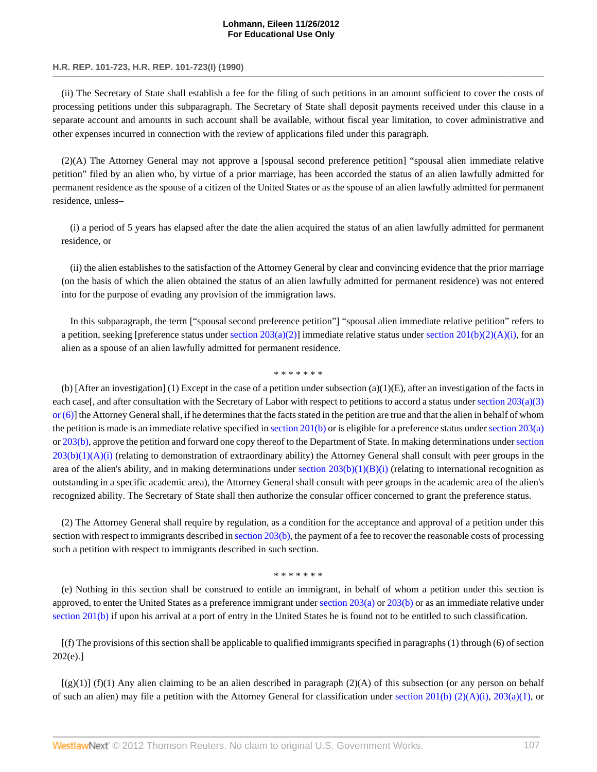(ii) The Secretary of State shall establish a fee for the filing of such petitions in an amount sufficient to cover the costs of processing petitions under this subparagraph. The Secretary of State shall deposit payments received under this clause in a separate account and amounts in such account shall be available, without fiscal year limitation, to cover administrative and other expenses incurred in connection with the review of applications filed under this paragraph.

(2)(A) The Attorney General may not approve a [spousal second preference petition] "spousal alien immediate relative petition" filed by an alien who, by virtue of a prior marriage, has been accorded the status of an alien lawfully admitted for permanent residence as the spouse of a citizen of the United States or as the spouse of an alien lawfully admitted for permanent residence, unless–

(i) a period of 5 years has elapsed after the date the alien acquired the status of an alien lawfully admitted for permanent residence, or

(ii) the alien establishes to the satisfaction of the Attorney General by clear and convincing evidence that the prior marriage (on the basis of which the alien obtained the status of an alien lawfully admitted for permanent residence) was not entered into for the purpose of evading any provision of the immigration laws.

In this subparagraph, the term ["spousal second preference petition"] "spousal alien immediate relative petition" refers to a petition, seeking [preference status under section 203(a)(2)] immediate relative status under section 201(b)(2)(A)(i), for an alien as a spouse of an alien lawfully admitted for permanent residence.

\* \* \* \* \* \* \*

(b) [After an investigation] (1) Except in the case of a petition under subsection (a)(1)(E), after an investigation of the facts in each case[, and after consultation with the Secretary of Labor with respect to petitions to accord a status under section 203(a)(3) or (6)] the Attorney General shall, if he determines that the facts stated in the petition are true and that the alien in behalf of whom the petition is made is an immediate relative specified in section 201(b) or is eligible for a preference status under section 203(a) or 203(b), approve the petition and forward one copy thereof to the Department of State. In making determinations under section 203(b)(1)(A)(i) (relating to demonstration of extraordinary ability) the Attorney General shall consult with peer groups in the area of the alien's ability, and in making determinations under section 203(b)(1)(B)(i) (relating to international recognition as outstanding in a specific academic area), the Attorney General shall consult with peer groups in the academic area of the alien's recognized ability. The Secretary of State shall then authorize the consular officer concerned to grant the preference status.

(2) The Attorney General shall require by regulation, as a condition for the acceptance and approval of a petition under this section with respect to immigrants described in section 203(b), the payment of a fee to recover the reasonable costs of processing such a petition with respect to immigrants described in such section.

\* \* \* \* \* \* \*

(e) Nothing in this section shall be construed to entitle an immigrant, in behalf of whom a petition under this section is approved, to enter the United States as a preference immigrant under section 203(a) or 203(b) or as an immediate relative under section 201(b) if upon his arrival at a port of entry in the United States he is found not to be entitled to such classification.

[(f) The provisions of this section shall be applicable to qualified immigrants specified in paragraphs (1) through (6) of section 202(e).]

[(g)(1)] (f)(1) Any alien claiming to be an alien described in paragraph (2)(A) of this subsection (or any person on behalf of such an alien) may file a petition with the Attorney General for classification under section 201(b) (2)(A)(i), 203(a)(1), or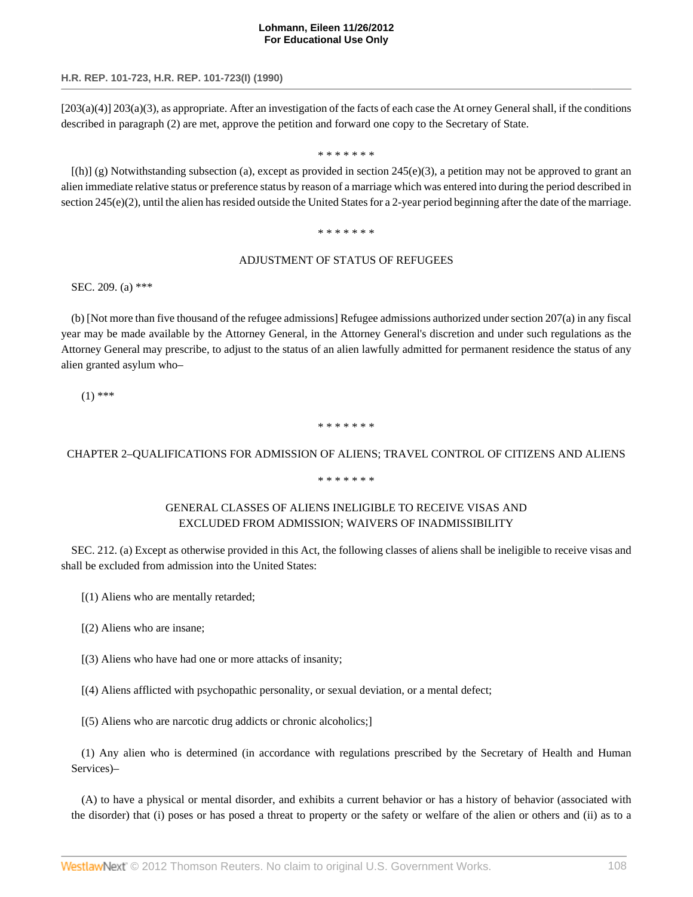[203(a)(4)] 203(a)(3), as appropriate. After an investigation of the facts of each case the At orney General shall, if the conditions described in paragraph (2) are met, approve the petition and forward one copy to the Secretary of State.

\* \* \* \* \* \* \*

[(h)] (g) Notwithstanding subsection (a), except as provided in section 245(e)(3), a petition may not be approved to grant an alien immediate relative status or preference status by reason of a marriage which was entered into during the period described in section 245(e)(2), until the alien has resided outside the United States for a 2-year period beginning after the date of the marriage.

\* \* \* \* \* \* \*

ADJUSTMENT OF STATUS OF REFUGEES

SEC. 209. (a) \*\*\*

(b) [Not more than five thousand of the refugee admissions] Refugee admissions authorized under section 207(a) in any fiscal year may be made available by the Attorney General, in the Attorney General's discretion and under such regulations as the Attorney General may prescribe, to adjust to the status of an alien lawfully admitted for permanent residence the status of any alien granted asylum who–

(1) \*\*\*

\* \* \* \* \* \* \*

CHAPTER 2–QUALIFICATIONS FOR ADMISSION OF ALIENS; TRAVEL CONTROL OF CITIZENS AND ALIENS

\* \* \* \* \* \* \*

GENERAL CLASSES OF ALIENS INELIGIBLE TO RECEIVE VISAS AND EXCLUDED FROM ADMISSION; WAIVERS OF INADMISSIBILITY

SEC. 212. (a) Except as otherwise provided in this Act, the following classes of aliens shall be ineligible to receive visas and shall be excluded from admission into the United States:

[(1) Aliens who are mentally retarded;

[(2) Aliens who are insane;

[(3) Aliens who have had one or more attacks of insanity;

[(4) Aliens afflicted with psychopathic personality, or sexual deviation, or a mental defect;

[(5) Aliens who are narcotic drug addicts or chronic alcoholics;]

(1) Any alien who is determined (in accordance with regulations prescribed by the Secretary of Health and Human Services)–

(A) to have a physical or mental disorder, and exhibits a current behavior or has a history of behavior (associated with the disorder) that (i) poses or has posed a threat to property or the safety or welfare of the alien or others and (ii) as to a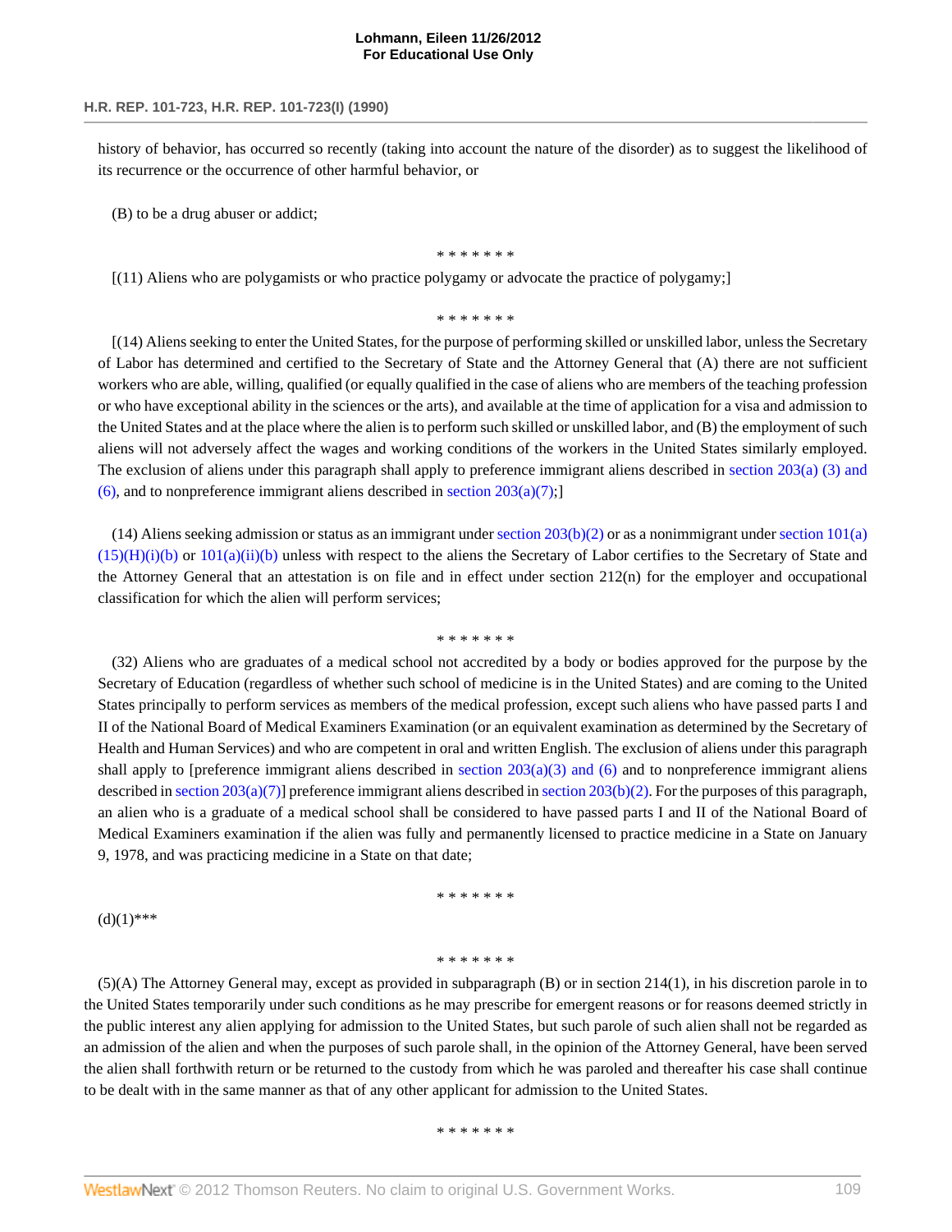history of behavior, has occurred so recently (taking into account the nature of the disorder) as to suggest the likelihood of its recurrence or the occurrence of other harmful behavior, or

(B) to be a drug abuser or addict;

\* \* \* \* \* \* \*

[(11) Aliens who are polygamists or who practice polygamy or advocate the practice of polygamy;]

\* \* \* \* \* \* \*

[(14) Aliens seeking to enter the United States, for the purpose of performing skilled or unskilled labor, unless the Secretary of Labor has determined and certified to the Secretary of State and the Attorney General that (A) there are not sufficient workers who are able, willing, qualified (or equally qualified in the case of aliens who are members of the teaching profession or who have exceptional ability in the sciences or the arts), and available at the time of application for a visa and admission to the United States and at the place where the alien is to perform such skilled or unskilled labor, and (B) the employment of such aliens will not adversely affect the wages and working conditions of the workers in the United States similarly employed. The exclusion of aliens under this paragraph shall apply to preference immigrant aliens described in section 203(a) (3) and (6), and to nonpreference immigrant aliens described in section 203(a)(7);]

(14) Aliens seeking admission or status as an immigrant under section 203(b)(2) or as a nonimmigrant under section 101(a)(15)(H)(i)(b) or 101(a)(ii)(b) unless with respect to the aliens the Secretary of Labor certifies to the Secretary of State and the Attorney General that an attestation is on file and in effect under section 212(n) for the employer and occupational classification for which the alien will perform services;

\* \* \* \* \* \* \*

(32) Aliens who are graduates of a medical school not accredited by a body or bodies approved for the purpose by the Secretary of Education (regardless of whether such school of medicine is in the United States) and are coming to the United States principally to perform services as members of the medical profession, except such aliens who have passed parts I and II of the National Board of Medical Examiners Examination (or an equivalent examination as determined by the Secretary of Health and Human Services) and who are competent in oral and written English. The exclusion of aliens under this paragraph shall apply to [preference immigrant aliens described in section 203(a)(3) and (6) and to nonpreference immigrant aliens described in section 203(a)(7)] preference immigrant aliens described in section 203(b)(2). For the purposes of this paragraph, an alien who is a graduate of a medical school shall be considered to have passed parts I and II of the National Board of Medical Examiners examination if the alien was fully and permanently licensed to practice medicine in a State on January 9, 1978, and was practicing medicine in a State on that date;

\* \* \* \* \* \* \*

(d)(1)\*\*\*

\* \* \* \* \* \* \*

(5)(A) The Attorney General may, except as provided in subparagraph (B) or in section 214(1), in his discretion parole in to the United States temporarily under such conditions as he may prescribe for emergent reasons or for reasons deemed strictly in the public interest any alien applying for admission to the United States, but such parole of such alien shall not be regarded as an admission of the alien and when the purposes of such parole shall, in the opinion of the Attorney General, have been served the alien shall forthwith return or be returned to the custody from which he was paroled and thereafter his case shall continue to be dealt with in the same manner as that of any other applicant for admission to the United States.

\* \* \* \* \* \* \*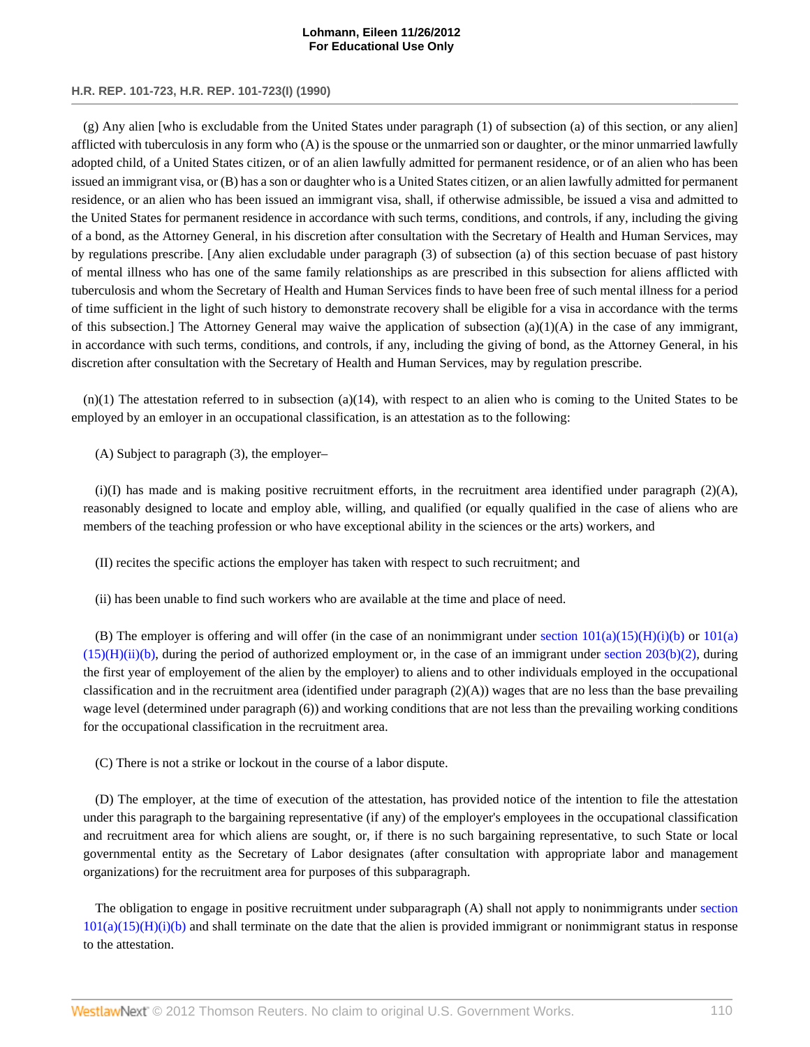(g) Any alien [who is excludable from the United States under paragraph (1) of subsection (a) of this section, or any alien] afflicted with tuberculosis in any form who (A) is the spouse or the unmarried son or daughter, or the minor unmarried lawfully adopted child, of a United States citizen, or of an alien lawfully admitted for permanent residence, or of an alien who has been issued an immigrant visa, or (B) has a son or daughter who is a United States citizen, or an alien lawfully admitted for permanent residence, or an alien who has been issued an immigrant visa, shall, if otherwise admissible, be issued a visa and admitted to the United States for permanent residence in accordance with such terms, conditions, and controls, if any, including the giving of a bond, as the Attorney General, in his discretion after consultation with the Secretary of Health and Human Services, may by regulations prescribe. [Any alien excludable under paragraph (3) of subsection (a) of this section becuase of past history of mental illness who has one of the same family relationships as are prescribed in this subsection for aliens afflicted with tuberculosis and whom the Secretary of Health and Human Services finds to have been free of such mental illness for a period of time sufficient in the light of such history to demonstrate recovery shall be eligible for a visa in accordance with the terms of this subsection.] The Attorney General may waive the application of subsection (a)(1)(A) in the case of any immigrant, in accordance with such terms, conditions, and controls, if any, including the giving of bond, as the Attorney General, in his discretion after consultation with the Secretary of Health and Human Services, may by regulation prescribe.

(n)(1) The attestation referred to in subsection (a)(14), with respect to an alien who is coming to the United States to be employed by an emloyer in an occupational classification, is an attestation as to the following:

(A) Subject to paragraph (3), the employer–

(i)(I) has made and is making positive recruitment efforts, in the recruitment area identified under paragraph (2)(A), reasonably designed to locate and employ able, willing, and qualified (or equally qualified in the case of aliens who are members of the teaching profession or who have exceptional ability in the sciences or the arts) workers, and

(II) recites the specific actions the employer has taken with respect to such recruitment; and

(ii) has been unable to find such workers who are available at the time and place of need.

(B) The employer is offering and will offer (in the case of an nonimmigrant under section 101(a)(15)(H)(i)(b) or 101(a)(15)(H)(ii)(b), during the period of authorized employment or, in the case of an immigrant under section 203(b)(2), during the first year of employement of the alien by the employer) to aliens and to other individuals employed in the occupational classification and in the recruitment area (identified under paragraph (2)(A)) wages that are no less than the base prevailing wage level (determined under paragraph (6)) and working conditions that are not less than the prevailing working conditions for the occupational classification in the recruitment area.

(C) There is not a strike or lockout in the course of a labor dispute.

(D) The employer, at the time of execution of the attestation, has provided notice of the intention to file the attestation under this paragraph to the bargaining representative (if any) of the employer's employees in the occupational classification and recruitment area for which aliens are sought, or, if there is no such bargaining representative, to such State or local governmental entity as the Secretary of Labor designates (after consultation with appropriate labor and management organizations) for the recruitment area for purposes of this subparagraph.

The obligation to engage in positive recruitment under subparagraph (A) shall not apply to nonimmigrants under section 101(a)(15)(H)(i)(b) and shall terminate on the date that the alien is provided immigrant or nonimmigrant status in response to the attestation.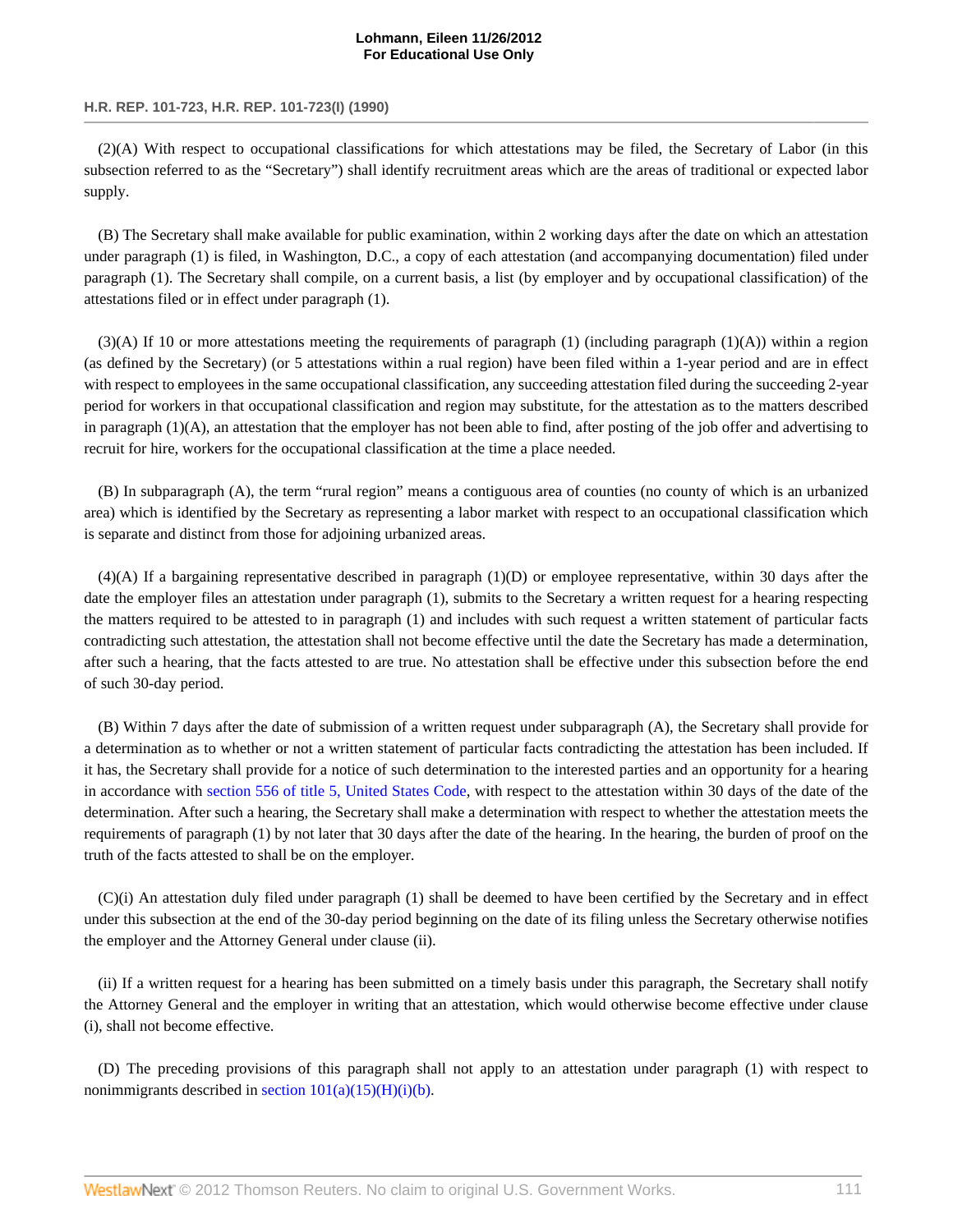(2)(A) With respect to occupational classifications for which attestations may be filed, the Secretary of Labor (in this subsection referred to as the "Secretary") shall identify recruitment areas which are the areas of traditional or expected labor supply.

(B) The Secretary shall make available for public examination, within 2 working days after the date on which an attestation under paragraph (1) is filed, in Washington, D.C., a copy of each attestation (and accompanying documentation) filed under paragraph (1). The Secretary shall compile, on a current basis, a list (by employer and by occupational classification) of the attestations filed or in effect under paragraph (1).

(3)(A) If 10 or more attestations meeting the requirements of paragraph (1) (including paragraph (1)(A)) within a region (as defined by the Secretary) (or 5 attestations within a rual region) have been filed within a 1-year period and are in effect with respect to employees in the same occupational classification, any succeeding attestation filed during the succeeding 2-year period for workers in that occupational classification and region may substitute, for the attestation as to the matters described in paragraph (1)(A), an attestation that the employer has not been able to find, after posting of the job offer and advertising to recruit for hire, workers for the occupational classification at the time a place needed.

(B) In subparagraph (A), the term "rural region" means a contiguous area of counties (no county of which is an urbanized area) which is identified by the Secretary as representing a labor market with respect to an occupational classification which is separate and distinct from those for adjoining urbanized areas.

(4)(A) If a bargaining representative described in paragraph (1)(D) or employee representative, within 30 days after the date the employer files an attestation under paragraph (1), submits to the Secretary a written request for a hearing respecting the matters required to be attested to in paragraph (1) and includes with such request a written statement of particular facts contradicting such attestation, the attestation shall not become effective until the date the Secretary has made a determination, after such a hearing, that the facts attested to are true. No attestation shall be effective under this subsection before the end of such 30-day period.

(B) Within 7 days after the date of submission of a written request under subparagraph (A), the Secretary shall provide for a determination as to whether or not a written statement of particular facts contradicting the attestation has been included. If it has, the Secretary shall provide for a notice of such determination to the interested parties and an opportunity for a hearing in accordance with section 556 of title 5, United States Code, with respect to the attestation within 30 days of the date of the determination. After such a hearing, the Secretary shall make a determination with respect to whether the attestation meets the requirements of paragraph (1) by not later that 30 days after the date of the hearing. In the hearing, the burden of proof on the truth of the facts attested to shall be on the employer.

(C)(i) An attestation duly filed under paragraph (1) shall be deemed to have been certified by the Secretary and in effect under this subsection at the end of the 30-day period beginning on the date of its filing unless the Secretary otherwise notifies the employer and the Attorney General under clause (ii).

(ii) If a written request for a hearing has been submitted on a timely basis under this paragraph, the Secretary shall notify the Attorney General and the employer in writing that an attestation, which would otherwise become effective under clause (i), shall not become effective.

(D) The preceding provisions of this paragraph shall not apply to an attestation under paragraph (1) with respect to nonimmigrants described in section 101(a)(15)(H)(i)(b).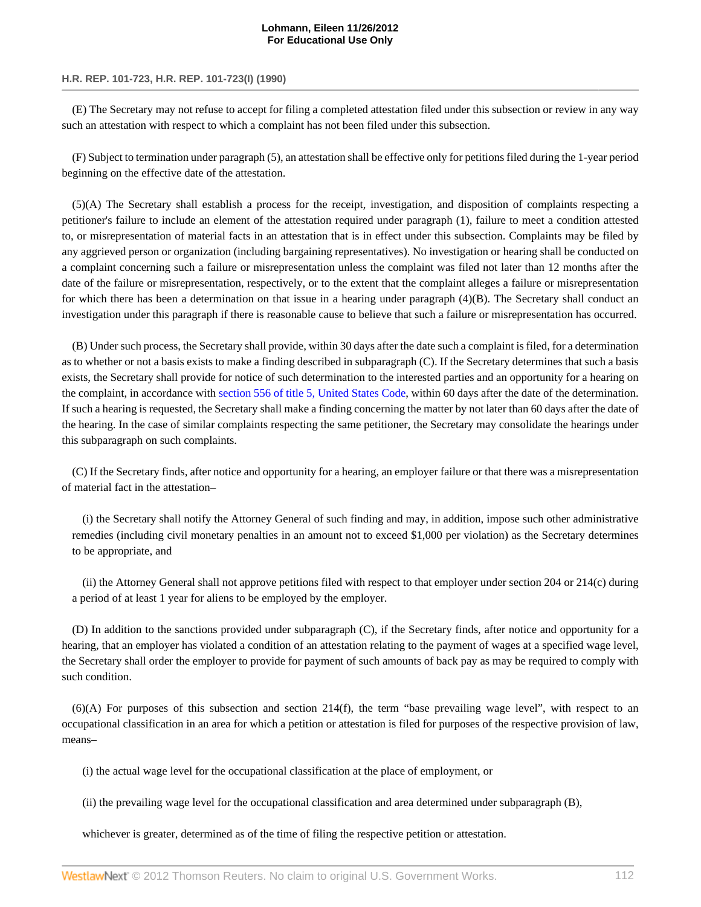(E) The Secretary may not refuse to accept for filing a completed attestation filed under this subsection or review in any way such an attestation with respect to which a complaint has not been filed under this subsection.

(F) Subject to termination under paragraph (5), an attestation shall be effective only for petitions filed during the 1-year period beginning on the effective date of the attestation.

(5)(A) The Secretary shall establish a process for the receipt, investigation, and disposition of complaints respecting a petitioner's failure to include an element of the attestation required under paragraph (1), failure to meet a condition attested to, or misrepresentation of material facts in an attestation that is in effect under this subsection. Complaints may be filed by any aggrieved person or organization (including bargaining representatives). No investigation or hearing shall be conducted on a complaint concerning such a failure or misrepresentation unless the complaint was filed not later than 12 months after the date of the failure or misrepresentation, respectively, or to the extent that the complaint alleges a failure or misrepresentation for which there has been a determination on that issue in a hearing under paragraph (4)(B). The Secretary shall conduct an investigation under this paragraph if there is reasonable cause to believe that such a failure or misrepresentation has occurred.

(B) Under such process, the Secretary shall provide, within 30 days after the date such a complaint is filed, for a determination as to whether or not a basis exists to make a finding described in subparagraph (C). If the Secretary determines that such a basis exists, the Secretary shall provide for notice of such determination to the interested parties and an opportunity for a hearing on the complaint, in accordance with section 556 of title 5, United States Code, within 60 days after the date of the determination. If such a hearing is requested, the Secretary shall make a finding concerning the matter by not later than 60 days after the date of the hearing. In the case of similar complaints respecting the same petitioner, the Secretary may consolidate the hearings under this subparagraph on such complaints.

(C) If the Secretary finds, after notice and opportunity for a hearing, an employer failure or that there was a misrepresentation of material fact in the attestation–

(i) the Secretary shall notify the Attorney General of such finding and may, in addition, impose such other administrative remedies (including civil monetary penalties in an amount not to exceed $1,000 per violation) as the Secretary determines to be appropriate, and

(ii) the Attorney General shall not approve petitions filed with respect to that employer under section 204 or 214(c) during a period of at least 1 year for aliens to be employed by the employer.

(D) In addition to the sanctions provided under subparagraph (C), if the Secretary finds, after notice and opportunity for a hearing, that an employer has violated a condition of an attestation relating to the payment of wages at a specified wage level, the Secretary shall order the employer to provide for payment of such amounts of back pay as may be required to comply with such condition.

(6)(A) For purposes of this subsection and section 214(f), the term "base prevailing wage level", with respect to an occupational classification in an area for which a petition or attestation is filed for purposes of the respective provision of law, means–

(i) the actual wage level for the occupational classification at the place of employment, or

(ii) the prevailing wage level for the occupational classification and area determined under subparagraph (B),

whichever is greater, determined as of the time of filing the respective petition or attestation.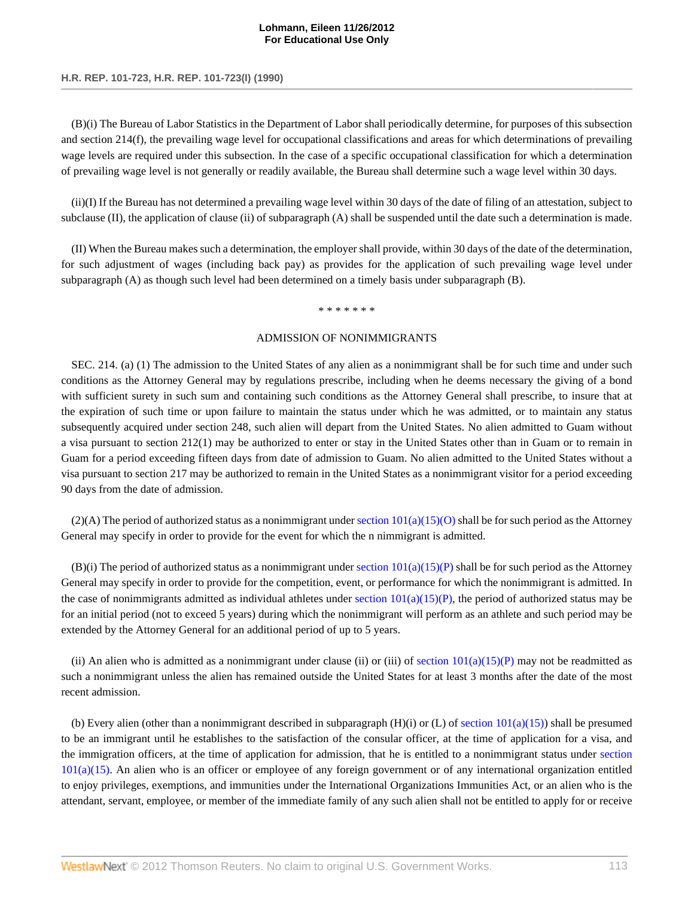(B)(i) The Bureau of Labor Statistics in the Department of Labor shall periodically determine, for purposes of this subsection and section 214(f), the prevailing wage level for occupational classifications and areas for which determinations of prevailing wage levels are required under this subsection. In the case of a specific occupational classification for which a determination of prevailing wage level is not generally or readily available, the Bureau shall determine such a wage level within 30 days.

(ii)(I) If the Bureau has not determined a prevailing wage level within 30 days of the date of filing of an attestation, subject to subclause (II), the application of clause (ii) of subparagraph (A) shall be suspended until the date such a determination is made.

(II) When the Bureau makes such a determination, the employer shall provide, within 30 days of the date of the determination, for such adjustment of wages (including back pay) as provides for the application of such prevailing wage level under subparagraph (A) as though such level had been determined on a timely basis under subparagraph (B).

* * * * * * *

ADMISSION OF NONIMMIGRANTS

SEC. 214. (a) (1) The admission to the United States of any alien as a nonimmigrant shall be for such time and under such conditions as the Attorney General may by regulations prescribe, including when he deems necessary the giving of a bond with sufficient surety in such sum and containing such conditions as the Attorney General shall prescribe, to insure that at the expiration of such time or upon failure to maintain the status under which he was admitted, or to maintain any status subsequently acquired under section 248, such alien will depart from the United States. No alien admitted to Guam without a visa pursuant to section 212(1) may be authorized to enter or stay in the United States other than in Guam or to remain in Guam for a period exceeding fifteen days from date of admission to Guam. No alien admitted to the United States without a visa pursuant to section 217 may be authorized to remain in the United States as a nonimmigrant visitor for a period exceeding 90 days from the date of admission.

(2)(A) The period of authorized status as a nonimmigrant under section 101(a)(15)(O) shall be for such period as the Attorney General may specify in order to provide for the event for which the n nimmigrant is admitted.

(B)(i) The period of authorized status as a nonimmigrant under section 101(a)(15)(P) shall be for such period as the Attorney General may specify in order to provide for the competition, event, or performance for which the nonimmigrant is admitted. In the case of nonimmigrants admitted as individual athletes under section 101(a)(15)(P), the period of authorized status may be for an initial period (not to exceed 5 years) during which the nonimmigrant will perform as an athlete and such period may be extended by the Attorney General for an additional period of up to 5 years.

(ii) An alien who is admitted as a nonimmigrant under clause (ii) or (iii) of section 101(a)(15)(P) may not be readmitted as such a nonimmigrant unless the alien has remained outside the United States for at least 3 months after the date of the most recent admission.

(b) Every alien (other than a nonimmigrant described in subparagraph (H)(i) or (L) of section 101(a)(15)) shall be presumed to be an immigrant until he establishes to the satisfaction of the consular officer, at the time of application for a visa, and the immigration officers, at the time of application for admission, that he is entitled to a nonimmigrant status under section 101(a)(15). An alien who is an officer or employee of any foreign government or of any international organization entitled to enjoy privileges, exemptions, and immunities under the International Organizations Immunities Act, or an alien who is the attendant, servant, employee, or member of the immediate family of any such alien shall not be entitled to apply for or receive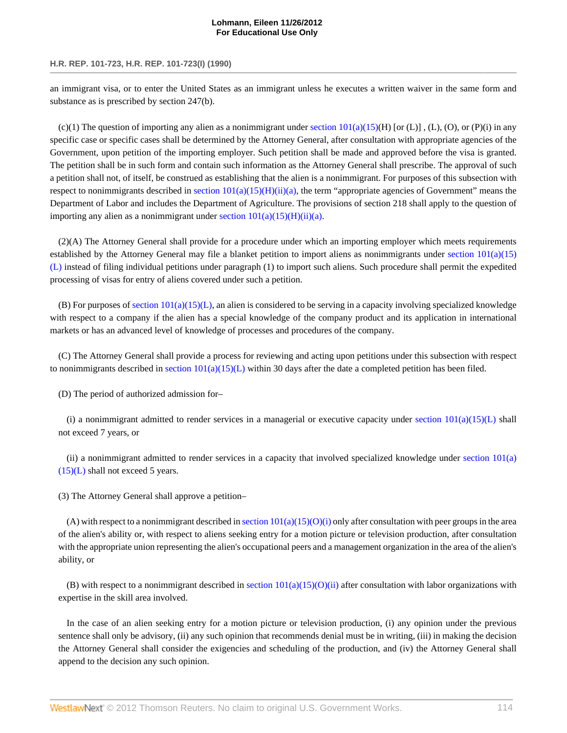an immigrant visa, or to enter the United States as an immigrant unless he executes a written waiver in the same form and substance as is prescribed by section 247(b).

(c)(1) The question of importing any alien as a nonimmigrant under section 101(a)(15)(H) [or (L)] , (L), (O), or (P)(i) in any specific case or specific cases shall be determined by the Attorney General, after consultation with appropriate agencies of the Government, upon petition of the importing employer. Such petition shall be made and approved before the visa is granted. The petition shall be in such form and contain such information as the Attorney General shall prescribe. The approval of such a petition shall not, of itself, be construed as establishing that the alien is a nonimmigrant. For purposes of this subsection with respect to nonimmigrants described in section 101(a)(15)(H)(ii)(a), the term "appropriate agencies of Government" means the Department of Labor and includes the Department of Agriculture. The provisions of section 218 shall apply to the question of importing any alien as a nonimmigrant under section 101(a)(15)(H)(ii)(a).

(2)(A) The Attorney General shall provide for a procedure under which an importing employer which meets requirements established by the Attorney General may file a blanket petition to import aliens as nonimmigrants under section 101(a)(15)(L) instead of filing individual petitions under paragraph (1) to import such aliens. Such procedure shall permit the expedited processing of visas for entry of aliens covered under such a petition.

(B) For purposes of section 101(a)(15)(L), an alien is considered to be serving in a capacity involving specialized knowledge with respect to a company if the alien has a special knowledge of the company product and its application in international markets or has an advanced level of knowledge of processes and procedures of the company.

(C) The Attorney General shall provide a process for reviewing and acting upon petitions under this subsection with respect to nonimmigrants described in section 101(a)(15)(L) within 30 days after the date a completed petition has been filed.

(D) The period of authorized admission for–

(i) a nonimmigrant admitted to render services in a managerial or executive capacity under section 101(a)(15)(L) shall not exceed 7 years, or

(ii) a nonimmigrant admitted to render services in a capacity that involved specialized knowledge under section 101(a)(15)(L) shall not exceed 5 years.

(3) The Attorney General shall approve a petition–

(A) with respect to a nonimmigrant described in section 101(a)(15)(O)(i) only after consultation with peer groups in the area of the alien's ability or, with respect to aliens seeking entry for a motion picture or television production, after consultation with the appropriate union representing the alien's occupational peers and a management organization in the area of the alien's ability, or

(B) with respect to a nonimmigrant described in section 101(a)(15)(O)(ii) after consultation with labor organizations with expertise in the skill area involved.

In the case of an alien seeking entry for a motion picture or television production, (i) any opinion under the previous sentence shall only be advisory, (ii) any such opinion that recommends denial must be in writing, (iii) in making the decision the Attorney General shall consider the exigencies and scheduling of the production, and (iv) the Attorney General shall append to the decision any such opinion.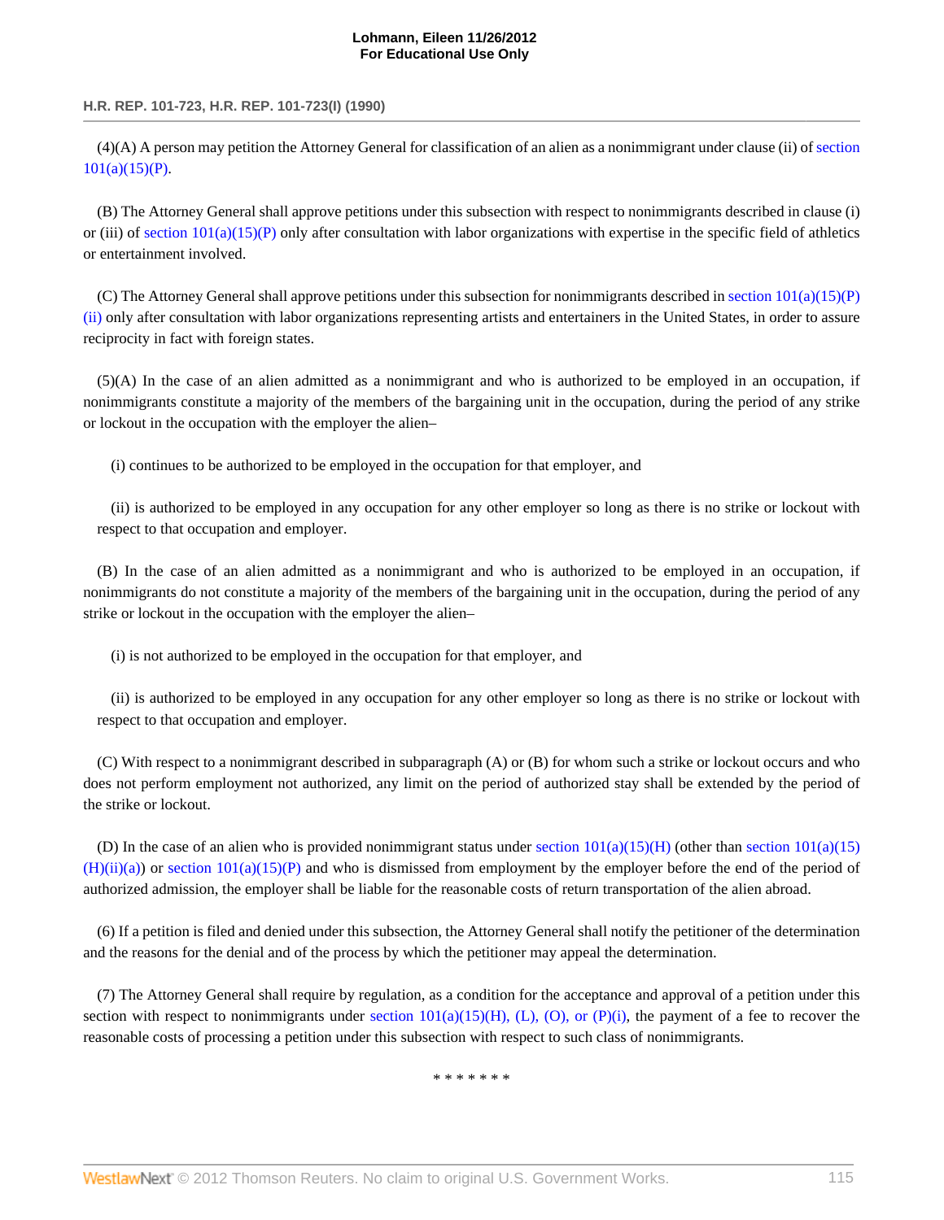(4)(A) A person may petition the Attorney General for classification of an alien as a nonimmigrant under clause (ii) of section 101(a)(15)(P).

(B) The Attorney General shall approve petitions under this subsection with respect to nonimmigrants described in clause (i) or (iii) of section 101(a)(15)(P) only after consultation with labor organizations with expertise in the specific field of athletics or entertainment involved.

(C) The Attorney General shall approve petitions under this subsection for nonimmigrants described in section 101(a)(15)(P)(ii) only after consultation with labor organizations representing artists and entertainers in the United States, in order to assure reciprocity in fact with foreign states.

(5)(A) In the case of an alien admitted as a nonimmigrant and who is authorized to be employed in an occupation, if nonimmigrants constitute a majority of the members of the bargaining unit in the occupation, during the period of any strike or lockout in the occupation with the employer the alien–

(i) continues to be authorized to be employed in the occupation for that employer, and

(ii) is authorized to be employed in any occupation for any other employer so long as there is no strike or lockout with respect to that occupation and employer.

(B) In the case of an alien admitted as a nonimmigrant and who is authorized to be employed in an occupation, if nonimmigrants do not constitute a majority of the members of the bargaining unit in the occupation, during the period of any strike or lockout in the occupation with the employer the alien–

(i) is not authorized to be employed in the occupation for that employer, and

(ii) is authorized to be employed in any occupation for any other employer so long as there is no strike or lockout with respect to that occupation and employer.

(C) With respect to a nonimmigrant described in subparagraph (A) or (B) for whom such a strike or lockout occurs and who does not perform employment not authorized, any limit on the period of authorized stay shall be extended by the period of the strike or lockout.

(D) In the case of an alien who is provided nonimmigrant status under section 101(a)(15)(H) (other than section 101(a)(15)(H)(ii)(a)) or section 101(a)(15)(P) and who is dismissed from employment by the employer before the end of the period of authorized admission, the employer shall be liable for the reasonable costs of return transportation of the alien abroad.

(6) If a petition is filed and denied under this subsection, the Attorney General shall notify the petitioner of the determination and the reasons for the denial and of the process by which the petitioner may appeal the determination.

(7) The Attorney General shall require by regulation, as a condition for the acceptance and approval of a petition under this section with respect to nonimmigrants under section 101(a)(15)(H), (L), (O), or (P)(i), the payment of a fee to recover the reasonable costs of processing a petition under this subsection with respect to such class of nonimmigrants.

* * * * * * *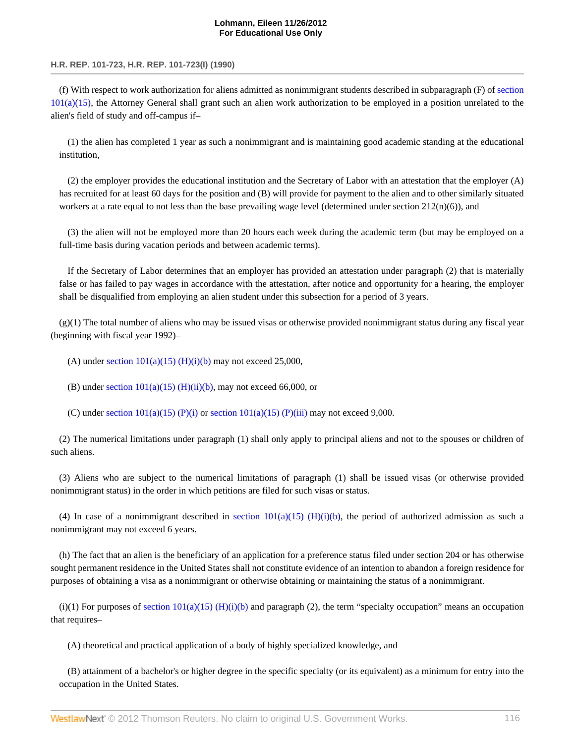(f) With respect to work authorization for aliens admitted as nonimmigrant students described in subparagraph (F) of section 101(a)(15), the Attorney General shall grant such an alien work authorization to be employed in a position unrelated to the alien's field of study and off-campus if–

(1) the alien has completed 1 year as such a nonimmigrant and is maintaining good academic standing at the educational institution,

(2) the employer provides the educational institution and the Secretary of Labor with an attestation that the employer (A) has recruited for at least 60 days for the position and (B) will provide for payment to the alien and to other similarly situated workers at a rate equal to not less than the base prevailing wage level (determined under section 212(n)(6)), and

(3) the alien will not be employed more than 20 hours each week during the academic term (but may be employed on a full-time basis during vacation periods and between academic terms).

If the Secretary of Labor determines that an employer has provided an attestation under paragraph (2) that is materially false or has failed to pay wages in accordance with the attestation, after notice and opportunity for a hearing, the employer shall be disqualified from employing an alien student under this subsection for a period of 3 years.

(g)(1) The total number of aliens who may be issued visas or otherwise provided nonimmigrant status during any fiscal year (beginning with fiscal year 1992)–

(A) under section 101(a)(15) (H)(i)(b) may not exceed 25,000,

(B) under section 101(a)(15) (H)(ii)(b), may not exceed 66,000, or

(C) under section 101(a)(15) (P)(i) or section 101(a)(15) (P)(iii) may not exceed 9,000.

(2) The numerical limitations under paragraph (1) shall only apply to principal aliens and not to the spouses or children of such aliens.

(3) Aliens who are subject to the numerical limitations of paragraph (1) shall be issued visas (or otherwise provided nonimmigrant status) in the order in which petitions are filed for such visas or status.

(4) In case of a nonimmigrant described in section 101(a)(15) (H)(i)(b), the period of authorized admission as such a nonimmigrant may not exceed 6 years.

(h) The fact that an alien is the beneficiary of an application for a preference status filed under section 204 or has otherwise sought permanent residence in the United States shall not constitute evidence of an intention to abandon a foreign residence for purposes of obtaining a visa as a nonimmigrant or otherwise obtaining or maintaining the status of a nonimmigrant.

(i)(1) For purposes of section 101(a)(15) (H)(i)(b) and paragraph (2), the term "specialty occupation" means an occupation that requires–

(A) theoretical and practical application of a body of highly specialized knowledge, and

(B) attainment of a bachelor's or higher degree in the specific specialty (or its equivalent) as a minimum for entry into the occupation in the United States.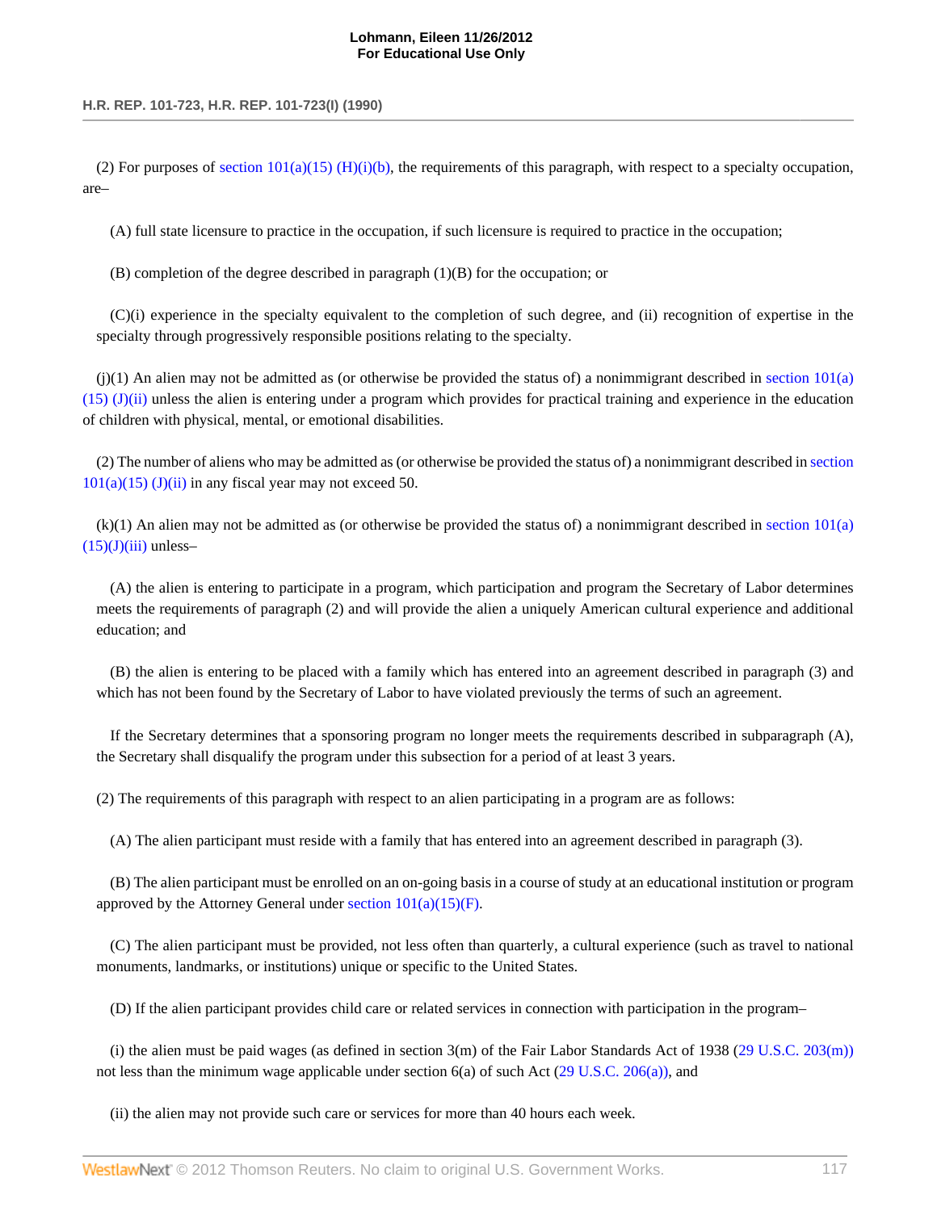(2) For purposes of section 101(a)(15) (H)(i)(b), the requirements of this paragraph, with respect to a specialty occupation, are–

(A) full state licensure to practice in the occupation, if such licensure is required to practice in the occupation;

(B) completion of the degree described in paragraph (1)(B) for the occupation; or

(C)(i) experience in the specialty equivalent to the completion of such degree, and (ii) recognition of expertise in the specialty through progressively responsible positions relating to the specialty.

(j)(1) An alien may not be admitted as (or otherwise be provided the status of) a nonimmigrant described in section 101(a)(15) (J)(ii) unless the alien is entering under a program which provides for practical training and experience in the education of children with physical, mental, or emotional disabilities.

(2) The number of aliens who may be admitted as (or otherwise be provided the status of) a nonimmigrant described in section 101(a)(15) (J)(ii) in any fiscal year may not exceed 50.

(k)(1) An alien may not be admitted as (or otherwise be provided the status of) a nonimmigrant described in section 101(a)(15)(J)(iii) unless–

(A) the alien is entering to participate in a program, which participation and program the Secretary of Labor determines meets the requirements of paragraph (2) and will provide the alien a uniquely American cultural experience and additional education; and

(B) the alien is entering to be placed with a family which has entered into an agreement described in paragraph (3) and which has not been found by the Secretary of Labor to have violated previously the terms of such an agreement.

If the Secretary determines that a sponsoring program no longer meets the requirements described in subparagraph (A), the Secretary shall disqualify the program under this subsection for a period of at least 3 years.

(2) The requirements of this paragraph with respect to an alien participating in a program are as follows:

(A) The alien participant must reside with a family that has entered into an agreement described in paragraph (3).

(B) The alien participant must be enrolled on an on-going basis in a course of study at an educational institution or program approved by the Attorney General under section 101(a)(15)(F).

(C) The alien participant must be provided, not less often than quarterly, a cultural experience (such as travel to national monuments, landmarks, or institutions) unique or specific to the United States.

(D) If the alien participant provides child care or related services in connection with participation in the program–

(i) the alien must be paid wages (as defined in section 3(m) of the Fair Labor Standards Act of 1938 (29 U.S.C. 203(m)) not less than the minimum wage applicable under section 6(a) of such Act (29 U.S.C. 206(a)), and

(ii) the alien may not provide such care or services for more than 40 hours each week.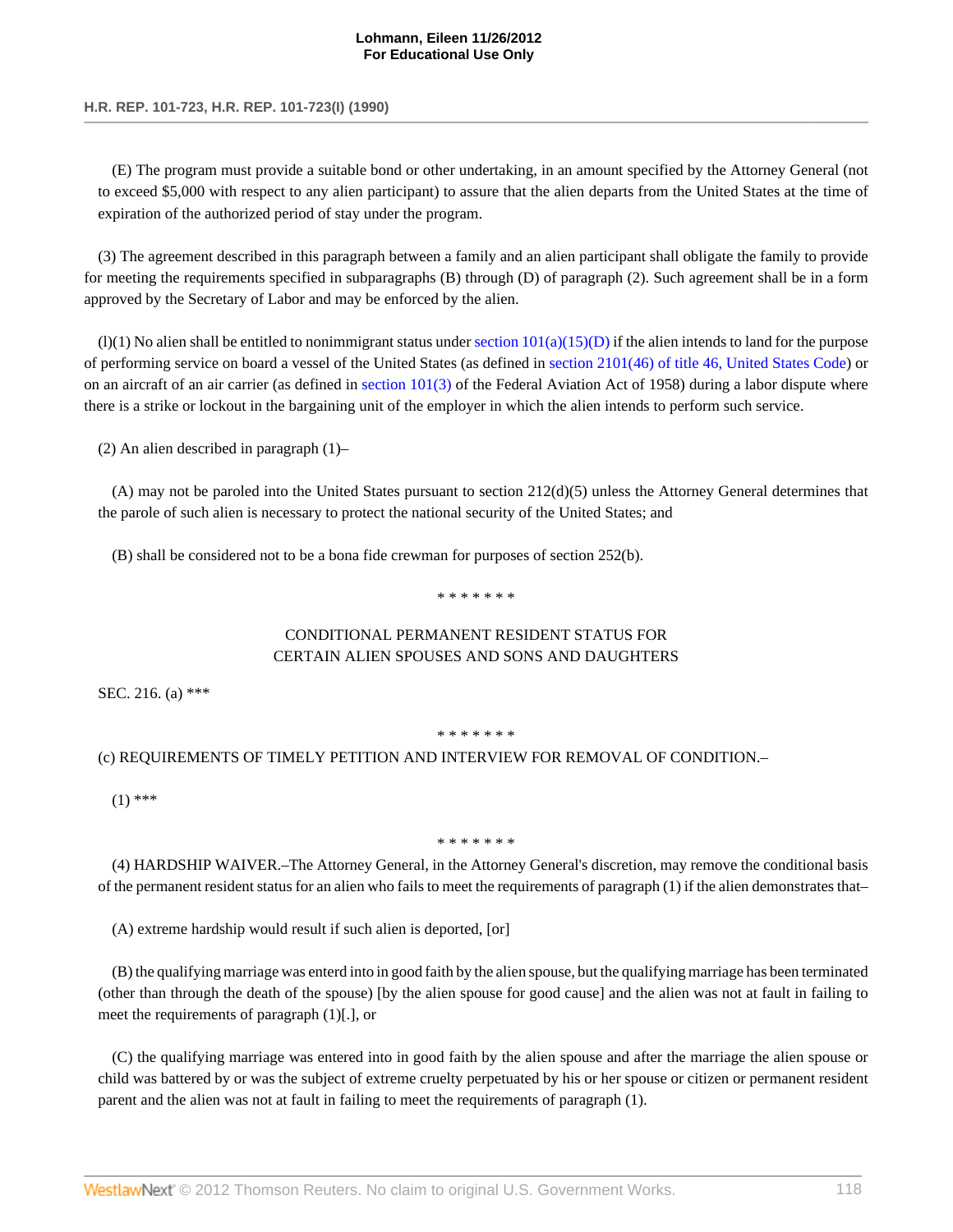(E) The program must provide a suitable bond or other undertaking, in an amount specified by the Attorney General (not to exceed $5,000 with respect to any alien participant) to assure that the alien departs from the United States at the time of expiration of the authorized period of stay under the program.

(3) The agreement described in this paragraph between a family and an alien participant shall obligate the family to provide for meeting the requirements specified in subparagraphs (B) through (D) of paragraph (2). Such agreement shall be in a form approved by the Secretary of Labor and may be enforced by the alien.

(l)(1) No alien shall be entitled to nonimmigrant status under section 101(a)(15)(D) if the alien intends to land for the purpose of performing service on board a vessel of the United States (as defined in section 2101(46) of title 46, United States Code) or on an aircraft of an air carrier (as defined in section 101(3) of the Federal Aviation Act of 1958) during a labor dispute where there is a strike or lockout in the bargaining unit of the employer in which the alien intends to perform such service.

(2) An alien described in paragraph (1)–

(A) may not be paroled into the United States pursuant to section 212(d)(5) unless the Attorney General determines that the parole of such alien is necessary to protect the national security of the United States; and

(B) shall be considered not to be a bona fide crewman for purposes of section 252(b).

\* \* \* \* \* \* \*

CONDITIONAL PERMANENT RESIDENT STATUS FOR CERTAIN ALIEN SPOUSES AND SONS AND DAUGHTERS

SEC. 216. (a) \*\*\*

\* \* \* \* \* \* \*

(c) REQUIREMENTS OF TIMELY PETITION AND INTERVIEW FOR REMOVAL OF CONDITION.–

(1) \*\*\*

\* \* \* \* \* \* \*

(4) HARDSHIP WAIVER.–The Attorney General, in the Attorney General's discretion, may remove the conditional basis of the permanent resident status for an alien who fails to meet the requirements of paragraph (1) if the alien demonstrates that–

(A) extreme hardship would result if such alien is deported, [or]

(B) the qualifying marriage was enterd into in good faith by the alien spouse, but the qualifying marriage has been terminated (other than through the death of the spouse) [by the alien spouse for good cause] and the alien was not at fault in failing to meet the requirements of paragraph (1)[.], or

(C) the qualifying marriage was entered into in good faith by the alien spouse and after the marriage the alien spouse or child was battered by or was the subject of extreme cruelty perpetuated by his or her spouse or citizen or permanent resident parent and the alien was not at fault in failing to meet the requirements of paragraph (1).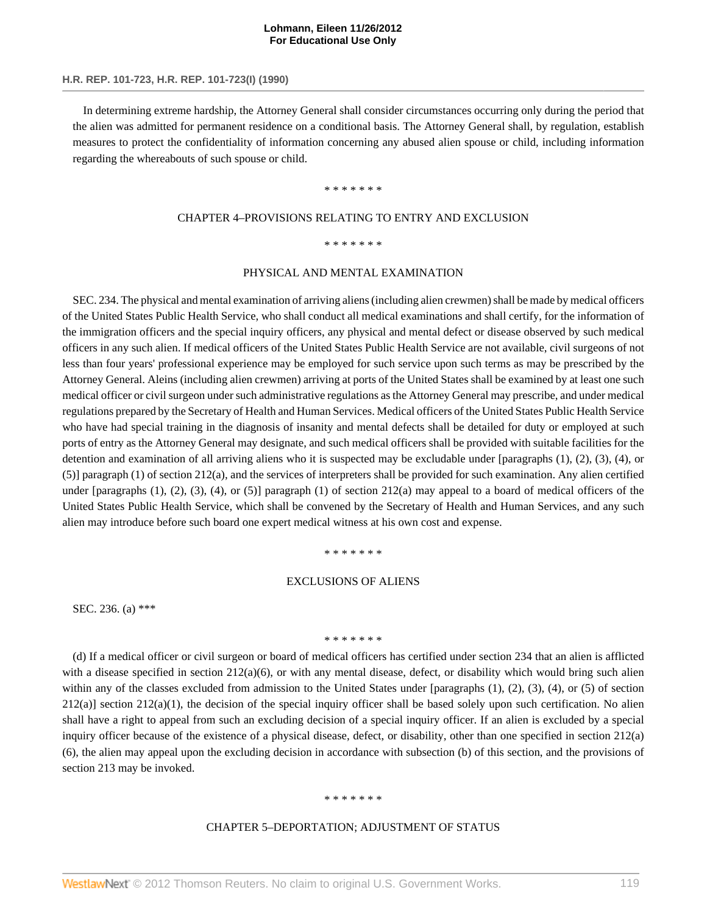In determining extreme hardship, the Attorney General shall consider circumstances occurring only during the period that the alien was admitted for permanent residence on a conditional basis. The Attorney General shall, by regulation, establish measures to protect the confidentiality of information concerning any abused alien spouse or child, including information regarding the whereabouts of such spouse or child.

\* \* \* \* \* \* \*

CHAPTER 4–PROVISIONS RELATING TO ENTRY AND EXCLUSION

\* \* \* \* \* \* \*

PHYSICAL AND MENTAL EXAMINATION

SEC. 234. The physical and mental examination of arriving aliens (including alien crewmen) shall be made by medical officers of the United States Public Health Service, who shall conduct all medical examinations and shall certify, for the information of the immigration officers and the special inquiry officers, any physical and mental defect or disease observed by such medical officers in any such alien. If medical officers of the United States Public Health Service are not available, civil surgeons of not less than four years' professional experience may be employed for such service upon such terms as may be prescribed by the Attorney General. Aleins (including alien crewmen) arriving at ports of the United States shall be examined by at least one such medical officer or civil surgeon under such administrative regulations as the Attorney General may prescribe, and under medical regulations prepared by the Secretary of Health and Human Services. Medical officers of the United States Public Health Service who have had special training in the diagnosis of insanity and mental defects shall be detailed for duty or employed at such ports of entry as the Attorney General may designate, and such medical officers shall be provided with suitable facilities for the detention and examination of all arriving aliens who it is suspected may be excludable under [paragraphs (1), (2), (3), (4), or (5)] paragraph (1) of section 212(a), and the services of interpreters shall be provided for such examination. Any alien certified under [paragraphs (1), (2), (3), (4), or (5)] paragraph (1) of section 212(a) may appeal to a board of medical officers of the United States Public Health Service, which shall be convened by the Secretary of Health and Human Services, and any such alien may introduce before such board one expert medical witness at his own cost and expense.

\* \* \* \* \* \* \*

EXCLUSIONS OF ALIENS

SEC. 236. (a) \*\*\*

\* \* \* \* \* \* \*

(d) If a medical officer or civil surgeon or board of medical officers has certified under section 234 that an alien is afflicted with a disease specified in section 212(a)(6), or with any mental disease, defect, or disability which would bring such alien within any of the classes excluded from admission to the United States under [paragraphs (1), (2), (3), (4), or (5) of section 212(a)] section 212(a)(1), the decision of the special inquiry officer shall be based solely upon such certification. No alien shall have a right to appeal from such an excluding decision of a special inquiry officer. If an alien is excluded by a special inquiry officer because of the existence of a physical disease, defect, or disability, other than one specified in section 212(a)(6), the alien may appeal upon the excluding decision in accordance with subsection (b) of this section, and the provisions of section 213 may be invoked.

\* \* \* \* \* \* \*

CHAPTER 5–DEPORTATION; ADJUSTMENT OF STATUS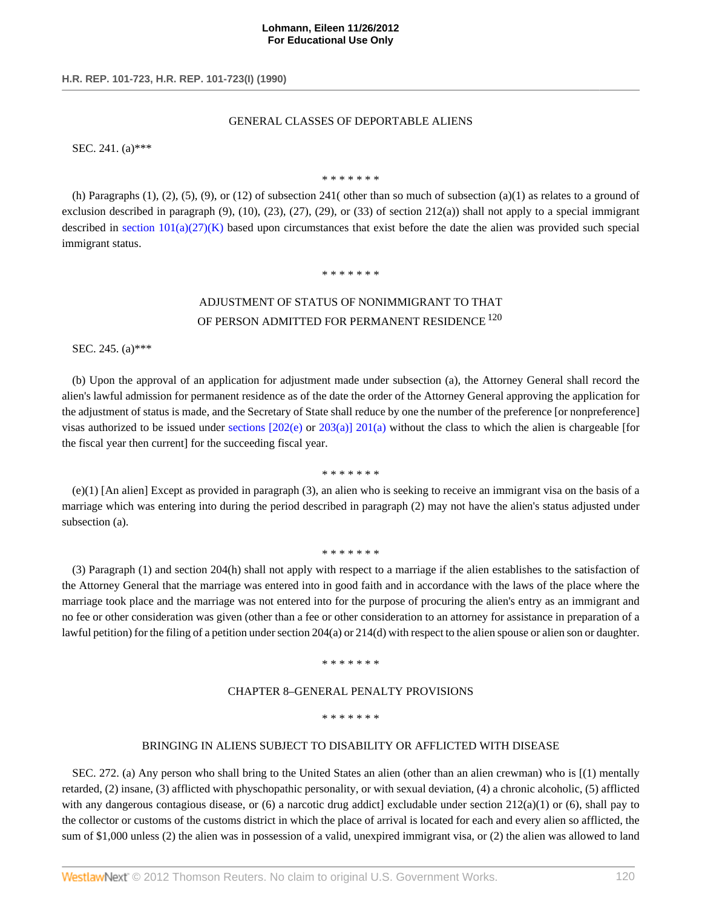GENERAL CLASSES OF DEPORTABLE ALIENS

SEC. 241. (a)***

\* \* \* \* \* \* \*

(h) Paragraphs (1), (2), (5), (9), or (12) of subsection 241( other than so much of subsection (a)(1) as relates to a ground of exclusion described in paragraph (9), (10), (23), (27), (29), or (33) of section 212(a)) shall not apply to a special immigrant described in section 101(a)(27)(K) based upon circumstances that exist before the date the alien was provided such special immigrant status.

\* \* \* \* \* \* \*

ADJUSTMENT OF STATUS OF NONIMMIGRANT TO THAT OF PERSON ADMITTED FOR PERMANENT RESIDENCE [120]

SEC. 245. (a)***

(b) Upon the approval of an application for adjustment made under subsection (a), the Attorney General shall record the alien's lawful admission for permanent residence as of the date the order of the Attorney General approving the application for the adjustment of status is made, and the Secretary of State shall reduce by one the number of the preference [or nonpreference] visas authorized to be issued under sections [202(e) or 203(a)] 201(a) without the class to which the alien is chargeable [for the fiscal year then current] for the succeeding fiscal year.

\* \* \* \* \* \* \*

(e)(1) [An alien] Except as provided in paragraph (3), an alien who is seeking to receive an immigrant visa on the basis of a marriage which was entering into during the period described in paragraph (2) may not have the alien's status adjusted under subsection (a).

\* \* \* \* \* \* \*

(3) Paragraph (1) and section 204(h) shall not apply with respect to a marriage if the alien establishes to the satisfaction of the Attorney General that the marriage was entered into in good faith and in accordance with the laws of the place where the marriage took place and the marriage was not entered into for the purpose of procuring the alien's entry as an immigrant and no fee or other consideration was given (other than a fee or other consideration to an attorney for assistance in preparation of a lawful petition) for the filing of a petition under section 204(a) or 214(d) with respect to the alien spouse or alien son or daughter.

\* \* \* \* \* \* \*

CHAPTER 8–GENERAL PENALTY PROVISIONS

\* \* \* \* \* \* \*

BRINGING IN ALIENS SUBJECT TO DISABILITY OR AFFLICTED WITH DISEASE

SEC. 272. (a) Any person who shall bring to the United States an alien (other than an alien crewman) who is [(1) mentally retarded, (2) insane, (3) afflicted with physchopathic personality, or with sexual deviation, (4) a chronic alcoholic, (5) afflicted with any dangerous contagious disease, or (6) a narcotic drug addict] excludable under section 212(a)(1) or (6), shall pay to the collector or customs of the customs district in which the place of arrival is located for each and every alien so afflicted, the sum of $1,000 unless (2) the alien was in possession of a valid, unexpired immigrant visa, or (2) the alien was allowed to land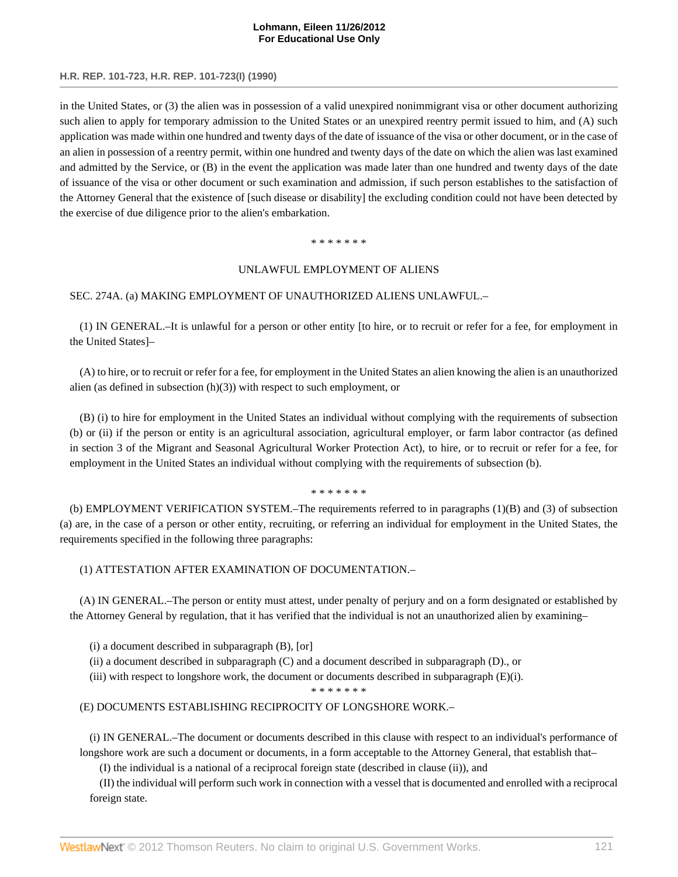in the United States, or (3) the alien was in possession of a valid unexpired nonimmigrant visa or other document authorizing such alien to apply for temporary admission to the United States or an unexpired reentry permit issued to him, and (A) such application was made within one hundred and twenty days of the date of issuance of the visa or other document, or in the case of an alien in possession of a reentry permit, within one hundred and twenty days of the date on which the alien was last examined and admitted by the Service, or (B) in the event the application was made later than one hundred and twenty days of the date of issuance of the visa or other document or such examination and admission, if such person establishes to the satisfaction of the Attorney General that the existence of [such disease or disability] the excluding condition could not have been detected by the exercise of due diligence prior to the alien's embarkation.

\* \* \* \* \* \* \*

UNLAWFUL EMPLOYMENT OF ALIENS

SEC. 274A. (a) MAKING EMPLOYMENT OF UNAUTHORIZED ALIENS UNLAWFUL.–

(1) IN GENERAL.–It is unlawful for a person or other entity [to hire, or to recruit or refer for a fee, for employment in the United States]–

(A) to hire, or to recruit or refer for a fee, for employment in the United States an alien knowing the alien is an unauthorized alien (as defined in subsection (h)(3)) with respect to such employment, or

(B) (i) to hire for employment in the United States an individual without complying with the requirements of subsection (b) or (ii) if the person or entity is an agricultural association, agricultural employer, or farm labor contractor (as defined in section 3 of the Migrant and Seasonal Agricultural Worker Protection Act), to hire, or to recruit or refer for a fee, for employment in the United States an individual without complying with the requirements of subsection (b).

\* \* \* \* \* \* \*

(b) EMPLOYMENT VERIFICATION SYSTEM.–The requirements referred to in paragraphs (1)(B) and (3) of subsection (a) are, in the case of a person or other entity, recruiting, or referring an individual for employment in the United States, the requirements specified in the following three paragraphs:

(1) ATTESTATION AFTER EXAMINATION OF DOCUMENTATION.–

(A) IN GENERAL.–The person or entity must attest, under penalty of perjury and on a form designated or established by the Attorney General by regulation, that it has verified that the individual is not an unauthorized alien by examining–

(i) a document described in subparagraph (B), [or]
(ii) a document described in subparagraph (C) and a document described in subparagraph (D)., or
(iii) with respect to longshore work, the document or documents described in subparagraph (E)(i).

\* \* \* \* \* \* \*

(E) DOCUMENTS ESTABLISHING RECIPROCITY OF LONGSHORE WORK.–

(i) IN GENERAL.–The document or documents described in this clause with respect to an individual's performance of longshore work are such a document or documents, in a form acceptable to the Attorney General, that establish that–

(I) the individual is a national of a reciprocal foreign state (described in clause (ii)), and

(II) the individual will perform such work in connection with a vessel that is documented and enrolled with a reciprocal foreign state.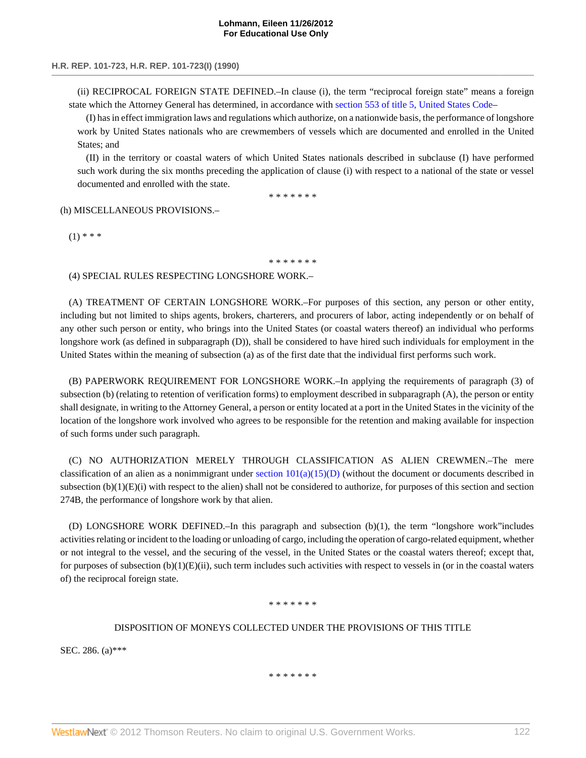(ii) RECIPROCAL FOREIGN STATE DEFINED.–In clause (i), the term "reciprocal foreign state" means a foreign state which the Attorney General has determined, in accordance with section 553 of title 5, United States Code–

(I) has in effect immigration laws and regulations which authorize, on a nationwide basis, the performance of longshore work by United States nationals who are crewmembers of vessels which are documented and enrolled in the United States; and

(II) in the territory or coastal waters of which United States nationals described in subclause (I) have performed such work during the six months preceding the application of clause (i) with respect to a national of the state or vessel documented and enrolled with the state.

\* \* \* \* \* \* \*

(h) MISCELLANEOUS PROVISIONS.–

(1) \* \* \*

\* \* \* \* \* \* \*

(4) SPECIAL RULES RESPECTING LONGSHORE WORK.–

(A) TREATMENT OF CERTAIN LONGSHORE WORK.–For purposes of this section, any person or other entity, including but not limited to ships agents, brokers, charterers, and procurers of labor, acting independently or on behalf of any other such person or entity, who brings into the United States (or coastal waters thereof) an individual who performs longshore work (as defined in subparagraph (D)), shall be considered to have hired such individuals for employment in the United States within the meaning of subsection (a) as of the first date that the individual first performs such work.

(B) PAPERWORK REQUIREMENT FOR LONGSHORE WORK.–In applying the requirements of paragraph (3) of subsection (b) (relating to retention of verification forms) to employment described in subparagraph (A), the person or entity shall designate, in writing to the Attorney General, a person or entity located at a port in the United States in the vicinity of the location of the longshore work involved who agrees to be responsible for the retention and making available for inspection of such forms under such paragraph.

(C) NO AUTHORIZATION MERELY THROUGH CLASSIFICATION AS ALIEN CREWMEN.–The mere classification of an alien as a nonimmigrant under section 101(a)(15)(D) (without the document or documents described in subsection (b)(1)(E)(i) with respect to the alien) shall not be considered to authorize, for purposes of this section and section 274B, the performance of longshore work by that alien.

(D) LONGSHORE WORK DEFINED.–In this paragraph and subsection (b)(1), the term "longshore work"includes activities relating or incident to the loading or unloading of cargo, including the operation of cargo-related equipment, whether or not integral to the vessel, and the securing of the vessel, in the United States or the coastal waters thereof; except that, for purposes of subsection (b)(1)(E)(ii), such term includes such activities with respect to vessels in (or in the coastal waters of) the reciprocal foreign state.

\* \* \* \* \* \* \*

DISPOSITION OF MONEYS COLLECTED UNDER THE PROVISIONS OF THIS TITLE

SEC. 286. (a)\*\*\*

\* \* \* \* \* \* \*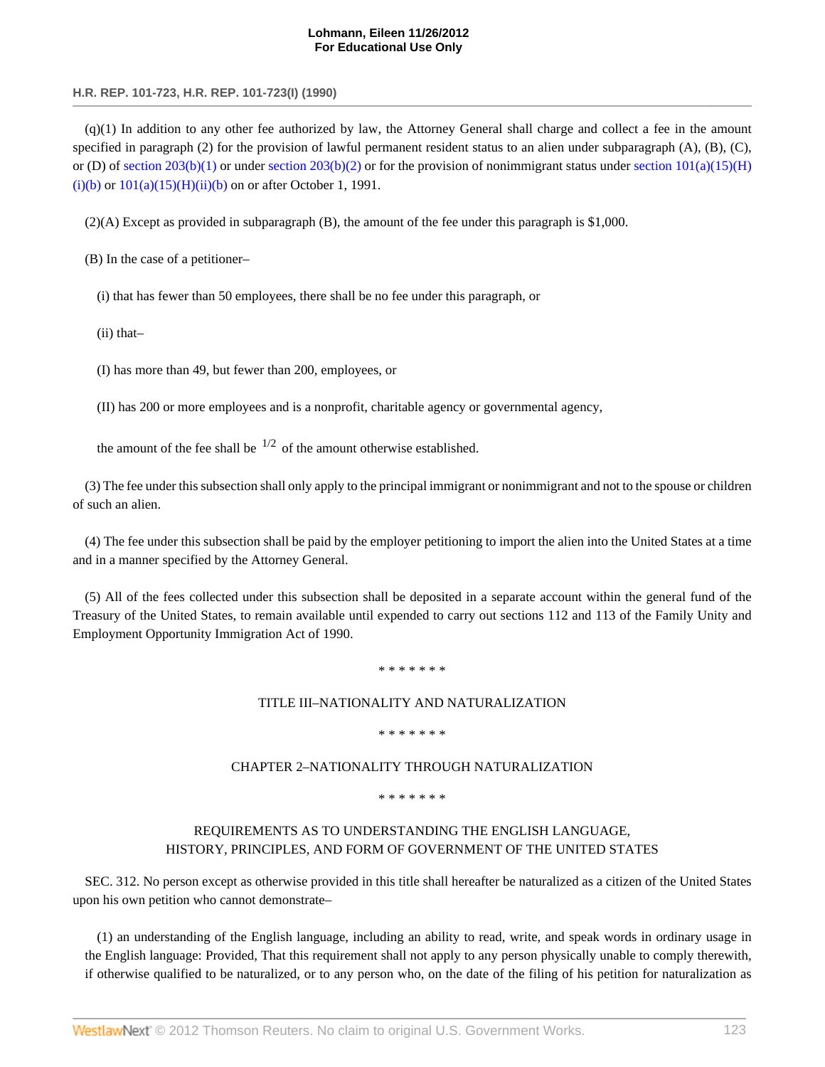(q)(1) In addition to any other fee authorized by law, the Attorney General shall charge and collect a fee in the amount specified in paragraph (2) for the provision of lawful permanent resident status to an alien under subparagraph (A), (B), (C), or (D) of section 203(b)(1) or under section 203(b)(2) or for the provision of nonimmigrant status under section 101(a)(15)(H)(i)(b) or 101(a)(15)(H)(ii)(b) on or after October 1, 1991.

(2)(A) Except as provided in subparagraph (B), the amount of the fee under this paragraph is $1,000.

(B) In the case of a petitioner–

(i) that has fewer than 50 employees, there shall be no fee under this paragraph, or

(ii) that–

(I) has more than 49, but fewer than 200, employees, or

(II) has 200 or more employees and is a nonprofit, charitable agency or governmental agency,

the amount of the fee shall be 1/2 of the amount otherwise established.

(3) The fee under this subsection shall only apply to the principal immigrant or nonimmigrant and not to the spouse or children of such an alien.

(4) The fee under this subsection shall be paid by the employer petitioning to import the alien into the United States at a time and in a manner specified by the Attorney General.

(5) All of the fees collected under this subsection shall be deposited in a separate account within the general fund of the Treasury of the United States, to remain available until expended to carry out sections 112 and 113 of the Family Unity and Employment Opportunity Immigration Act of 1990.

\* \* \* \* \* \* \*

TITLE III–NATIONALITY AND NATURALIZATION

\* \* \* \* \* \* \*

CHAPTER 2–NATIONALITY THROUGH NATURALIZATION

\* \* \* \* \* \* \*

REQUIREMENTS AS TO UNDERSTANDING THE ENGLISH LANGUAGE, HISTORY, PRINCIPLES, AND FORM OF GOVERNMENT OF THE UNITED STATES

SEC. 312. No person except as otherwise provided in this title shall hereafter be naturalized as a citizen of the United States upon his own petition who cannot demonstrate–

(1) an understanding of the English language, including an ability to read, write, and speak words in ordinary usage in the English language: Provided, That this requirement shall not apply to any person physically unable to comply therewith, if otherwise qualified to be naturalized, or to any person who, on the date of the filing of his petition for naturalization as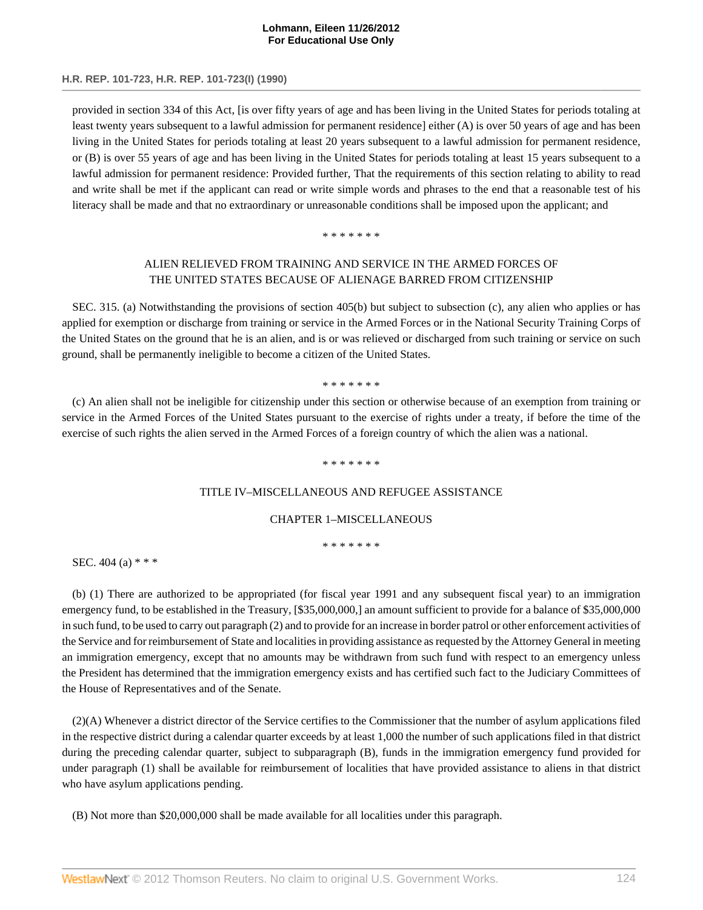provided in section 334 of this Act, [is over fifty years of age and has been living in the United States for periods totaling at least twenty years subsequent to a lawful admission for permanent residence] either (A) is over 50 years of age and has been living in the United States for periods totaling at least 20 years subsequent to a lawful admission for permanent residence, or (B) is over 55 years of age and has been living in the United States for periods totaling at least 15 years subsequent to a lawful admission for permanent residence: Provided further, That the requirements of this section relating to ability to read and write shall be met if the applicant can read or write simple words and phrases to the end that a reasonable test of his literacy shall be made and that no extraordinary or unreasonable conditions shall be imposed upon the applicant; and

\* \* \* \* \* \* \*

ALIEN RELIEVED FROM TRAINING AND SERVICE IN THE ARMED FORCES OF THE UNITED STATES BECAUSE OF ALIENAGE BARRED FROM CITIZENSHIP

SEC. 315. (a) Notwithstanding the provisions of section 405(b) but subject to subsection (c), any alien who applies or has applied for exemption or discharge from training or service in the Armed Forces or in the National Security Training Corps of the United States on the ground that he is an alien, and is or was relieved or discharged from such training or service on such ground, shall be permanently ineligible to become a citizen of the United States.

\* \* \* \* \* \* \*

(c) An alien shall not be ineligible for citizenship under this section or otherwise because of an exemption from training or service in the Armed Forces of the United States pursuant to the exercise of rights under a treaty, if before the time of the exercise of such rights the alien served in the Armed Forces of a foreign country of which the alien was a national.

\* \* \* \* \* \* \*

TITLE IV–MISCELLANEOUS AND REFUGEE ASSISTANCE

CHAPTER 1–MISCELLANEOUS

\* \* \* \* \* \* \*

SEC. 404 (a) \* \* \*

(b) (1) There are authorized to be appropriated (for fiscal year 1991 and any subsequent fiscal year) to an immigration emergency fund, to be established in the Treasury, [$35,000,000,] an amount sufficient to provide for a balance of $35,000,000 in such fund, to be used to carry out paragraph (2) and to provide for an increase in border patrol or other enforcement activities of the Service and for reimbursement of State and localities in providing assistance as requested by the Attorney General in meeting an immigration emergency, except that no amounts may be withdrawn from such fund with respect to an emergency unless the President has determined that the immigration emergency exists and has certified such fact to the Judiciary Committees of the House of Representatives and of the Senate.

(2)(A) Whenever a district director of the Service certifies to the Commissioner that the number of asylum applications filed in the respective district during a calendar quarter exceeds by at least 1,000 the number of such applications filed in that district during the preceding calendar quarter, subject to subparagraph (B), funds in the immigration emergency fund provided for under paragraph (1) shall be available for reimbursement of localities that have provided assistance to aliens in that district who have asylum applications pending.

(B) Not more than $20,000,000 shall be made available for all localities under this paragraph.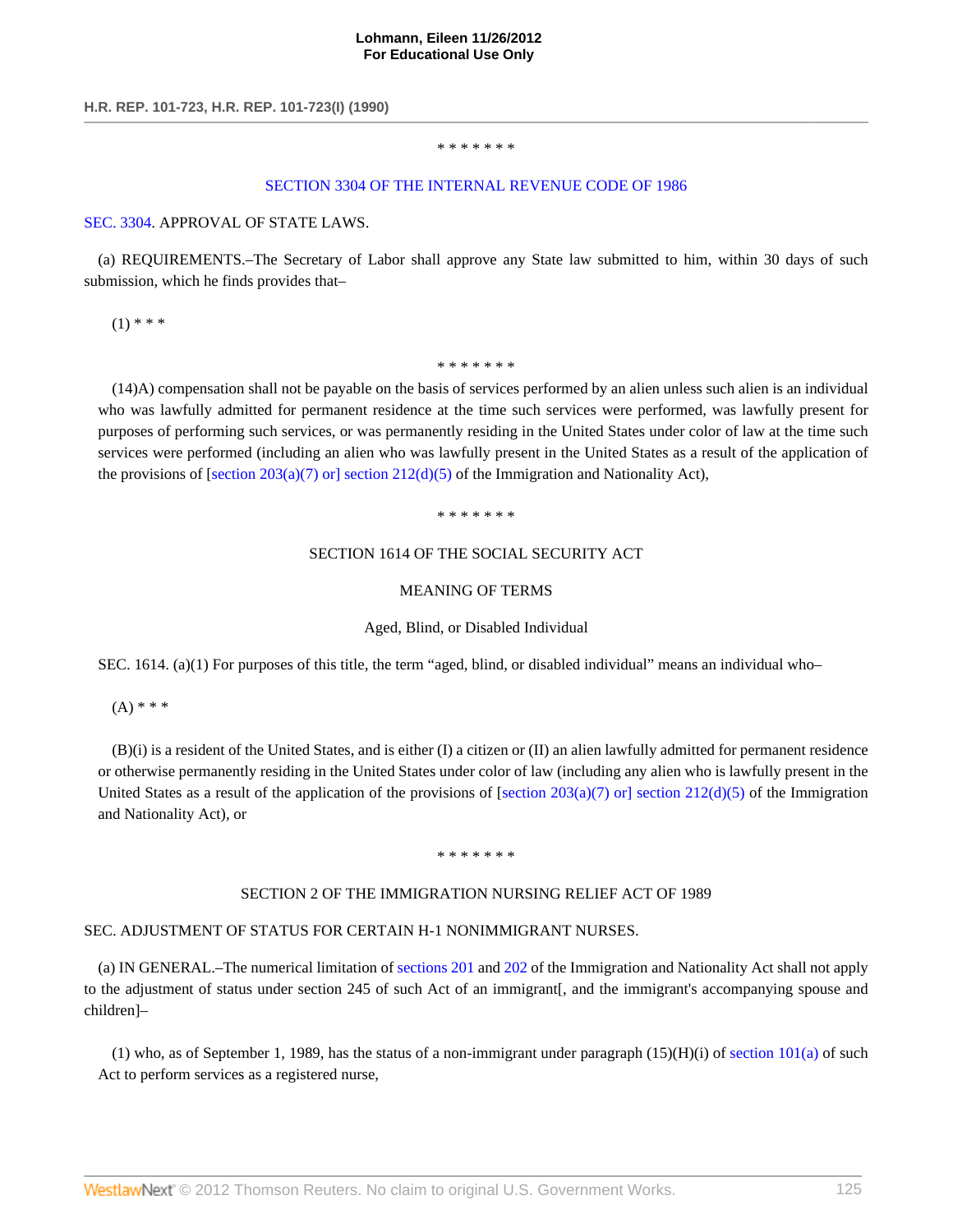\* \* \* \* \* \* \*

SECTION 3304 OF THE INTERNAL REVENUE CODE OF 1986

SEC. 3304. APPROVAL OF STATE LAWS.

(a) REQUIREMENTS.–The Secretary of Labor shall approve any State law submitted to him, within 30 days of such submission, which he finds provides that–

(1) \* \* \*

\* \* \* \* \* \* \*

(14)A) compensation shall not be payable on the basis of services performed by an alien unless such alien is an individual who was lawfully admitted for permanent residence at the time such services were performed, was lawfully present for purposes of performing such services, or was permanently residing in the United States under color of law at the time such services were performed (including an alien who was lawfully present in the United States as a result of the application of the provisions of [section 203(a)(7) or] section 212(d)(5) of the Immigration and Nationality Act),

\* \* \* \* \* \* \*

SECTION 1614 OF THE SOCIAL SECURITY ACT

MEANING OF TERMS

Aged, Blind, or Disabled Individual

SEC. 1614. (a)(1) For purposes of this title, the term "aged, blind, or disabled individual" means an individual who–

(A) \* \* \*

(B)(i) is a resident of the United States, and is either (I) a citizen or (II) an alien lawfully admitted for permanent residence or otherwise permanently residing in the United States under color of law (including any alien who is lawfully present in the United States as a result of the application of the provisions of [section 203(a)(7) or] section 212(d)(5) of the Immigration and Nationality Act), or

\* \* \* \* \* \* \*

SECTION 2 OF THE IMMIGRATION NURSING RELIEF ACT OF 1989

SEC. ADJUSTMENT OF STATUS FOR CERTAIN H-1 NONIMMIGRANT NURSES.

(a) IN GENERAL.–The numerical limitation of sections 201 and 202 of the Immigration and Nationality Act shall not apply to the adjustment of status under section 245 of such Act of an immigrant[, and the immigrant's accompanying spouse and children]–

(1) who, as of September 1, 1989, has the status of a non-immigrant under paragraph (15)(H)(i) of section 101(a) of such Act to perform services as a registered nurse,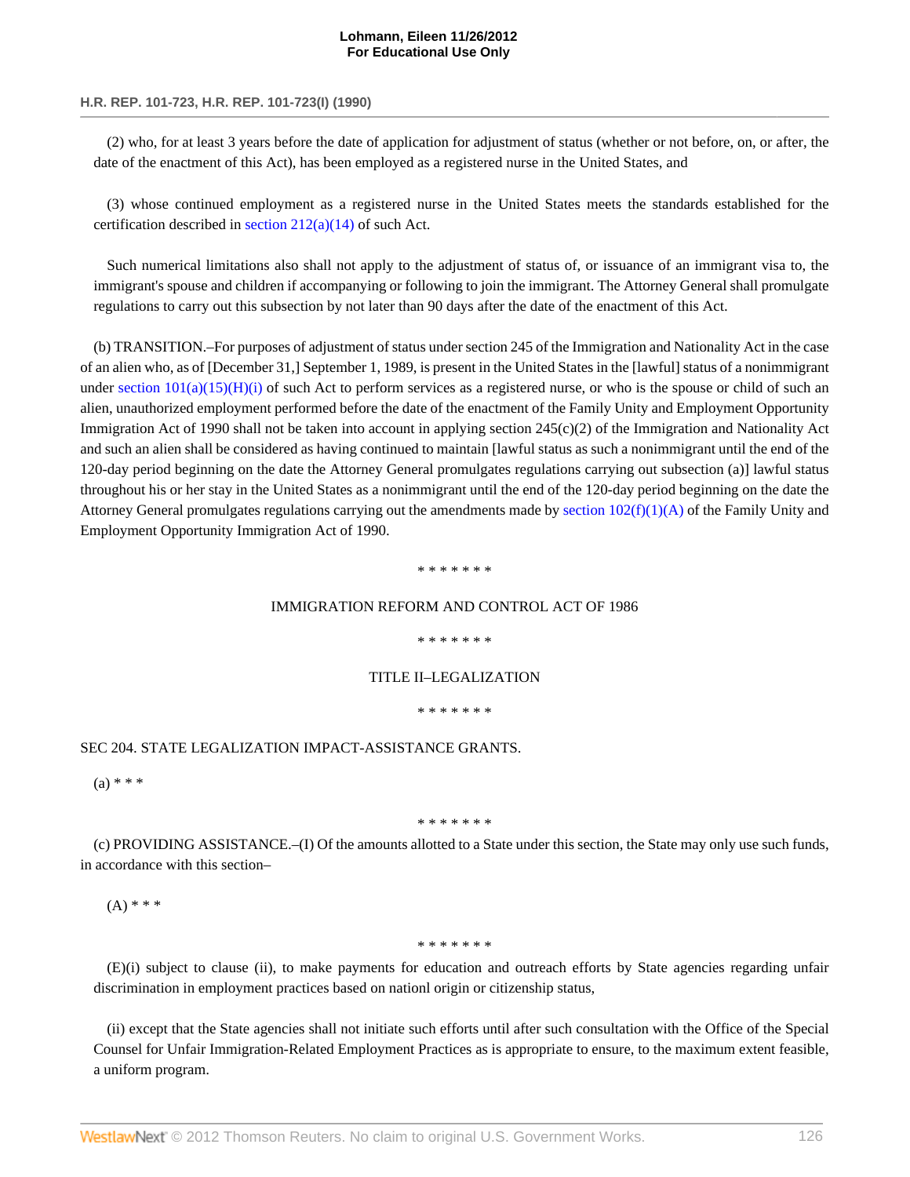(2) who, for at least 3 years before the date of application for adjustment of status (whether or not before, on, or after, the date of the enactment of this Act), has been employed as a registered nurse in the United States, and

(3) whose continued employment as a registered nurse in the United States meets the standards established for the certification described in section 212(a)(14) of such Act.

Such numerical limitations also shall not apply to the adjustment of status of, or issuance of an immigrant visa to, the immigrant's spouse and children if accompanying or following to join the immigrant. The Attorney General shall promulgate regulations to carry out this subsection by not later than 90 days after the date of the enactment of this Act.

(b) TRANSITION.–For purposes of adjustment of status under section 245 of the Immigration and Nationality Act in the case of an alien who, as of [December 31,] September 1, 1989, is present in the United States in the [lawful] status of a nonimmigrant under section 101(a)(15)(H)(i) of such Act to perform services as a registered nurse, or who is the spouse or child of such an alien, unauthorized employment performed before the date of the enactment of the Family Unity and Employment Opportunity Immigration Act of 1990 shall not be taken into account in applying section 245(c)(2) of the Immigration and Nationality Act and such an alien shall be considered as having continued to maintain [lawful status as such a nonimmigrant until the end of the 120-day period beginning on the date the Attorney General promulgates regulations carrying out subsection (a)] lawful status throughout his or her stay in the United States as a nonimmigrant until the end of the 120-day period beginning on the date the Attorney General promulgates regulations carrying out the amendments made by section 102(f)(1)(A) of the Family Unity and Employment Opportunity Immigration Act of 1990.

\* \* \* \* \* \* \*

IMMIGRATION REFORM AND CONTROL ACT OF 1986

\* \* \* \* \* \* \*

TITLE II–LEGALIZATION

\* \* \* \* \* \* \*

SEC 204. STATE LEGALIZATION IMPACT-ASSISTANCE GRANTS.

(a) * * *

\* \* \* \* \* \* \*

(c) PROVIDING ASSISTANCE.–(I) Of the amounts allotted to a State under this section, the State may only use such funds, in accordance with this section–

(A) * * *

\* \* \* \* \* \* \*

(E)(i) subject to clause (ii), to make payments for education and outreach efforts by State agencies regarding unfair discrimination in employment practices based on nationl origin or citizenship status,

(ii) except that the State agencies shall not initiate such efforts until after such consultation with the Office of the Special Counsel for Unfair Immigration-Related Employment Practices as is appropriate to ensure, to the maximum extent feasible, a uniform program.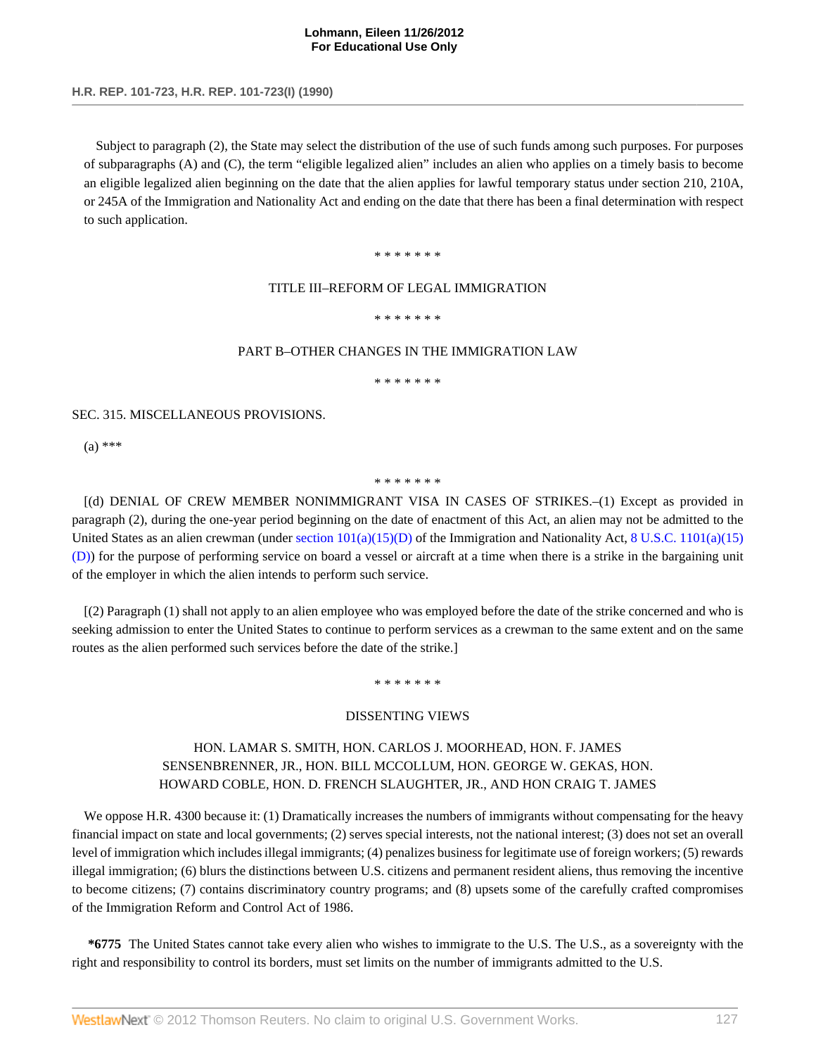Subject to paragraph (2), the State may select the distribution of the use of such funds among such purposes. For purposes of subparagraphs (A) and (C), the term "eligible legalized alien" includes an alien who applies on a timely basis to become an eligible legalized alien beginning on the date that the alien applies for lawful temporary status under section 210, 210A, or 245A of the Immigration and Nationality Act and ending on the date that there has been a final determination with respect to such application.

\* \* \* \* \* \* \*

TITLE III–REFORM OF LEGAL IMMIGRATION

\* \* \* \* \* \* \*

PART B–OTHER CHANGES IN THE IMMIGRATION LAW

\* \* \* \* \* \* \*

SEC. 315. MISCELLANEOUS PROVISIONS.

(a) ***

\* \* \* \* \* \* \*

[(d) DENIAL OF CREW MEMBER NONIMMIGRANT VISA IN CASES OF STRIKES.–(1) Except as provided in paragraph (2), during the one-year period beginning on the date of enactment of this Act, an alien may not be admitted to the United States as an alien crewman (under section 101(a)(15)(D) of the Immigration and Nationality Act, 8 U.S.C. 1101(a)(15)(D)) for the purpose of performing service on board a vessel or aircraft at a time when there is a strike in the bargaining unit of the employer in which the alien intends to perform such service.

[(2) Paragraph (1) shall not apply to an alien employee who was employed before the date of the strike concerned and who is seeking admission to enter the United States to continue to perform services as a crewman to the same extent and on the same routes as the alien performed such services before the date of the strike.]

\* \* \* \* \* \* \*

DISSENTING VIEWS

HON. LAMAR S. SMITH, HON. CARLOS J. MOORHEAD, HON. F. JAMES SENSENBRENNER, JR., HON. BILL MCCOLLUM, HON. GEORGE W. GEKAS, HON. HOWARD COBLE, HON. D. FRENCH SLAUGHTER, JR., AND HON CRAIG T. JAMES

We oppose H.R. 4300 because it: (1) Dramatically increases the numbers of immigrants without compensating for the heavy financial impact on state and local governments; (2) serves special interests, not the national interest; (3) does not set an overall level of immigration which includes illegal immigrants; (4) penalizes business for legitimate use of foreign workers; (5) rewards illegal immigration; (6) blurs the distinctions between U.S. citizens and permanent resident aliens, thus removing the incentive to become citizens; (7) contains discriminatory country programs; and (8) upsets some of the carefully crafted compromises of the Immigration Reform and Control Act of 1986.

**\*6775** The United States cannot take every alien who wishes to immigrate to the U.S. The U.S., as a sovereignty with the right and responsibility to control its borders, must set limits on the number of immigrants admitted to the U.S.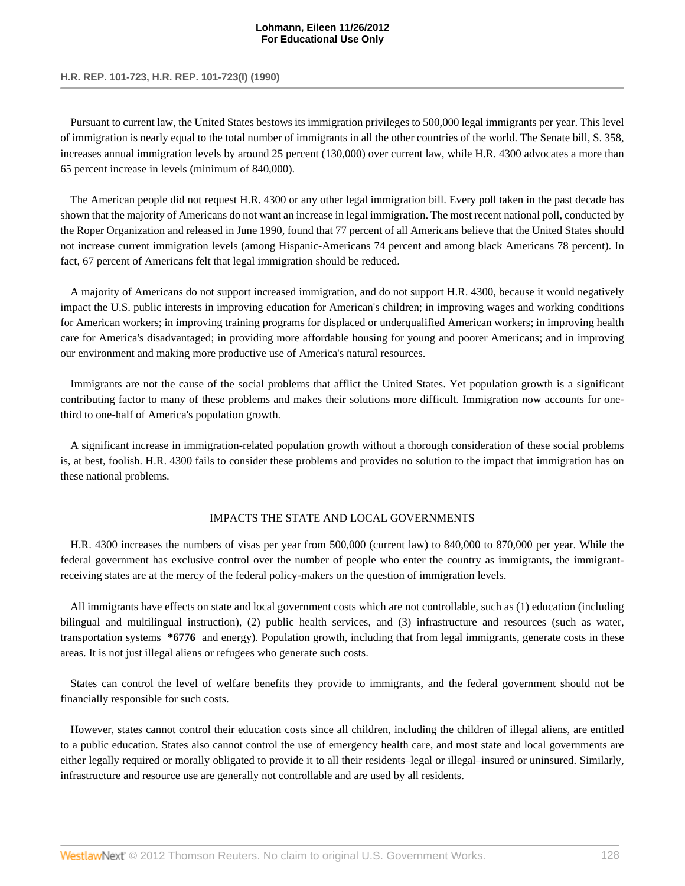Pursuant to current law, the United States bestows its immigration privileges to 500,000 legal immigrants per year. This level of immigration is nearly equal to the total number of immigrants in all the other countries of the world. The Senate bill, S. 358, increases annual immigration levels by around 25 percent (130,000) over current law, while H.R. 4300 advocates a more than 65 percent increase in levels (minimum of 840,000).

The American people did not request H.R. 4300 or any other legal immigration bill. Every poll taken in the past decade has shown that the majority of Americans do not want an increase in legal immigration. The most recent national poll, conducted by the Roper Organization and released in June 1990, found that 77 percent of all Americans believe that the United States should not increase current immigration levels (among Hispanic-Americans 74 percent and among black Americans 78 percent). In fact, 67 percent of Americans felt that legal immigration should be reduced.

A majority of Americans do not support increased immigration, and do not support H.R. 4300, because it would negatively impact the U.S. public interests in improving education for American's children; in improving wages and working conditions for American workers; in improving training programs for displaced or underqualified American workers; in improving health care for America's disadvantaged; in providing more affordable housing for young and poorer Americans; and in improving our environment and making more productive use of America's natural resources.

Immigrants are not the cause of the social problems that afflict the United States. Yet population growth is a significant contributing factor to many of these problems and makes their solutions more difficult. Immigration now accounts for one-third to one-half of America's population growth.

A significant increase in immigration-related population growth without a thorough consideration of these social problems is, at best, foolish. H.R. 4300 fails to consider these problems and provides no solution to the impact that immigration has on these national problems.

IMPACTS THE STATE AND LOCAL GOVERNMENTS

H.R. 4300 increases the numbers of visas per year from 500,000 (current law) to 840,000 to 870,000 per year. While the federal government has exclusive control over the number of people who enter the country as immigrants, the immigrant-receiving states are at the mercy of the federal policy-makers on the question of immigration levels.

All immigrants have effects on state and local government costs which are not controllable, such as (1) education (including bilingual and multilingual instruction), (2) public health services, and (3) infrastructure and resources (such as water, transportation systems **\*6776** and energy). Population growth, including that from legal immigrants, generate costs in these areas. It is not just illegal aliens or refugees who generate such costs.

States can control the level of welfare benefits they provide to immigrants, and the federal government should not be financially responsible for such costs.

However, states cannot control their education costs since all children, including the children of illegal aliens, are entitled to a public education. States also cannot control the use of emergency health care, and most state and local governments are either legally required or morally obligated to provide it to all their residents–legal or illegal–insured or uninsured. Similarly, infrastructure and resource use are generally not controllable and are used by all residents.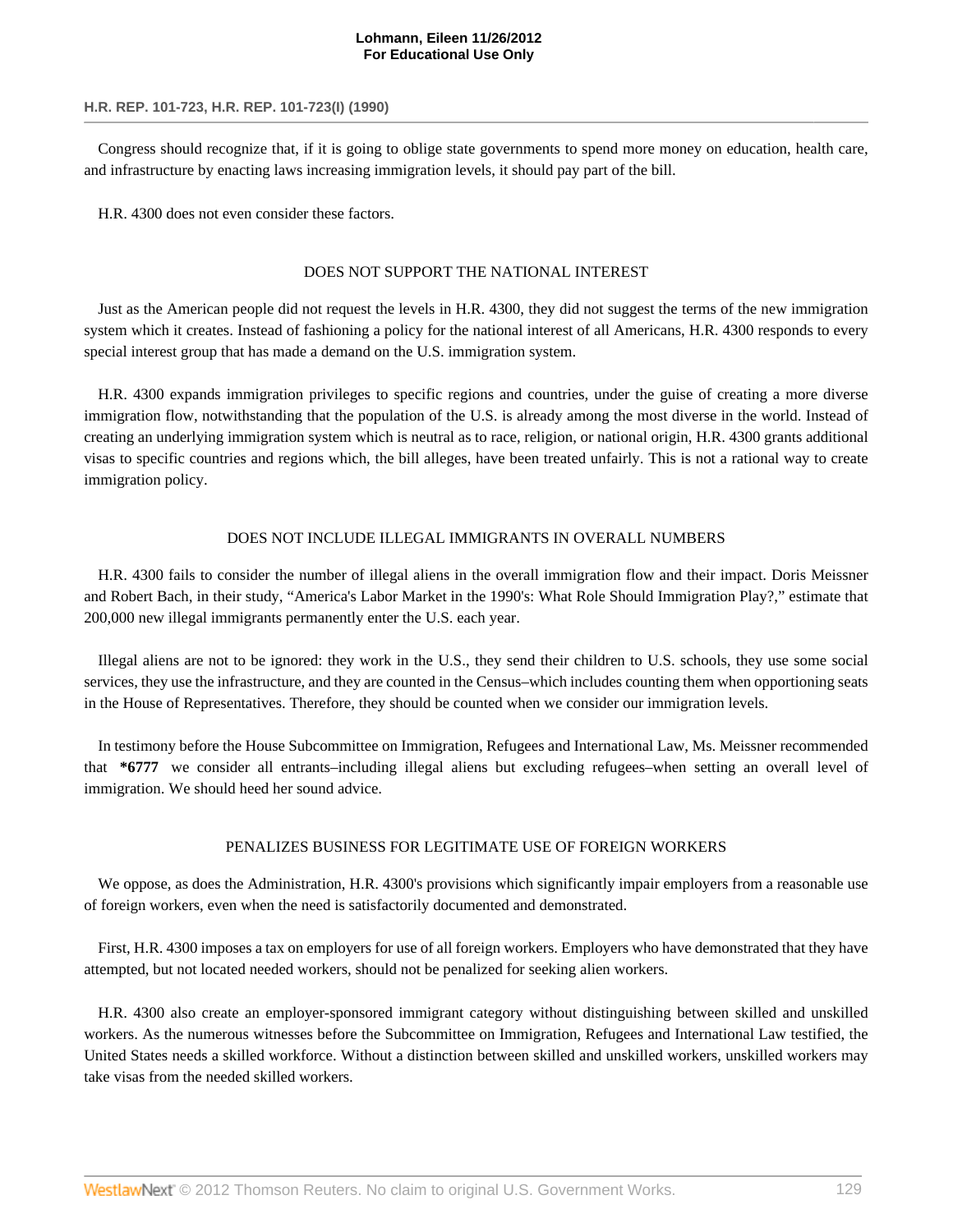Congress should recognize that, if it is going to oblige state governments to spend more money on education, health care, and infrastructure by enacting laws increasing immigration levels, it should pay part of the bill.

H.R. 4300 does not even consider these factors.

DOES NOT SUPPORT THE NATIONAL INTEREST

Just as the American people did not request the levels in H.R. 4300, they did not suggest the terms of the new immigration system which it creates. Instead of fashioning a policy for the national interest of all Americans, H.R. 4300 responds to every special interest group that has made a demand on the U.S. immigration system.

H.R. 4300 expands immigration privileges to specific regions and countries, under the guise of creating a more diverse immigration flow, notwithstanding that the population of the U.S. is already among the most diverse in the world. Instead of creating an underlying immigration system which is neutral as to race, religion, or national origin, H.R. 4300 grants additional visas to specific countries and regions which, the bill alleges, have been treated unfairly. This is not a rational way to create immigration policy.

DOES NOT INCLUDE ILLEGAL IMMIGRANTS IN OVERALL NUMBERS

H.R. 4300 fails to consider the number of illegal aliens in the overall immigration flow and their impact. Doris Meissner and Robert Bach, in their study, "America's Labor Market in the 1990's: What Role Should Immigration Play?," estimate that 200,000 new illegal immigrants permanently enter the U.S. each year.

Illegal aliens are not to be ignored: they work in the U.S., they send their children to U.S. schools, they use some social services, they use the infrastructure, and they are counted in the Census–which includes counting them when opportioning seats in the House of Representatives. Therefore, they should be counted when we consider our immigration levels.

In testimony before the House Subcommittee on Immigration, Refugees and International Law, Ms. Meissner recommended that **\*6777** we consider all entrants–including illegal aliens but excluding refugees–when setting an overall level of immigration. We should heed her sound advice.

PENALIZES BUSINESS FOR LEGITIMATE USE OF FOREIGN WORKERS

We oppose, as does the Administration, H.R. 4300's provisions which significantly impair employers from a reasonable use of foreign workers, even when the need is satisfactorily documented and demonstrated.

First, H.R. 4300 imposes a tax on employers for use of all foreign workers. Employers who have demonstrated that they have attempted, but not located needed workers, should not be penalized for seeking alien workers.

H.R. 4300 also create an employer-sponsored immigrant category without distinguishing between skilled and unskilled workers. As the numerous witnesses before the Subcommittee on Immigration, Refugees and International Law testified, the United States needs a skilled workforce. Without a distinction between skilled and unskilled workers, unskilled workers may take visas from the needed skilled workers.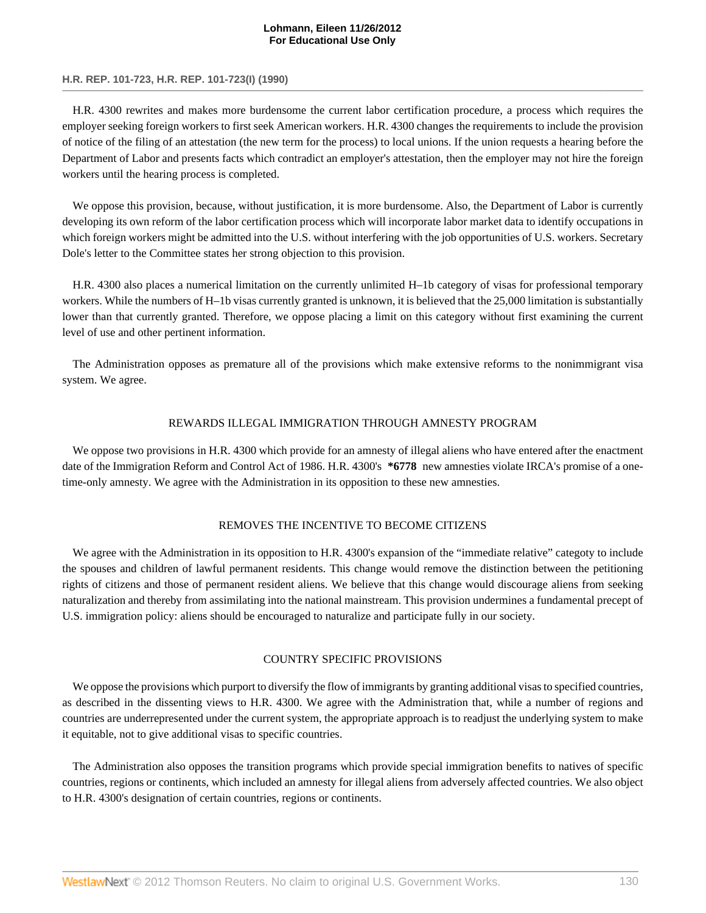H.R. 4300 rewrites and makes more burdensome the current labor certification procedure, a process which requires the employer seeking foreign workers to first seek American workers. H.R. 4300 changes the requirements to include the provision of notice of the filing of an attestation (the new term for the process) to local unions. If the union requests a hearing before the Department of Labor and presents facts which contradict an employer's attestation, then the employer may not hire the foreign workers until the hearing process is completed.

We oppose this provision, because, without justification, it is more burdensome. Also, the Department of Labor is currently developing its own reform of the labor certification process which will incorporate labor market data to identify occupations in which foreign workers might be admitted into the U.S. without interfering with the job opportunities of U.S. workers. Secretary Dole's letter to the Committee states her strong objection to this provision.

H.R. 4300 also places a numerical limitation on the currently unlimited H–1b category of visas for professional temporary workers. While the numbers of H–1b visas currently granted is unknown, it is believed that the 25,000 limitation is substantially lower than that currently granted. Therefore, we oppose placing a limit on this category without first examining the current level of use and other pertinent information.

The Administration opposes as premature all of the provisions which make extensive reforms to the nonimmigrant visa system. We agree.

## REWARDS ILLEGAL IMMIGRATION THROUGH AMNESTY PROGRAM

We oppose two provisions in H.R. 4300 which provide for an amnesty of illegal aliens who have entered after the enactment date of the Immigration Reform and Control Act of 1986. H.R. 4300's **\*6778** new amnesties violate IRCA's promise of a one-time-only amnesty. We agree with the Administration in its opposition to these new amnesties.

## REMOVES THE INCENTIVE TO BECOME CITIZENS

We agree with the Administration in its opposition to H.R. 4300's expansion of the "immediate relative" categoty to include the spouses and children of lawful permanent residents. This change would remove the distinction between the petitioning rights of citizens and those of permanent resident aliens. We believe that this change would discourage aliens from seeking naturalization and thereby from assimilating into the national mainstream. This provision undermines a fundamental precept of U.S. immigration policy: aliens should be encouraged to naturalize and participate fully in our society.

## COUNTRY SPECIFIC PROVISIONS

We oppose the provisions which purport to diversify the flow of immigrants by granting additional visas to specified countries, as described in the dissenting views to H.R. 4300. We agree with the Administration that, while a number of regions and countries are underrepresented under the current system, the appropriate approach is to readjust the underlying system to make it equitable, not to give additional visas to specific countries.

The Administration also opposes the transition programs which provide special immigration benefits to natives of specific countries, regions or continents, which included an amnesty for illegal aliens from adversely affected countries. We also object to H.R. 4300's designation of certain countries, regions or continents.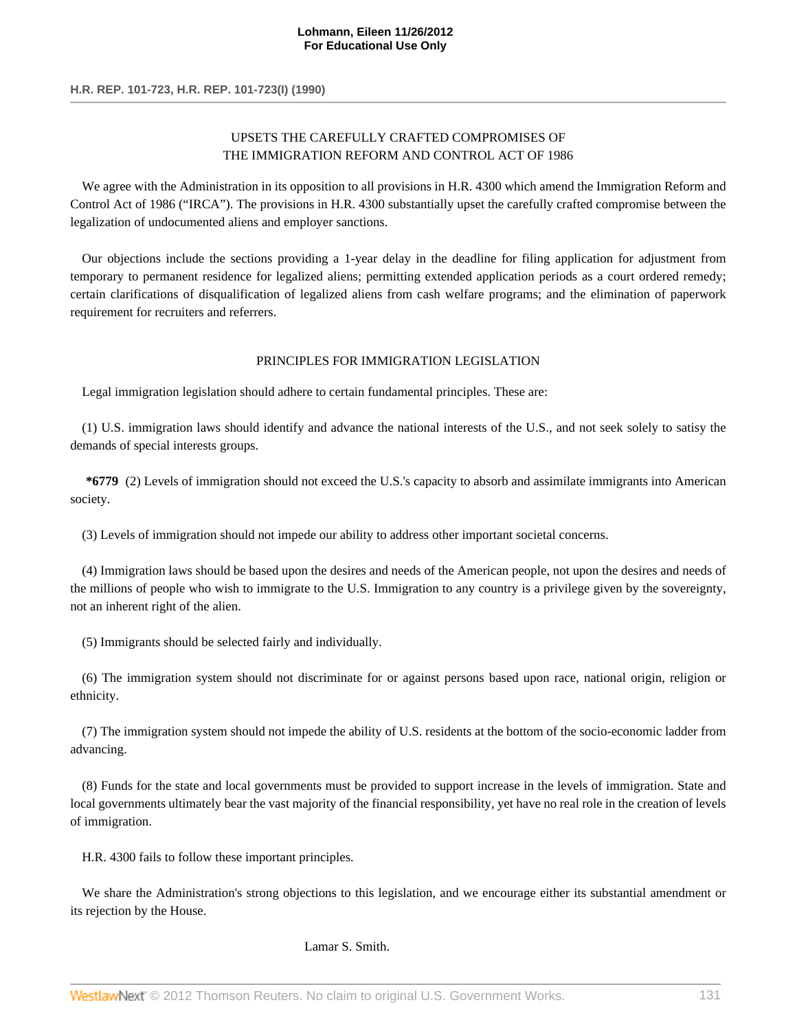## UPSETS THE CAREFULLY CRAFTED COMPROMISES OF THE IMMIGRATION REFORM AND CONTROL ACT OF 1986

We agree with the Administration in its opposition to all provisions in H.R. 4300 which amend the Immigration Reform and Control Act of 1986 ("IRCA"). The provisions in H.R. 4300 substantially upset the carefully crafted compromise between the legalization of undocumented aliens and employer sanctions.

Our objections include the sections providing a 1-year delay in the deadline for filing application for adjustment from temporary to permanent residence for legalized aliens; permitting extended application periods as a court ordered remedy; certain clarifications of disqualification of legalized aliens from cash welfare programs; and the elimination of paperwork requirement for recruiters and referrers.

## PRINCIPLES FOR IMMIGRATION LEGISLATION

Legal immigration legislation should adhere to certain fundamental principles. These are:

(1) U.S. immigration laws should identify and advance the national interests of the U.S., and not seek solely to satisy the demands of special interests groups.

**\*6779** (2) Levels of immigration should not exceed the U.S.'s capacity to absorb and assimilate immigrants into American society.

(3) Levels of immigration should not impede our ability to address other important societal concerns.

(4) Immigration laws should be based upon the desires and needs of the American people, not upon the desires and needs of the millions of people who wish to immigrate to the U.S. Immigration to any country is a privilege given by the sovereignty, not an inherent right of the alien.

(5) Immigrants should be selected fairly and individually.

(6) The immigration system should not discriminate for or against persons based upon race, national origin, religion or ethnicity.

(7) The immigration system should not impede the ability of U.S. residents at the bottom of the socio-economic ladder from advancing.

(8) Funds for the state and local governments must be provided to support increase in the levels of immigration. State and local governments ultimately bear the vast majority of the financial responsibility, yet have no real role in the creation of levels of immigration.

H.R. 4300 fails to follow these important principles.

We share the Administration's strong objections to this legislation, and we encourage either its substantial amendment or its rejection by the House.

Lamar S. Smith.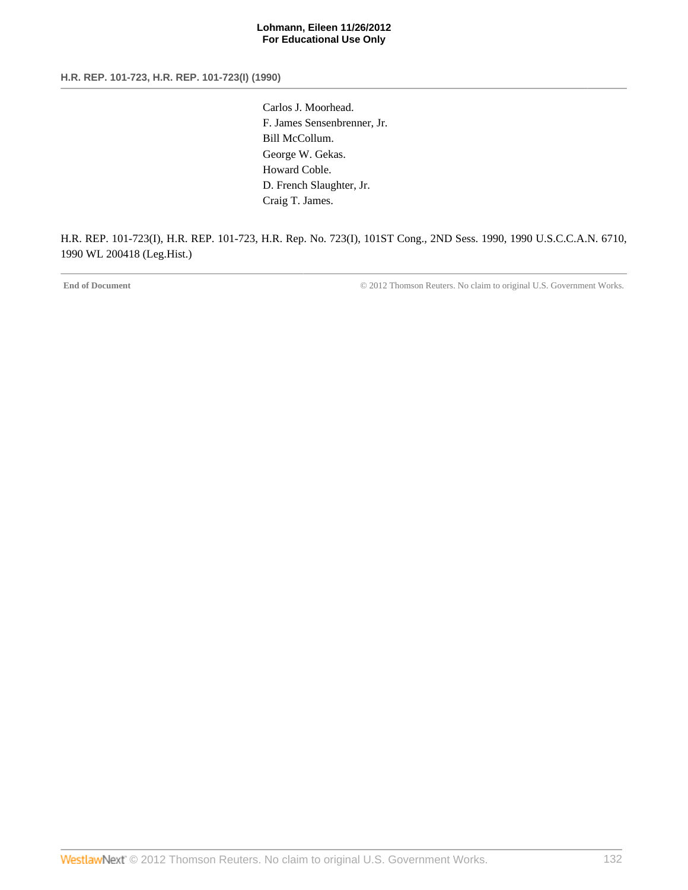Carlos J. Moorhead.

F. James Sensenbrenner, Jr.

Bill McCollum.

George W. Gekas.

Howard Coble.

D. French Slaughter, Jr.

Craig T. James.

H.R. REP. 101-723(I), H.R. REP. 101-723, H.R. Rep. No. 723(I), 101ST Cong., 2ND Sess. 1990, 1990 U.S.C.C.A.N. 6710, 1990 WL 200418 (Leg.Hist.)

**End of Document** © 2012 Thomson Reuters. No claim to original U.S. Government Works.